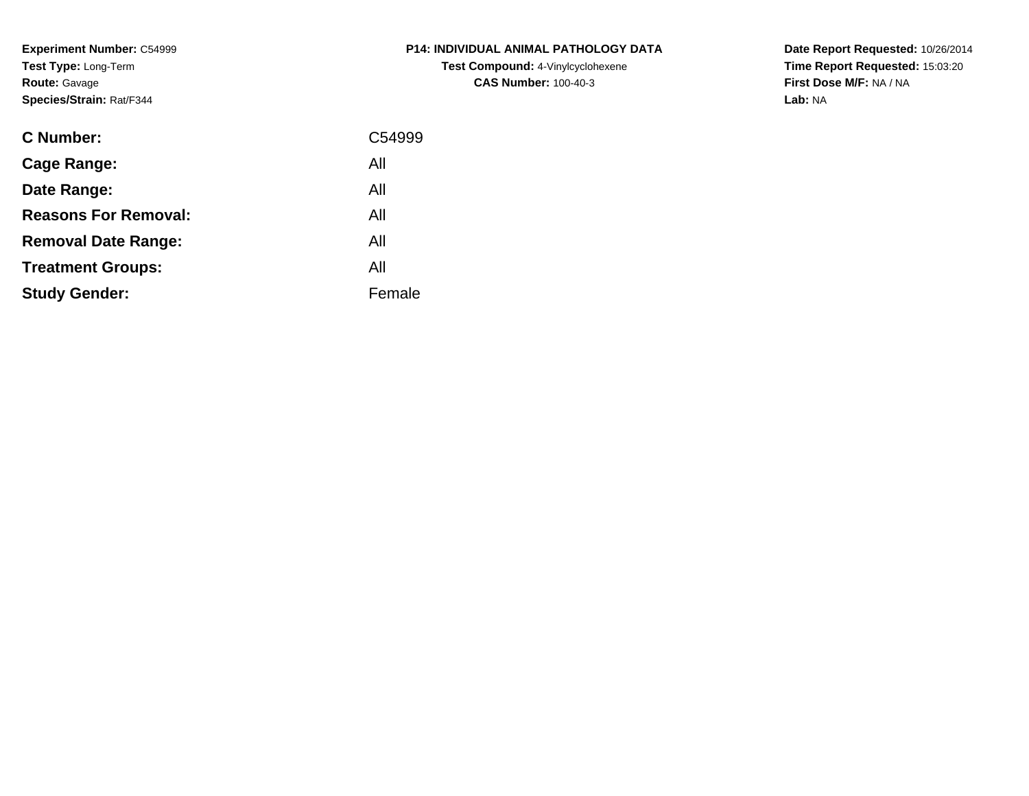**Experiment Number:** C54999
**Test Type:** Long-Term
**Route:** Gavage
**Species/Strain:** Rat/F344

**P14: INDIVIDUAL ANIMAL PATHOLOGY DATA**
**Test Compound:** 4-Vinylcyclohexene
**CAS Number:** 100-40-3

**Date Report Requested:** 10/26/2014
**Time Report Requested:** 15:03:20
**First Dose M/F:** NA / NA
**Lab:** NA

| | |
|---|---|
| **C Number:** | C54999 |
| **Cage Range:** | All |
| **Date Range:** | All |
| **Reasons For Removal:** | All |
| **Removal Date Range:** | All |
| **Treatment Groups:** | All |
| **Study Gender:** | Female |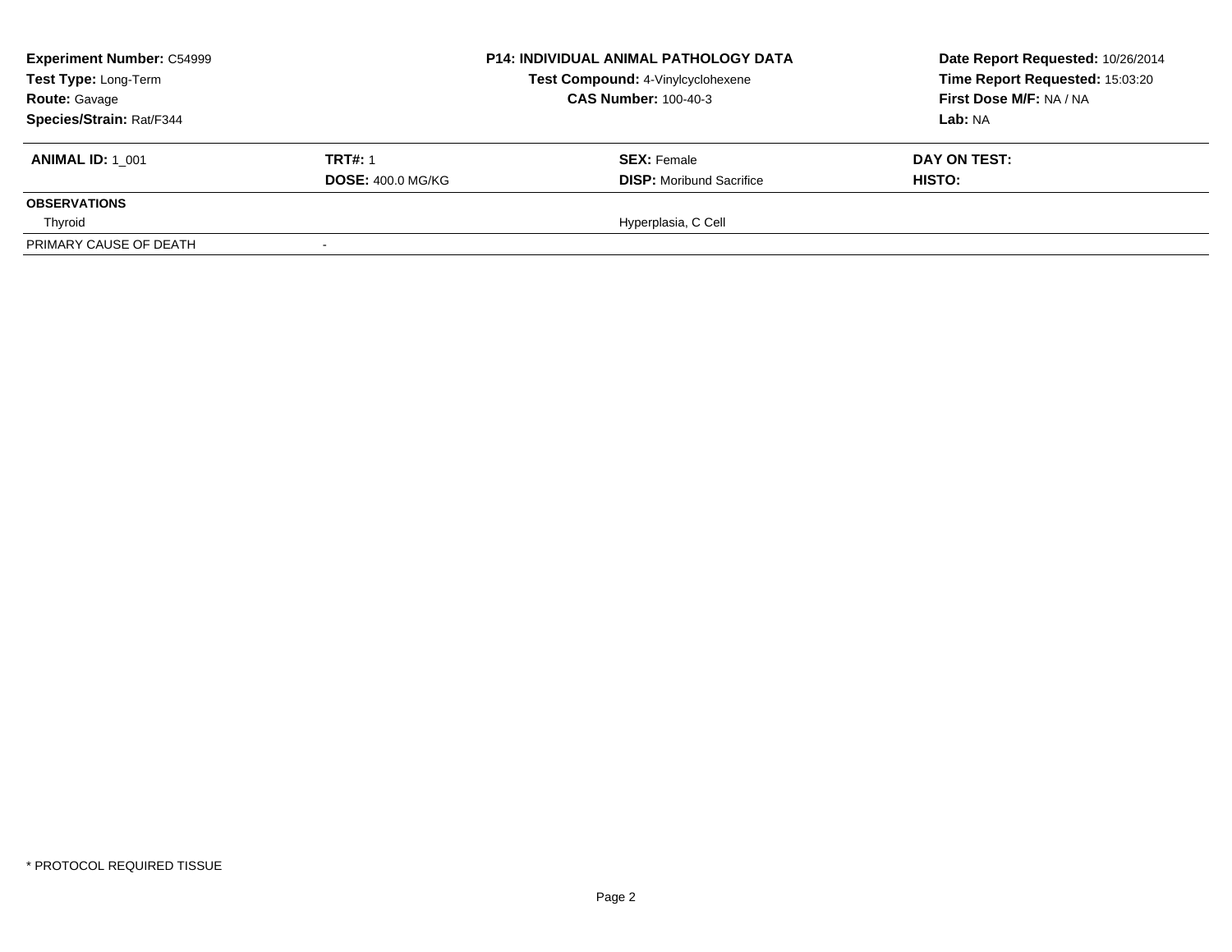**Experiment Number:** C54999
**Test Type:** Long-Term
**Route:** Gavage
**Species/Strain:** Rat/F344

**P14: INDIVIDUAL ANIMAL PATHOLOGY DATA**
**Test Compound:** 4-Vinylcyclohexene
**CAS Number:** 100-40-3

**Date Report Requested:** 10/26/2014
**Time Report Requested:** 15:03:20
**First Dose M/F:** NA / NA
**Lab:** NA

| **ANIMAL ID:** 1_001 | **TRT#:** 1 | **SEX:** Female | **DAY ON TEST:** |
|---|---|---|---|
| | **DOSE:** 400.0 MG/KG | **DISP:** Moribund Sacrifice | **HISTO:** |
| **OBSERVATIONS** | | | |
| Thyroid | | Hyperplasia, C Cell | |
| PRIMARY CAUSE OF DEATH | - | | |

* PROTOCOL REQUIRED TISSUE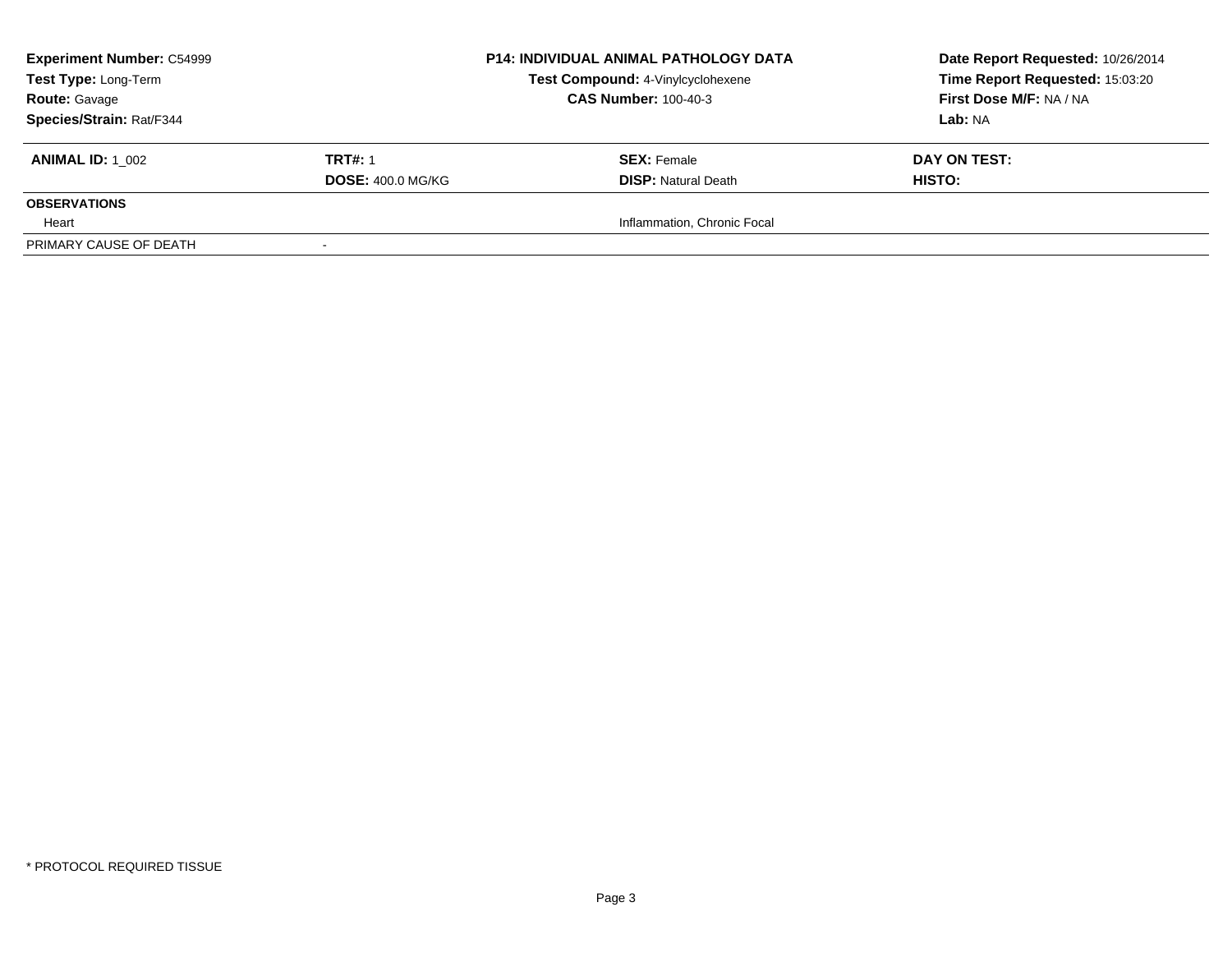| **Experiment Number:** C54999 | **P14: INDIVIDUAL ANIMAL PATHOLOGY DATA** | **Date Report Requested:** 10/26/2014 |
|---|---|---|
| **Test Type:** Long-Term | **Test Compound:** 4-Vinylcyclohexene | **Time Report Requested:** 15:03:20 |
| **Route:** Gavage | **CAS Number:** 100-40-3 | **First Dose M/F:** NA / NA |
| **Species/Strain:** Rat/F344 | | **Lab:** NA |

| **ANIMAL ID:** 1_002 | **TRT#:** 1 | **SEX:** Female | **DAY ON TEST:** |
|---|---|---|---|
| | **DOSE:** 400.0 MG/KG | **DISP:** Natural Death | **HISTO:** |
| **OBSERVATIONS** | | | |
| Heart | | Inflammation, Chronic Focal | |
| PRIMARY CAUSE OF DEATH | - | | |

* PROTOCOL REQUIRED TISSUE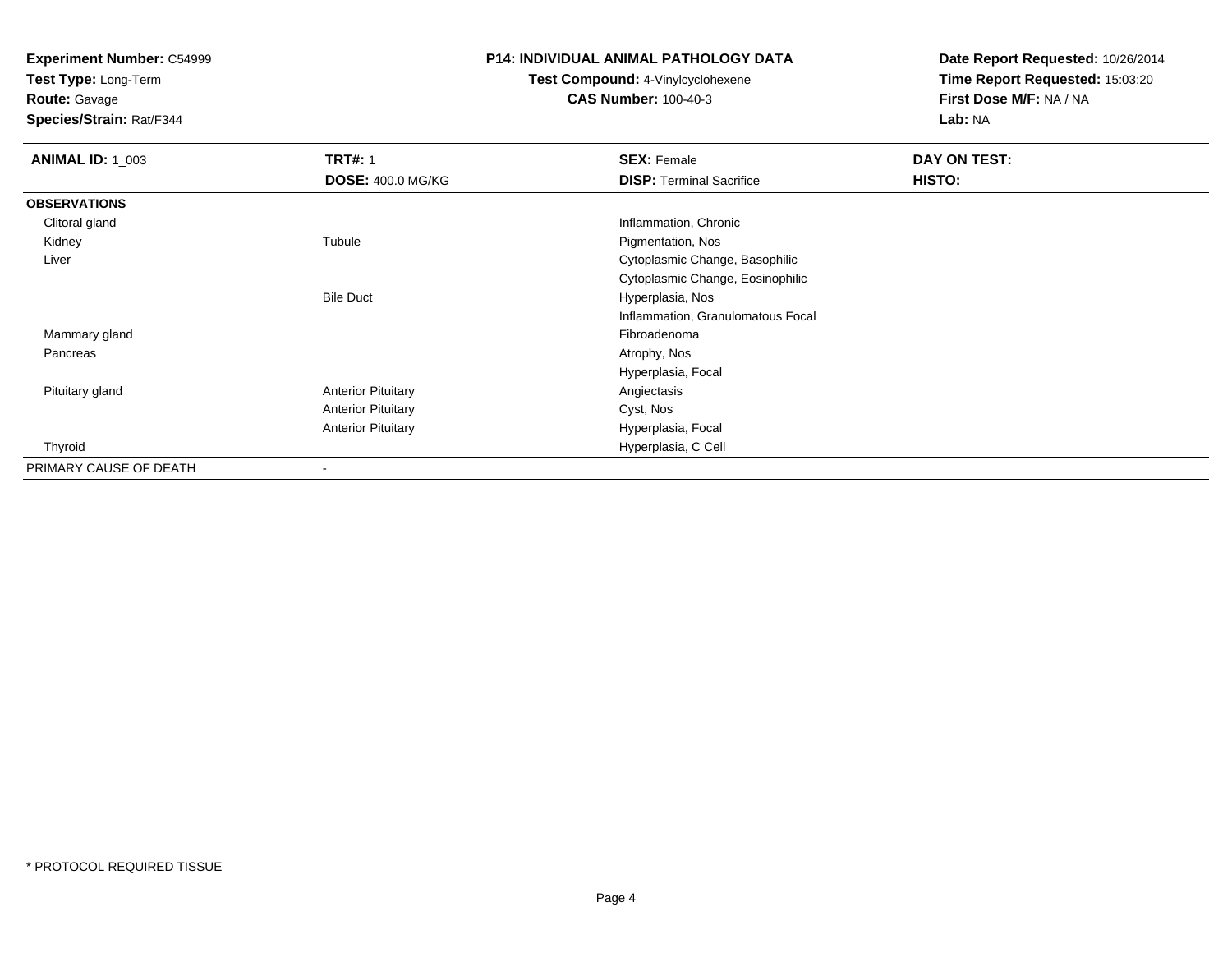**Experiment Number:** C54999
**Test Type:** Long-Term
**Route:** Gavage
**Species/Strain:** Rat/F344

**P14: INDIVIDUAL ANIMAL PATHOLOGY DATA**
**Test Compound:** 4-Vinylcyclohexene
**CAS Number:** 100-40-3

**Date Report Requested:** 10/26/2014
**Time Report Requested:** 15:03:20
**First Dose M/F:** NA / NA
**Lab:** NA

| **ANIMAL ID:** 1_003 | **TRT#:** 1 | **SEX:** Female | **DAY ON TEST:** |
|---|---|---|---|
| | **DOSE:** 400.0 MG/KG | **DISP:** Terminal Sacrifice | **HISTO:** |
| **OBSERVATIONS** | | | |
| Clitoral gland | | Inflammation, Chronic | |
| Kidney | Tubule | Pigmentation, Nos | |
| Liver | | Cytoplasmic Change, Basophilic | |
| | | Cytoplasmic Change, Eosinophilic | |
| | Bile Duct | Hyperplasia, Nos | |
| | | Inflammation, Granulomatous Focal | |
| Mammary gland | | Fibroadenoma | |
| Pancreas | | Atrophy, Nos | |
| | | Hyperplasia, Focal | |
| Pituitary gland | Anterior Pituitary | Angiectasis | |
| | Anterior Pituitary | Cyst, Nos | |
| | Anterior Pituitary | Hyperplasia, Focal | |
| Thyroid | | Hyperplasia, C Cell | |
| PRIMARY CAUSE OF DEATH | - | | |

* PROTOCOL REQUIRED TISSUE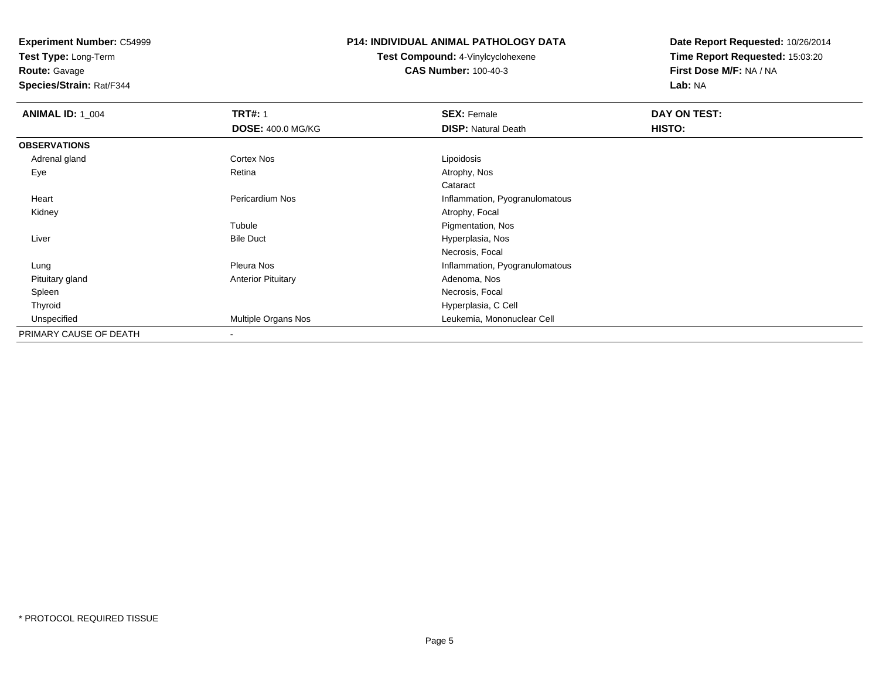**Experiment Number:** C54999
**Test Type:** Long-Term
**Route:** Gavage
**Species/Strain:** Rat/F344

**P14: INDIVIDUAL ANIMAL PATHOLOGY DATA**
**Test Compound:** 4-Vinylcyclohexene
**CAS Number:** 100-40-3

**Date Report Requested:** 10/26/2014
**Time Report Requested:** 15:03:20
**First Dose M/F:** NA / NA
**Lab:** NA

| **ANIMAL ID:** 1_004 | **TRT#:** 1 | **SEX:** Female | **DAY ON TEST:** |
|---|---|---|---|
| | **DOSE:** 400.0 MG/KG | **DISP:** Natural Death | **HISTO:** |
| **OBSERVATIONS** | | | |
| Adrenal gland | Cortex Nos | Lipoidosis | |
| Eye | Retina | Atrophy, Nos | |
| | | Cataract | |
| Heart | Pericardium Nos | Inflammation, Pyogranulomatous | |
| Kidney | | Atrophy, Focal | |
| | Tubule | Pigmentation, Nos | |
| Liver | Bile Duct | Hyperplasia, Nos | |
| | | Necrosis, Focal | |
| Lung | Pleura Nos | Inflammation, Pyogranulomatous | |
| Pituitary gland | Anterior Pituitary | Adenoma, Nos | |
| Spleen | | Necrosis, Focal | |
| Thyroid | | Hyperplasia, C Cell | |
| Unspecified | Multiple Organs Nos | Leukemia, Mononuclear Cell | |
| PRIMARY CAUSE OF DEATH | - | | |

* PROTOCOL REQUIRED TISSUE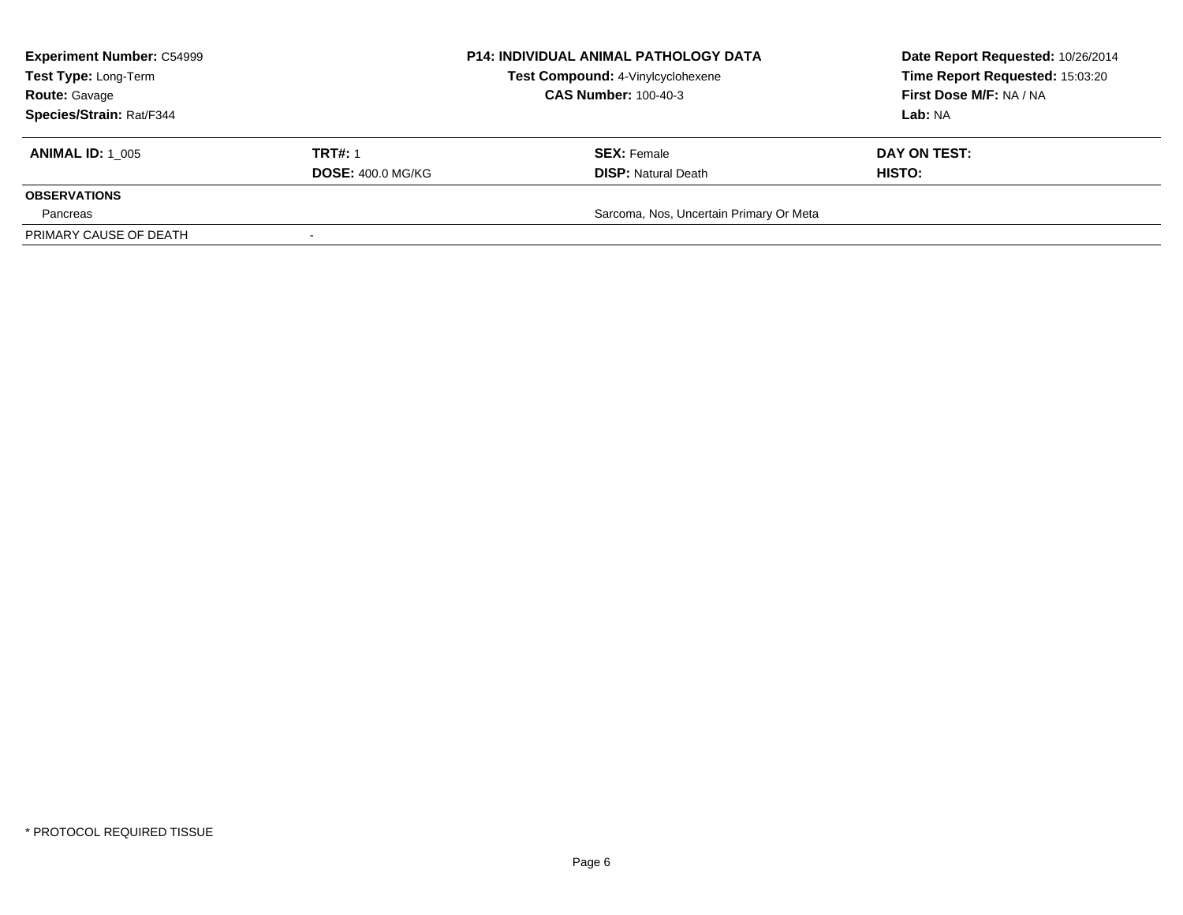**Experiment Number:** C54999
**Test Type:** Long-Term
**Route:** Gavage
**Species/Strain:** Rat/F344

**P14: INDIVIDUAL ANIMAL PATHOLOGY DATA**
**Test Compound:** 4-Vinylcyclohexene
**CAS Number:** 100-40-3

**Date Report Requested:** 10/26/2014
**Time Report Requested:** 15:03:20
**First Dose M/F:** NA / NA
**Lab:** NA

| **ANIMAL ID:** 1_005 | **TRT#:** 1 | **SEX:** Female | **DAY ON TEST:** |
|---|---|---|---|
| | **DOSE:** 400.0 MG/KG | **DISP:** Natural Death | **HISTO:** |
| **OBSERVATIONS** | | | |
| Pancreas | | Sarcoma, Nos, Uncertain Primary Or Meta | |
| PRIMARY CAUSE OF DEATH | - | | |

* PROTOCOL REQUIRED TISSUE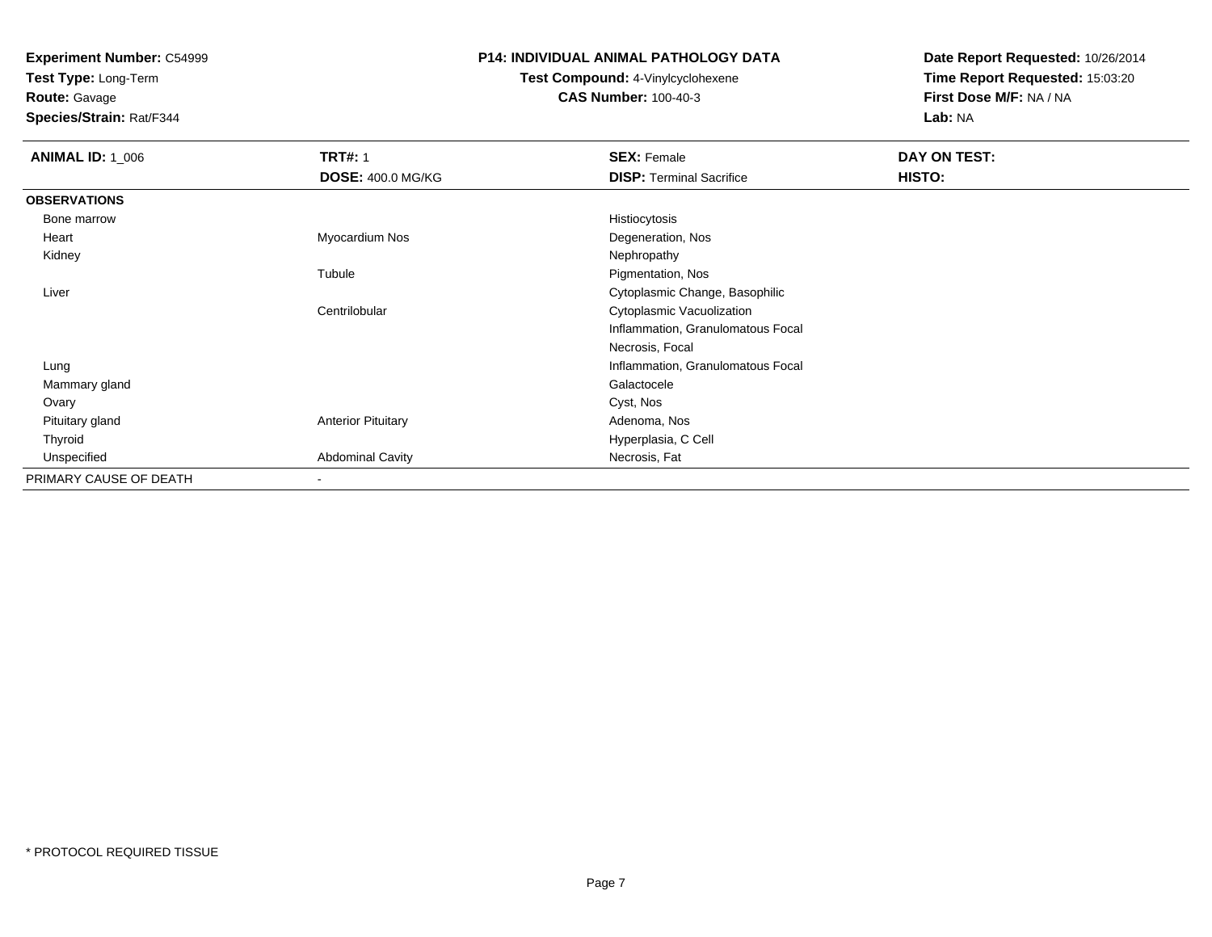**Experiment Number:** C54999
**Test Type:** Long-Term
**Route:** Gavage
**Species/Strain:** Rat/F344

**P14: INDIVIDUAL ANIMAL PATHOLOGY DATA**
**Test Compound:** 4-Vinylcyclohexene
**CAS Number:** 100-40-3

**Date Report Requested:** 10/26/2014
**Time Report Requested:** 15:03:20
**First Dose M/F:** NA / NA
**Lab:** NA

| **ANIMAL ID:** 1_006 | **TRT#:** 1 | **SEX:** Female | **DAY ON TEST:** |
|---|---|---|---|
| | **DOSE:** 400.0 MG/KG | **DISP:** Terminal Sacrifice | **HISTO:** |
| **OBSERVATIONS** | | | |
| Bone marrow | | Histiocytosis | |
| Heart | Myocardium Nos | Degeneration, Nos | |
| Kidney | | Nephropathy | |
| | Tubule | Pigmentation, Nos | |
| Liver | | Cytoplasmic Change, Basophilic | |
| | Centrilobular | Cytoplasmic Vacuolization | |
| | | Inflammation, Granulomatous Focal | |
| | | Necrosis, Focal | |
| Lung | | Inflammation, Granulomatous Focal | |
| Mammary gland | | Galactocele | |
| Ovary | | Cyst, Nos | |
| Pituitary gland | Anterior Pituitary | Adenoma, Nos | |
| Thyroid | | Hyperplasia, C Cell | |
| Unspecified | Abdominal Cavity | Necrosis, Fat | |
| PRIMARY CAUSE OF DEATH | - | | |

* PROTOCOL REQUIRED TISSUE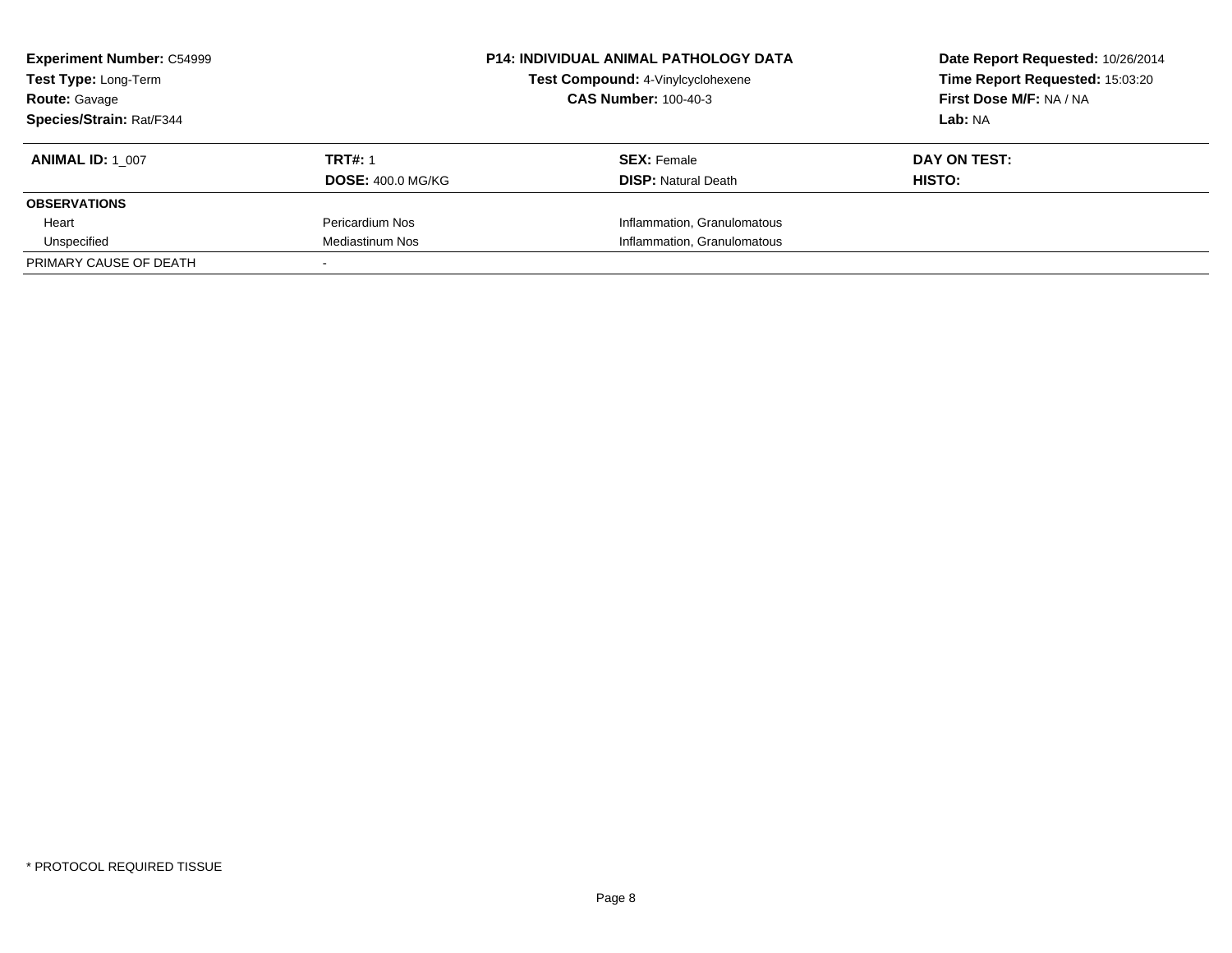**Experiment Number:** C54999
**Test Type:** Long-Term
**Route:** Gavage
**Species/Strain:** Rat/F344

**P14: INDIVIDUAL ANIMAL PATHOLOGY DATA**
**Test Compound:** 4-Vinylcyclohexene
**CAS Number:** 100-40-3

**Date Report Requested:** 10/26/2014
**Time Report Requested:** 15:03:20
**First Dose M/F:** NA / NA
**Lab:** NA

| **ANIMAL ID:** 1_007 | **TRT#:** 1 | **SEX:** Female | **DAY ON TEST:** |
|---|---|---|---|
| | **DOSE:** 400.0 MG/KG | **DISP:** Natural Death | **HISTO:** |
| **OBSERVATIONS** | | | |
| Heart | Pericardium Nos | Inflammation, Granulomatous | |
| Unspecified | Mediastinum Nos | Inflammation, Granulomatous | |
| PRIMARY CAUSE OF DEATH | - | | |

* PROTOCOL REQUIRED TISSUE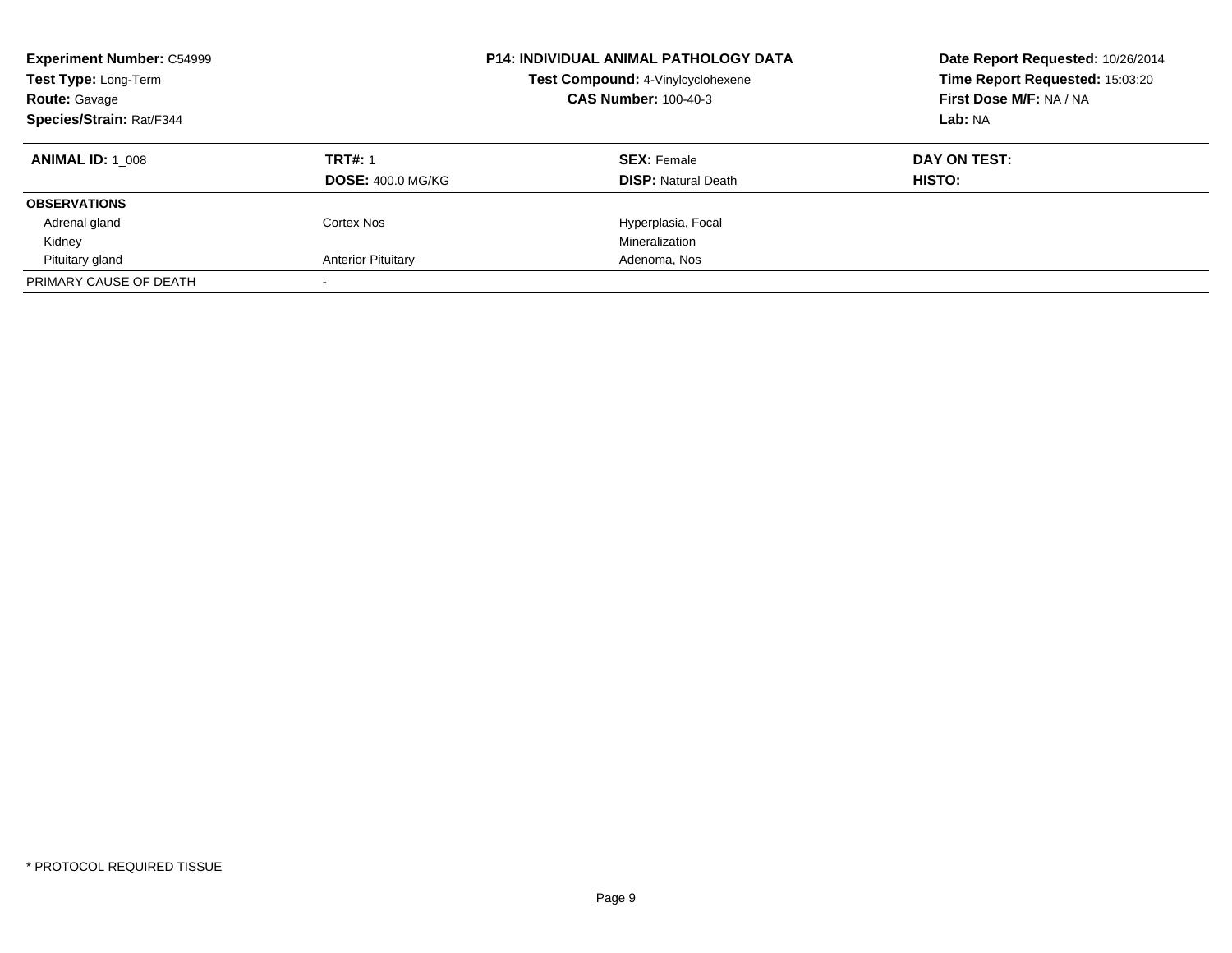**Experiment Number:** C54999
**Test Type:** Long-Term
**Route:** Gavage
**Species/Strain:** Rat/F344

**P14: INDIVIDUAL ANIMAL PATHOLOGY DATA**
**Test Compound:** 4-Vinylcyclohexene
**CAS Number:** 100-40-3

**Date Report Requested:** 10/26/2014
**Time Report Requested:** 15:03:20
**First Dose M/F:** NA / NA
**Lab:** NA

| **ANIMAL ID:** 1_008 | **TRT#:** 1 | **SEX:** Female | **DAY ON TEST:** |
|---|---|---|---|
| | **DOSE:** 400.0 MG/KG | **DISP:** Natural Death | **HISTO:** |
| **OBSERVATIONS** | | | |
| Adrenal gland | Cortex Nos | Hyperplasia, Focal | |
| Kidney | | Mineralization | |
| Pituitary gland | Anterior Pituitary | Adenoma, Nos | |
| PRIMARY CAUSE OF DEATH | - | | |

* PROTOCOL REQUIRED TISSUE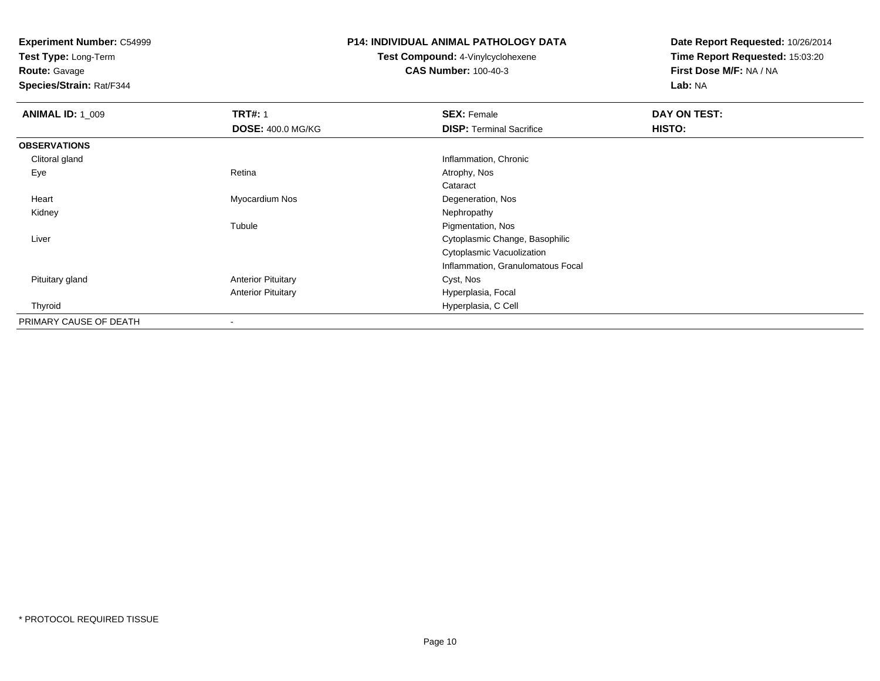**Experiment Number:** C54999
**Test Type:** Long-Term
**Route:** Gavage
**Species/Strain:** Rat/F344

**P14: INDIVIDUAL ANIMAL PATHOLOGY DATA**
**Test Compound:** 4-Vinylcyclohexene
**CAS Number:** 100-40-3

**Date Report Requested:** 10/26/2014
**Time Report Requested:** 15:03:20
**First Dose M/F:** NA / NA
**Lab:** NA

| **ANIMAL ID:** 1_009 | **TRT#:** 1 | **SEX:** Female | **DAY ON TEST:** |
|---|---|---|---|
| | **DOSE:** 400.0 MG/KG | **DISP:** Terminal Sacrifice | **HISTO:** |
| **OBSERVATIONS** | | | |
| Clitoral gland | | Inflammation, Chronic | |
| Eye | Retina | Atrophy, Nos | |
| | | Cataract | |
| Heart | Myocardium Nos | Degeneration, Nos | |
| Kidney | | Nephropathy | |
| | Tubule | Pigmentation, Nos | |
| Liver | | Cytoplasmic Change, Basophilic | |
| | | Cytoplasmic Vacuolization | |
| | | Inflammation, Granulomatous Focal | |
| Pituitary gland | Anterior Pituitary | Cyst, Nos | |
| | Anterior Pituitary | Hyperplasia, Focal | |
| Thyroid | | Hyperplasia, C Cell | |
| PRIMARY CAUSE OF DEATH | - | | |

\* PROTOCOL REQUIRED TISSUE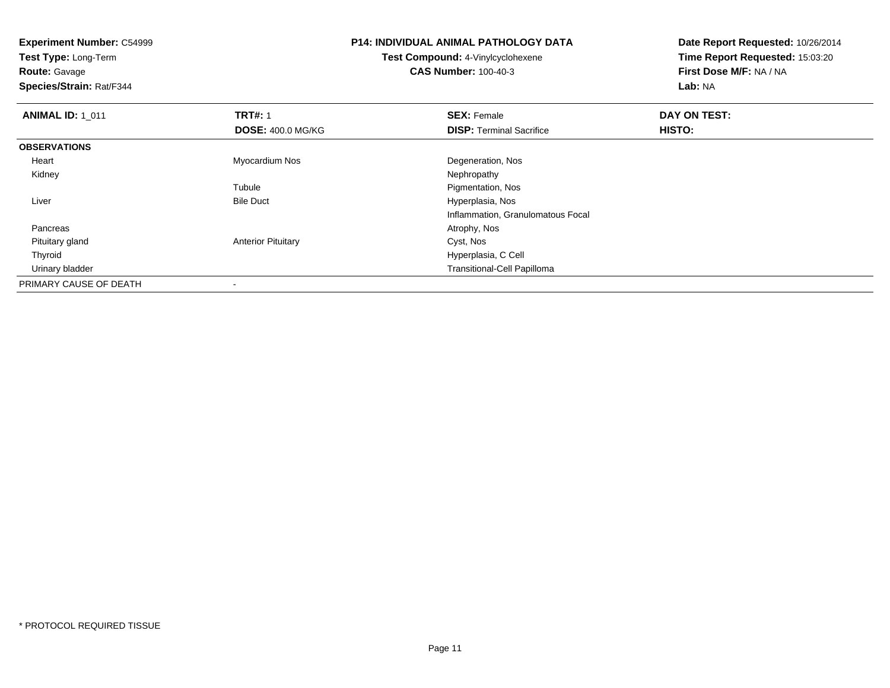**Experiment Number:** C54999
**Test Type:** Long-Term
**Route:** Gavage
**Species/Strain:** Rat/F344

**P14: INDIVIDUAL ANIMAL PATHOLOGY DATA**
**Test Compound:** 4-Vinylcyclohexene
**CAS Number:** 100-40-3

**Date Report Requested:** 10/26/2014
**Time Report Requested:** 15:03:20
**First Dose M/F:** NA / NA
**Lab:** NA

| **ANIMAL ID:** 1_011 | **TRT#:** 1 | **SEX:** Female | **DAY ON TEST:** |
|---|---|---|---|
| | **DOSE:** 400.0 MG/KG | **DISP:** Terminal Sacrifice | **HISTO:** |
| **OBSERVATIONS** | | | |
| Heart | Myocardium Nos | Degeneration, Nos | |
| Kidney | | Nephropathy | |
| | Tubule | Pigmentation, Nos | |
| Liver | Bile Duct | Hyperplasia, Nos | |
| | | Inflammation, Granulomatous Focal | |
| Pancreas | | Atrophy, Nos | |
| Pituitary gland | Anterior Pituitary | Cyst, Nos | |
| Thyroid | | Hyperplasia, C Cell | |
| Urinary bladder | | Transitional-Cell Papilloma | |
| PRIMARY CAUSE OF DEATH | - | | |

* PROTOCOL REQUIRED TISSUE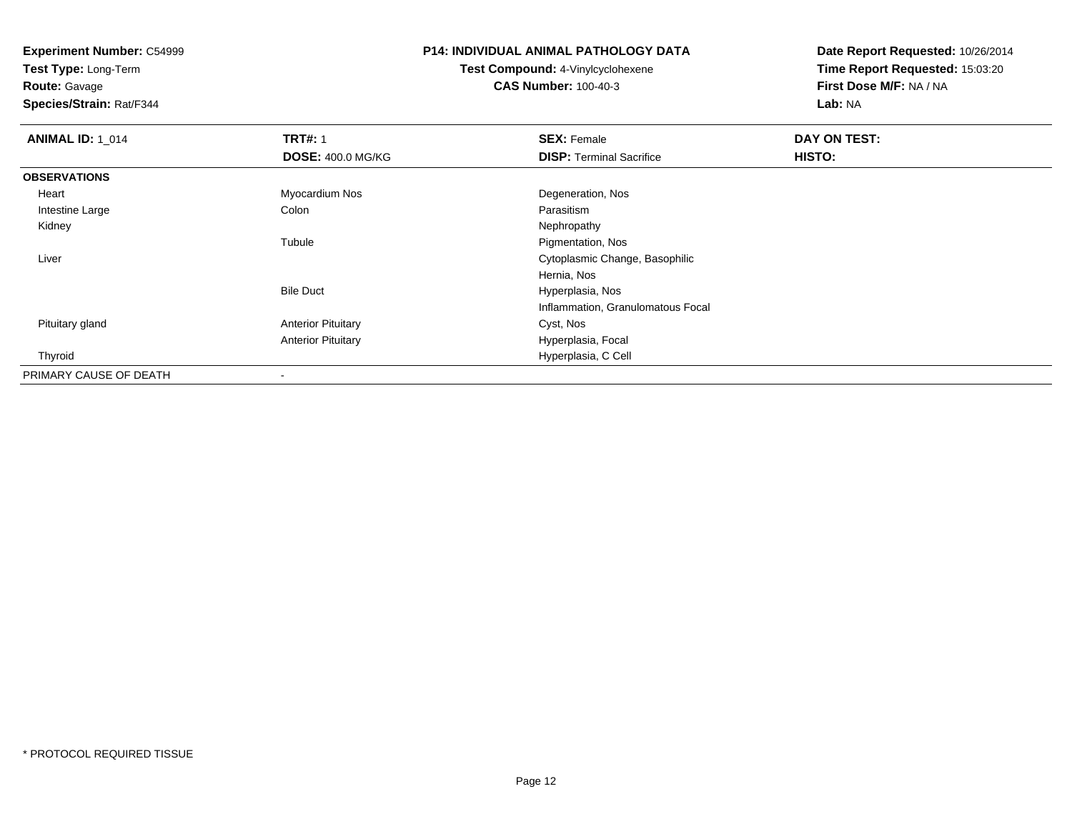**Experiment Number:** C54999
**Test Type:** Long-Term
**Route:** Gavage
**Species/Strain:** Rat/F344

# P14: INDIVIDUAL ANIMAL PATHOLOGY DATA

**Test Compound:** 4-Vinylcyclohexene
**CAS Number:** 100-40-3

**Date Report Requested:** 10/26/2014
**Time Report Requested:** 15:03:20
**First Dose M/F:** NA / NA
**Lab:** NA

| **ANIMAL ID:** 1_014 | **TRT#:** 1 | **SEX:** Female | **DAY ON TEST:** |
|---|---|---|---|
| | **DOSE:** 400.0 MG/KG | **DISP:** Terminal Sacrifice | **HISTO:** |
| **OBSERVATIONS** | | | |
| Heart | Myocardium Nos | Degeneration, Nos | |
| Intestine Large | Colon | Parasitism | |
| Kidney | | Nephropathy | |
| | Tubule | Pigmentation, Nos | |
| Liver | | Cytoplasmic Change, Basophilic | |
| | | Hernia, Nos | |
| | Bile Duct | Hyperplasia, Nos | |
| | | Inflammation, Granulomatous Focal | |
| Pituitary gland | Anterior Pituitary | Cyst, Nos | |
| | Anterior Pituitary | Hyperplasia, Focal | |
| Thyroid | | Hyperplasia, C Cell | |
| PRIMARY CAUSE OF DEATH | - | | |

* PROTOCOL REQUIRED TISSUE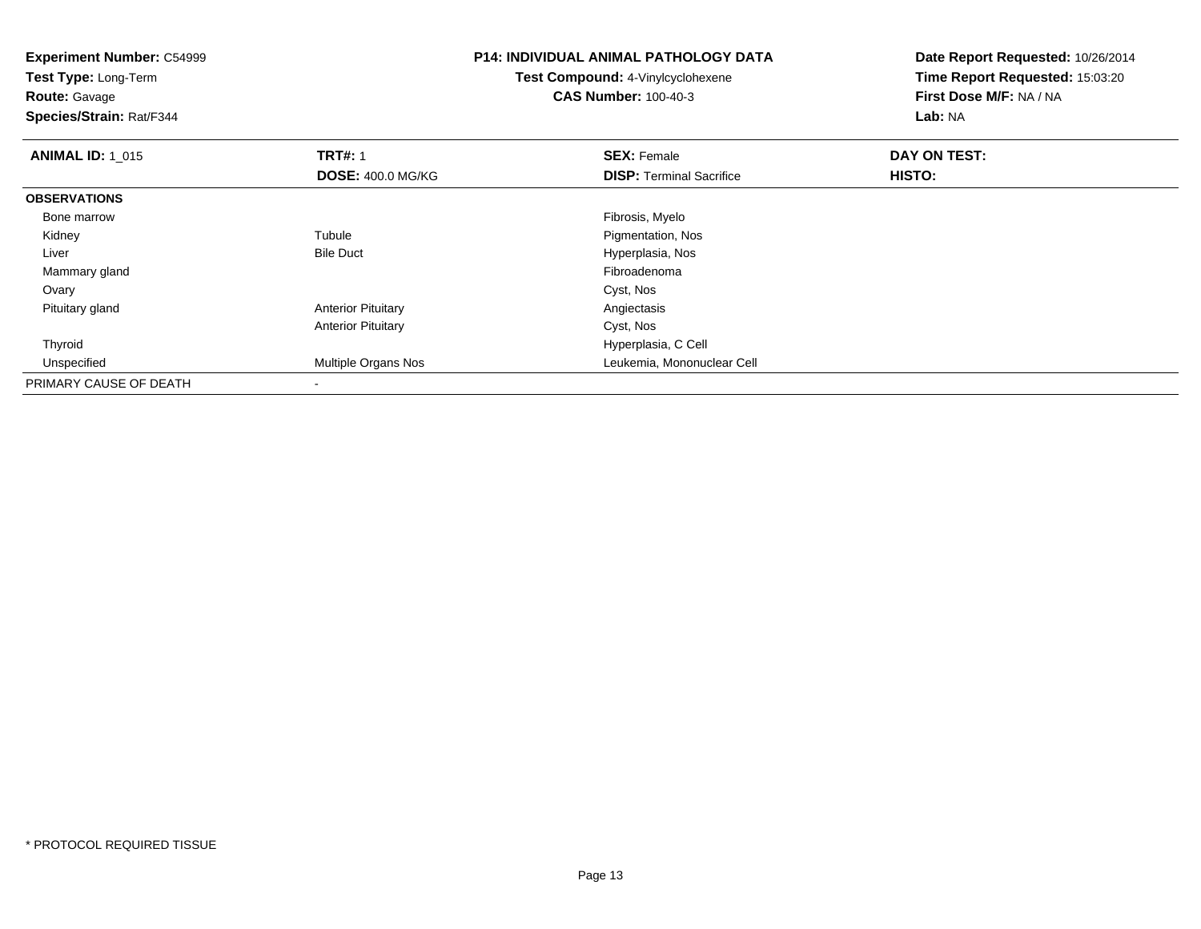**Experiment Number:** C54999
**Test Type:** Long-Term
**Route:** Gavage
**Species/Strain:** Rat/F344

**P14: INDIVIDUAL ANIMAL PATHOLOGY DATA**
**Test Compound:** 4-Vinylcyclohexene
**CAS Number:** 100-40-3

**Date Report Requested:** 10/26/2014
**Time Report Requested:** 15:03:20
**First Dose M/F:** NA / NA
**Lab:** NA

| **ANIMAL ID:** 1_015 | **TRT#:** 1 | **SEX:** Female | **DAY ON TEST:** |
|---|---|---|---|
| | **DOSE:** 400.0 MG/KG | **DISP:** Terminal Sacrifice | **HISTO:** |
| **OBSERVATIONS** | | | |
| Bone marrow | | Fibrosis, Myelo | |
| Kidney | Tubule | Pigmentation, Nos | |
| Liver | Bile Duct | Hyperplasia, Nos | |
| Mammary gland | | Fibroadenoma | |
| Ovary | | Cyst, Nos | |
| Pituitary gland | Anterior Pituitary | Angiectasis | |
| | Anterior Pituitary | Cyst, Nos | |
| Thyroid | | Hyperplasia, C Cell | |
| Unspecified | Multiple Organs Nos | Leukemia, Mononuclear Cell | |
| PRIMARY CAUSE OF DEATH | - | | |

* PROTOCOL REQUIRED TISSUE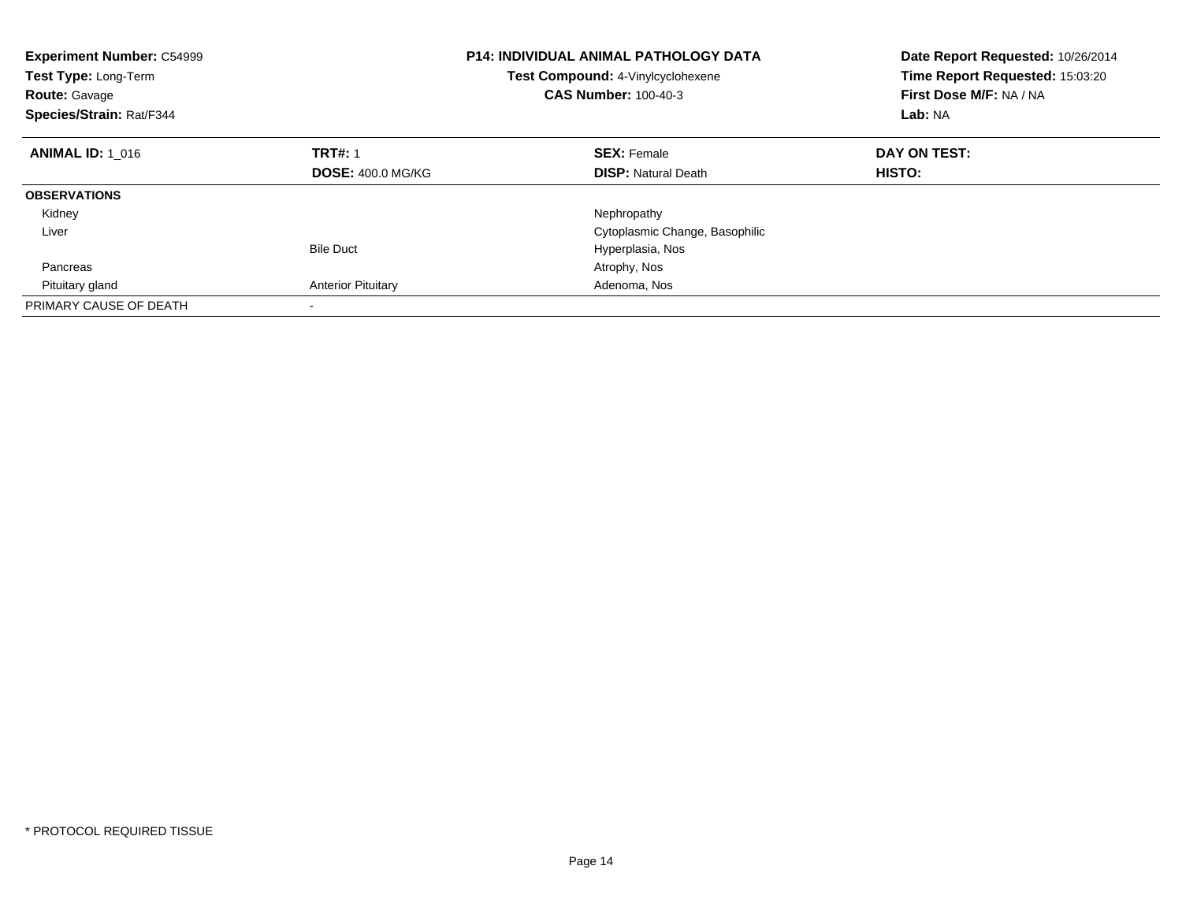**Experiment Number:** C54999
**Test Type:** Long-Term
**Route:** Gavage
**Species/Strain:** Rat/F344

**P14: INDIVIDUAL ANIMAL PATHOLOGY DATA**
**Test Compound:** 4-Vinylcyclohexene
**CAS Number:** 100-40-3

**Date Report Requested:** 10/26/2014
**Time Report Requested:** 15:03:20
**First Dose M/F:** NA / NA
**Lab:** NA

| **ANIMAL ID:** 1_016 | **TRT#:** 1 | **SEX:** Female | **DAY ON TEST:** |
|---|---|---|---|
| | **DOSE:** 400.0 MG/KG | **DISP:** Natural Death | **HISTO:** |
| **OBSERVATIONS** | | | |
| Kidney | | Nephropathy | |
| Liver | | Cytoplasmic Change, Basophilic | |
| | Bile Duct | Hyperplasia, Nos | |
| Pancreas | | Atrophy, Nos | |
| Pituitary gland | Anterior Pituitary | Adenoma, Nos | |
| PRIMARY CAUSE OF DEATH | - | | |

* PROTOCOL REQUIRED TISSUE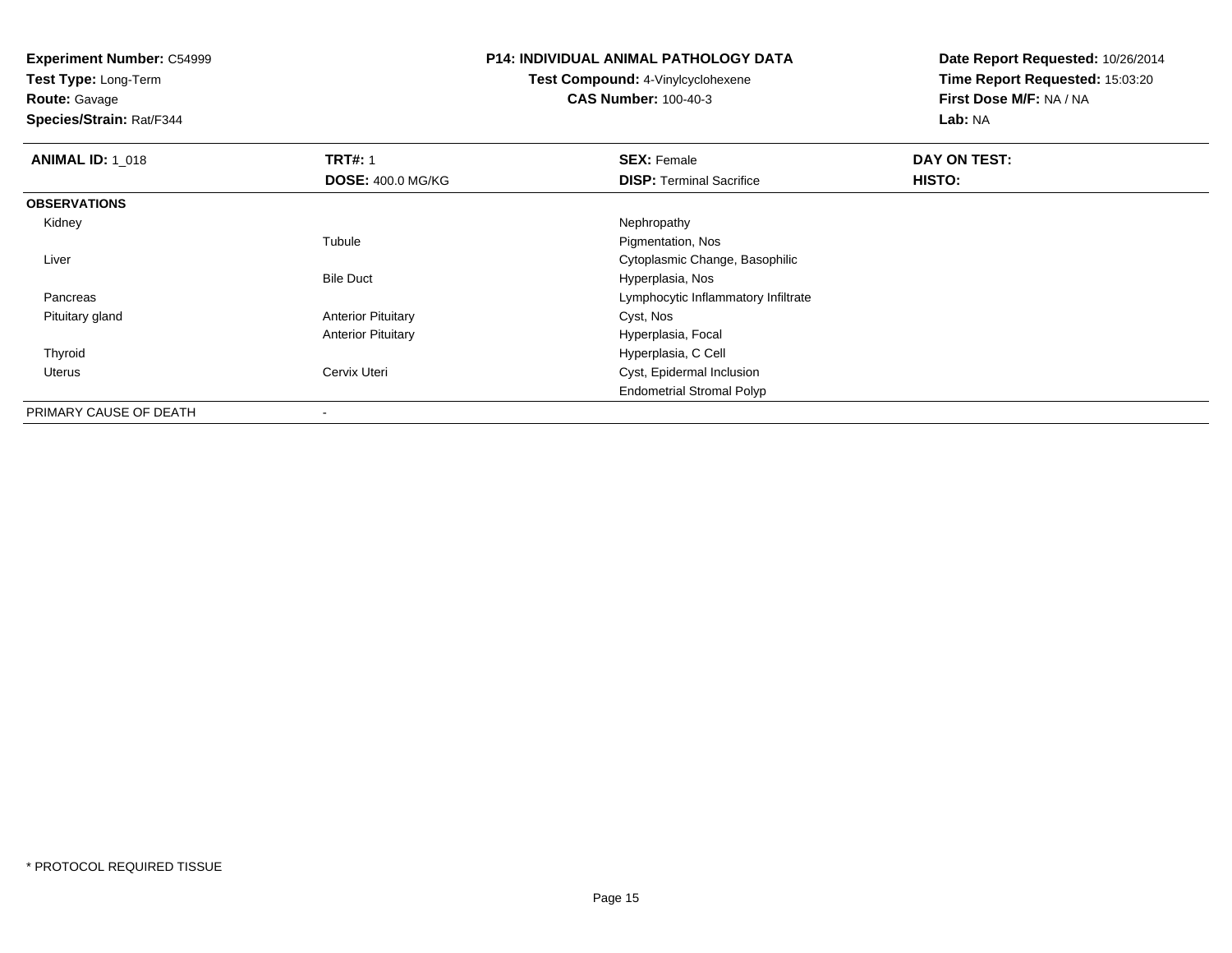**Experiment Number:** C54999
**Test Type:** Long-Term
**Route:** Gavage
**Species/Strain:** Rat/F344

**P14: INDIVIDUAL ANIMAL PATHOLOGY DATA**
**Test Compound:** 4-Vinylcyclohexene
**CAS Number:** 100-40-3

**Date Report Requested:** 10/26/2014
**Time Report Requested:** 15:03:20
**First Dose M/F:** NA / NA
**Lab:** NA

| **ANIMAL ID:** 1_018 | **TRT#:** 1 | **SEX:** Female | **DAY ON TEST:** |
|---|---|---|---|
| | **DOSE:** 400.0 MG/KG | **DISP:** Terminal Sacrifice | **HISTO:** |
| **OBSERVATIONS** | | | |
| Kidney | | Nephropathy | |
| | Tubule | Pigmentation, Nos | |
| Liver | | Cytoplasmic Change, Basophilic | |
| | Bile Duct | Hyperplasia, Nos | |
| Pancreas | | Lymphocytic Inflammatory Infiltrate | |
| Pituitary gland | Anterior Pituitary | Cyst, Nos | |
| | Anterior Pituitary | Hyperplasia, Focal | |
| Thyroid | | Hyperplasia, C Cell | |
| Uterus | Cervix Uteri | Cyst, Epidermal Inclusion | |
| | | Endometrial Stromal Polyp | |
| PRIMARY CAUSE OF DEATH | - | | |

* PROTOCOL REQUIRED TISSUE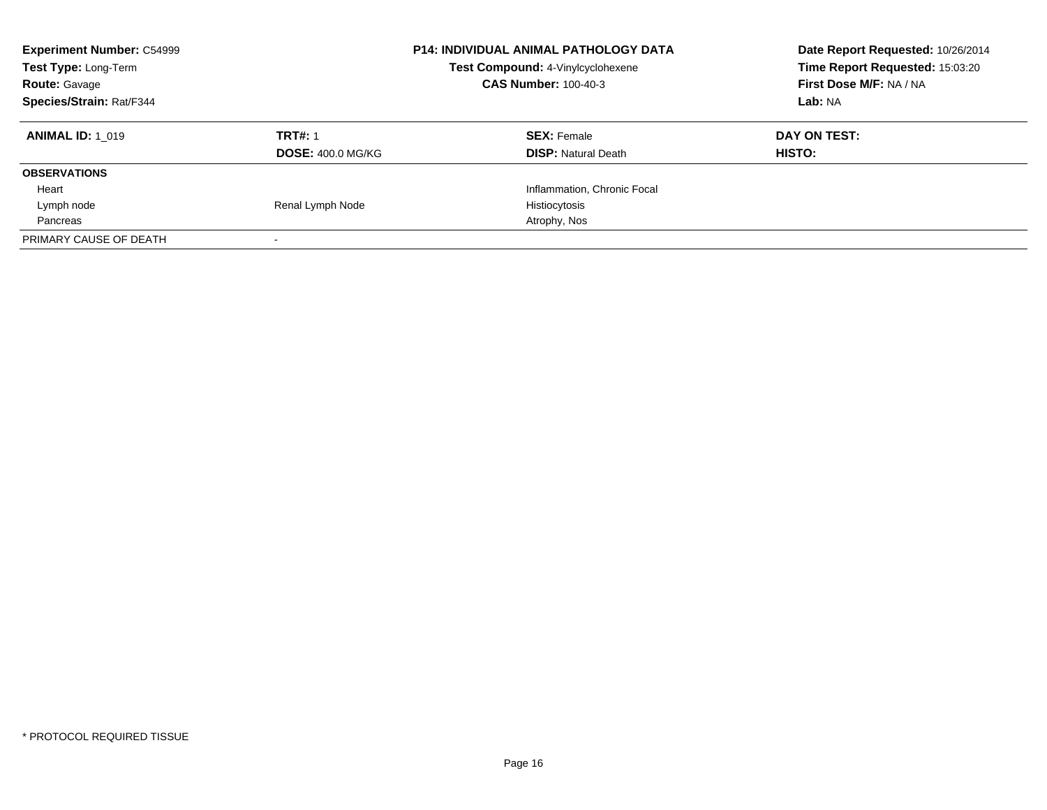**Experiment Number:** C54999
**Test Type:** Long-Term
**Route:** Gavage
**Species/Strain:** Rat/F344

**P14: INDIVIDUAL ANIMAL PATHOLOGY DATA**
**Test Compound:** 4-Vinylcyclohexene
**CAS Number:** 100-40-3

**Date Report Requested:** 10/26/2014
**Time Report Requested:** 15:03:20
**First Dose M/F:** NA / NA
**Lab:** NA

| **ANIMAL ID:** 1_019 | **TRT#:** 1 | **SEX:** Female | **DAY ON TEST:** |
|---|---|---|---|
| | **DOSE:** 400.0 MG/KG | **DISP:** Natural Death | **HISTO:** |
| **OBSERVATIONS** | | | |
| Heart | | Inflammation, Chronic Focal | |
| Lymph node | Renal Lymph Node | Histiocytosis | |
| Pancreas | | Atrophy, Nos | |
| PRIMARY CAUSE OF DEATH | - | | |

* PROTOCOL REQUIRED TISSUE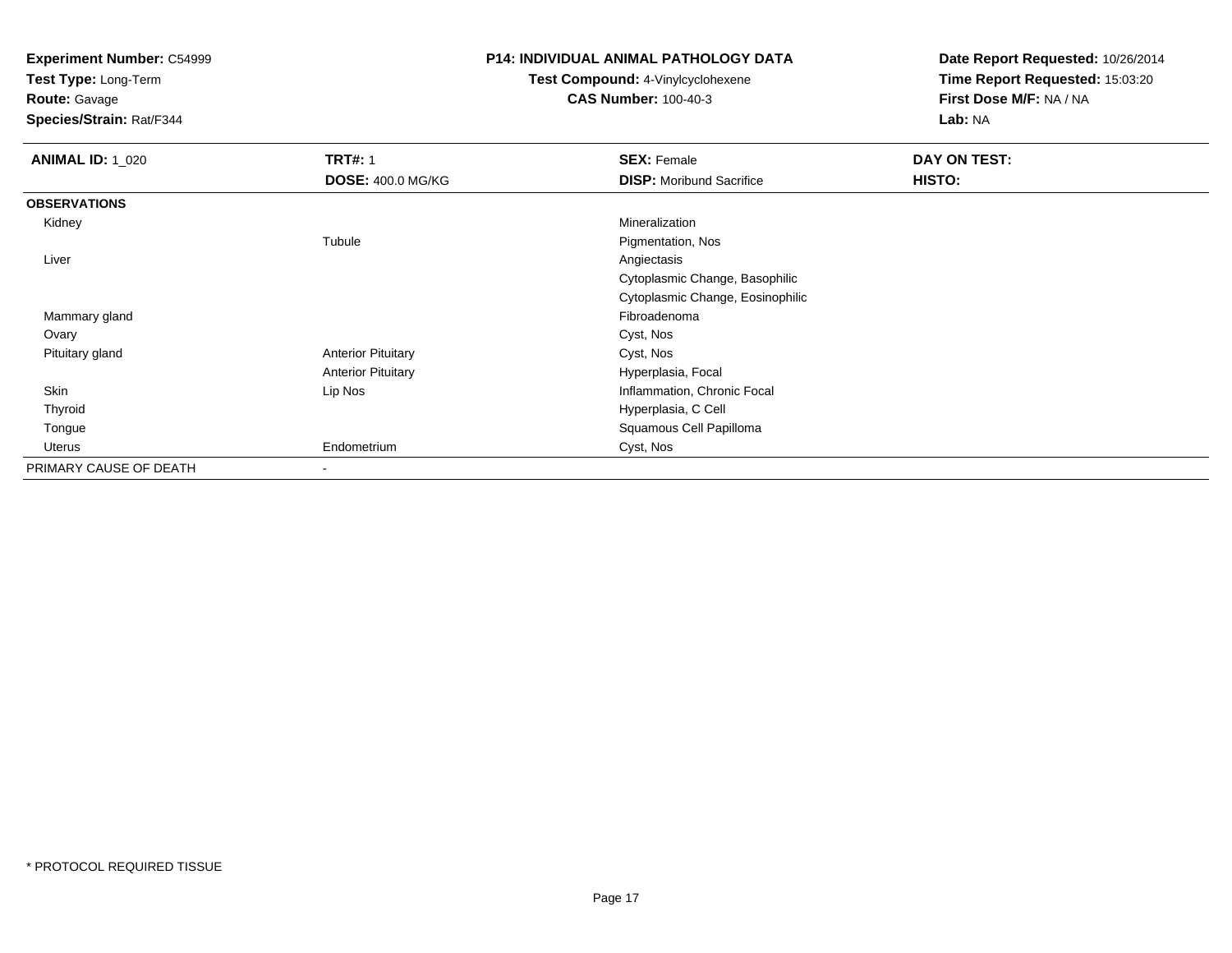**Experiment Number:** C54999
**Test Type:** Long-Term
**Route:** Gavage
**Species/Strain:** Rat/F344

**P14: INDIVIDUAL ANIMAL PATHOLOGY DATA**
**Test Compound:** 4-Vinylcyclohexene
**CAS Number:** 100-40-3

**Date Report Requested:** 10/26/2014
**Time Report Requested:** 15:03:20
**First Dose M/F:** NA / NA
**Lab:** NA

| **ANIMAL ID:** 1_020 | **TRT#:** 1 | **SEX:** Female | **DAY ON TEST:** |
|---|---|---|---|
| | **DOSE:** 400.0 MG/KG | **DISP:** Moribund Sacrifice | **HISTO:** |
| **OBSERVATIONS** | | | |
| Kidney | | Mineralization | |
| | Tubule | Pigmentation, Nos | |
| Liver | | Angiectasis | |
| | | Cytoplasmic Change, Basophilic | |
| | | Cytoplasmic Change, Eosinophilic | |
| Mammary gland | | Fibroadenoma | |
| Ovary | | Cyst, Nos | |
| Pituitary gland | Anterior Pituitary | Cyst, Nos | |
| | Anterior Pituitary | Hyperplasia, Focal | |
| Skin | Lip Nos | Inflammation, Chronic Focal | |
| Thyroid | | Hyperplasia, C Cell | |
| Tongue | | Squamous Cell Papilloma | |
| Uterus | Endometrium | Cyst, Nos | |
| PRIMARY CAUSE OF DEATH | - | | |

* PROTOCOL REQUIRED TISSUE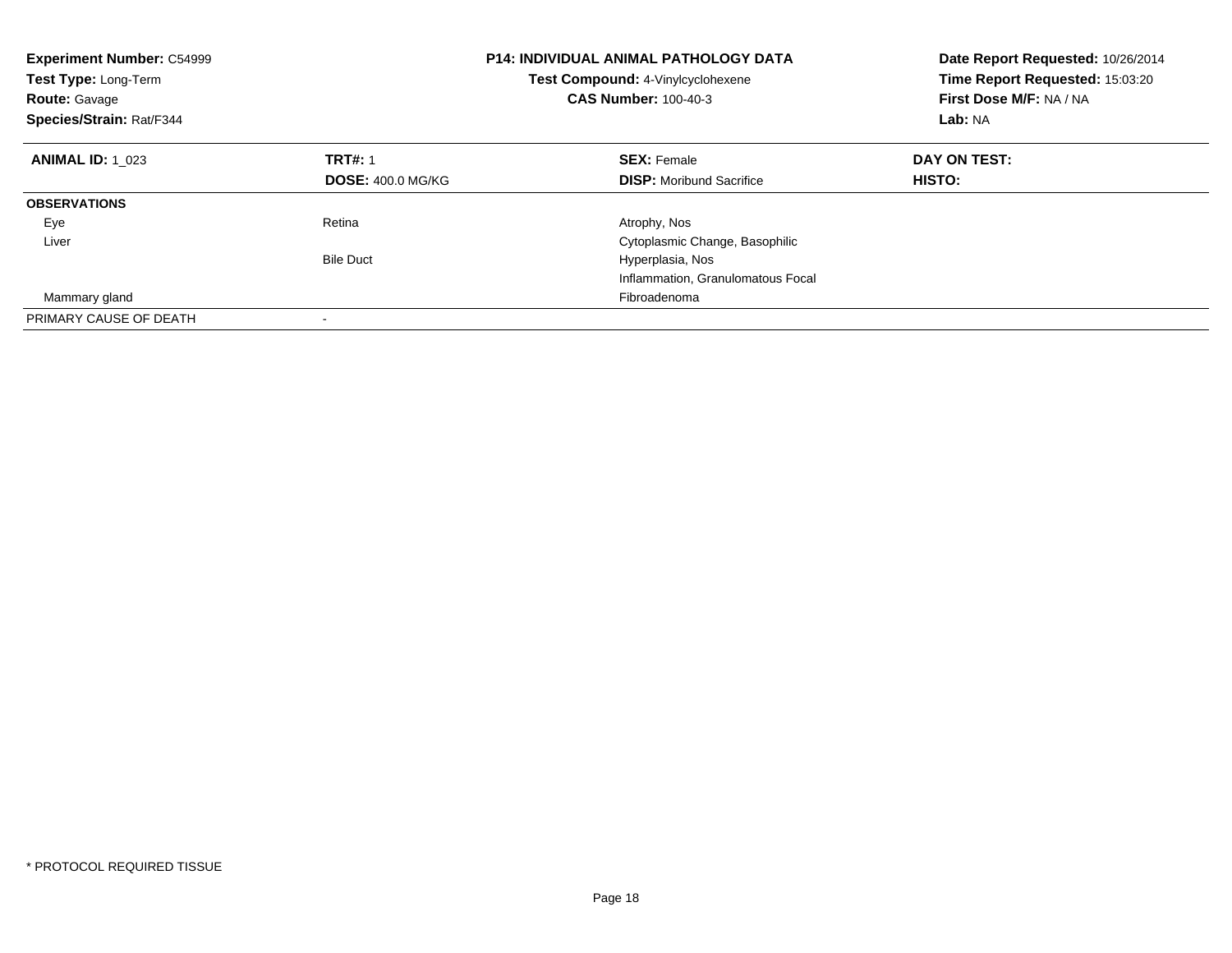**Experiment Number:** C54999
**Test Type:** Long-Term
**Route:** Gavage
**Species/Strain:** Rat/F344

**P14: INDIVIDUAL ANIMAL PATHOLOGY DATA**
**Test Compound:** 4-Vinylcyclohexene
**CAS Number:** 100-40-3

**Date Report Requested:** 10/26/2014
**Time Report Requested:** 15:03:20
**First Dose M/F:** NA / NA
**Lab:** NA

| **ANIMAL ID:** 1_023 | **TRT#:** 1 | **SEX:** Female | **DAY ON TEST:** |
|---|---|---|---|
| | **DOSE:** 400.0 MG/KG | **DISP:** Moribund Sacrifice | **HISTO:** |
| **OBSERVATIONS** | | | |
| Eye | Retina | Atrophy, Nos | |
| Liver | | Cytoplasmic Change, Basophilic | |
| | Bile Duct | Hyperplasia, Nos | |
| | | Inflammation, Granulomatous Focal | |
| Mammary gland | | Fibroadenoma | |
| PRIMARY CAUSE OF DEATH | - | | |

\* PROTOCOL REQUIRED TISSUE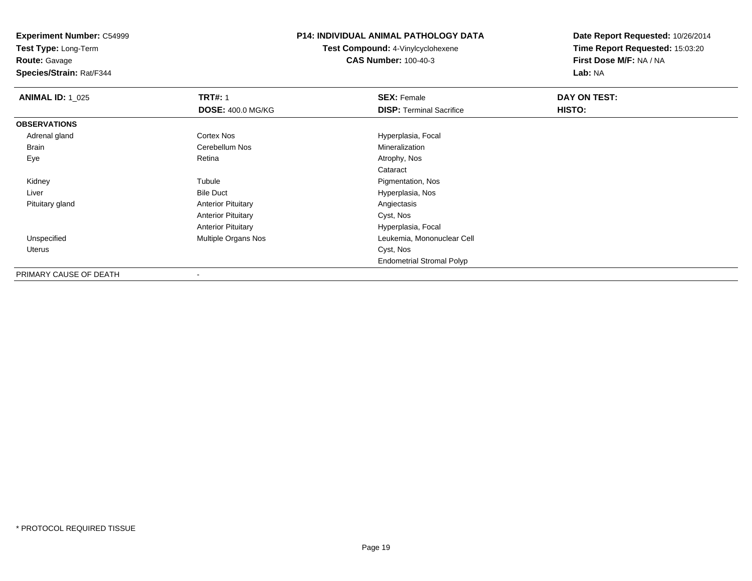**Experiment Number:** C54999
**Test Type:** Long-Term
**Route:** Gavage
**Species/Strain:** Rat/F344

**P14: INDIVIDUAL ANIMAL PATHOLOGY DATA**
**Test Compound:** 4-Vinylcyclohexene
**CAS Number:** 100-40-3

**Date Report Requested:** 10/26/2014
**Time Report Requested:** 15:03:20
**First Dose M/F:** NA / NA
**Lab:** NA

| **ANIMAL ID:** 1_025 | **TRT#:** 1 | **SEX:** Female | **DAY ON TEST:** |
|---|---|---|---|
| | **DOSE:** 400.0 MG/KG | **DISP:** Terminal Sacrifice | **HISTO:** |
| **OBSERVATIONS** | | | |
| Adrenal gland | Cortex Nos | Hyperplasia, Focal | |
| Brain | Cerebellum Nos | Mineralization | |
| Eye | Retina | Atrophy, Nos | |
| | | Cataract | |
| Kidney | Tubule | Pigmentation, Nos | |
| Liver | Bile Duct | Hyperplasia, Nos | |
| Pituitary gland | Anterior Pituitary | Angiectasis | |
| | Anterior Pituitary | Cyst, Nos | |
| | Anterior Pituitary | Hyperplasia, Focal | |
| Unspecified | Multiple Organs Nos | Leukemia, Mononuclear Cell | |
| Uterus | | Cyst, Nos | |
| | | Endometrial Stromal Polyp | |
| PRIMARY CAUSE OF DEATH | - | | |

* PROTOCOL REQUIRED TISSUE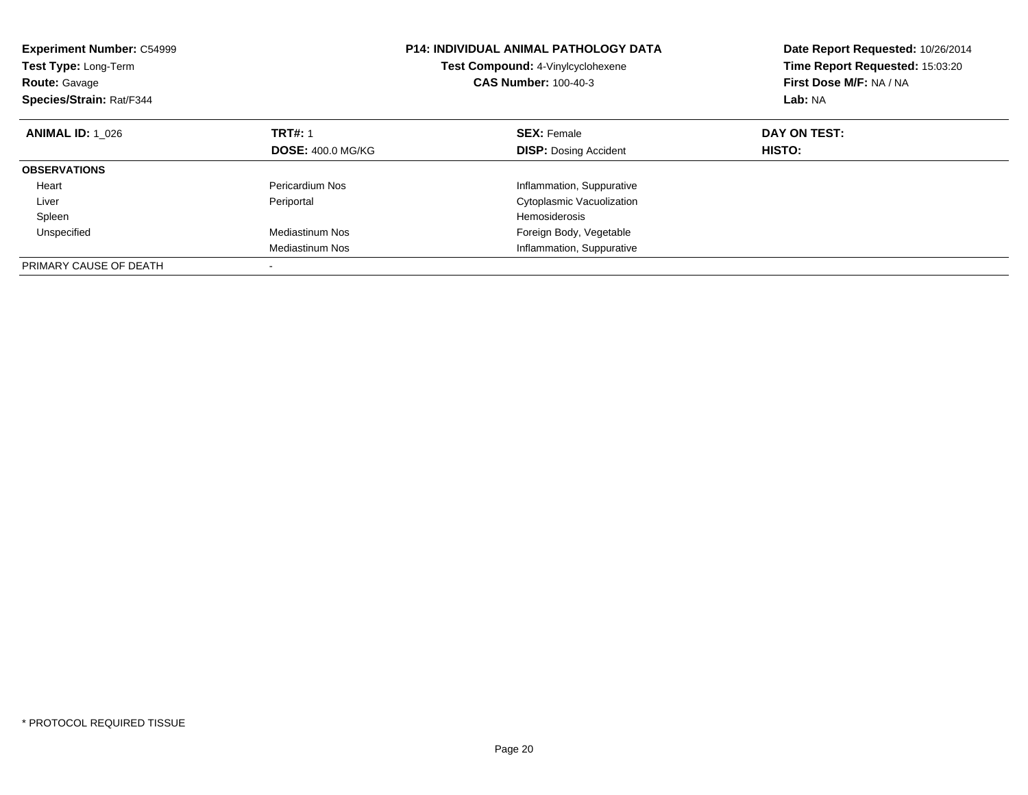**Experiment Number:** C54999
**Test Type:** Long-Term
**Route:** Gavage
**Species/Strain:** Rat/F344

**P14: INDIVIDUAL ANIMAL PATHOLOGY DATA**
**Test Compound:** 4-Vinylcyclohexene
**CAS Number:** 100-40-3

**Date Report Requested:** 10/26/2014
**Time Report Requested:** 15:03:20
**First Dose M/F:** NA / NA
**Lab:** NA

| **ANIMAL ID:** 1_026 | **TRT#:** 1 | **SEX:** Female | **DAY ON TEST:** |
|---|---|---|---|
| | **DOSE:** 400.0 MG/KG | **DISP:** Dosing Accident | **HISTO:** |
| **OBSERVATIONS** | | | |
| Heart | Pericardium Nos | Inflammation, Suppurative | |
| Liver | Periportal | Cytoplasmic Vacuolization | |
| Spleen | | Hemosiderosis | |
| Unspecified | Mediastinum Nos | Foreign Body, Vegetable | |
| | Mediastinum Nos | Inflammation, Suppurative | |
| PRIMARY CAUSE OF DEATH | - | | |

* PROTOCOL REQUIRED TISSUE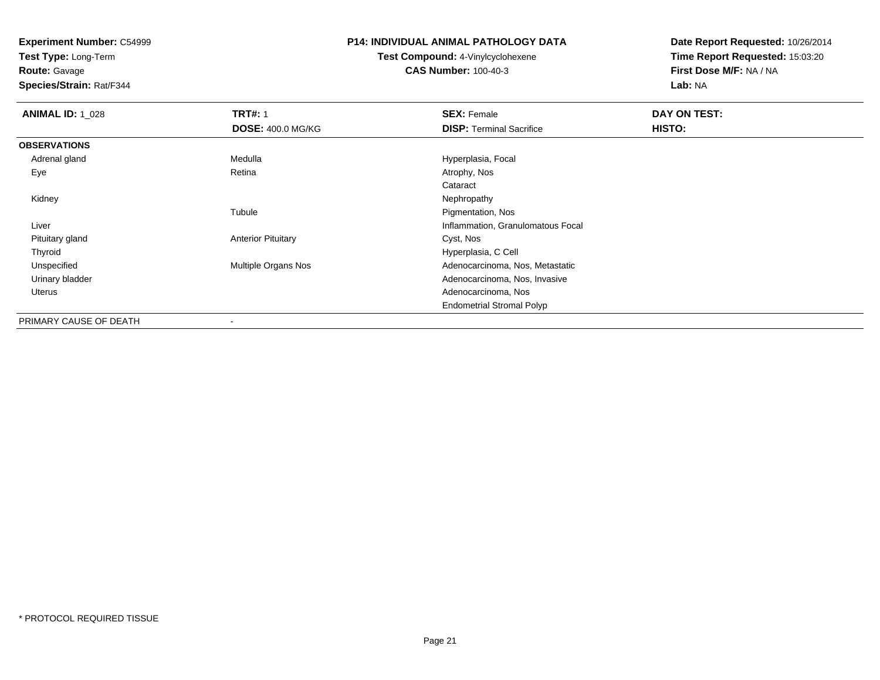**Experiment Number:** C54999
**Test Type:** Long-Term
**Route:** Gavage
**Species/Strain:** Rat/F344

**P14: INDIVIDUAL ANIMAL PATHOLOGY DATA**
**Test Compound:** 4-Vinylcyclohexene
**CAS Number:** 100-40-3

**Date Report Requested:** 10/26/2014
**Time Report Requested:** 15:03:20
**First Dose M/F:** NA / NA
**Lab:** NA

| **ANIMAL ID:** 1_028 | **TRT#:** 1 | **SEX:** Female | **DAY ON TEST:** |
|---|---|---|---|
| | **DOSE:** 400.0 MG/KG | **DISP:** Terminal Sacrifice | **HISTO:** |
| **OBSERVATIONS** | | | |
| Adrenal gland | Medulla | Hyperplasia, Focal | |
| Eye | Retina | Atrophy, Nos | |
| | | Cataract | |
| Kidney | | Nephropathy | |
| | Tubule | Pigmentation, Nos | |
| Liver | | Inflammation, Granulomatous Focal | |
| Pituitary gland | Anterior Pituitary | Cyst, Nos | |
| Thyroid | | Hyperplasia, C Cell | |
| Unspecified | Multiple Organs Nos | Adenocarcinoma, Nos, Metastatic | |
| Urinary bladder | | Adenocarcinoma, Nos, Invasive | |
| Uterus | | Adenocarcinoma, Nos | |
| | | Endometrial Stromal Polyp | |
| PRIMARY CAUSE OF DEATH | - | | |

* PROTOCOL REQUIRED TISSUE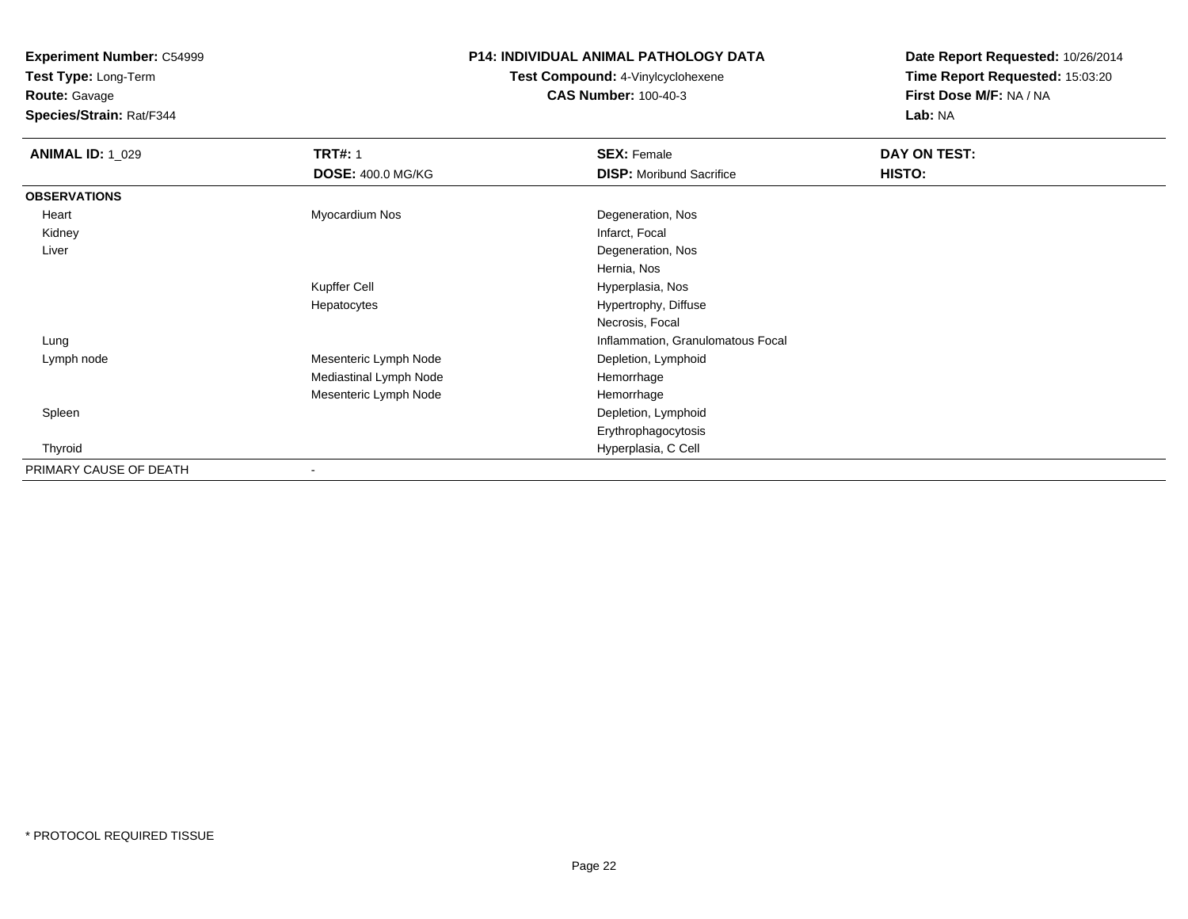**Experiment Number:** C54999
**Test Type:** Long-Term
**Route:** Gavage
**Species/Strain:** Rat/F344

**P14: INDIVIDUAL ANIMAL PATHOLOGY DATA**
**Test Compound:** 4-Vinylcyclohexene
**CAS Number:** 100-40-3

**Date Report Requested:** 10/26/2014
**Time Report Requested:** 15:03:20
**First Dose M/F:** NA / NA
**Lab:** NA

| **ANIMAL ID:** 1_029 | **TRT#:** 1 | **SEX:** Female | **DAY ON TEST:** |
|---|---|---|---|
| | **DOSE:** 400.0 MG/KG | **DISP:** Moribund Sacrifice | **HISTO:** |
| **OBSERVATIONS** | | | |
| Heart | Myocardium Nos | Degeneration, Nos | |
| Kidney | | Infarct, Focal | |
| Liver | | Degeneration, Nos | |
| | | Hernia, Nos | |
| | Kupffer Cell | Hyperplasia, Nos | |
| | Hepatocytes | Hypertrophy, Diffuse | |
| | | Necrosis, Focal | |
| Lung | | Inflammation, Granulomatous Focal | |
| Lymph node | Mesenteric Lymph Node | Depletion, Lymphoid | |
| | Mediastinal Lymph Node | Hemorrhage | |
| | Mesenteric Lymph Node | Hemorrhage | |
| Spleen | | Depletion, Lymphoid | |
| | | Erythrophagocytosis | |
| Thyroid | | Hyperplasia, C Cell | |
| PRIMARY CAUSE OF DEATH | - | | |

* PROTOCOL REQUIRED TISSUE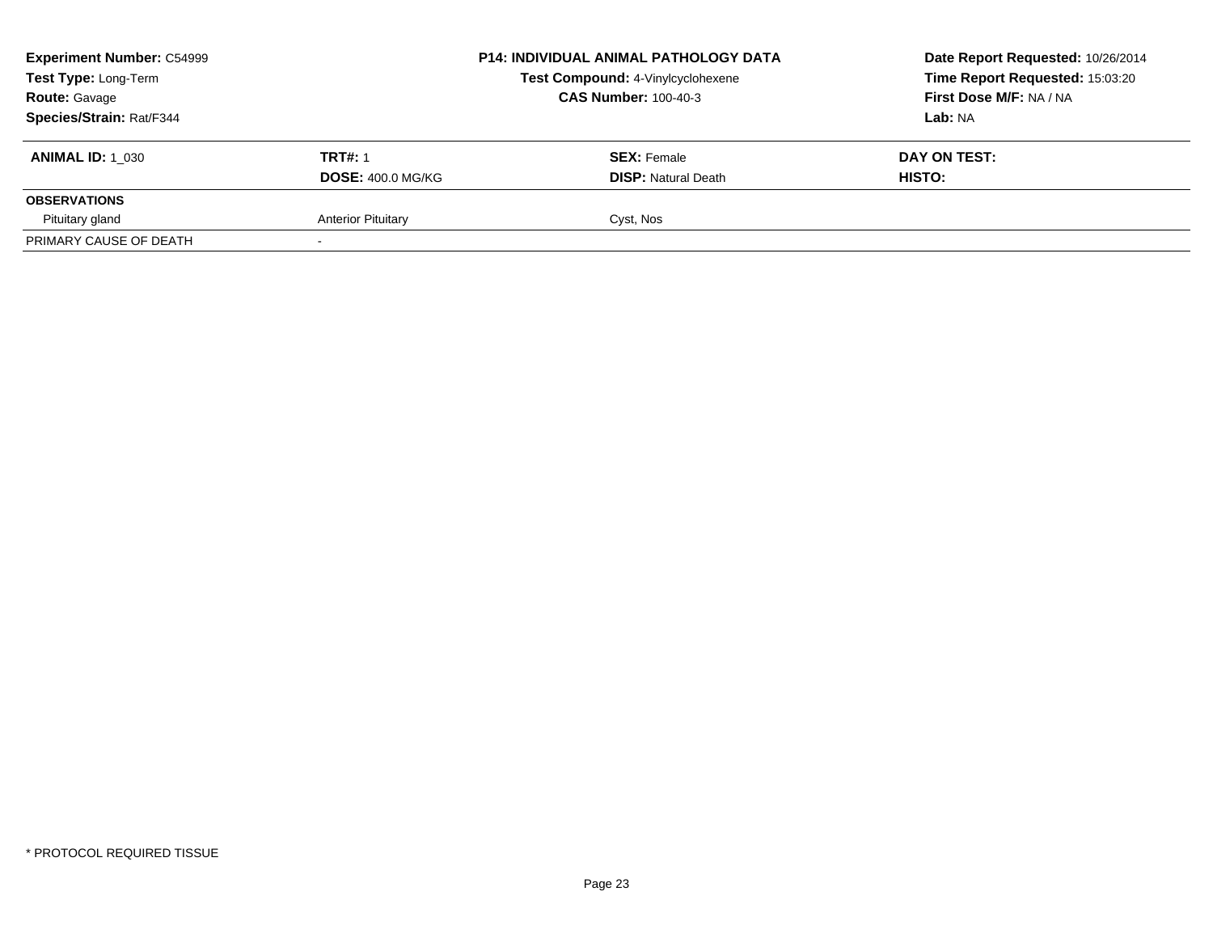**Experiment Number:** C54999
**Test Type:** Long-Term
**Route:** Gavage
**Species/Strain:** Rat/F344

**P14: INDIVIDUAL ANIMAL PATHOLOGY DATA**
**Test Compound:** 4-Vinylcyclohexene
**CAS Number:** 100-40-3

**Date Report Requested:** 10/26/2014
**Time Report Requested:** 15:03:20
**First Dose M/F:** NA / NA
**Lab:** NA

| **ANIMAL ID:** 1_030 | **TRT#:** 1 | **SEX:** Female | **DAY ON TEST:** |
|---|---|---|---|
| | **DOSE:** 400.0 MG/KG | **DISP:** Natural Death | **HISTO:** |
| **OBSERVATIONS** | | | |
| Pituitary gland | Anterior Pituitary | Cyst, Nos | |
| PRIMARY CAUSE OF DEATH | - | | |

\* PROTOCOL REQUIRED TISSUE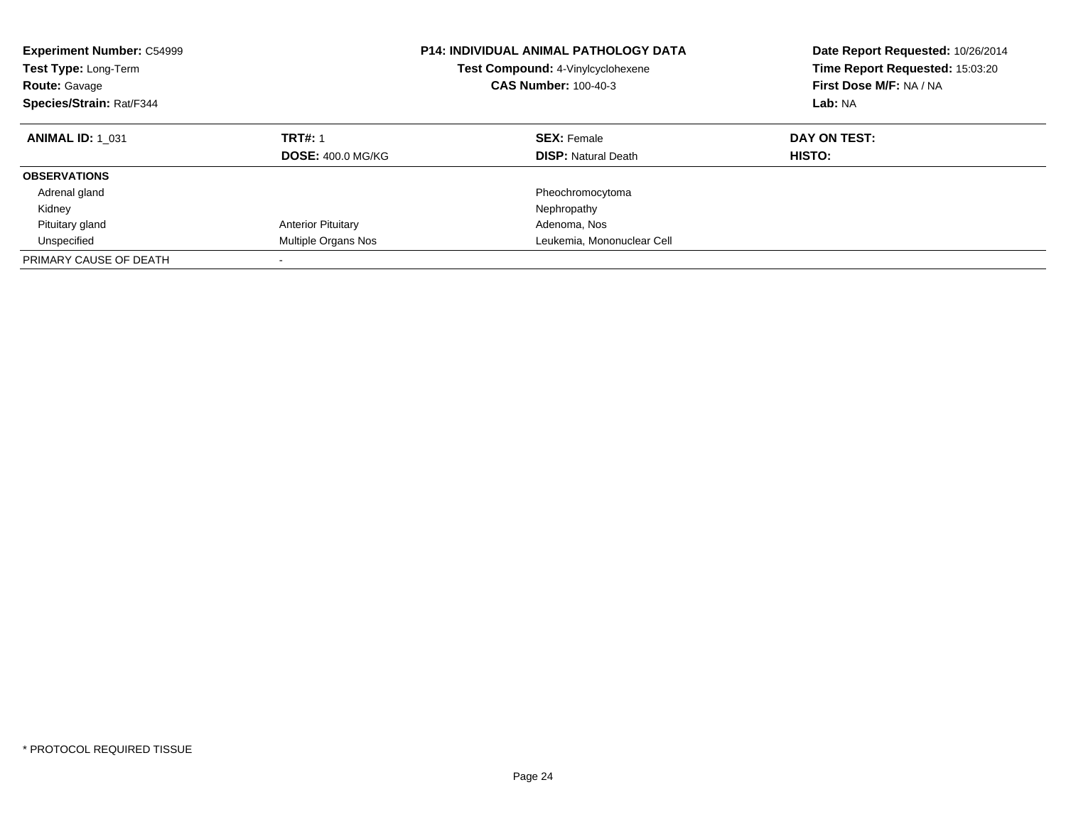**Experiment Number:** C54999
**Test Type:** Long-Term
**Route:** Gavage
**Species/Strain:** Rat/F344

**P14: INDIVIDUAL ANIMAL PATHOLOGY DATA**
**Test Compound:** 4-Vinylcyclohexene
**CAS Number:** 100-40-3

**Date Report Requested:** 10/26/2014
**Time Report Requested:** 15:03:20
**First Dose M/F:** NA / NA
**Lab:** NA

| **ANIMAL ID:** 1_031 | **TRT#:** 1 | **SEX:** Female | **DAY ON TEST:** |
|---|---|---|---|
| | **DOSE:** 400.0 MG/KG | **DISP:** Natural Death | **HISTO:** |
| **OBSERVATIONS** | | | |
| Adrenal gland | | Pheochromocytoma | |
| Kidney | | Nephropathy | |
| Pituitary gland | Anterior Pituitary | Adenoma, Nos | |
| Unspecified | Multiple Organs Nos | Leukemia, Mononuclear Cell | |
| PRIMARY CAUSE OF DEATH | - | | |

* PROTOCOL REQUIRED TISSUE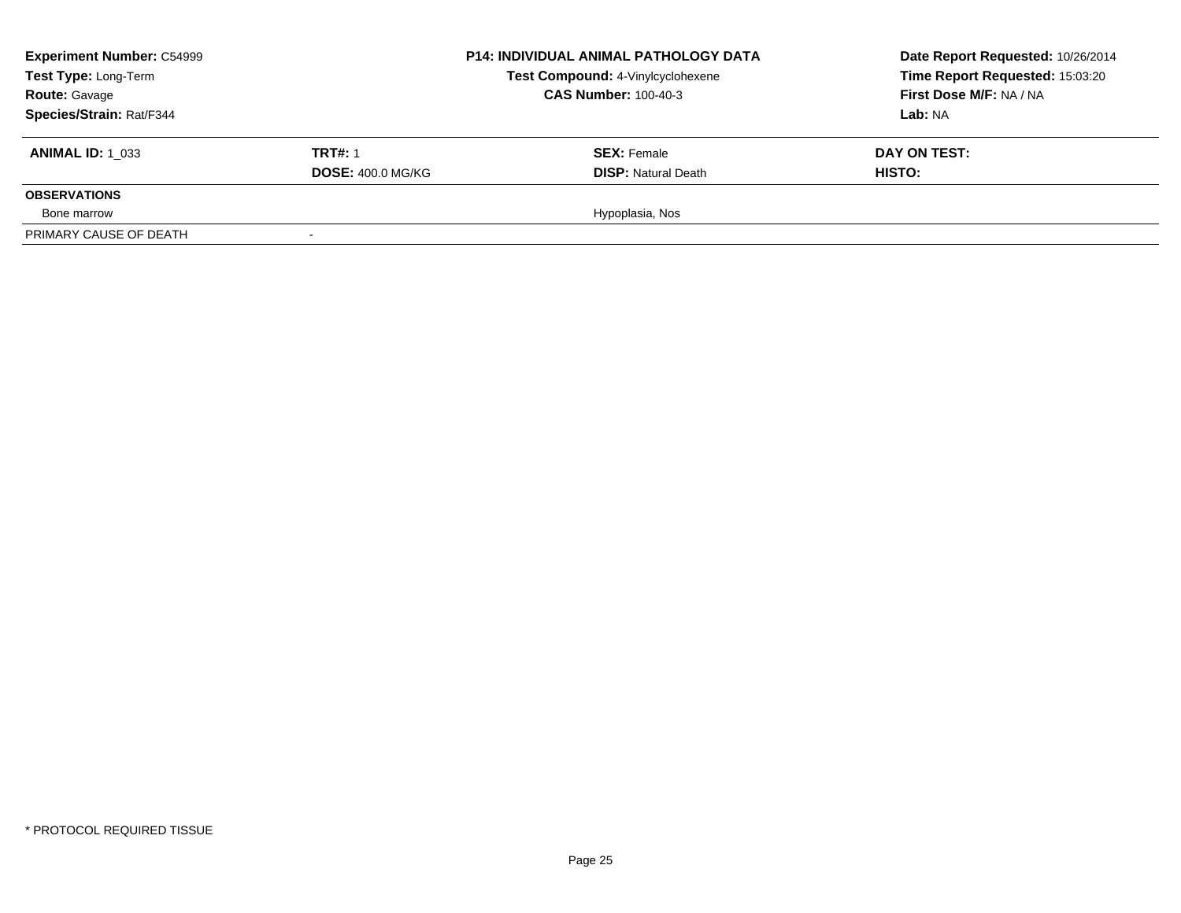| **Experiment Number:** C54999 | **P14: INDIVIDUAL ANIMAL PATHOLOGY DATA** | **Date Report Requested:** 10/26/2014 |
|---|---|---|
| **Test Type:** Long-Term | **Test Compound:** 4-Vinylcyclohexene | **Time Report Requested:** 15:03:20 |
| **Route:** Gavage | **CAS Number:** 100-40-3 | **First Dose M/F:** NA / NA |
| **Species/Strain:** Rat/F344 | | **Lab:** NA |

| **ANIMAL ID:** 1_033 | **TRT#:** 1 | **SEX:** Female | **DAY ON TEST:** |
|---|---|---|---|
| | **DOSE:** 400.0 MG/KG | **DISP:** Natural Death | **HISTO:** |
| **OBSERVATIONS** | | | |
| Bone marrow | | Hypoplasia, Nos | |
| PRIMARY CAUSE OF DEATH | - | | |

* PROTOCOL REQUIRED TISSUE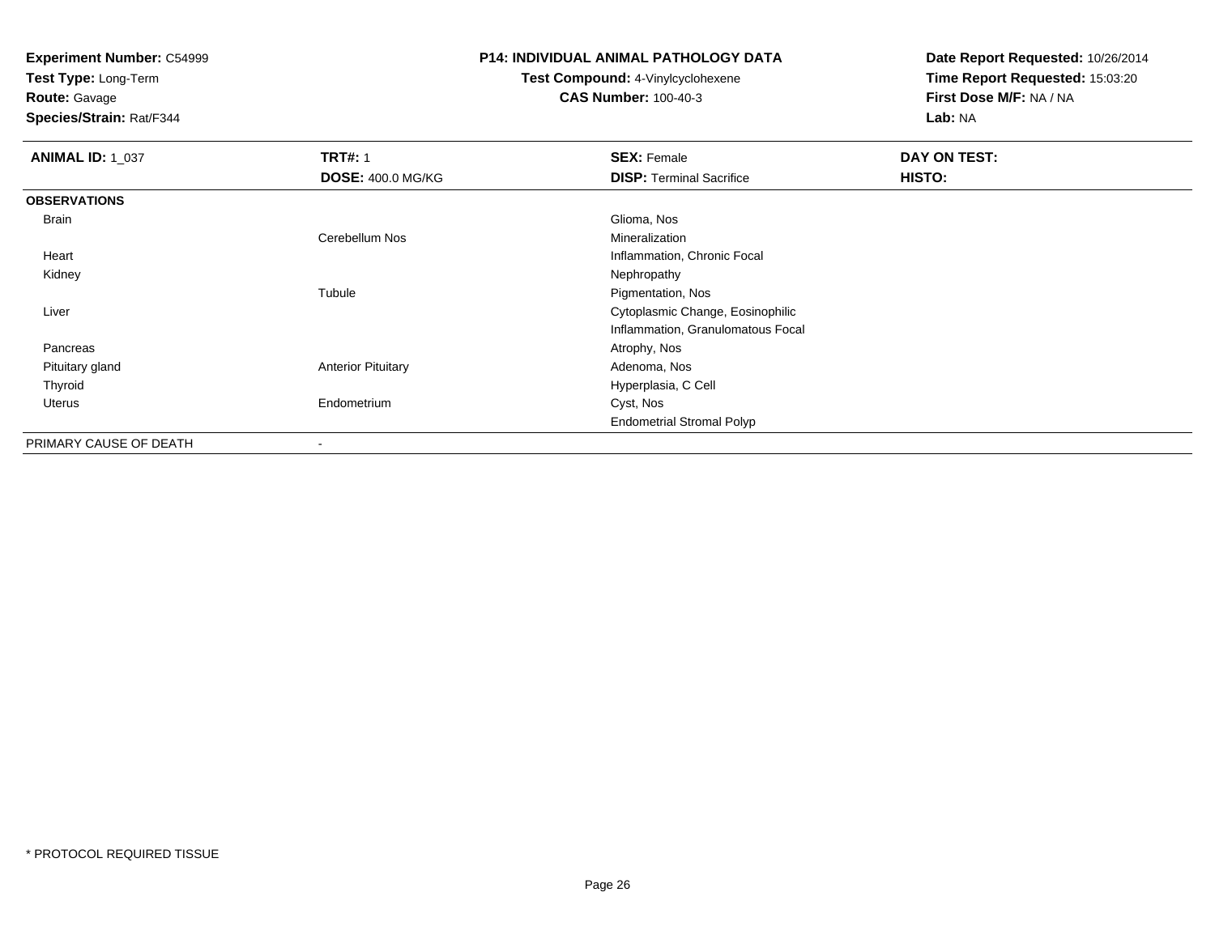**Experiment Number:** C54999
**Test Type:** Long-Term
**Route:** Gavage
**Species/Strain:** Rat/F344

**P14: INDIVIDUAL ANIMAL PATHOLOGY DATA**
**Test Compound:** 4-Vinylcyclohexene
**CAS Number:** 100-40-3

**Date Report Requested:** 10/26/2014
**Time Report Requested:** 15:03:20
**First Dose M/F:** NA / NA
**Lab:** NA

| **ANIMAL ID:** 1_037 | **TRT#:** 1 | **SEX:** Female | **DAY ON TEST:** |
|---|---|---|---|
| | **DOSE:** 400.0 MG/KG | **DISP:** Terminal Sacrifice | **HISTO:** |
| **OBSERVATIONS** | | | |
| Brain | | Glioma, Nos | |
| | Cerebellum Nos | Mineralization | |
| Heart | | Inflammation, Chronic Focal | |
| Kidney | | Nephropathy | |
| | Tubule | Pigmentation, Nos | |
| Liver | | Cytoplasmic Change, Eosinophilic | |
| | | Inflammation, Granulomatous Focal | |
| Pancreas | | Atrophy, Nos | |
| Pituitary gland | Anterior Pituitary | Adenoma, Nos | |
| Thyroid | | Hyperplasia, C Cell | |
| Uterus | Endometrium | Cyst, Nos | |
| | | Endometrial Stromal Polyp | |
| PRIMARY CAUSE OF DEATH | - | | |

* PROTOCOL REQUIRED TISSUE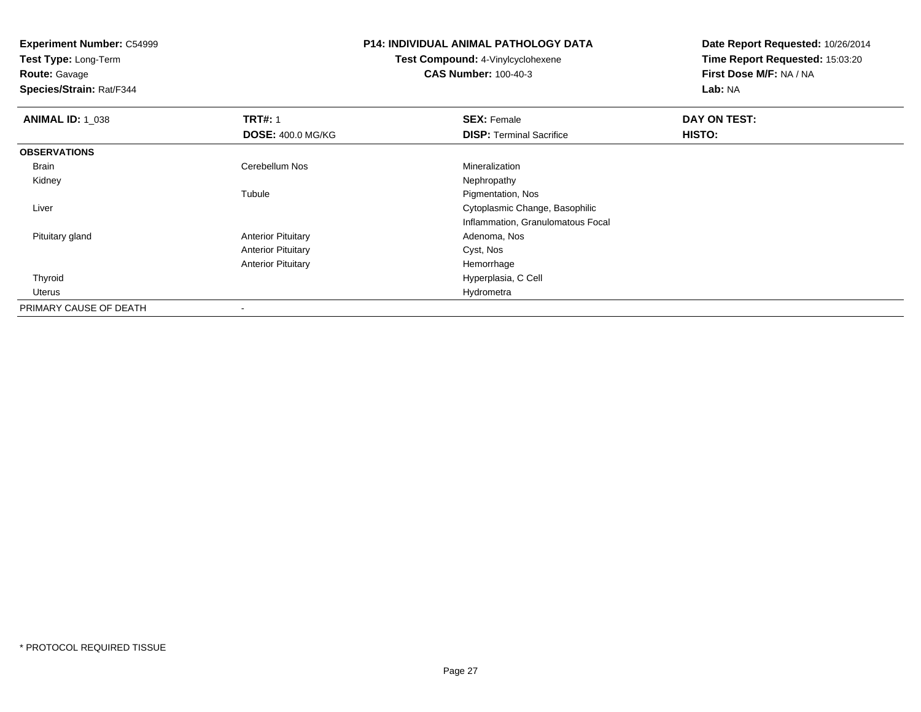**Experiment Number:** C54999
**Test Type:** Long-Term
**Route:** Gavage
**Species/Strain:** Rat/F344

**P14: INDIVIDUAL ANIMAL PATHOLOGY DATA**
**Test Compound:** 4-Vinylcyclohexene
**CAS Number:** 100-40-3

**Date Report Requested:** 10/26/2014
**Time Report Requested:** 15:03:20
**First Dose M/F:** NA / NA
**Lab:** NA

| **ANIMAL ID:** 1_038 | **TRT#:** 1 | **SEX:** Female | **DAY ON TEST:** |
|---|---|---|---|
| | **DOSE:** 400.0 MG/KG | **DISP:** Terminal Sacrifice | **HISTO:** |
| **OBSERVATIONS** | | | |
| Brain | Cerebellum Nos | Mineralization | |
| Kidney | | Nephropathy | |
| | Tubule | Pigmentation, Nos | |
| Liver | | Cytoplasmic Change, Basophilic | |
| | | Inflammation, Granulomatous Focal | |
| Pituitary gland | Anterior Pituitary | Adenoma, Nos | |
| | Anterior Pituitary | Cyst, Nos | |
| | Anterior Pituitary | Hemorrhage | |
| Thyroid | | Hyperplasia, C Cell | |
| Uterus | | Hydrometra | |
| PRIMARY CAUSE OF DEATH | - | | |

\* PROTOCOL REQUIRED TISSUE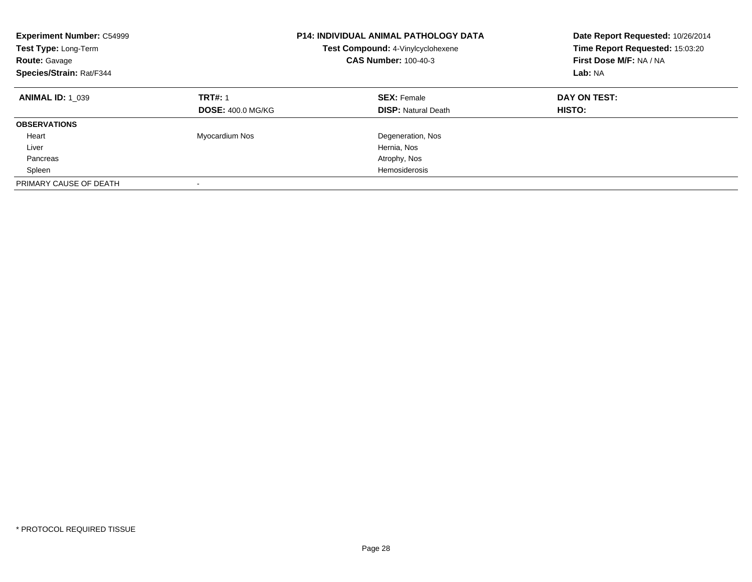**Experiment Number:** C54999
**Test Type:** Long-Term
**Route:** Gavage
**Species/Strain:** Rat/F344

**P14: INDIVIDUAL ANIMAL PATHOLOGY DATA**
**Test Compound:** 4-Vinylcyclohexene
**CAS Number:** 100-40-3

**Date Report Requested:** 10/26/2014
**Time Report Requested:** 15:03:20
**First Dose M/F:** NA / NA
**Lab:** NA

| **ANIMAL ID:** 1_039 | **TRT#:** 1 | **SEX:** Female | **DAY ON TEST:** |
|---|---|---|---|
| | **DOSE:** 400.0 MG/KG | **DISP:** Natural Death | **HISTO:** |
| **OBSERVATIONS** | | | |
| Heart | Myocardium Nos | Degeneration, Nos | |
| Liver | | Hernia, Nos | |
| Pancreas | | Atrophy, Nos | |
| Spleen | | Hemosiderosis | |
| PRIMARY CAUSE OF DEATH | - | | |

* PROTOCOL REQUIRED TISSUE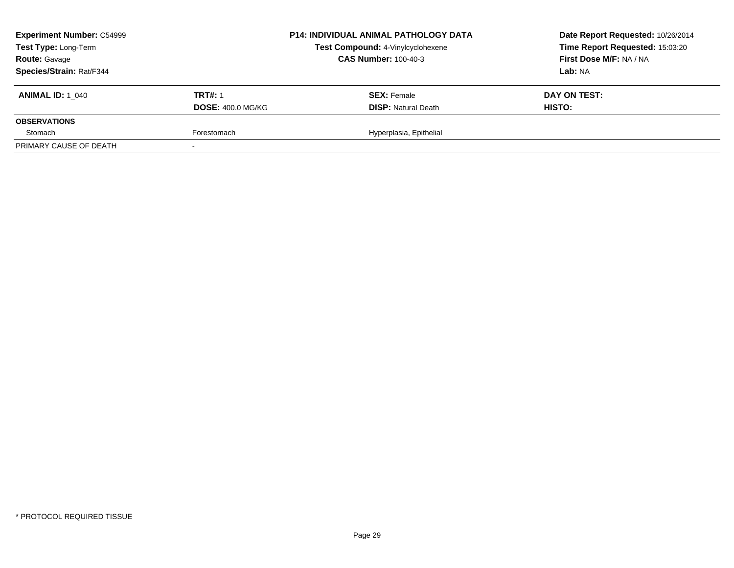| **Experiment Number:** C54999 | **P14: INDIVIDUAL ANIMAL PATHOLOGY DATA** | **Date Report Requested:** 10/26/2014 |
|---|---|---|
| **Test Type:** Long-Term | **Test Compound:** 4-Vinylcyclohexene | **Time Report Requested:** 15:03:20 |
| **Route:** Gavage | **CAS Number:** 100-40-3 | **First Dose M/F:** NA / NA |
| **Species/Strain:** Rat/F344 | | **Lab:** NA |

| **ANIMAL ID:** 1_040 | **TRT#:** 1 | **SEX:** Female | **DAY ON TEST:** |
|---|---|---|---|
| | **DOSE:** 400.0 MG/KG | **DISP:** Natural Death | **HISTO:** |
| **OBSERVATIONS** | | | |
| Stomach | Forestomach | Hyperplasia, Epithelial | |
| PRIMARY CAUSE OF DEATH | - | | |

* PROTOCOL REQUIRED TISSUE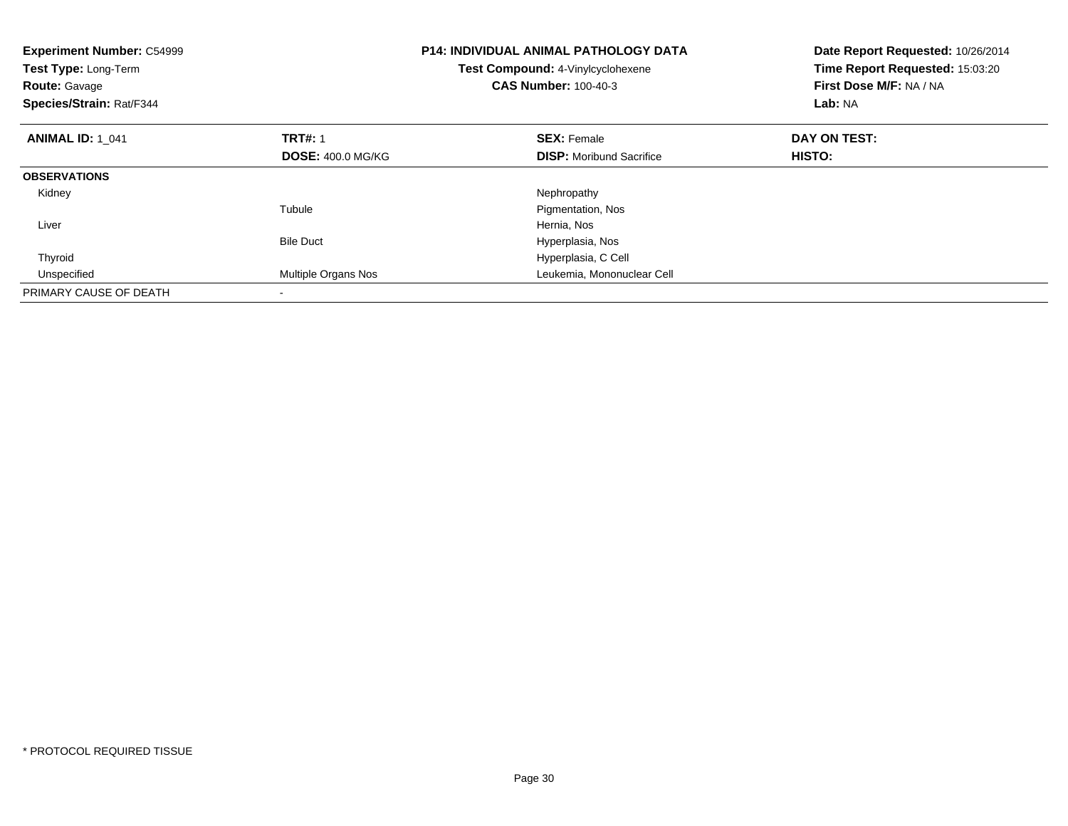**Experiment Number:** C54999
**Test Type:** Long-Term
**Route:** Gavage
**Species/Strain:** Rat/F344

**P14: INDIVIDUAL ANIMAL PATHOLOGY DATA**
**Test Compound:** 4-Vinylcyclohexene
**CAS Number:** 100-40-3

**Date Report Requested:** 10/26/2014
**Time Report Requested:** 15:03:20
**First Dose M/F:** NA / NA
**Lab:** NA

| **ANIMAL ID:** 1_041 | **TRT#:** 1 | **SEX:** Female | **DAY ON TEST:** |
|---|---|---|---|
| | **DOSE:** 400.0 MG/KG | **DISP:** Moribund Sacrifice | **HISTO:** |
| **OBSERVATIONS** | | | |
| Kidney | | Nephropathy | |
| | Tubule | Pigmentation, Nos | |
| Liver | | Hernia, Nos | |
| | Bile Duct | Hyperplasia, Nos | |
| Thyroid | | Hyperplasia, C Cell | |
| Unspecified | Multiple Organs Nos | Leukemia, Mononuclear Cell | |
| PRIMARY CAUSE OF DEATH | - | | |

* PROTOCOL REQUIRED TISSUE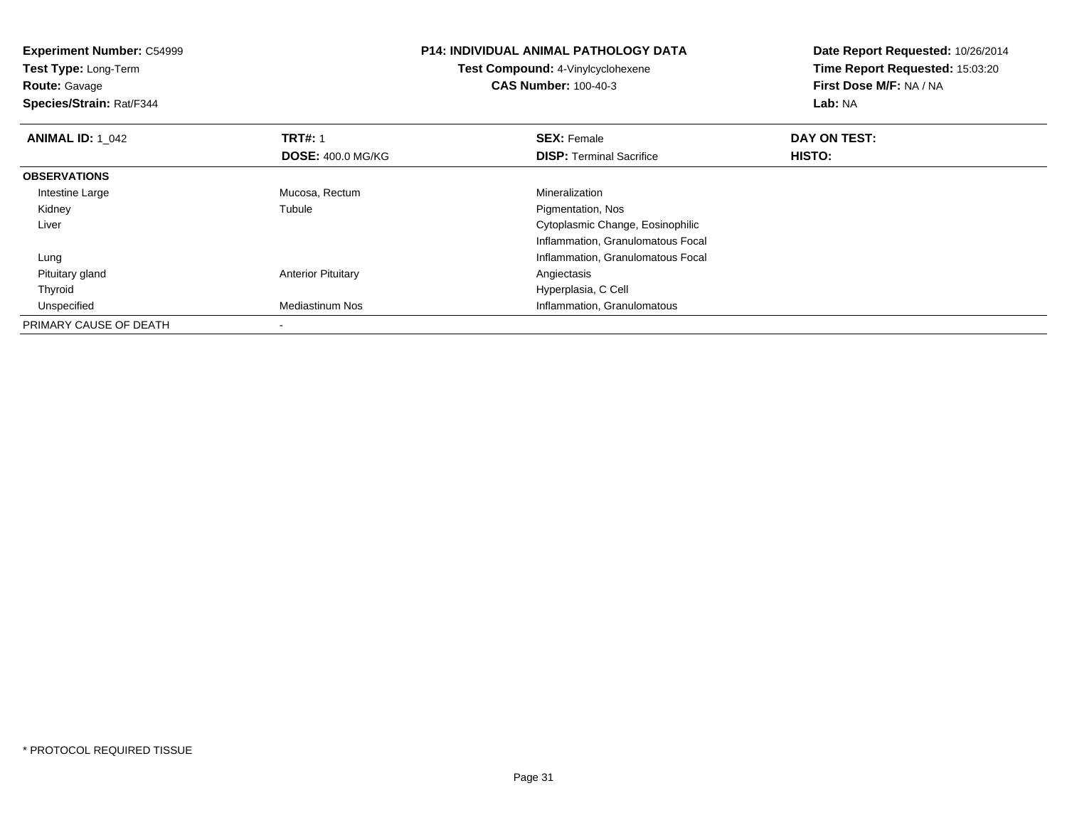**Experiment Number:** C54999
**Test Type:** Long-Term
**Route:** Gavage
**Species/Strain:** Rat/F344

**P14: INDIVIDUAL ANIMAL PATHOLOGY DATA**
**Test Compound:** 4-Vinylcyclohexene
**CAS Number:** 100-40-3

**Date Report Requested:** 10/26/2014
**Time Report Requested:** 15:03:20
**First Dose M/F:** NA / NA
**Lab:** NA

| **ANIMAL ID:** 1_042 | **TRT#:** 1 | **SEX:** Female | **DAY ON TEST:** |
|---|---|---|---|
| | **DOSE:** 400.0 MG/KG | **DISP:** Terminal Sacrifice | **HISTO:** |
| **OBSERVATIONS** | | | |
| Intestine Large | Mucosa, Rectum | Mineralization | |
| Kidney | Tubule | Pigmentation, Nos | |
| Liver | | Cytoplasmic Change, Eosinophilic | |
| | | Inflammation, Granulomatous Focal | |
| Lung | | Inflammation, Granulomatous Focal | |
| Pituitary gland | Anterior Pituitary | Angiectasis | |
| Thyroid | | Hyperplasia, C Cell | |
| Unspecified | Mediastinum Nos | Inflammation, Granulomatous | |
| PRIMARY CAUSE OF DEATH | - | | |

\* PROTOCOL REQUIRED TISSUE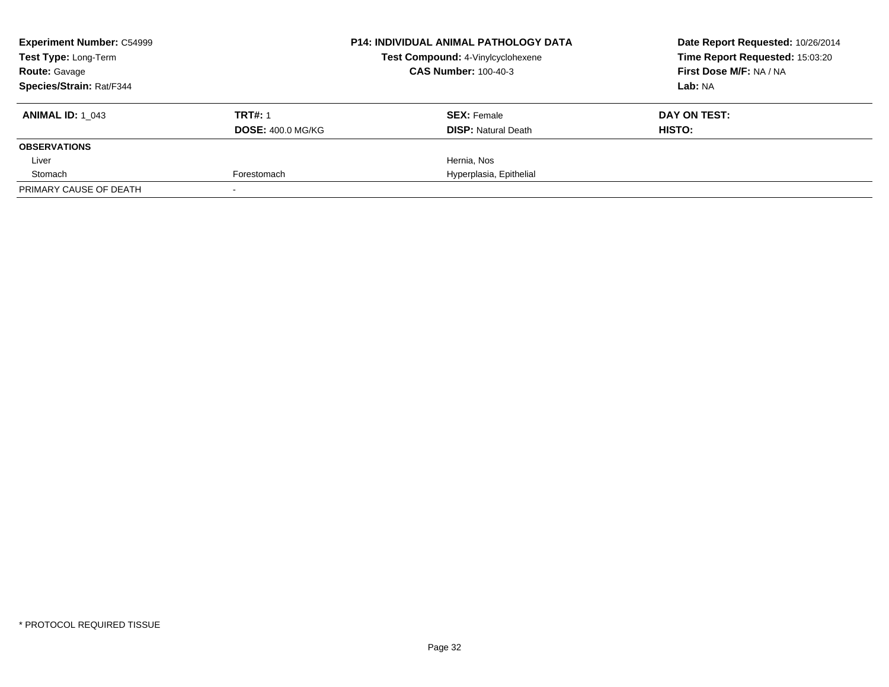**Experiment Number:** C54999
**Test Type:** Long-Term
**Route:** Gavage
**Species/Strain:** Rat/F344

**P14: INDIVIDUAL ANIMAL PATHOLOGY DATA**
**Test Compound:** 4-Vinylcyclohexene
**CAS Number:** 100-40-3

**Date Report Requested:** 10/26/2014
**Time Report Requested:** 15:03:20
**First Dose M/F:** NA / NA
**Lab:** NA

| **ANIMAL ID:** 1_043 | **TRT#:** 1 | **SEX:** Female | **DAY ON TEST:** |
|---|---|---|---|
| | **DOSE:** 400.0 MG/KG | **DISP:** Natural Death | **HISTO:** |
| **OBSERVATIONS** | | | |
| Liver | | Hernia, Nos | |
| Stomach | Forestomach | Hyperplasia, Epithelial | |
| PRIMARY CAUSE OF DEATH | - | | |

* PROTOCOL REQUIRED TISSUE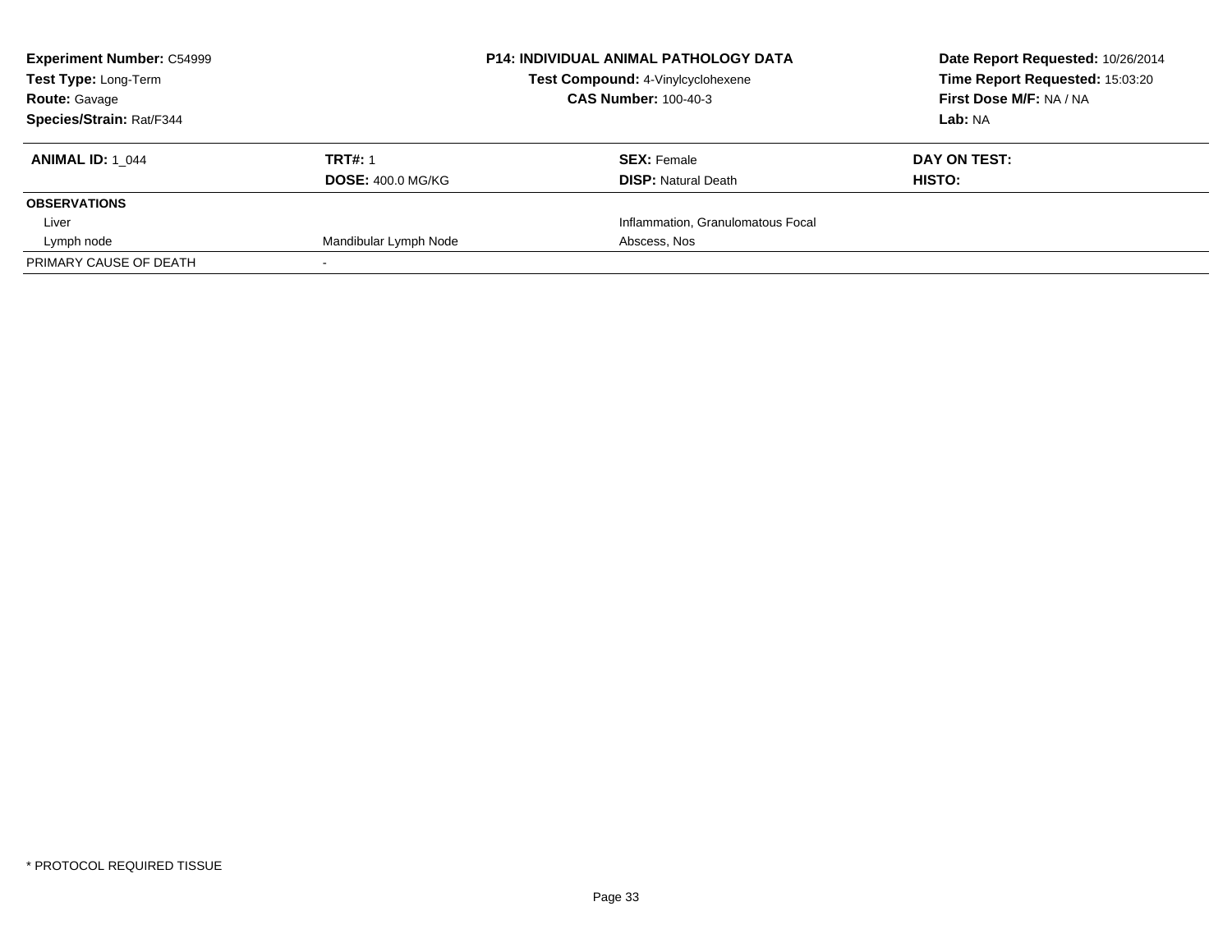**Experiment Number:** C54999
**Test Type:** Long-Term
**Route:** Gavage
**Species/Strain:** Rat/F344

**P14: INDIVIDUAL ANIMAL PATHOLOGY DATA**
**Test Compound:** 4-Vinylcyclohexene
**CAS Number:** 100-40-3

**Date Report Requested:** 10/26/2014
**Time Report Requested:** 15:03:20
**First Dose M/F:** NA / NA
**Lab:** NA

| **ANIMAL ID:** 1_044 | **TRT#:** 1 | **SEX:** Female | **DAY ON TEST:** |
|---|---|---|---|
| | **DOSE:** 400.0 MG/KG | **DISP:** Natural Death | **HISTO:** |
| **OBSERVATIONS** | | | |
| Liver | | Inflammation, Granulomatous Focal | |
| Lymph node | Mandibular Lymph Node | Abscess, Nos | |
| PRIMARY CAUSE OF DEATH | - | | |

* PROTOCOL REQUIRED TISSUE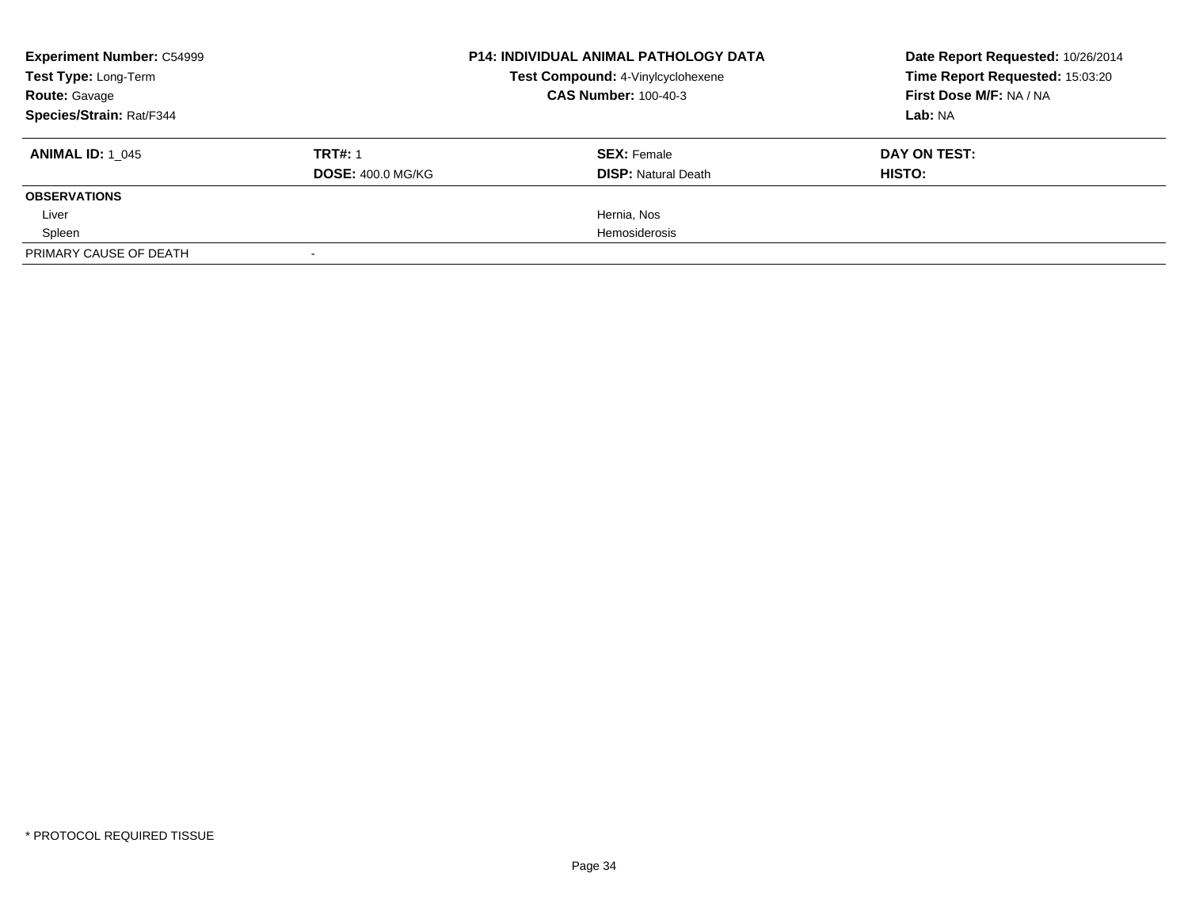**Experiment Number:** C54999
**Test Type:** Long-Term
**Route:** Gavage
**Species/Strain:** Rat/F344

**P14: INDIVIDUAL ANIMAL PATHOLOGY DATA**
**Test Compound:** 4-Vinylcyclohexene
**CAS Number:** 100-40-3

**Date Report Requested:** 10/26/2014
**Time Report Requested:** 15:03:20
**First Dose M/F:** NA / NA
**Lab:** NA

| **ANIMAL ID:** 1_045 | **TRT#:** 1 | **SEX:** Female | **DAY ON TEST:** |
|---|---|---|---|
| | **DOSE:** 400.0 MG/KG | **DISP:** Natural Death | **HISTO:** |
| **OBSERVATIONS** | | | |
| Liver | | Hernia, Nos | |
| Spleen | | Hemosiderosis | |
| PRIMARY CAUSE OF DEATH | - | | |

* PROTOCOL REQUIRED TISSUE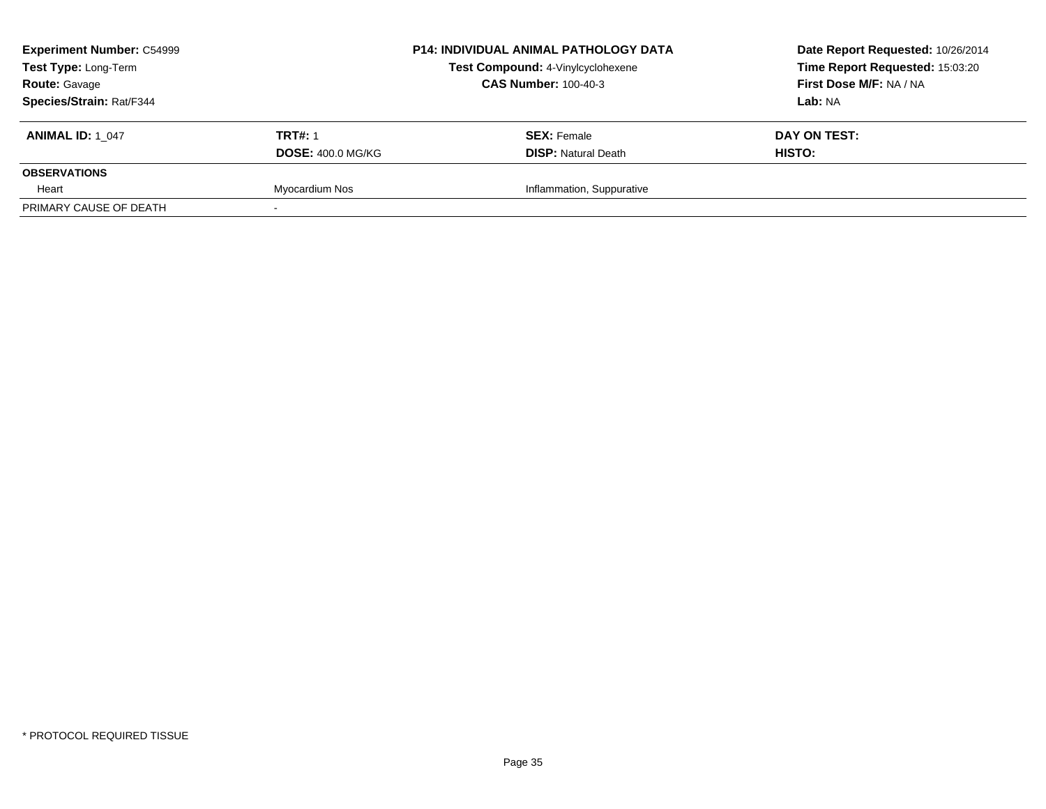**Experiment Number:** C54999
**Test Type:** Long-Term
**Route:** Gavage
**Species/Strain:** Rat/F344

**P14: INDIVIDUAL ANIMAL PATHOLOGY DATA**
**Test Compound:** 4-Vinylcyclohexene
**CAS Number:** 100-40-3

**Date Report Requested:** 10/26/2014
**Time Report Requested:** 15:03:20
**First Dose M/F:** NA / NA
**Lab:** NA

| **ANIMAL ID:** 1_047 | **TRT#:** 1 | **SEX:** Female | **DAY ON TEST:** |
|---|---|---|---|
| | **DOSE:** 400.0 MG/KG | **DISP:** Natural Death | **HISTO:** |
| **OBSERVATIONS** | | | |
| Heart | Myocardium Nos | Inflammation, Suppurative | |
| PRIMARY CAUSE OF DEATH | - | | |

* PROTOCOL REQUIRED TISSUE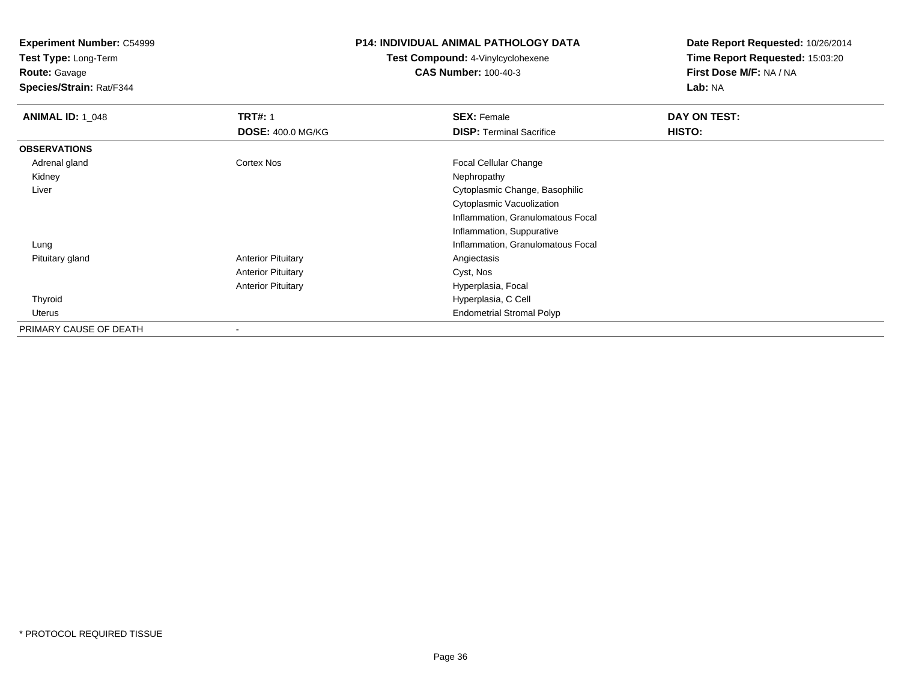**Experiment Number:** C54999
**Test Type:** Long-Term
**Route:** Gavage
**Species/Strain:** Rat/F344

**P14: INDIVIDUAL ANIMAL PATHOLOGY DATA**
**Test Compound:** 4-Vinylcyclohexene
**CAS Number:** 100-40-3

**Date Report Requested:** 10/26/2014
**Time Report Requested:** 15:03:20
**First Dose M/F:** NA / NA
**Lab:** NA

| **ANIMAL ID:** 1_048 | **TRT#:** 1 | **SEX:** Female | **DAY ON TEST:** |
|---|---|---|---|
| | **DOSE:** 400.0 MG/KG | **DISP:** Terminal Sacrifice | **HISTO:** |
| **OBSERVATIONS** | | | |
| Adrenal gland | Cortex Nos | Focal Cellular Change | |
| Kidney | | Nephropathy | |
| Liver | | Cytoplasmic Change, Basophilic | |
| | | Cytoplasmic Vacuolization | |
| | | Inflammation, Granulomatous Focal | |
| | | Inflammation, Suppurative | |
| Lung | | Inflammation, Granulomatous Focal | |
| Pituitary gland | Anterior Pituitary | Angiectasis | |
| | Anterior Pituitary | Cyst, Nos | |
| | Anterior Pituitary | Hyperplasia, Focal | |
| Thyroid | | Hyperplasia, C Cell | |
| Uterus | | Endometrial Stromal Polyp | |
| PRIMARY CAUSE OF DEATH | - | | |

* PROTOCOL REQUIRED TISSUE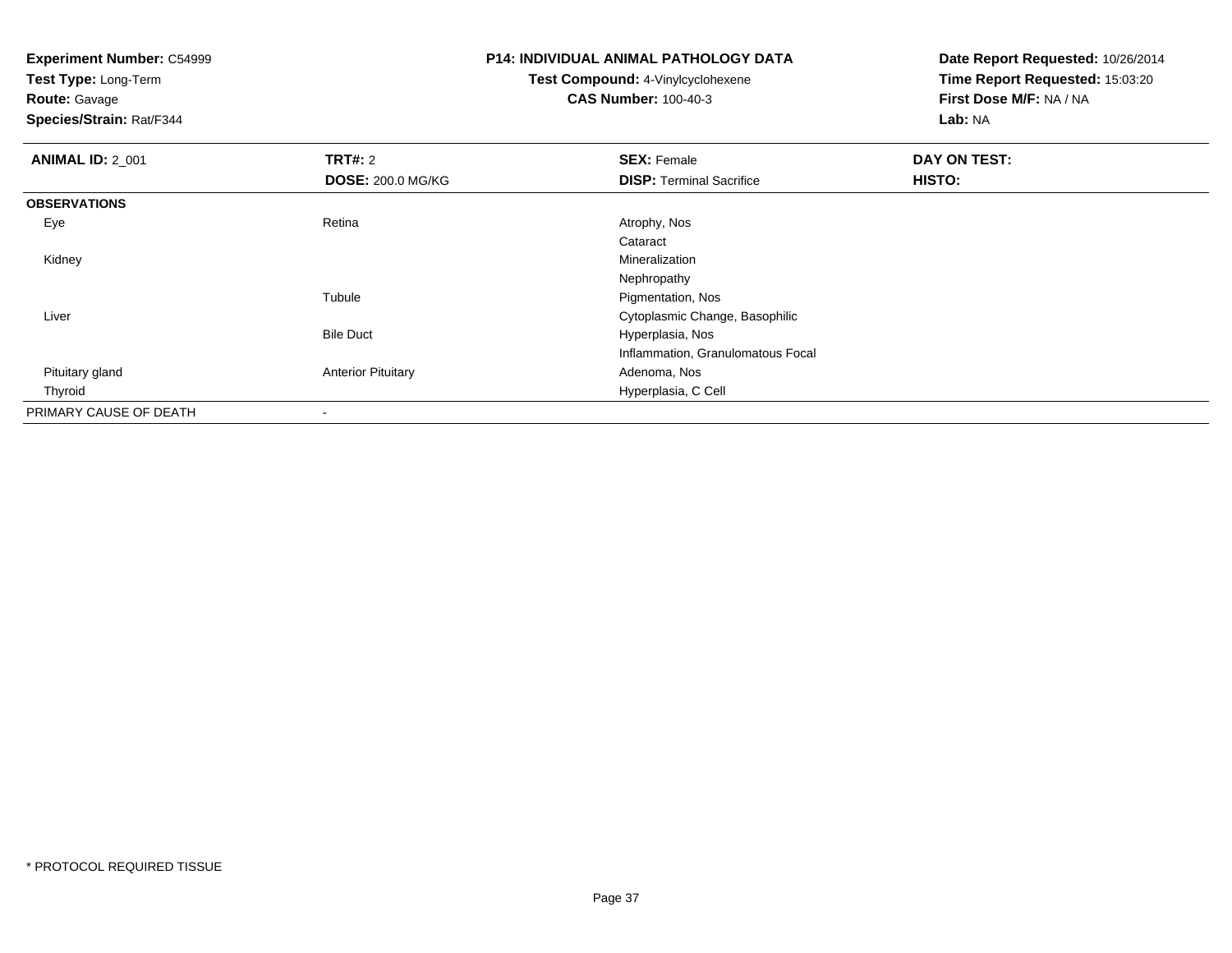**Experiment Number:** C54999
**Test Type:** Long-Term
**Route:** Gavage
**Species/Strain:** Rat/F344

# P14: INDIVIDUAL ANIMAL PATHOLOGY DATA

**Test Compound:** 4-Vinylcyclohexene
**CAS Number:** 100-40-3

**Date Report Requested:** 10/26/2014
**Time Report Requested:** 15:03:20
**First Dose M/F:** NA / NA
**Lab:** NA

| **ANIMAL ID:** 2_001 | **TRT#:** 2 | **SEX:** Female | **DAY ON TEST:** |
|---|---|---|---|
| | **DOSE:** 200.0 MG/KG | **DISP:** Terminal Sacrifice | **HISTO:** |
| **OBSERVATIONS** | | | |
| Eye | Retina | Atrophy, Nos | |
| | | Cataract | |
| Kidney | | Mineralization | |
| | | Nephropathy | |
| | Tubule | Pigmentation, Nos | |
| Liver | | Cytoplasmic Change, Basophilic | |
| | Bile Duct | Hyperplasia, Nos | |
| | | Inflammation, Granulomatous Focal | |
| Pituitary gland | Anterior Pituitary | Adenoma, Nos | |
| Thyroid | | Hyperplasia, C Cell | |
| PRIMARY CAUSE OF DEATH | - | | |

* PROTOCOL REQUIRED TISSUE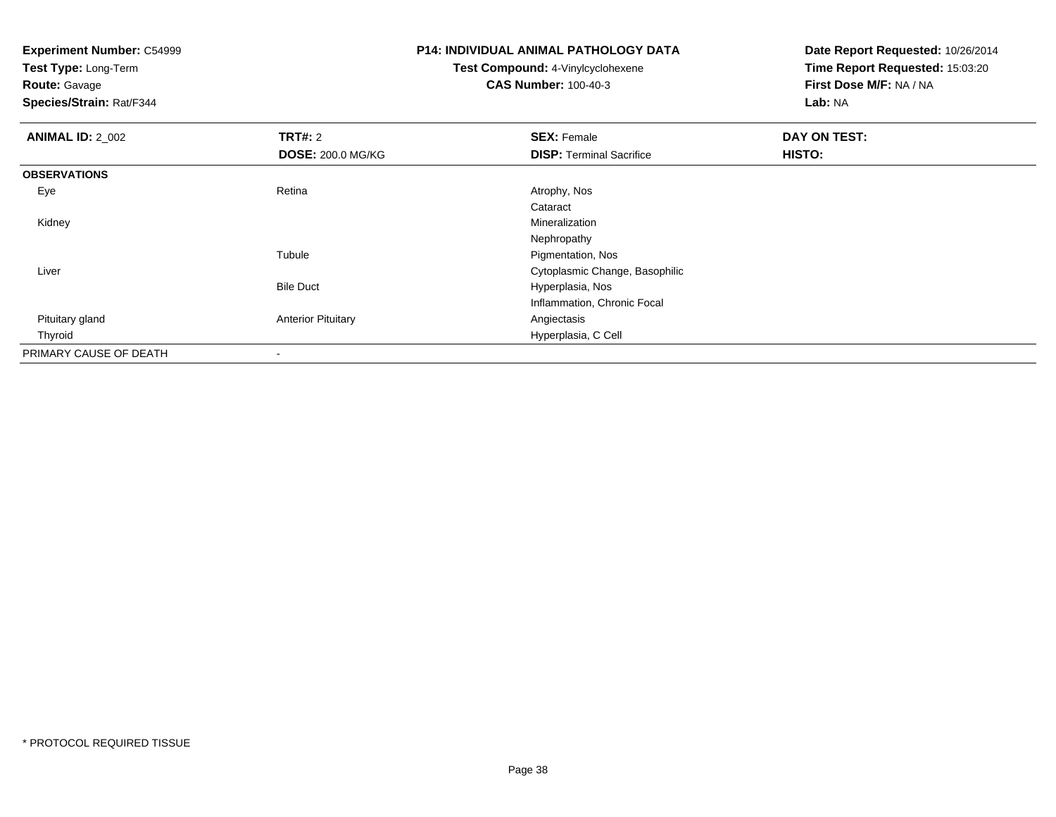**Experiment Number:** C54999
**Test Type:** Long-Term
**Route:** Gavage
**Species/Strain:** Rat/F344

**P14: INDIVIDUAL ANIMAL PATHOLOGY DATA**
**Test Compound:** 4-Vinylcyclohexene
**CAS Number:** 100-40-3

**Date Report Requested:** 10/26/2014
**Time Report Requested:** 15:03:20
**First Dose M/F:** NA / NA
**Lab:** NA

| **ANIMAL ID:** 2_002 | **TRT#:** 2 | **SEX:** Female | **DAY ON TEST:** |
|---|---|---|---|
| | **DOSE:** 200.0 MG/KG | **DISP:** Terminal Sacrifice | **HISTO:** |
| **OBSERVATIONS** | | | |
| Eye | Retina | Atrophy, Nos | |
| | | Cataract | |
| Kidney | | Mineralization | |
| | | Nephropathy | |
| | Tubule | Pigmentation, Nos | |
| Liver | | Cytoplasmic Change, Basophilic | |
| | Bile Duct | Hyperplasia, Nos | |
| | | Inflammation, Chronic Focal | |
| Pituitary gland | Anterior Pituitary | Angiectasis | |
| Thyroid | | Hyperplasia, C Cell | |
| PRIMARY CAUSE OF DEATH | - | | |

* PROTOCOL REQUIRED TISSUE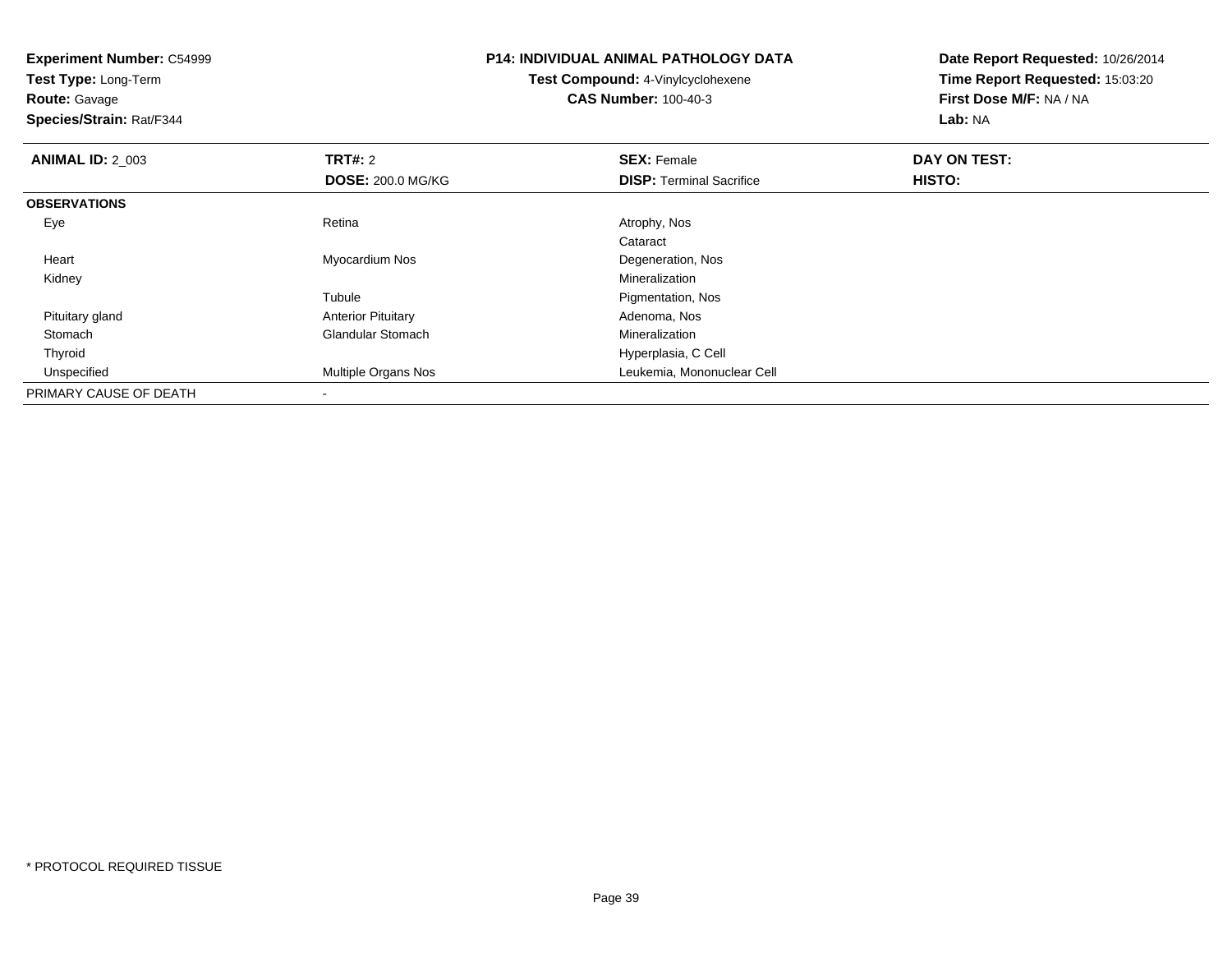**Experiment Number:** C54999
**Test Type:** Long-Term
**Route:** Gavage
**Species/Strain:** Rat/F344

**P14: INDIVIDUAL ANIMAL PATHOLOGY DATA**
**Test Compound:** 4-Vinylcyclohexene
**CAS Number:** 100-40-3

**Date Report Requested:** 10/26/2014
**Time Report Requested:** 15:03:20
**First Dose M/F:** NA / NA
**Lab:** NA

| **ANIMAL ID:** 2_003 | **TRT#:** 2 | **SEX:** Female | **DAY ON TEST:** |
|---|---|---|---|
| | **DOSE:** 200.0 MG/KG | **DISP:** Terminal Sacrifice | **HISTO:** |
| **OBSERVATIONS** | | | |
| Eye | Retina | Atrophy, Nos | |
| | | Cataract | |
| Heart | Myocardium Nos | Degeneration, Nos | |
| Kidney | | Mineralization | |
| | Tubule | Pigmentation, Nos | |
| Pituitary gland | Anterior Pituitary | Adenoma, Nos | |
| Stomach | Glandular Stomach | Mineralization | |
| Thyroid | | Hyperplasia, C Cell | |
| Unspecified | Multiple Organs Nos | Leukemia, Mononuclear Cell | |
| PRIMARY CAUSE OF DEATH | - | | |

* PROTOCOL REQUIRED TISSUE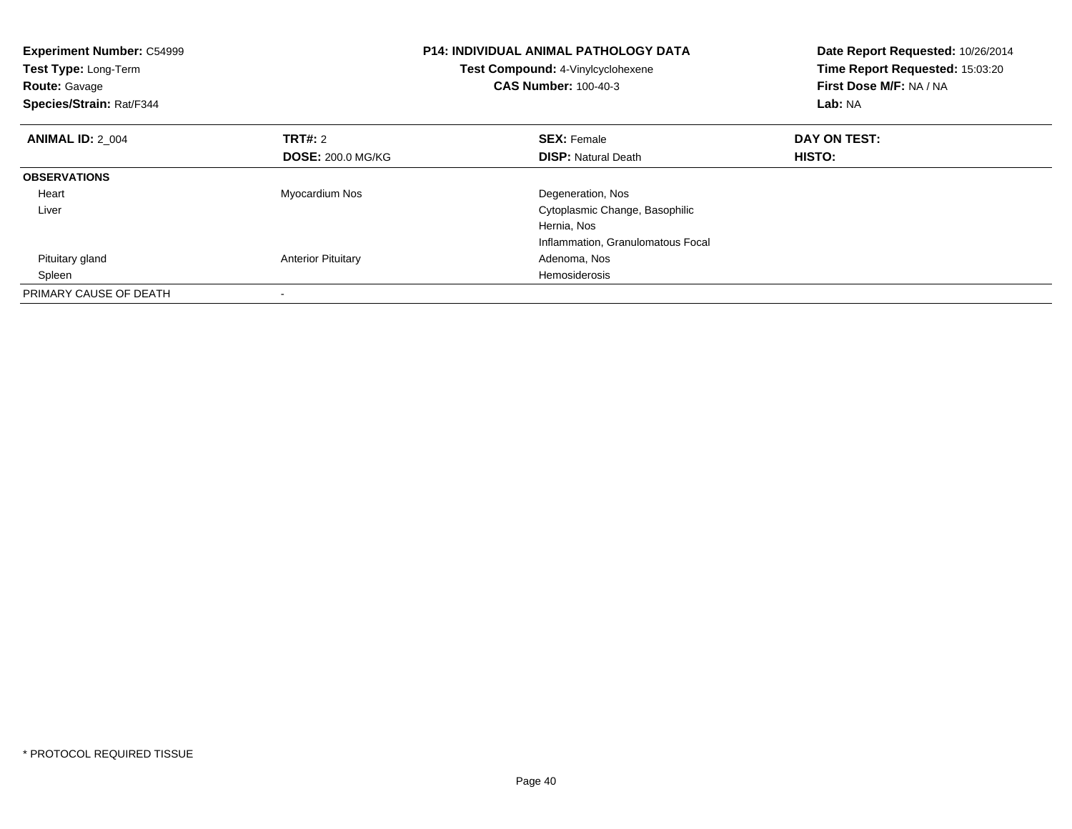**Experiment Number:** C54999
**Test Type:** Long-Term
**Route:** Gavage
**Species/Strain:** Rat/F344

**P14: INDIVIDUAL ANIMAL PATHOLOGY DATA**
**Test Compound:** 4-Vinylcyclohexene
**CAS Number:** 100-40-3

**Date Report Requested:** 10/26/2014
**Time Report Requested:** 15:03:20
**First Dose M/F:** NA / NA
**Lab:** NA

| **ANIMAL ID:** 2_004 | **TRT#:** 2 | **SEX:** Female | **DAY ON TEST:** |
|---|---|---|---|
| | **DOSE:** 200.0 MG/KG | **DISP:** Natural Death | **HISTO:** |
| **OBSERVATIONS** | | | |
| Heart | Myocardium Nos | Degeneration, Nos | |
| Liver | | Cytoplasmic Change, Basophilic | |
| | | Hernia, Nos | |
| | | Inflammation, Granulomatous Focal | |
| Pituitary gland | Anterior Pituitary | Adenoma, Nos | |
| Spleen | | Hemosiderosis | |
| PRIMARY CAUSE OF DEATH | - | | |

* PROTOCOL REQUIRED TISSUE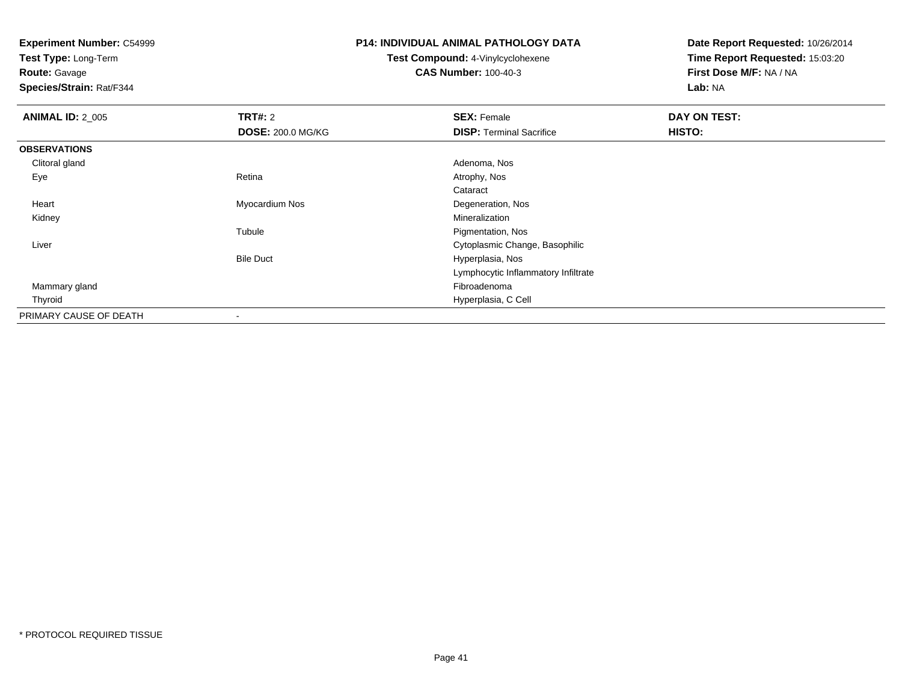**Experiment Number:** C54999
**Test Type:** Long-Term
**Route:** Gavage
**Species/Strain:** Rat/F344

**P14: INDIVIDUAL ANIMAL PATHOLOGY DATA**
**Test Compound:** 4-Vinylcyclohexene
**CAS Number:** 100-40-3

**Date Report Requested:** 10/26/2014
**Time Report Requested:** 15:03:20
**First Dose M/F:** NA / NA
**Lab:** NA

| **ANIMAL ID:** 2_005 | **TRT#:** 2 | **SEX:** Female | **DAY ON TEST:** |
|---|---|---|---|
| | **DOSE:** 200.0 MG/KG | **DISP:** Terminal Sacrifice | **HISTO:** |
| **OBSERVATIONS** | | | |
| Clitoral gland | | Adenoma, Nos | |
| Eye | Retina | Atrophy, Nos | |
| | | Cataract | |
| Heart | Myocardium Nos | Degeneration, Nos | |
| Kidney | | Mineralization | |
| | Tubule | Pigmentation, Nos | |
| Liver | | Cytoplasmic Change, Basophilic | |
| | Bile Duct | Hyperplasia, Nos | |
| | | Lymphocytic Inflammatory Infiltrate | |
| Mammary gland | | Fibroadenoma | |
| Thyroid | | Hyperplasia, C Cell | |
| PRIMARY CAUSE OF DEATH | - | | |

* PROTOCOL REQUIRED TISSUE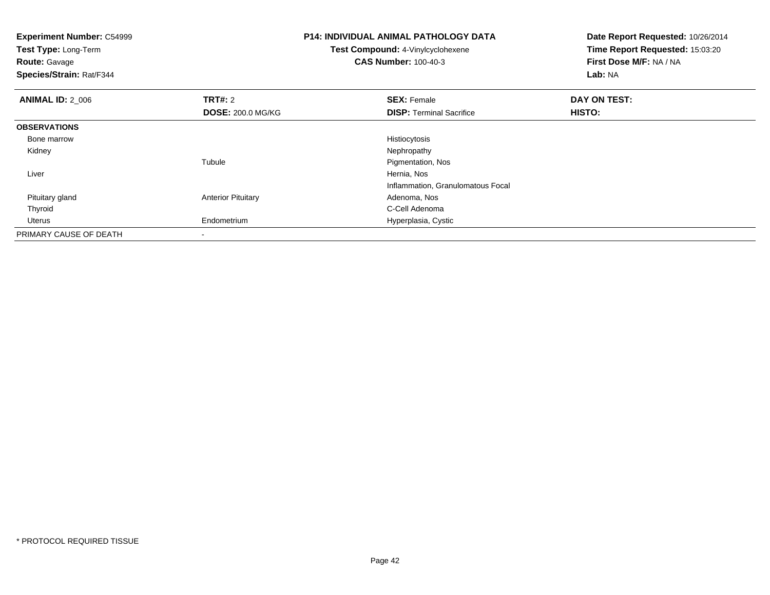**Experiment Number:** C54999
**Test Type:** Long-Term
**Route:** Gavage
**Species/Strain:** Rat/F344

**P14: INDIVIDUAL ANIMAL PATHOLOGY DATA**
**Test Compound:** 4-Vinylcyclohexene
**CAS Number:** 100-40-3

**Date Report Requested:** 10/26/2014
**Time Report Requested:** 15:03:20
**First Dose M/F:** NA / NA
**Lab:** NA

| **ANIMAL ID:** 2_006 | **TRT#:** 2 | **SEX:** Female | **DAY ON TEST:** |
|---|---|---|---|
| | **DOSE:** 200.0 MG/KG | **DISP:** Terminal Sacrifice | **HISTO:** |
| **OBSERVATIONS** | | | |
| Bone marrow | | Histiocytosis | |
| Kidney | | Nephropathy | |
| | Tubule | Pigmentation, Nos | |
| Liver | | Hernia, Nos | |
| | | Inflammation, Granulomatous Focal | |
| Pituitary gland | Anterior Pituitary | Adenoma, Nos | |
| Thyroid | | C-Cell Adenoma | |
| Uterus | Endometrium | Hyperplasia, Cystic | |
| PRIMARY CAUSE OF DEATH | - | | |

* PROTOCOL REQUIRED TISSUE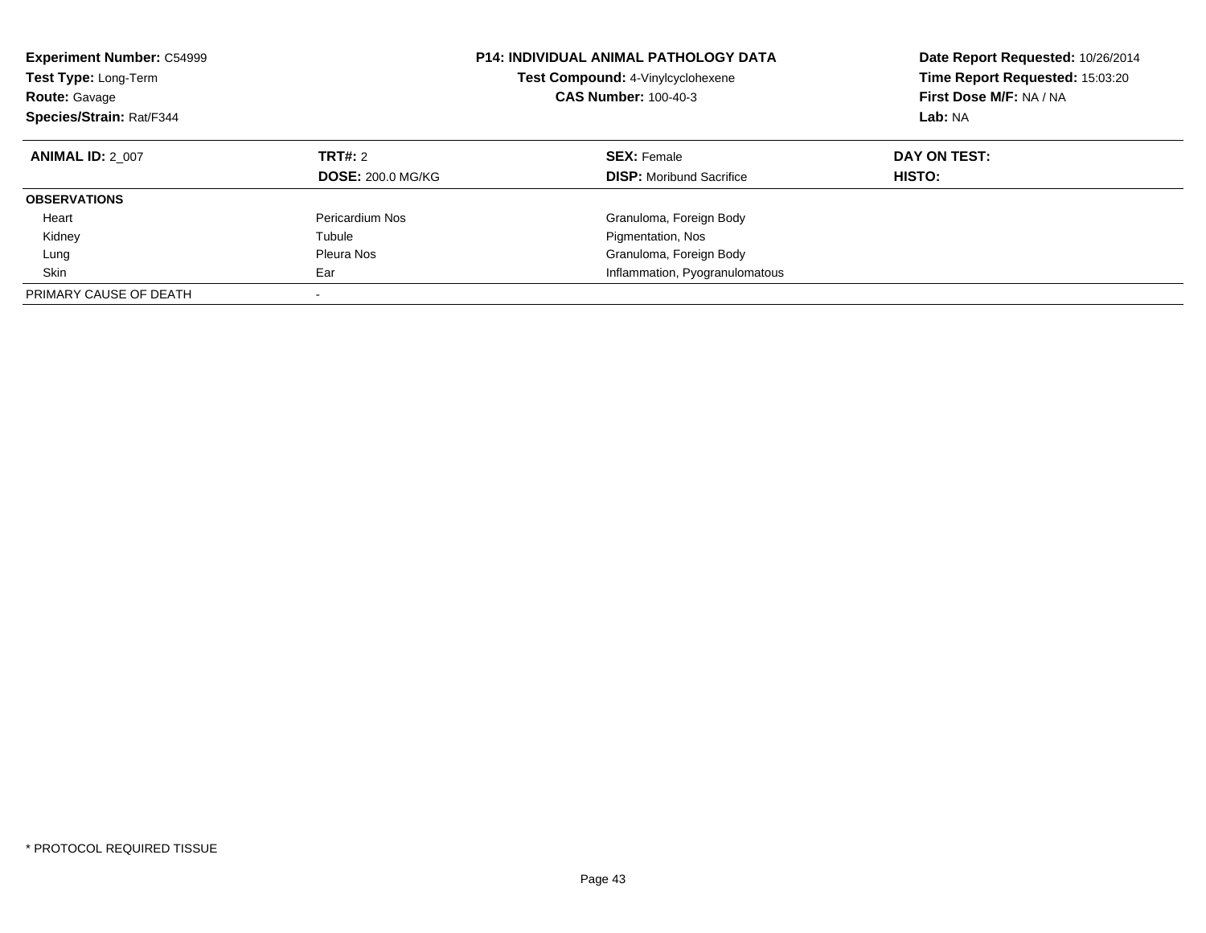**Experiment Number:** C54999
**Test Type:** Long-Term
**Route:** Gavage
**Species/Strain:** Rat/F344

**P14: INDIVIDUAL ANIMAL PATHOLOGY DATA**
**Test Compound:** 4-Vinylcyclohexene
**CAS Number:** 100-40-3

**Date Report Requested:** 10/26/2014
**Time Report Requested:** 15:03:20
**First Dose M/F:** NA / NA
**Lab:** NA

| **ANIMAL ID:** 2_007 | **TRT#:** 2 | **SEX:** Female | **DAY ON TEST:** |
|---|---|---|---|
| | **DOSE:** 200.0 MG/KG | **DISP:** Moribund Sacrifice | **HISTO:** |
| **OBSERVATIONS** | | | |
| Heart | Pericardium Nos | Granuloma, Foreign Body | |
| Kidney | Tubule | Pigmentation, Nos | |
| Lung | Pleura Nos | Granuloma, Foreign Body | |
| Skin | Ear | Inflammation, Pyogranulomatous | |
| PRIMARY CAUSE OF DEATH | - | | |

* PROTOCOL REQUIRED TISSUE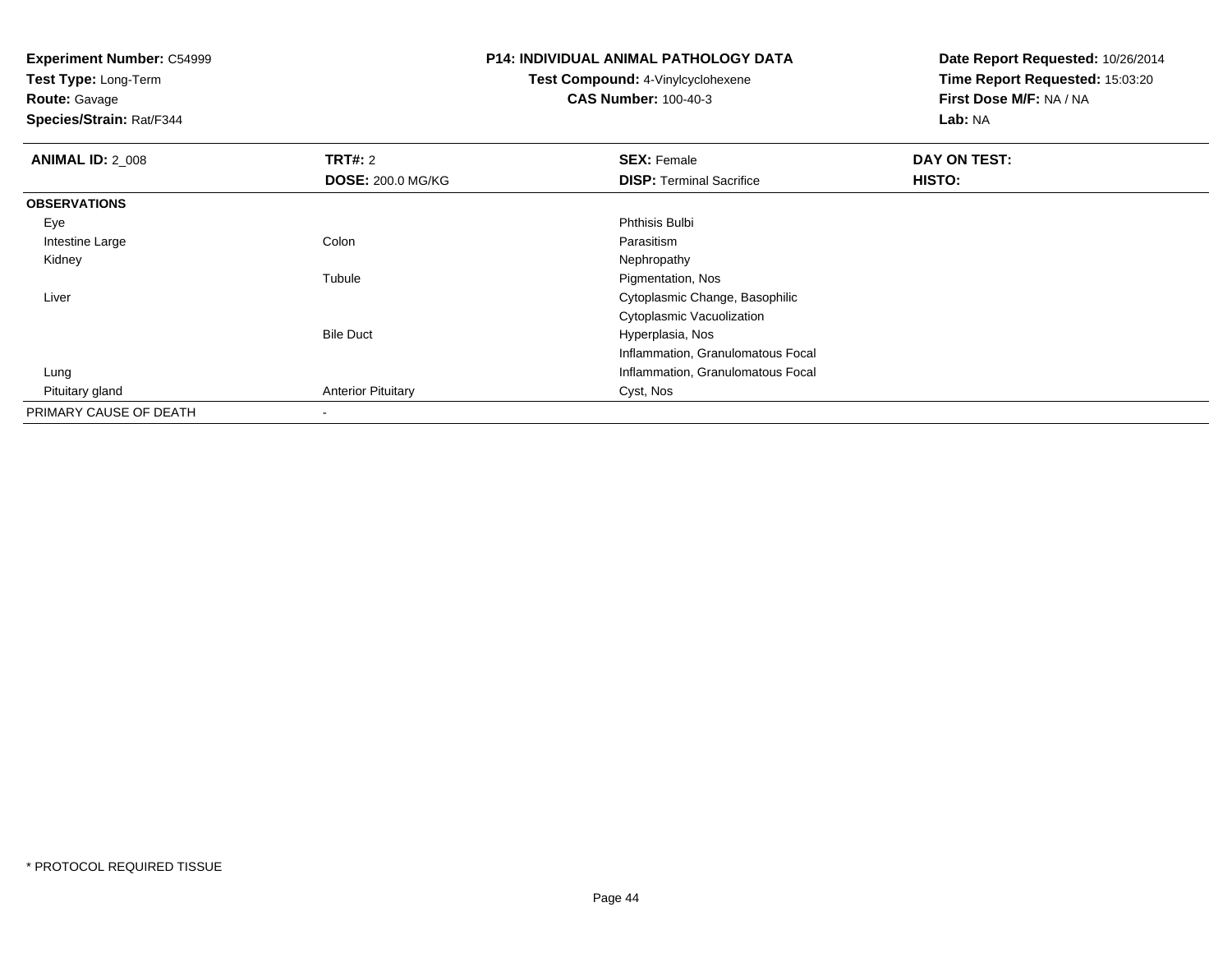**Experiment Number:** C54999
**Test Type:** Long-Term
**Route:** Gavage
**Species/Strain:** Rat/F344

**P14: INDIVIDUAL ANIMAL PATHOLOGY DATA**
**Test Compound:** 4-Vinylcyclohexene
**CAS Number:** 100-40-3

**Date Report Requested:** 10/26/2014
**Time Report Requested:** 15:03:20
**First Dose M/F:** NA / NA
**Lab:** NA

| **ANIMAL ID:** 2_008 | **TRT#:** 2 | **SEX:** Female | **DAY ON TEST:** |
|---|---|---|---|
| | **DOSE:** 200.0 MG/KG | **DISP:** Terminal Sacrifice | **HISTO:** |
| **OBSERVATIONS** | | | |
| Eye | | Phthisis Bulbi | |
| Intestine Large | Colon | Parasitism | |
| Kidney | | Nephropathy | |
| | Tubule | Pigmentation, Nos | |
| Liver | | Cytoplasmic Change, Basophilic | |
| | | Cytoplasmic Vacuolization | |
| | Bile Duct | Hyperplasia, Nos | |
| | | Inflammation, Granulomatous Focal | |
| Lung | | Inflammation, Granulomatous Focal | |
| Pituitary gland | Anterior Pituitary | Cyst, Nos | |
| PRIMARY CAUSE OF DEATH | - | | |

* PROTOCOL REQUIRED TISSUE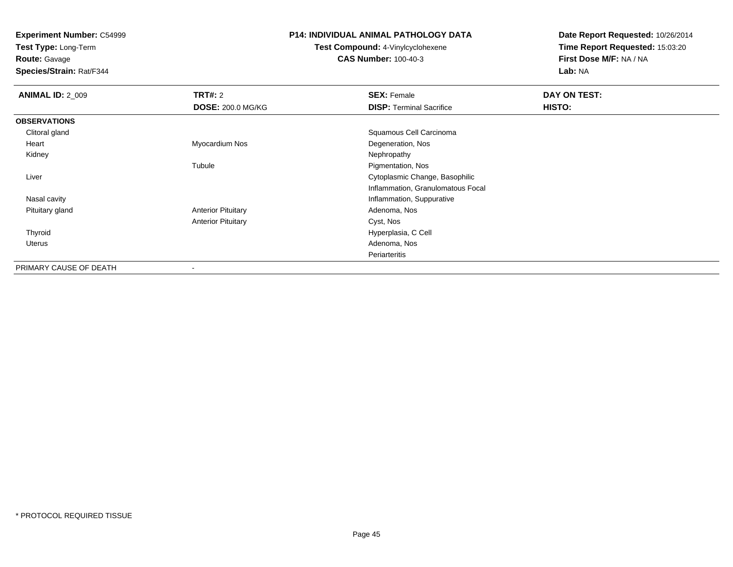**Experiment Number:** C54999
**Test Type:** Long-Term
**Route:** Gavage
**Species/Strain:** Rat/F344

**P14: INDIVIDUAL ANIMAL PATHOLOGY DATA**
**Test Compound:** 4-Vinylcyclohexene
**CAS Number:** 100-40-3

**Date Report Requested:** 10/26/2014
**Time Report Requested:** 15:03:20
**First Dose M/F:** NA / NA
**Lab:** NA

| **ANIMAL ID:** 2_009 | **TRT#:** 2 | **SEX:** Female | **DAY ON TEST:** |
|---|---|---|---|
| | **DOSE:** 200.0 MG/KG | **DISP:** Terminal Sacrifice | **HISTO:** |
| **OBSERVATIONS** | | | |
| Clitoral gland | | Squamous Cell Carcinoma | |
| Heart | Myocardium Nos | Degeneration, Nos | |
| Kidney | | Nephropathy | |
| | Tubule | Pigmentation, Nos | |
| Liver | | Cytoplasmic Change, Basophilic | |
| | | Inflammation, Granulomatous Focal | |
| Nasal cavity | | Inflammation, Suppurative | |
| Pituitary gland | Anterior Pituitary | Adenoma, Nos | |
| | Anterior Pituitary | Cyst, Nos | |
| Thyroid | | Hyperplasia, C Cell | |
| Uterus | | Adenoma, Nos | |
| | | Periarteritis | |
| PRIMARY CAUSE OF DEATH | - | | |

* PROTOCOL REQUIRED TISSUE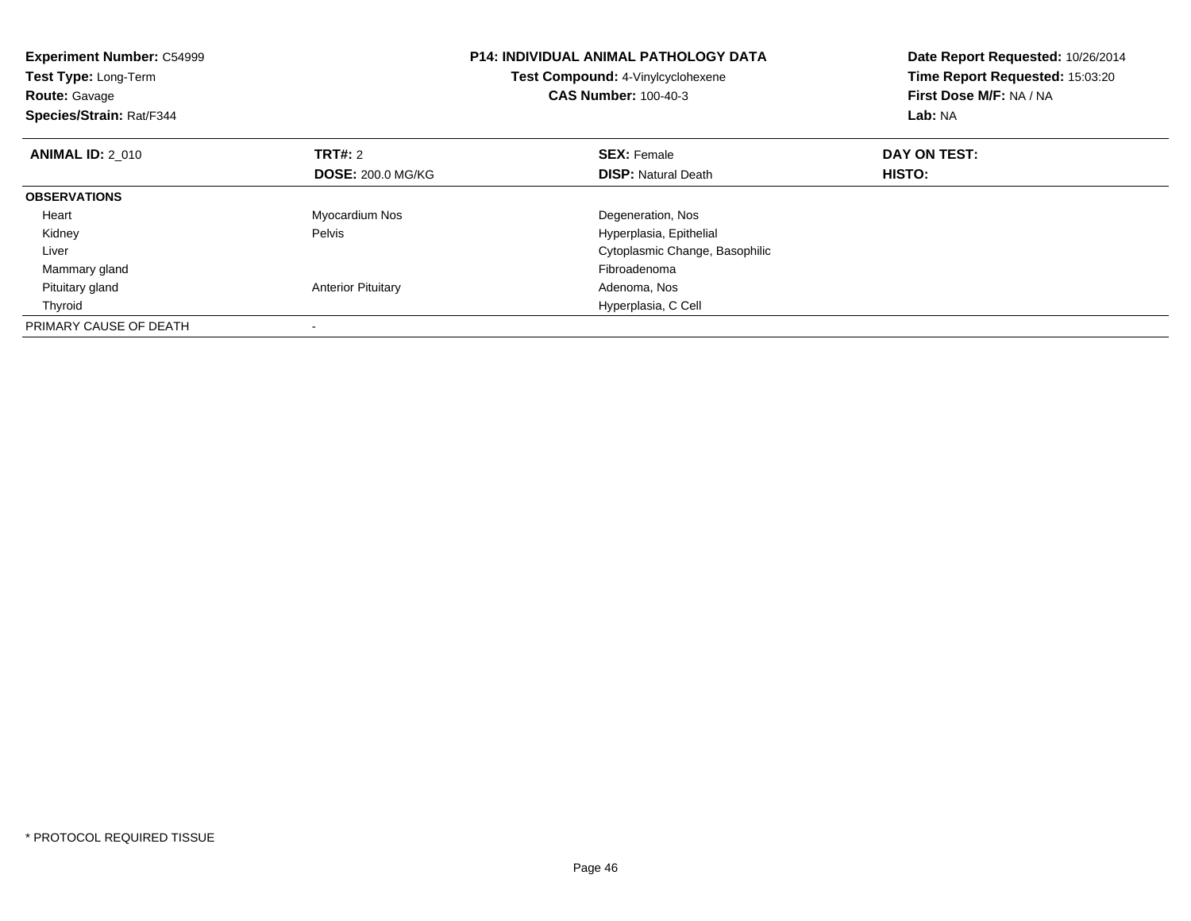**Experiment Number:** C54999
**Test Type:** Long-Term
**Route:** Gavage
**Species/Strain:** Rat/F344

**P14: INDIVIDUAL ANIMAL PATHOLOGY DATA**
**Test Compound:** 4-Vinylcyclohexene
**CAS Number:** 100-40-3

**Date Report Requested:** 10/26/2014
**Time Report Requested:** 15:03:20
**First Dose M/F:** NA / NA
**Lab:** NA

| **ANIMAL ID:** 2_010 | **TRT#:** 2 | **SEX:** Female | **DAY ON TEST:** |
|---|---|---|---|
| | **DOSE:** 200.0 MG/KG | **DISP:** Natural Death | **HISTO:** |
| **OBSERVATIONS** | | | |
| Heart | Myocardium Nos | Degeneration, Nos | |
| Kidney | Pelvis | Hyperplasia, Epithelial | |
| Liver | | Cytoplasmic Change, Basophilic | |
| Mammary gland | | Fibroadenoma | |
| Pituitary gland | Anterior Pituitary | Adenoma, Nos | |
| Thyroid | | Hyperplasia, C Cell | |
| PRIMARY CAUSE OF DEATH | - | | |

* PROTOCOL REQUIRED TISSUE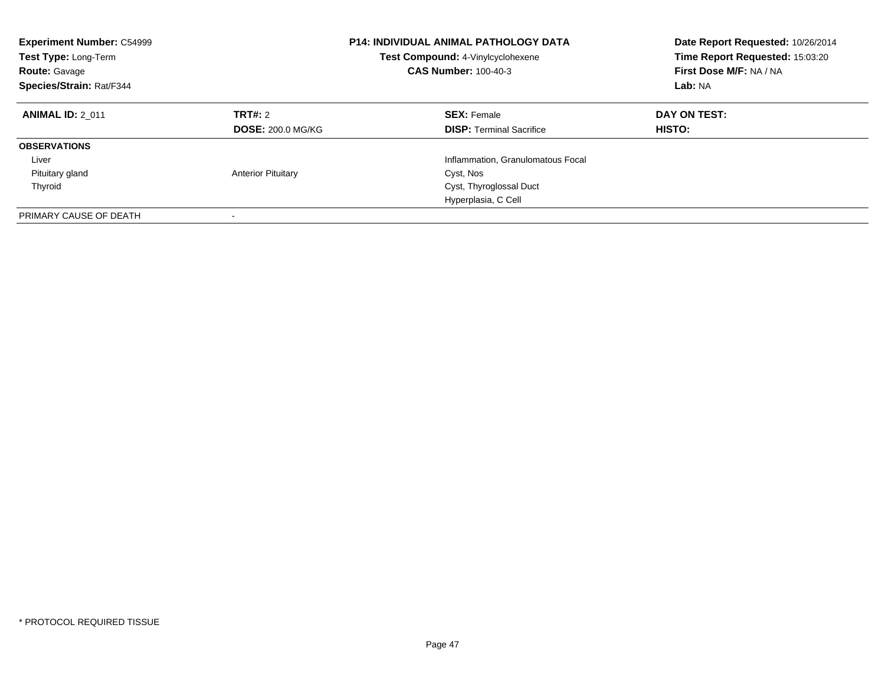**Experiment Number:** C54999
**Test Type:** Long-Term
**Route:** Gavage
**Species/Strain:** Rat/F344

**P14: INDIVIDUAL ANIMAL PATHOLOGY DATA**
**Test Compound:** 4-Vinylcyclohexene
**CAS Number:** 100-40-3

**Date Report Requested:** 10/26/2014
**Time Report Requested:** 15:03:20
**First Dose M/F:** NA / NA
**Lab:** NA

| **ANIMAL ID:** 2_011 | **TRT#:** 2 | **SEX:** Female | **DAY ON TEST:** |
|---|---|---|---|
| | **DOSE:** 200.0 MG/KG | **DISP:** Terminal Sacrifice | **HISTO:** |
| **OBSERVATIONS** | | | |
| Liver | | Inflammation, Granulomatous Focal | |
| Pituitary gland | Anterior Pituitary | Cyst, Nos | |
| Thyroid | | Cyst, Thyroglossal Duct | |
| | | Hyperplasia, C Cell | |
| PRIMARY CAUSE OF DEATH | - | | |

* PROTOCOL REQUIRED TISSUE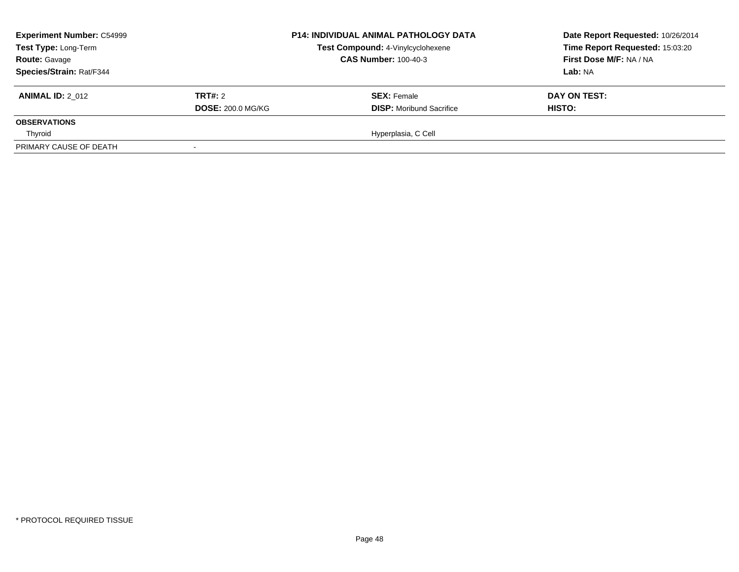**Experiment Number:** C54999
**Test Type:** Long-Term
**Route:** Gavage
**Species/Strain:** Rat/F344

**P14: INDIVIDUAL ANIMAL PATHOLOGY DATA**
**Test Compound:** 4-Vinylcyclohexene
**CAS Number:** 100-40-3

**Date Report Requested:** 10/26/2014
**Time Report Requested:** 15:03:20
**First Dose M/F:** NA / NA
**Lab:** NA

| **ANIMAL ID:** 2_012 | **TRT#:** 2 | **SEX:** Female | **DAY ON TEST:** |
|---|---|---|---|
| | **DOSE:** 200.0 MG/KG | **DISP:** Moribund Sacrifice | **HISTO:** |
| **OBSERVATIONS** | | | |
| Thyroid | | Hyperplasia, C Cell | |
| PRIMARY CAUSE OF DEATH | - | | |

* PROTOCOL REQUIRED TISSUE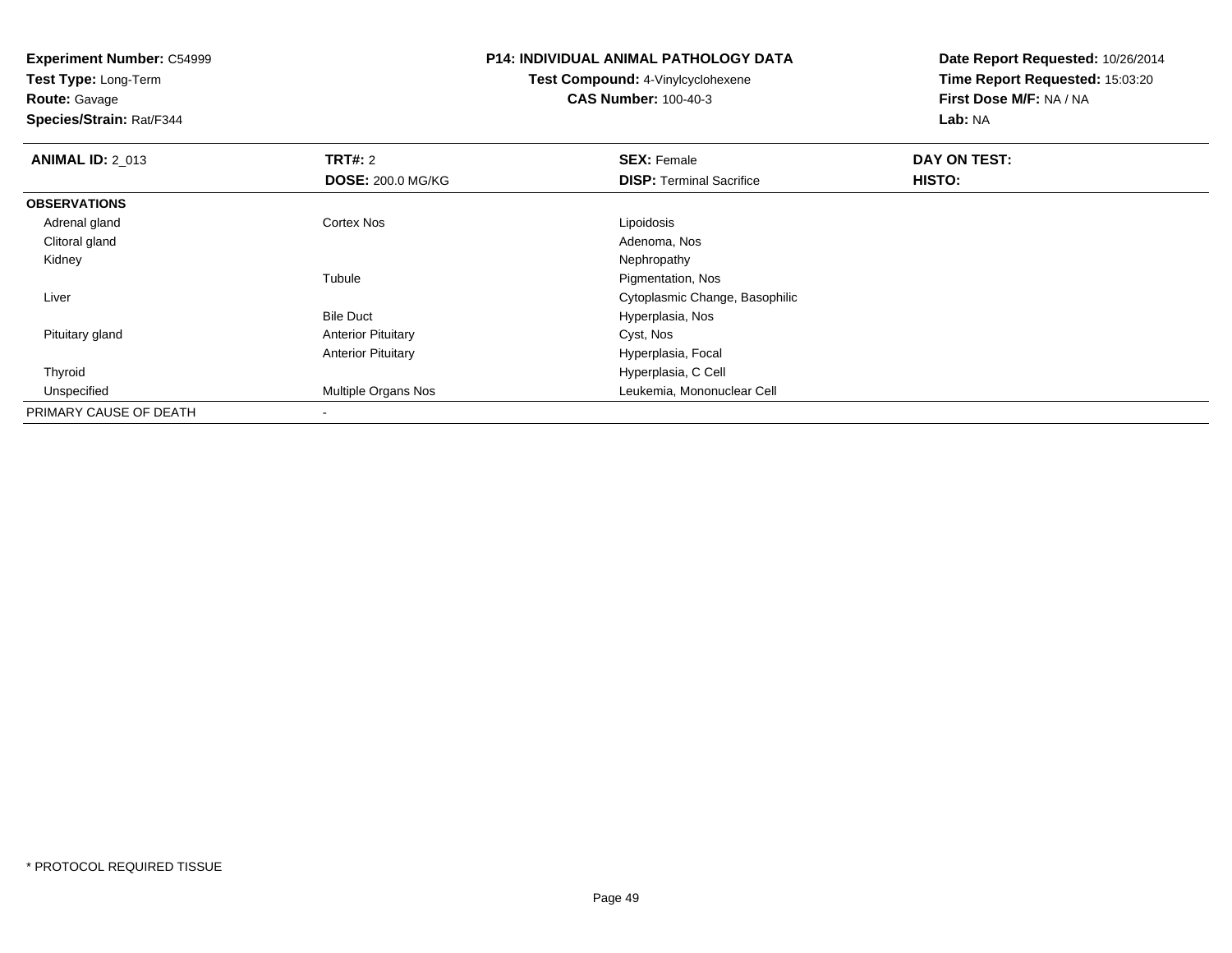**Experiment Number:** C54999
**Test Type:** Long-Term
**Route:** Gavage
**Species/Strain:** Rat/F344

**P14: INDIVIDUAL ANIMAL PATHOLOGY DATA**
**Test Compound:** 4-Vinylcyclohexene
**CAS Number:** 100-40-3

**Date Report Requested:** 10/26/2014
**Time Report Requested:** 15:03:20
**First Dose M/F:** NA / NA
**Lab:** NA

| **ANIMAL ID:** 2_013 | **TRT#:** 2 | **SEX:** Female | **DAY ON TEST:** |
|---|---|---|---|
| | **DOSE:** 200.0 MG/KG | **DISP:** Terminal Sacrifice | **HISTO:** |
| **OBSERVATIONS** | | | |
| Adrenal gland | Cortex Nos | Lipoidosis | |
| Clitoral gland | | Adenoma, Nos | |
| Kidney | | Nephropathy | |
| | Tubule | Pigmentation, Nos | |
| Liver | | Cytoplasmic Change, Basophilic | |
| | Bile Duct | Hyperplasia, Nos | |
| Pituitary gland | Anterior Pituitary | Cyst, Nos | |
| | Anterior Pituitary | Hyperplasia, Focal | |
| Thyroid | | Hyperplasia, C Cell | |
| Unspecified | Multiple Organs Nos | Leukemia, Mononuclear Cell | |
| PRIMARY CAUSE OF DEATH | - | | |

* PROTOCOL REQUIRED TISSUE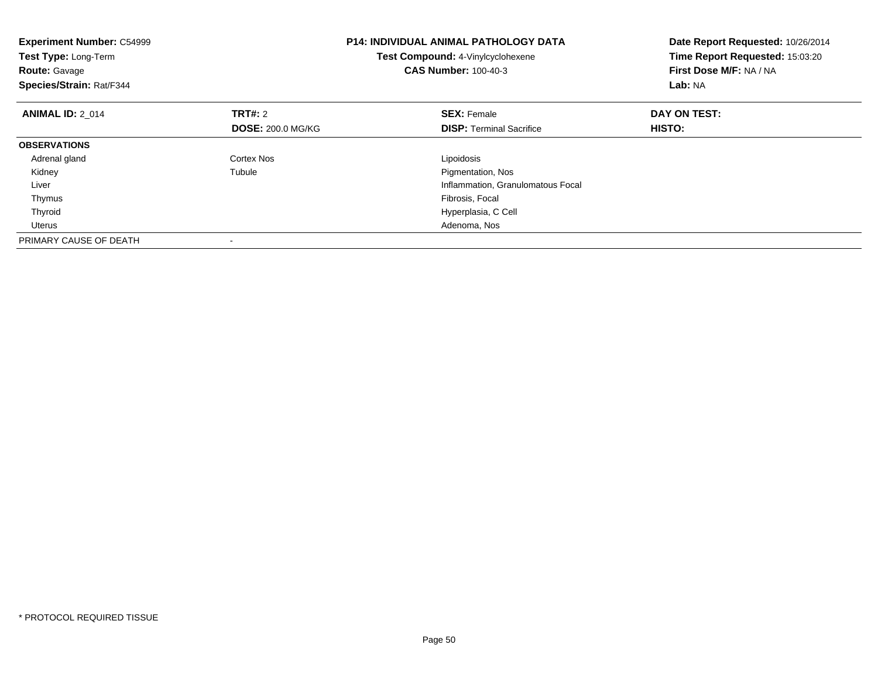**Experiment Number:** C54999
**Test Type:** Long-Term
**Route:** Gavage
**Species/Strain:** Rat/F344

**P14: INDIVIDUAL ANIMAL PATHOLOGY DATA**
**Test Compound:** 4-Vinylcyclohexene
**CAS Number:** 100-40-3

**Date Report Requested:** 10/26/2014
**Time Report Requested:** 15:03:20
**First Dose M/F:** NA / NA
**Lab:** NA

| **ANIMAL ID:** 2_014 | **TRT#:** 2 | **SEX:** Female | **DAY ON TEST:** |
|---|---|---|---|
| | **DOSE:** 200.0 MG/KG | **DISP:** Terminal Sacrifice | **HISTO:** |
| **OBSERVATIONS** | | | |
| Adrenal gland | Cortex Nos | Lipoidosis | |
| Kidney | Tubule | Pigmentation, Nos | |
| Liver | | Inflammation, Granulomatous Focal | |
| Thymus | | Fibrosis, Focal | |
| Thyroid | | Hyperplasia, C Cell | |
| Uterus | | Adenoma, Nos | |
| PRIMARY CAUSE OF DEATH | - | | |

* PROTOCOL REQUIRED TISSUE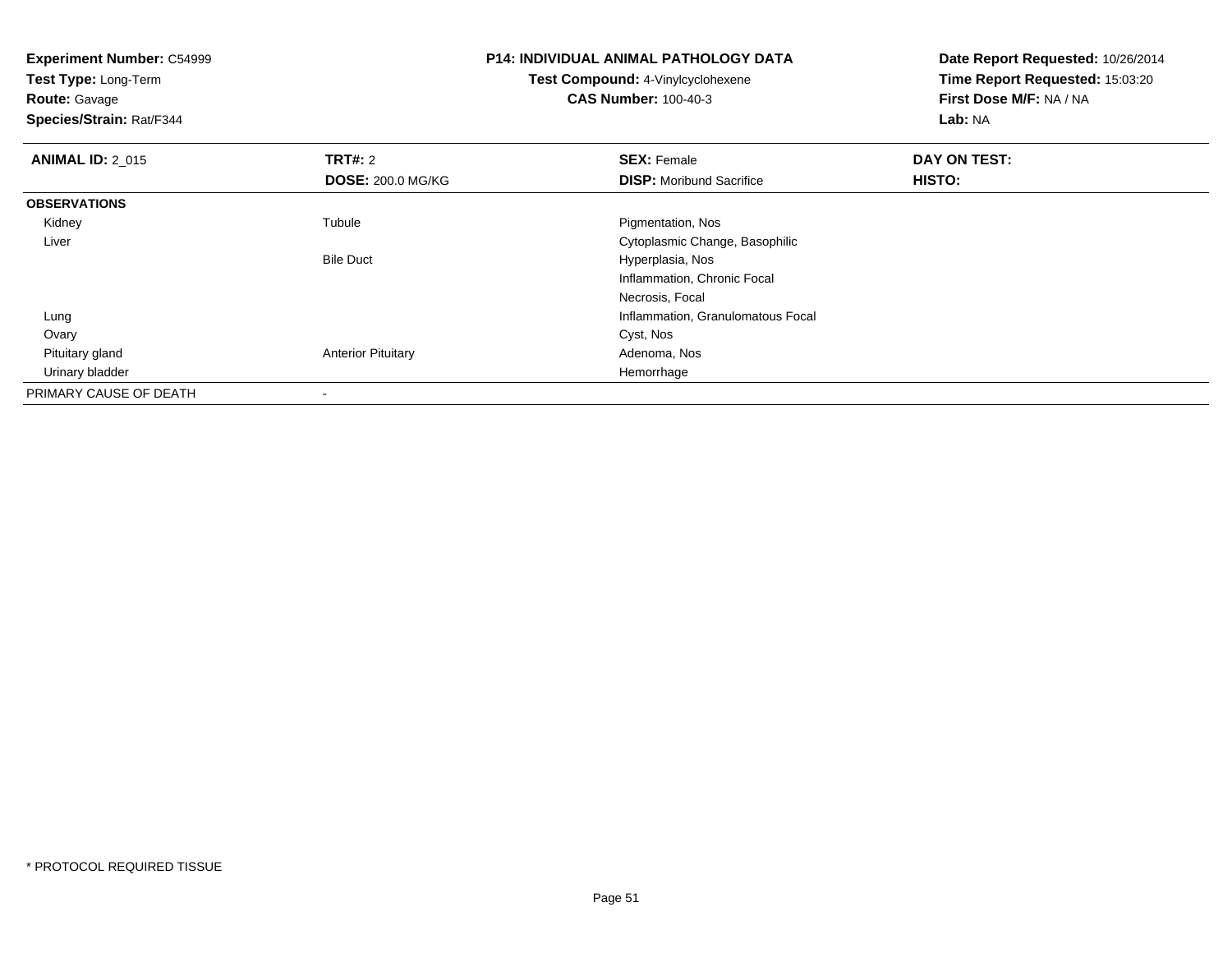**Experiment Number:** C54999
**Test Type:** Long-Term
**Route:** Gavage
**Species/Strain:** Rat/F344

**P14: INDIVIDUAL ANIMAL PATHOLOGY DATA**
**Test Compound:** 4-Vinylcyclohexene
**CAS Number:** 100-40-3

**Date Report Requested:** 10/26/2014
**Time Report Requested:** 15:03:20
**First Dose M/F:** NA / NA
**Lab:** NA

| **ANIMAL ID:** 2_015 | **TRT#:** 2 | **SEX:** Female | **DAY ON TEST:** |
|---|---|---|---|
| | **DOSE:** 200.0 MG/KG | **DISP:** Moribund Sacrifice | **HISTO:** |
| **OBSERVATIONS** | | | |
| Kidney | Tubule | Pigmentation, Nos | |
| Liver | | Cytoplasmic Change, Basophilic | |
| | Bile Duct | Hyperplasia, Nos | |
| | | Inflammation, Chronic Focal | |
| | | Necrosis, Focal | |
| Lung | | Inflammation, Granulomatous Focal | |
| Ovary | | Cyst, Nos | |
| Pituitary gland | Anterior Pituitary | Adenoma, Nos | |
| Urinary bladder | | Hemorrhage | |
| PRIMARY CAUSE OF DEATH | - | | |

* PROTOCOL REQUIRED TISSUE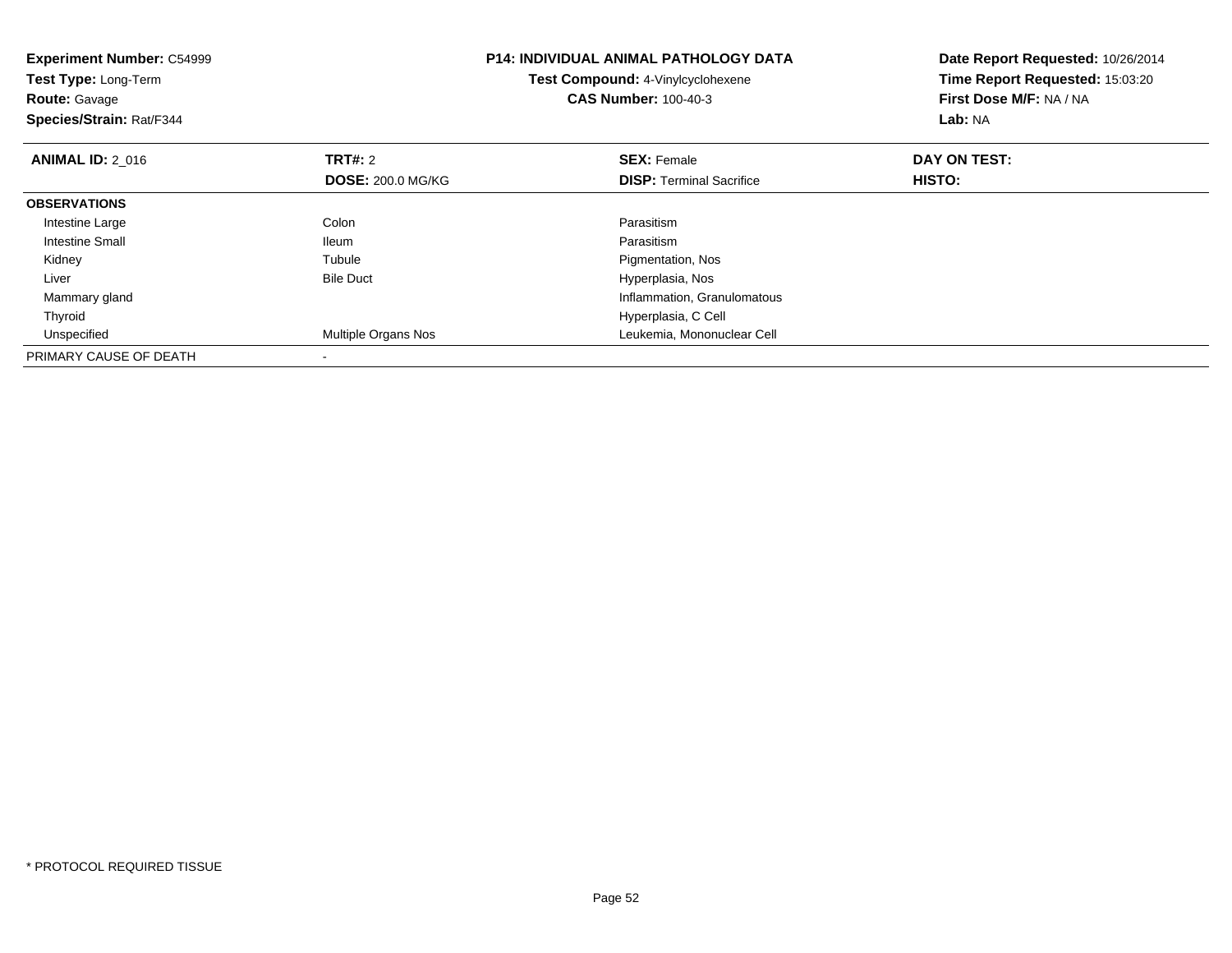**Experiment Number:** C54999
**Test Type:** Long-Term
**Route:** Gavage
**Species/Strain:** Rat/F344

**P14: INDIVIDUAL ANIMAL PATHOLOGY DATA**
**Test Compound:** 4-Vinylcyclohexene
**CAS Number:** 100-40-3

**Date Report Requested:** 10/26/2014
**Time Report Requested:** 15:03:20
**First Dose M/F:** NA / NA
**Lab:** NA

| **ANIMAL ID:** 2_016 | **TRT#:** 2 | **SEX:** Female | **DAY ON TEST:** |
|---|---|---|---|
| | **DOSE:** 200.0 MG/KG | **DISP:** Terminal Sacrifice | **HISTO:** |
| **OBSERVATIONS** | | | |
| Intestine Large | Colon | Parasitism | |
| Intestine Small | Ileum | Parasitism | |
| Kidney | Tubule | Pigmentation, Nos | |
| Liver | Bile Duct | Hyperplasia, Nos | |
| Mammary gland | | Inflammation, Granulomatous | |
| Thyroid | | Hyperplasia, C Cell | |
| Unspecified | Multiple Organs Nos | Leukemia, Mononuclear Cell | |
| PRIMARY CAUSE OF DEATH | - | | |

* PROTOCOL REQUIRED TISSUE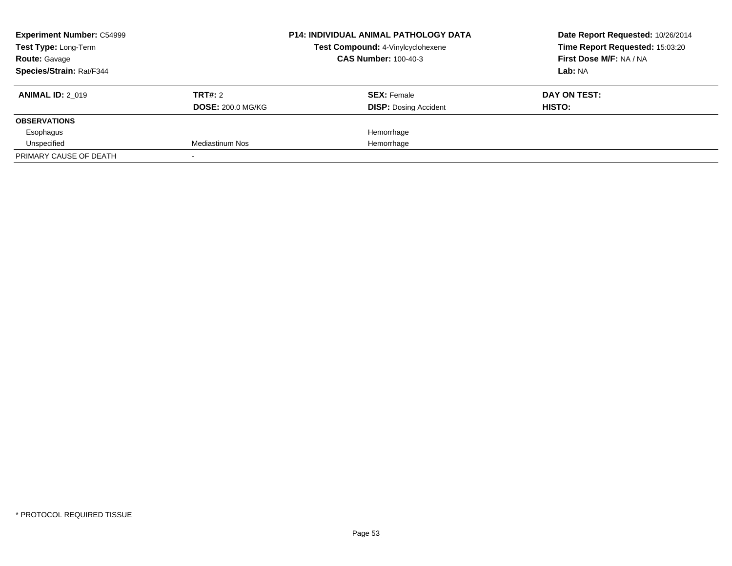**Experiment Number:** C54999
**Test Type:** Long-Term
**Route:** Gavage
**Species/Strain:** Rat/F344

**P14: INDIVIDUAL ANIMAL PATHOLOGY DATA**
**Test Compound:** 4-Vinylcyclohexene
**CAS Number:** 100-40-3

**Date Report Requested:** 10/26/2014
**Time Report Requested:** 15:03:20
**First Dose M/F:** NA / NA
**Lab:** NA

| **ANIMAL ID:** 2_019 | **TRT#:** 2 | **SEX:** Female | **DAY ON TEST:** |
|---|---|---|---|
| | **DOSE:** 200.0 MG/KG | **DISP:** Dosing Accident | **HISTO:** |
| **OBSERVATIONS** | | | |
| Esophagus | | Hemorrhage | |
| Unspecified | Mediastinum Nos | Hemorrhage | |
| PRIMARY CAUSE OF DEATH | - | | |

* PROTOCOL REQUIRED TISSUE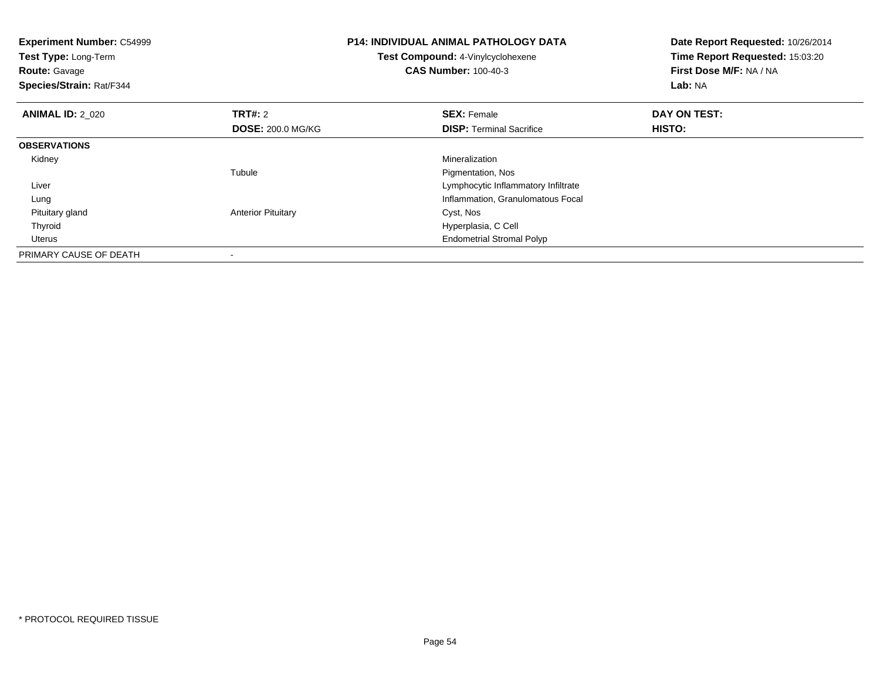**Experiment Number:** C54999
**Test Type:** Long-Term
**Route:** Gavage
**Species/Strain:** Rat/F344

**P14: INDIVIDUAL ANIMAL PATHOLOGY DATA**
**Test Compound:** 4-Vinylcyclohexene
**CAS Number:** 100-40-3

**Date Report Requested:** 10/26/2014
**Time Report Requested:** 15:03:20
**First Dose M/F:** NA / NA
**Lab:** NA

| **ANIMAL ID:** 2_020 | **TRT#:** 2 | **SEX:** Female | **DAY ON TEST:** |
|---|---|---|---|
| | **DOSE:** 200.0 MG/KG | **DISP:** Terminal Sacrifice | **HISTO:** |
| **OBSERVATIONS** | | | |
| Kidney | | Mineralization | |
| | Tubule | Pigmentation, Nos | |
| Liver | | Lymphocytic Inflammatory Infiltrate | |
| Lung | | Inflammation, Granulomatous Focal | |
| Pituitary gland | Anterior Pituitary | Cyst, Nos | |
| Thyroid | | Hyperplasia, C Cell | |
| Uterus | | Endometrial Stromal Polyp | |
| PRIMARY CAUSE OF DEATH | - | | |

* PROTOCOL REQUIRED TISSUE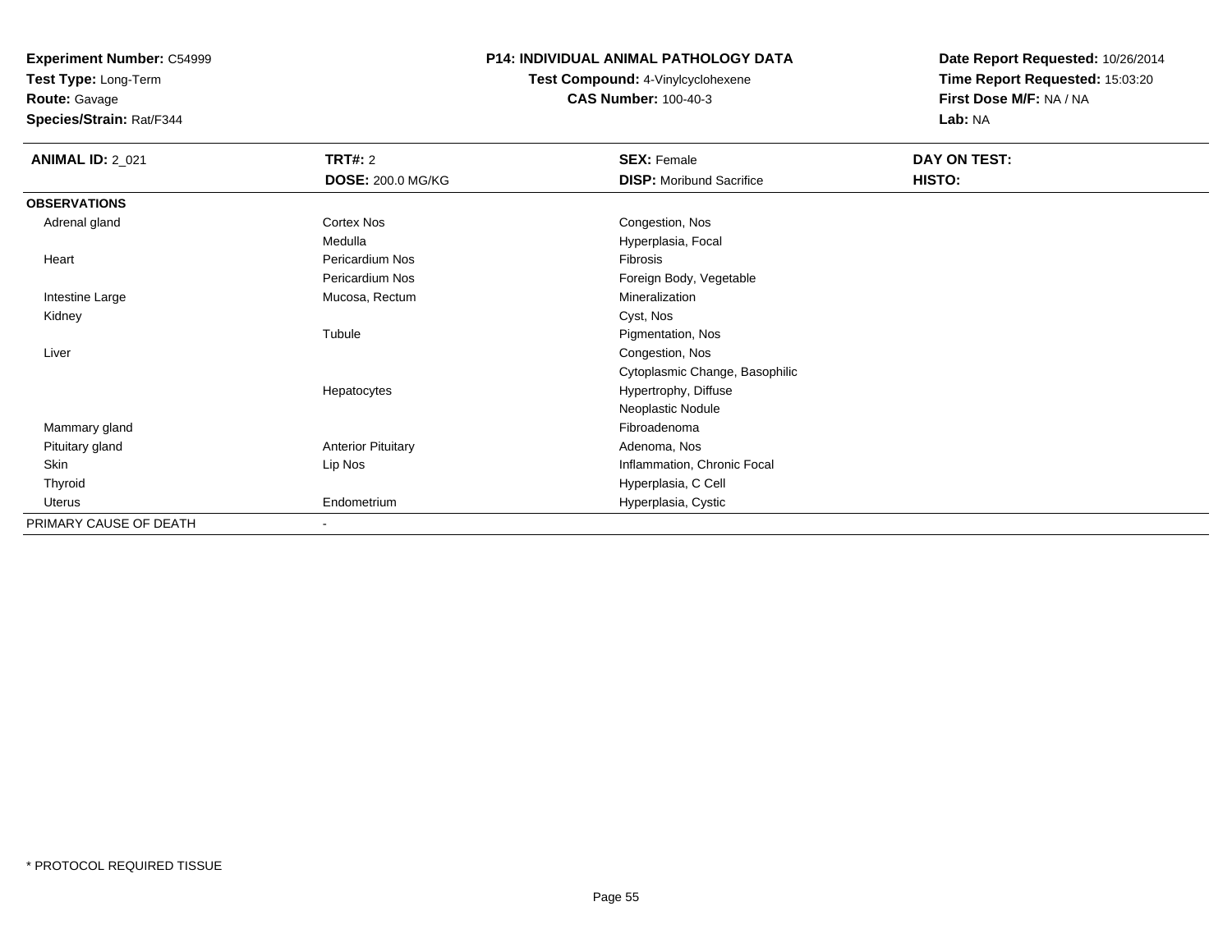**Experiment Number:** C54999
**Test Type:** Long-Term
**Route:** Gavage
**Species/Strain:** Rat/F344

**P14: INDIVIDUAL ANIMAL PATHOLOGY DATA**
**Test Compound:** 4-Vinylcyclohexene
**CAS Number:** 100-40-3

**Date Report Requested:** 10/26/2014
**Time Report Requested:** 15:03:20
**First Dose M/F:** NA / NA
**Lab:** NA

| **ANIMAL ID:** 2_021 | **TRT#:** 2 | **SEX:** Female | **DAY ON TEST:** |
|---|---|---|---|
| | **DOSE:** 200.0 MG/KG | **DISP:** Moribund Sacrifice | **HISTO:** |
| **OBSERVATIONS** | | | |
| Adrenal gland | Cortex Nos | Congestion, Nos | |
| | Medulla | Hyperplasia, Focal | |
| Heart | Pericardium Nos | Fibrosis | |
| | Pericardium Nos | Foreign Body, Vegetable | |
| Intestine Large | Mucosa, Rectum | Mineralization | |
| Kidney | | Cyst, Nos | |
| | Tubule | Pigmentation, Nos | |
| Liver | | Congestion, Nos | |
| | | Cytoplasmic Change, Basophilic | |
| | Hepatocytes | Hypertrophy, Diffuse | |
| | | Neoplastic Nodule | |
| Mammary gland | | Fibroadenoma | |
| Pituitary gland | Anterior Pituitary | Adenoma, Nos | |
| Skin | Lip Nos | Inflammation, Chronic Focal | |
| Thyroid | | Hyperplasia, C Cell | |
| Uterus | Endometrium | Hyperplasia, Cystic | |
| PRIMARY CAUSE OF DEATH | - | | |

* PROTOCOL REQUIRED TISSUE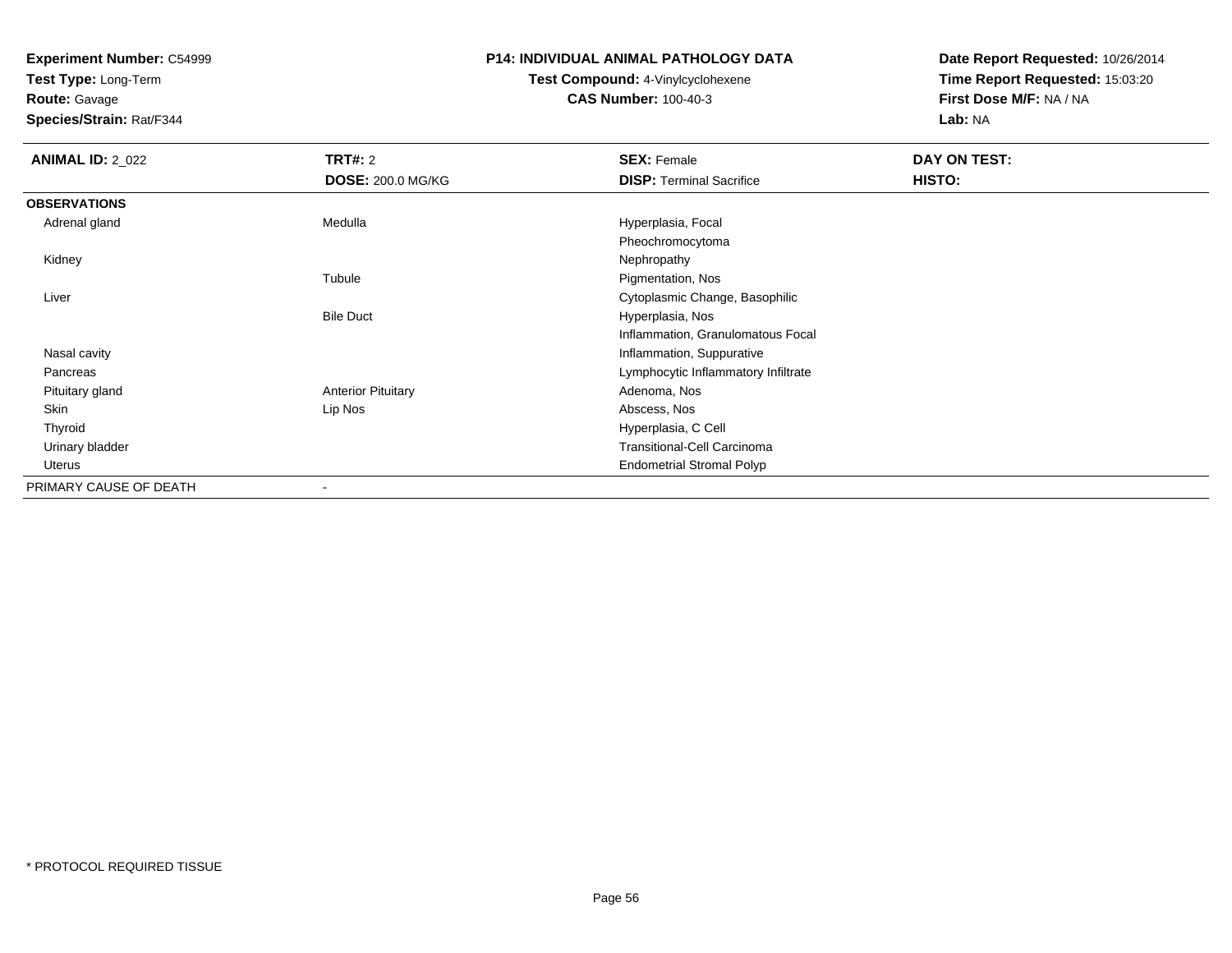**Experiment Number:** C54999
**Test Type:** Long-Term
**Route:** Gavage
**Species/Strain:** Rat/F344

**P14: INDIVIDUAL ANIMAL PATHOLOGY DATA**
**Test Compound:** 4-Vinylcyclohexene
**CAS Number:** 100-40-3

**Date Report Requested:** 10/26/2014
**Time Report Requested:** 15:03:20
**First Dose M/F:** NA / NA
**Lab:** NA

| **ANIMAL ID:** 2_022 | **TRT#:** 2 | **SEX:** Female | **DAY ON TEST:** |
|---|---|---|---|
| | **DOSE:** 200.0 MG/KG | **DISP:** Terminal Sacrifice | **HISTO:** |
| **OBSERVATIONS** | | | |
| Adrenal gland | Medulla | Hyperplasia, Focal | |
| | | Pheochromocytoma | |
| Kidney | | Nephropathy | |
| | Tubule | Pigmentation, Nos | |
| Liver | | Cytoplasmic Change, Basophilic | |
| | Bile Duct | Hyperplasia, Nos | |
| | | Inflammation, Granulomatous Focal | |
| Nasal cavity | | Inflammation, Suppurative | |
| Pancreas | | Lymphocytic Inflammatory Infiltrate | |
| Pituitary gland | Anterior Pituitary | Adenoma, Nos | |
| Skin | Lip Nos | Abscess, Nos | |
| Thyroid | | Hyperplasia, C Cell | |
| Urinary bladder | | Transitional-Cell Carcinoma | |
| Uterus | | Endometrial Stromal Polyp | |
| PRIMARY CAUSE OF DEATH | - | | |

* PROTOCOL REQUIRED TISSUE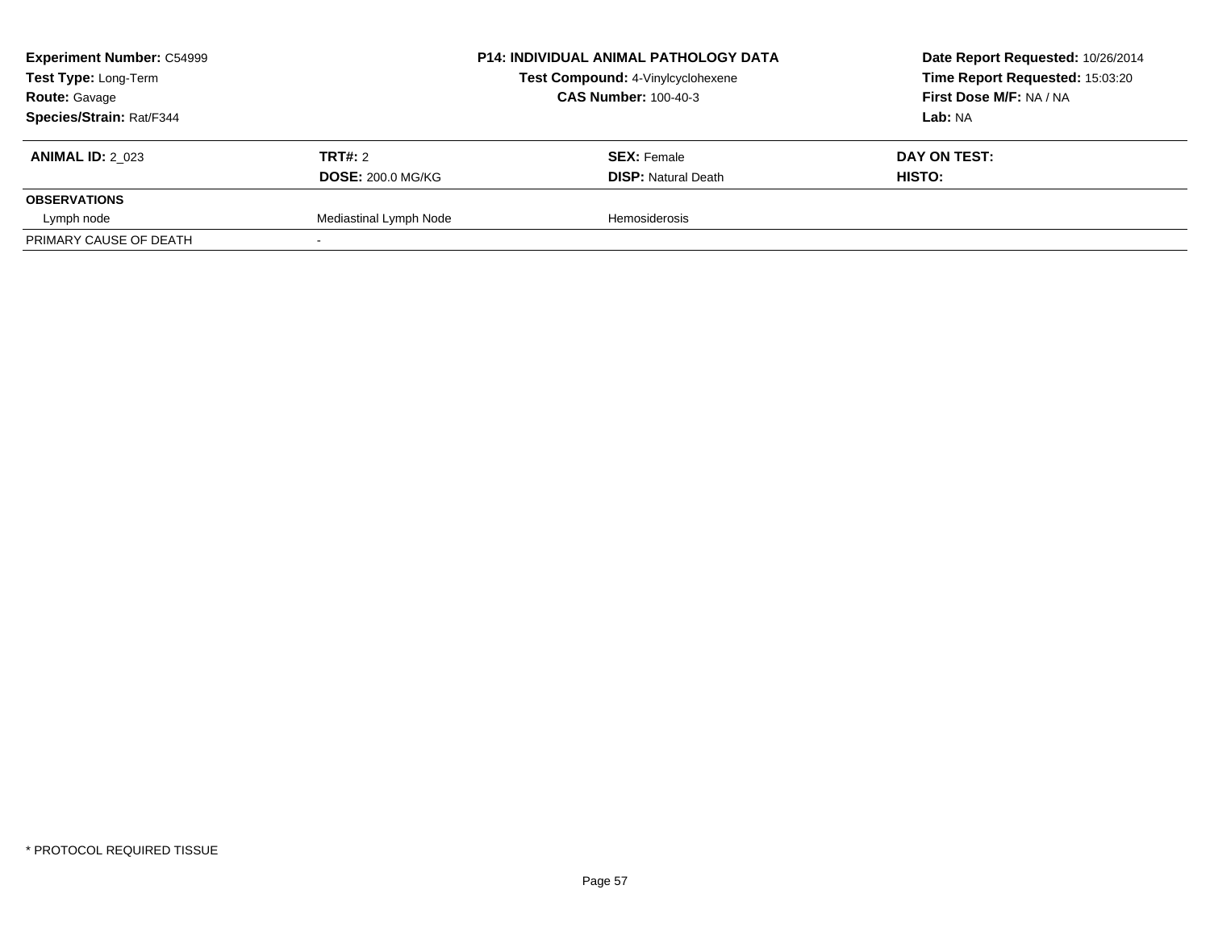**Experiment Number:** C54999
**Test Type:** Long-Term
**Route:** Gavage
**Species/Strain:** Rat/F344

**P14: INDIVIDUAL ANIMAL PATHOLOGY DATA**
**Test Compound:** 4-Vinylcyclohexene
**CAS Number:** 100-40-3

**Date Report Requested:** 10/26/2014
**Time Report Requested:** 15:03:20
**First Dose M/F:** NA / NA
**Lab:** NA

| **ANIMAL ID:** 2_023 | **TRT#:** 2 | **SEX:** Female | **DAY ON TEST:** |
|---|---|---|---|
| | **DOSE:** 200.0 MG/KG | **DISP:** Natural Death | **HISTO:** |
| **OBSERVATIONS** | | | |
| Lymph node | Mediastinal Lymph Node | Hemosiderosis | |
| PRIMARY CAUSE OF DEATH | - | | |

* PROTOCOL REQUIRED TISSUE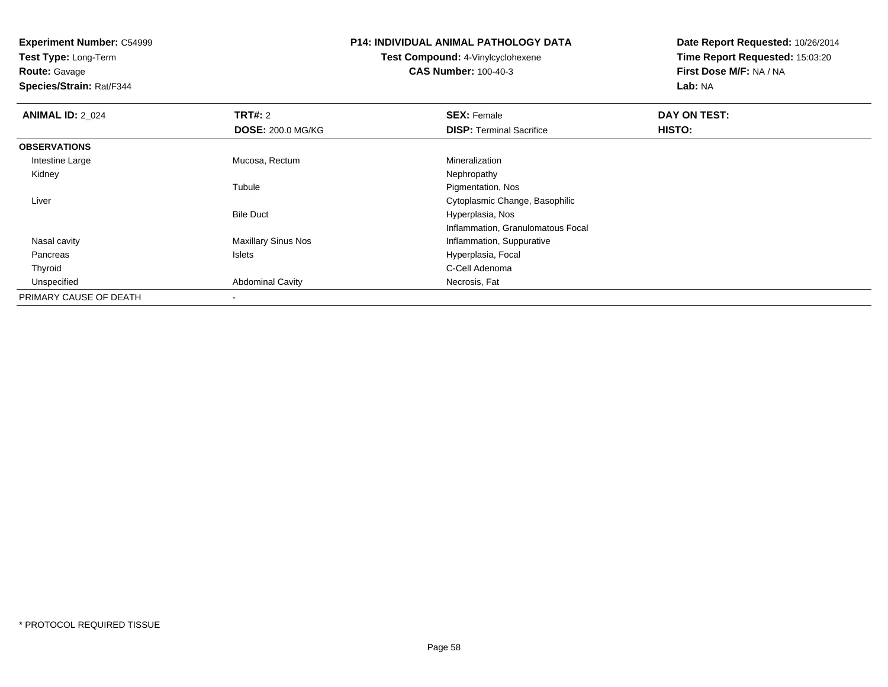**Experiment Number:** C54999
**Test Type:** Long-Term
**Route:** Gavage
**Species/Strain:** Rat/F344

**P14: INDIVIDUAL ANIMAL PATHOLOGY DATA**
**Test Compound:** 4-Vinylcyclohexene
**CAS Number:** 100-40-3

**Date Report Requested:** 10/26/2014
**Time Report Requested:** 15:03:20
**First Dose M/F:** NA / NA
**Lab:** NA

| **ANIMAL ID:** 2_024 | **TRT#:** 2 | **SEX:** Female | **DAY ON TEST:** |
|---|---|---|---|
| | **DOSE:** 200.0 MG/KG | **DISP:** Terminal Sacrifice | **HISTO:** |
| **OBSERVATIONS** | | | |
| Intestine Large | Mucosa, Rectum | Mineralization | |
| Kidney | | Nephropathy | |
| | Tubule | Pigmentation, Nos | |
| Liver | | Cytoplasmic Change, Basophilic | |
| | Bile Duct | Hyperplasia, Nos | |
| | | Inflammation, Granulomatous Focal | |
| Nasal cavity | Maxillary Sinus Nos | Inflammation, Suppurative | |
| Pancreas | Islets | Hyperplasia, Focal | |
| Thyroid | | C-Cell Adenoma | |
| Unspecified | Abdominal Cavity | Necrosis, Fat | |
| PRIMARY CAUSE OF DEATH | - | | |

* PROTOCOL REQUIRED TISSUE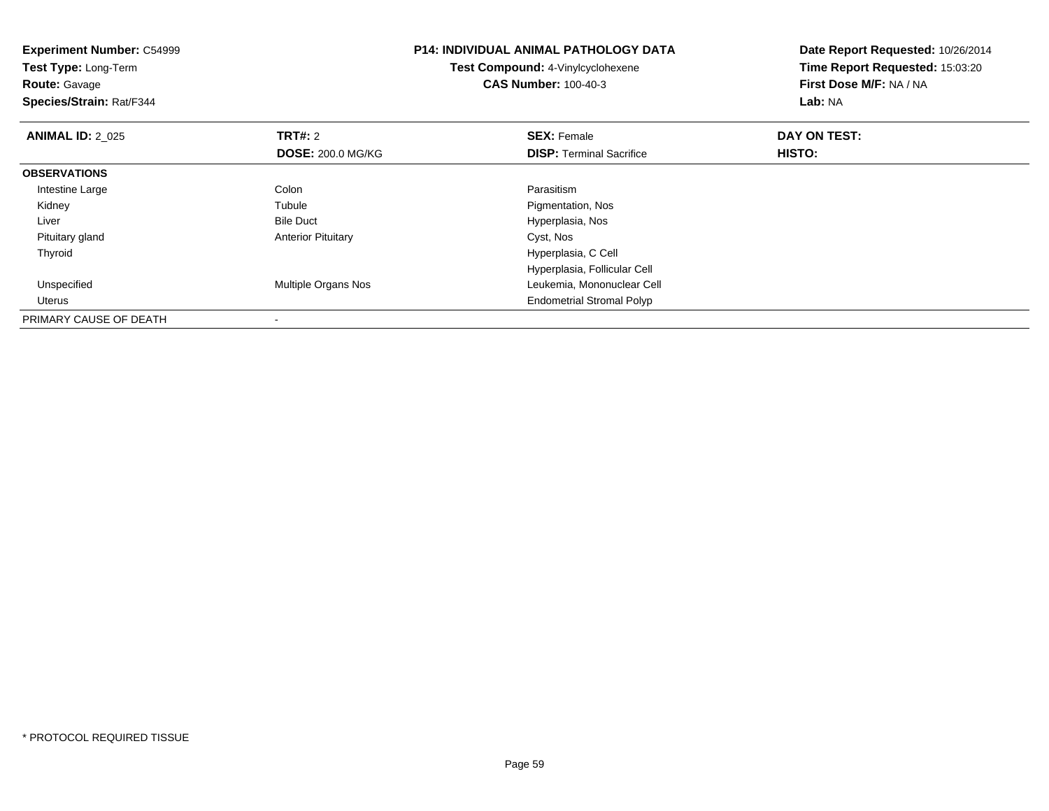**Experiment Number:** C54999
**Test Type:** Long-Term
**Route:** Gavage
**Species/Strain:** Rat/F344

**P14: INDIVIDUAL ANIMAL PATHOLOGY DATA**
**Test Compound:** 4-Vinylcyclohexene
**CAS Number:** 100-40-3

**Date Report Requested:** 10/26/2014
**Time Report Requested:** 15:03:20
**First Dose M/F:** NA / NA
**Lab:** NA

| **ANIMAL ID:** 2_025 | **TRT#:** 2 | **SEX:** Female | **DAY ON TEST:** |
|---|---|---|---|
| | **DOSE:** 200.0 MG/KG | **DISP:** Terminal Sacrifice | **HISTO:** |
| **OBSERVATIONS** | | | |
| Intestine Large | Colon | Parasitism | |
| Kidney | Tubule | Pigmentation, Nos | |
| Liver | Bile Duct | Hyperplasia, Nos | |
| Pituitary gland | Anterior Pituitary | Cyst, Nos | |
| Thyroid | | Hyperplasia, C Cell | |
| | | Hyperplasia, Follicular Cell | |
| Unspecified | Multiple Organs Nos | Leukemia, Mononuclear Cell | |
| Uterus | | Endometrial Stromal Polyp | |
| PRIMARY CAUSE OF DEATH | - | | |

* PROTOCOL REQUIRED TISSUE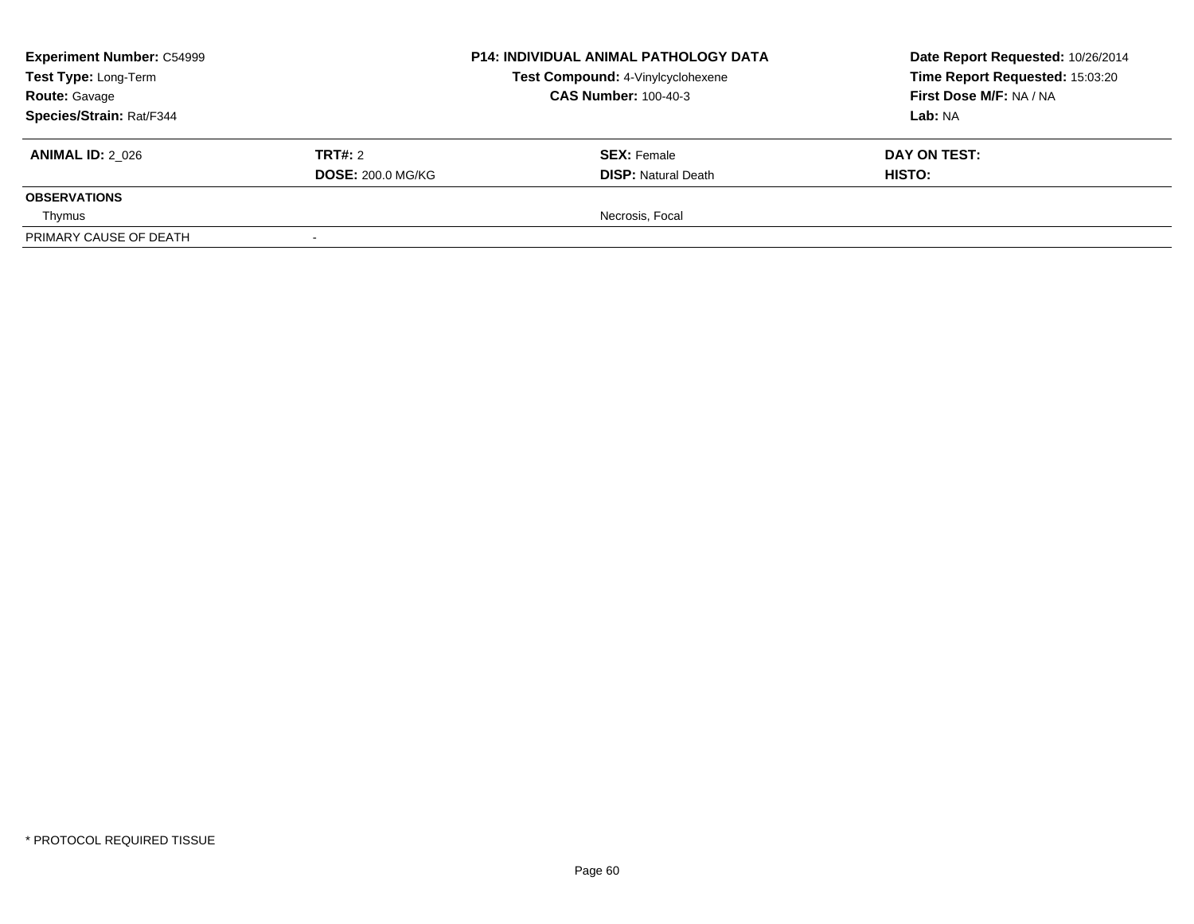| **Experiment Number:** C54999 | **P14: INDIVIDUAL ANIMAL PATHOLOGY DATA** | **Date Report Requested:** 10/26/2014 |
|---|---|---|
| **Test Type:** Long-Term | **Test Compound:** 4-Vinylcyclohexene | **Time Report Requested:** 15:03:20 |
| **Route:** Gavage | **CAS Number:** 100-40-3 | **First Dose M/F:** NA / NA |
| **Species/Strain:** Rat/F344 | | **Lab:** NA |

| **ANIMAL ID:** 2_026 | **TRT#:** 2 | **SEX:** Female | **DAY ON TEST:** |
|---|---|---|---|
| | **DOSE:** 200.0 MG/KG | **DISP:** Natural Death | **HISTO:** |
| **OBSERVATIONS** | | | |
| Thymus | | Necrosis, Focal | |
| PRIMARY CAUSE OF DEATH | - | | |

* PROTOCOL REQUIRED TISSUE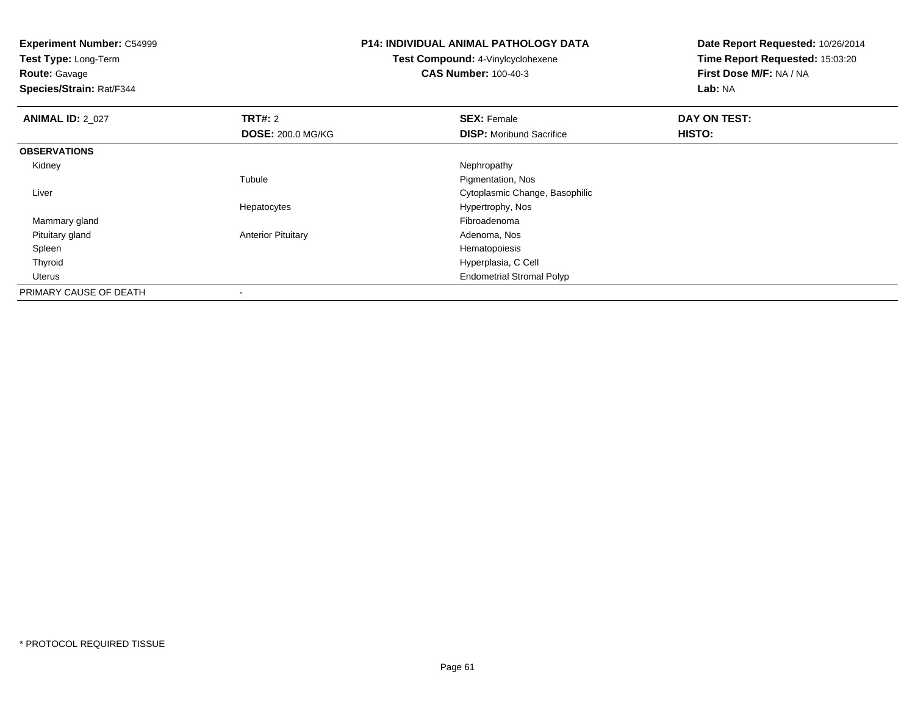**Experiment Number:** C54999
**Test Type:** Long-Term
**Route:** Gavage
**Species/Strain:** Rat/F344

**P14: INDIVIDUAL ANIMAL PATHOLOGY DATA**
**Test Compound:** 4-Vinylcyclohexene
**CAS Number:** 100-40-3

**Date Report Requested:** 10/26/2014
**Time Report Requested:** 15:03:20
**First Dose M/F:** NA / NA
**Lab:** NA

| **ANIMAL ID:** 2_027 | **TRT#:** 2 | **SEX:** Female | **DAY ON TEST:** |
|---|---|---|---|
| | **DOSE:** 200.0 MG/KG | **DISP:** Moribund Sacrifice | **HISTO:** |
| **OBSERVATIONS** | | | |
| Kidney | | Nephropathy | |
| | Tubule | Pigmentation, Nos | |
| Liver | | Cytoplasmic Change, Basophilic | |
| | Hepatocytes | Hypertrophy, Nos | |
| Mammary gland | | Fibroadenoma | |
| Pituitary gland | Anterior Pituitary | Adenoma, Nos | |
| Spleen | | Hematopoiesis | |
| Thyroid | | Hyperplasia, C Cell | |
| Uterus | | Endometrial Stromal Polyp | |
| PRIMARY CAUSE OF DEATH | - | | |

* PROTOCOL REQUIRED TISSUE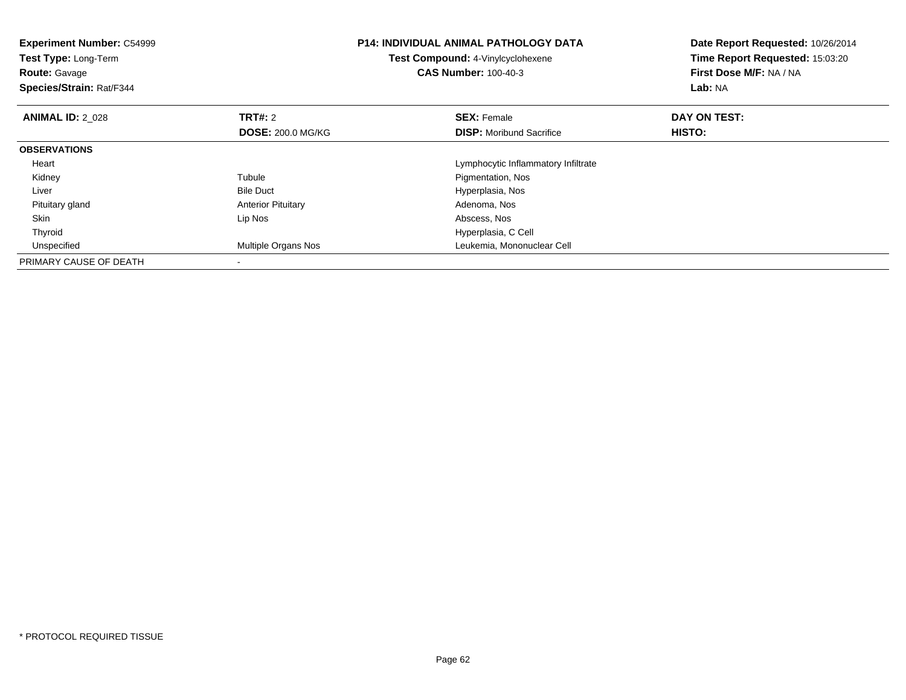**Experiment Number:** C54999
**Test Type:** Long-Term
**Route:** Gavage
**Species/Strain:** Rat/F344

**P14: INDIVIDUAL ANIMAL PATHOLOGY DATA**
**Test Compound:** 4-Vinylcyclohexene
**CAS Number:** 100-40-3

**Date Report Requested:** 10/26/2014
**Time Report Requested:** 15:03:20
**First Dose M/F:** NA / NA
**Lab:** NA

| **ANIMAL ID:** 2_028 | **TRT#:** 2 | **SEX:** Female | **DAY ON TEST:** |
|---|---|---|---|
| | **DOSE:** 200.0 MG/KG | **DISP:** Moribund Sacrifice | **HISTO:** |
| **OBSERVATIONS** | | | |
| Heart | | Lymphocytic Inflammatory Infiltrate | |
| Kidney | Tubule | Pigmentation, Nos | |
| Liver | Bile Duct | Hyperplasia, Nos | |
| Pituitary gland | Anterior Pituitary | Adenoma, Nos | |
| Skin | Lip Nos | Abscess, Nos | |
| Thyroid | | Hyperplasia, C Cell | |
| Unspecified | Multiple Organs Nos | Leukemia, Mononuclear Cell | |
| PRIMARY CAUSE OF DEATH | - | | |

* PROTOCOL REQUIRED TISSUE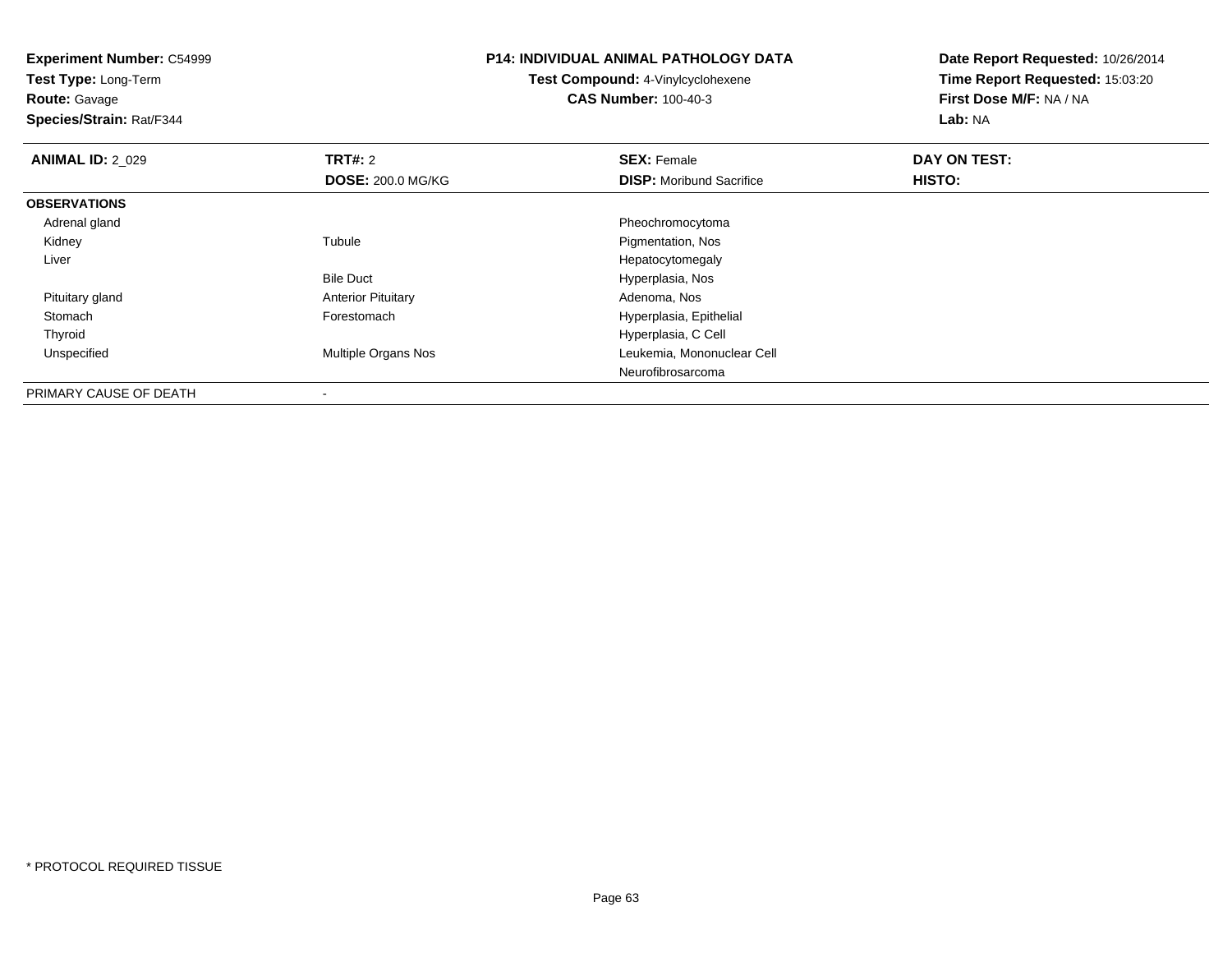**Experiment Number:** C54999
**Test Type:** Long-Term
**Route:** Gavage
**Species/Strain:** Rat/F344

**P14: INDIVIDUAL ANIMAL PATHOLOGY DATA**
**Test Compound:** 4-Vinylcyclohexene
**CAS Number:** 100-40-3

**Date Report Requested:** 10/26/2014
**Time Report Requested:** 15:03:20
**First Dose M/F:** NA / NA
**Lab:** NA

| **ANIMAL ID:** 2_029 | **TRT#:** 2 | **SEX:** Female | **DAY ON TEST:** |
|---|---|---|---|
| | **DOSE:** 200.0 MG/KG | **DISP:** Moribund Sacrifice | **HISTO:** |
| **OBSERVATIONS** | | | |
| Adrenal gland | | Pheochromocytoma | |
| Kidney | Tubule | Pigmentation, Nos | |
| Liver | | Hepatocytomegaly | |
| | Bile Duct | Hyperplasia, Nos | |
| Pituitary gland | Anterior Pituitary | Adenoma, Nos | |
| Stomach | Forestomach | Hyperplasia, Epithelial | |
| Thyroid | | Hyperplasia, C Cell | |
| Unspecified | Multiple Organs Nos | Leukemia, Mononuclear Cell | |
| | | Neurofibrosarcoma | |
| PRIMARY CAUSE OF DEATH | - | | |

\* PROTOCOL REQUIRED TISSUE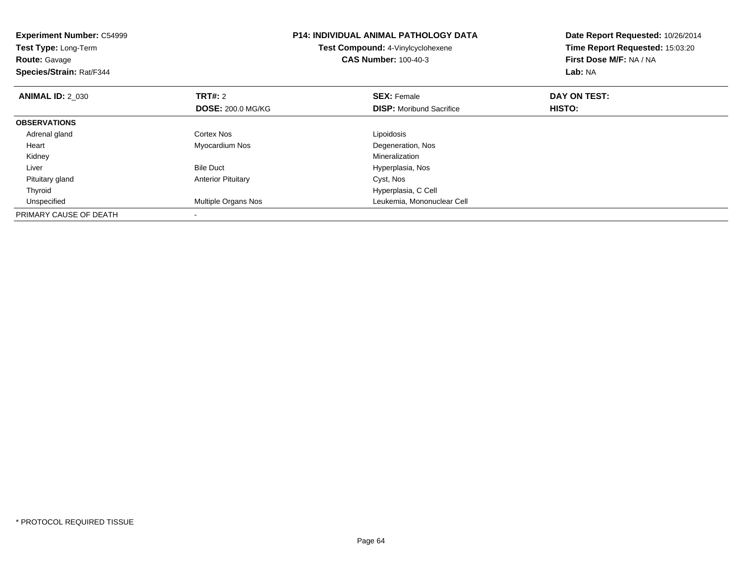**Experiment Number:** C54999
**Test Type:** Long-Term
**Route:** Gavage
**Species/Strain:** Rat/F344

**P14: INDIVIDUAL ANIMAL PATHOLOGY DATA**
**Test Compound:** 4-Vinylcyclohexene
**CAS Number:** 100-40-3

**Date Report Requested:** 10/26/2014
**Time Report Requested:** 15:03:20
**First Dose M/F:** NA / NA
**Lab:** NA

| **ANIMAL ID:** 2_030 | **TRT#:** 2 | **SEX:** Female | **DAY ON TEST:** |
|---|---|---|---|
| | **DOSE:** 200.0 MG/KG | **DISP:** Moribund Sacrifice | **HISTO:** |
| **OBSERVATIONS** | | | |
| Adrenal gland | Cortex Nos | Lipoidosis | |
| Heart | Myocardium Nos | Degeneration, Nos | |
| Kidney | | Mineralization | |
| Liver | Bile Duct | Hyperplasia, Nos | |
| Pituitary gland | Anterior Pituitary | Cyst, Nos | |
| Thyroid | | Hyperplasia, C Cell | |
| Unspecified | Multiple Organs Nos | Leukemia, Mononuclear Cell | |
| PRIMARY CAUSE OF DEATH | - | | |

* PROTOCOL REQUIRED TISSUE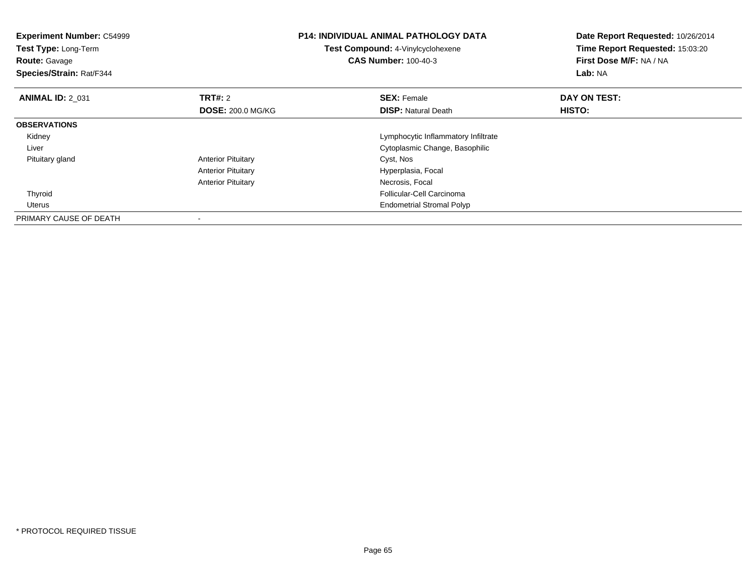**Experiment Number:** C54999
**Test Type:** Long-Term
**Route:** Gavage
**Species/Strain:** Rat/F344

**P14: INDIVIDUAL ANIMAL PATHOLOGY DATA**
**Test Compound:** 4-Vinylcyclohexene
**CAS Number:** 100-40-3

**Date Report Requested:** 10/26/2014
**Time Report Requested:** 15:03:20
**First Dose M/F:** NA / NA
**Lab:** NA

| **ANIMAL ID:** 2_031 | **TRT#:** 2 | **SEX:** Female | **DAY ON TEST:** |
|---|---|---|---|
| | **DOSE:** 200.0 MG/KG | **DISP:** Natural Death | **HISTO:** |
| **OBSERVATIONS** | | | |
| Kidney | | Lymphocytic Inflammatory Infiltrate | |
| Liver | | Cytoplasmic Change, Basophilic | |
| Pituitary gland | Anterior Pituitary | Cyst, Nos | |
| | Anterior Pituitary | Hyperplasia, Focal | |
| | Anterior Pituitary | Necrosis, Focal | |
| Thyroid | | Follicular-Cell Carcinoma | |
| Uterus | | Endometrial Stromal Polyp | |
| PRIMARY CAUSE OF DEATH | - | | |

* PROTOCOL REQUIRED TISSUE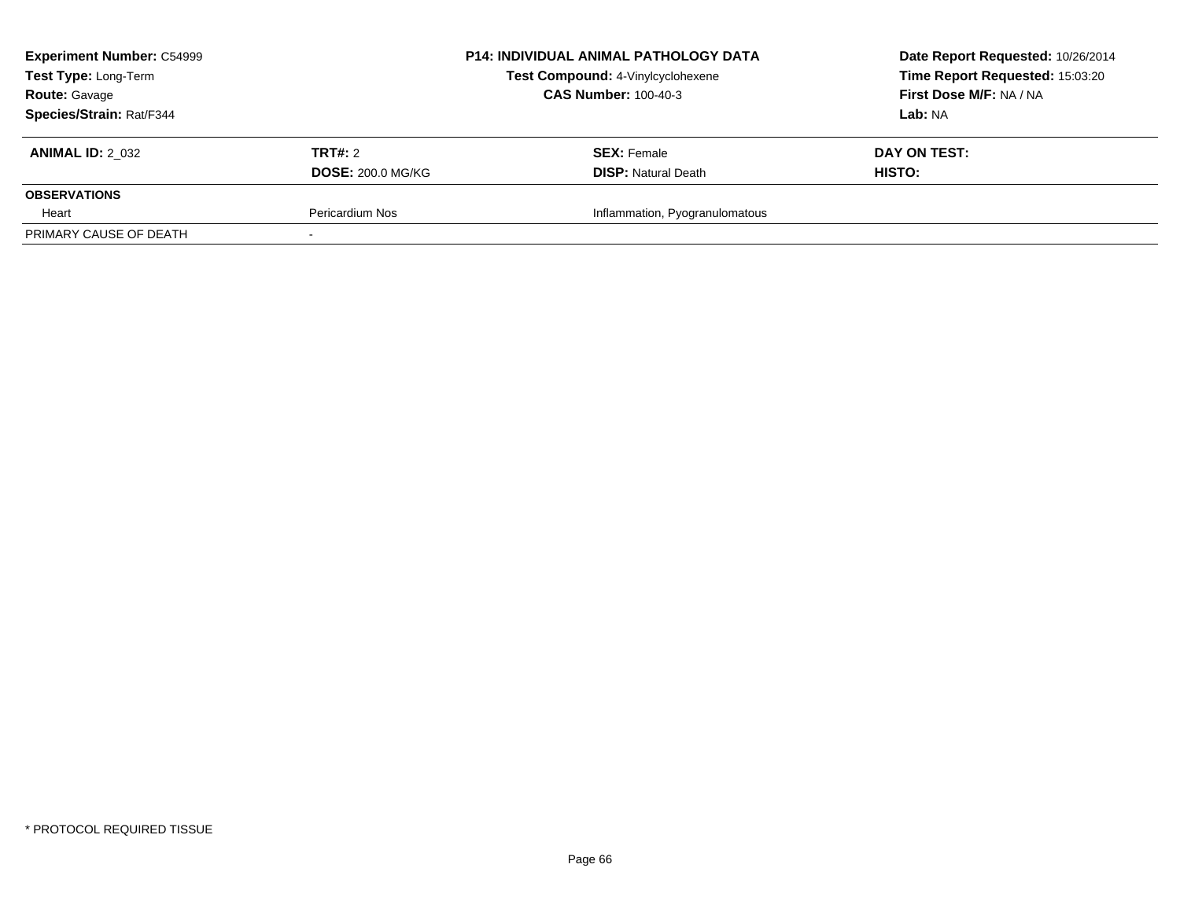**Experiment Number:** C54999
**Test Type:** Long-Term
**Route:** Gavage
**Species/Strain:** Rat/F344

**P14: INDIVIDUAL ANIMAL PATHOLOGY DATA**
**Test Compound:** 4-Vinylcyclohexene
**CAS Number:** 100-40-3

**Date Report Requested:** 10/26/2014
**Time Report Requested:** 15:03:20
**First Dose M/F:** NA / NA
**Lab:** NA

| **ANIMAL ID:** 2_032 | **TRT#:** 2 | **SEX:** Female | **DAY ON TEST:** |
|---|---|---|---|
| | **DOSE:** 200.0 MG/KG | **DISP:** Natural Death | **HISTO:** |
| **OBSERVATIONS** | | | |
| Heart | Pericardium Nos | Inflammation, Pyogranulomatous | |
| PRIMARY CAUSE OF DEATH | - | | |

* PROTOCOL REQUIRED TISSUE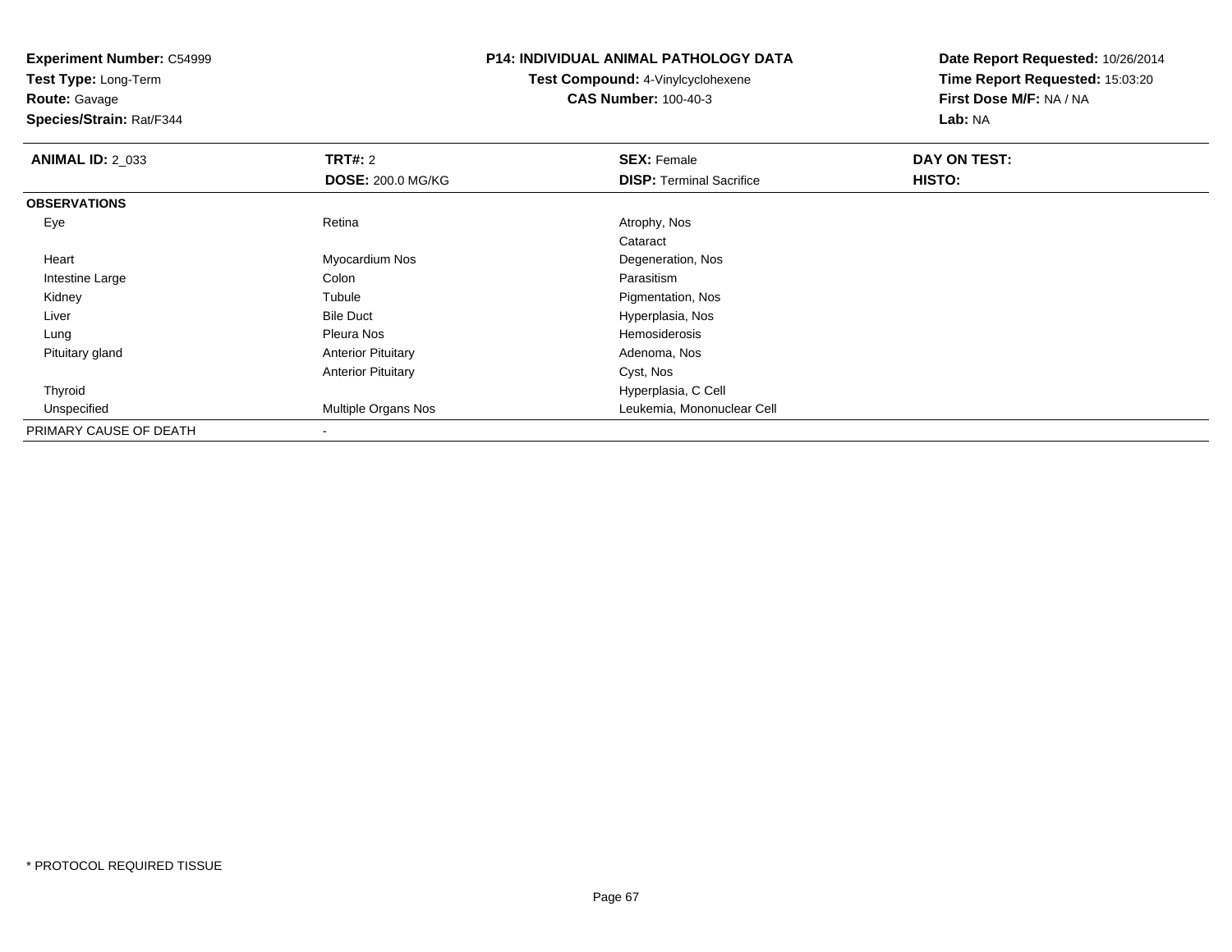**Experiment Number:** C54999
**Test Type:** Long-Term
**Route:** Gavage
**Species/Strain:** Rat/F344

**P14: INDIVIDUAL ANIMAL PATHOLOGY DATA**
**Test Compound:** 4-Vinylcyclohexene
**CAS Number:** 100-40-3

**Date Report Requested:** 10/26/2014
**Time Report Requested:** 15:03:20
**First Dose M/F:** NA / NA
**Lab:** NA

| **ANIMAL ID:** 2_033 | **TRT#:** 2 | **SEX:** Female | **DAY ON TEST:** |
|---|---|---|---|
| | **DOSE:** 200.0 MG/KG | **DISP:** Terminal Sacrifice | **HISTO:** |
| **OBSERVATIONS** | | | |
| Eye | Retina | Atrophy, Nos | |
| | | Cataract | |
| Heart | Myocardium Nos | Degeneration, Nos | |
| Intestine Large | Colon | Parasitism | |
| Kidney | Tubule | Pigmentation, Nos | |
| Liver | Bile Duct | Hyperplasia, Nos | |
| Lung | Pleura Nos | Hemosiderosis | |
| Pituitary gland | Anterior Pituitary | Adenoma, Nos | |
| | Anterior Pituitary | Cyst, Nos | |
| Thyroid | | Hyperplasia, C Cell | |
| Unspecified | Multiple Organs Nos | Leukemia, Mononuclear Cell | |
| PRIMARY CAUSE OF DEATH | - | | |

\* PROTOCOL REQUIRED TISSUE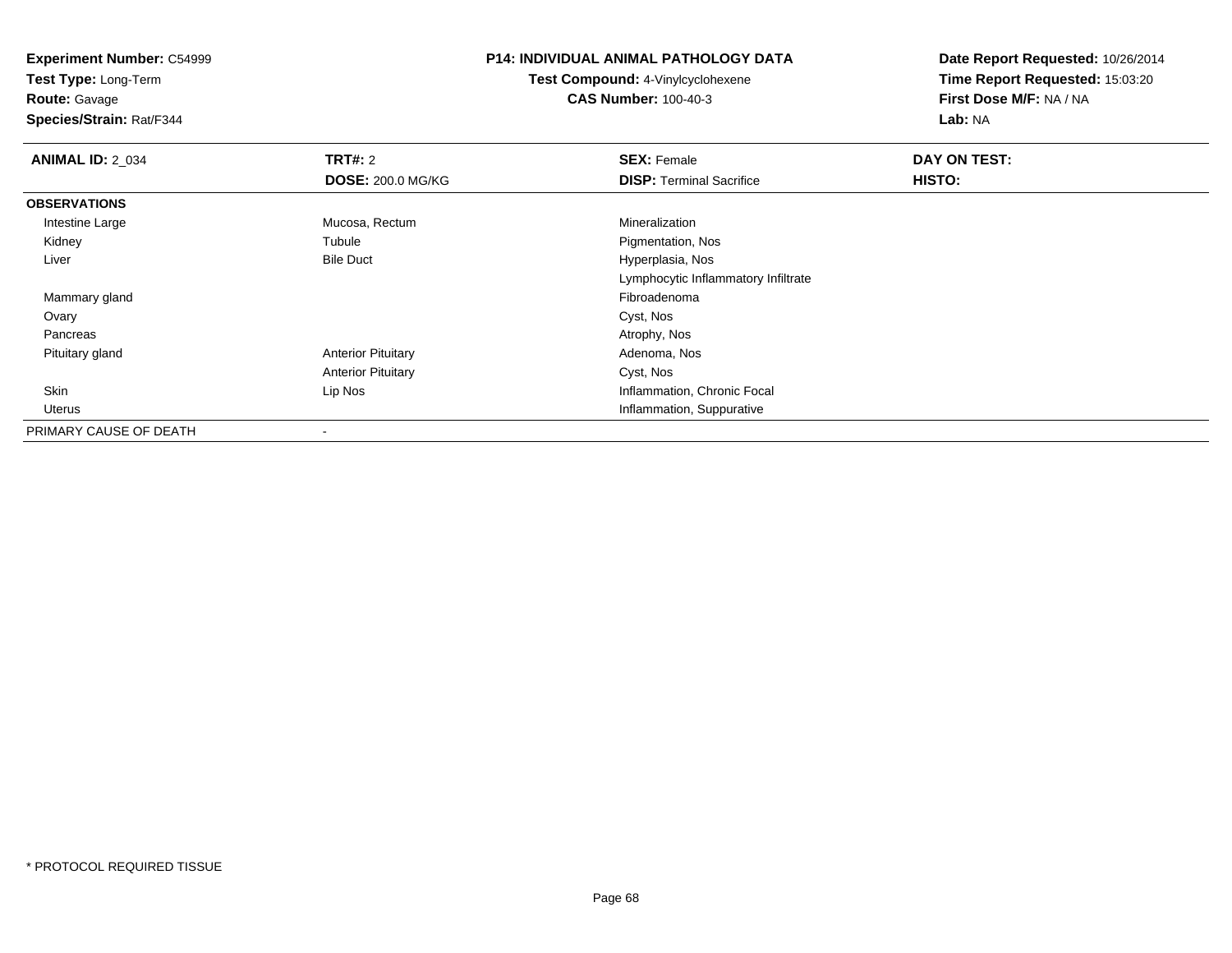**Experiment Number:** C54999
**Test Type:** Long-Term
**Route:** Gavage
**Species/Strain:** Rat/F344

**P14: INDIVIDUAL ANIMAL PATHOLOGY DATA**
**Test Compound:** 4-Vinylcyclohexene
**CAS Number:** 100-40-3

**Date Report Requested:** 10/26/2014
**Time Report Requested:** 15:03:20
**First Dose M/F:** NA / NA
**Lab:** NA

| **ANIMAL ID:** 2_034 | **TRT#:** 2 | **SEX:** Female | **DAY ON TEST:** |
|---|---|---|---|
| | **DOSE:** 200.0 MG/KG | **DISP:** Terminal Sacrifice | **HISTO:** |
| **OBSERVATIONS** | | | |
| Intestine Large | Mucosa, Rectum | Mineralization | |
| Kidney | Tubule | Pigmentation, Nos | |
| Liver | Bile Duct | Hyperplasia, Nos | |
| | | Lymphocytic Inflammatory Infiltrate | |
| Mammary gland | | Fibroadenoma | |
| Ovary | | Cyst, Nos | |
| Pancreas | | Atrophy, Nos | |
| Pituitary gland | Anterior Pituitary | Adenoma, Nos | |
| | Anterior Pituitary | Cyst, Nos | |
| Skin | Lip Nos | Inflammation, Chronic Focal | |
| Uterus | | Inflammation, Suppurative | |
| PRIMARY CAUSE OF DEATH | - | | |

* PROTOCOL REQUIRED TISSUE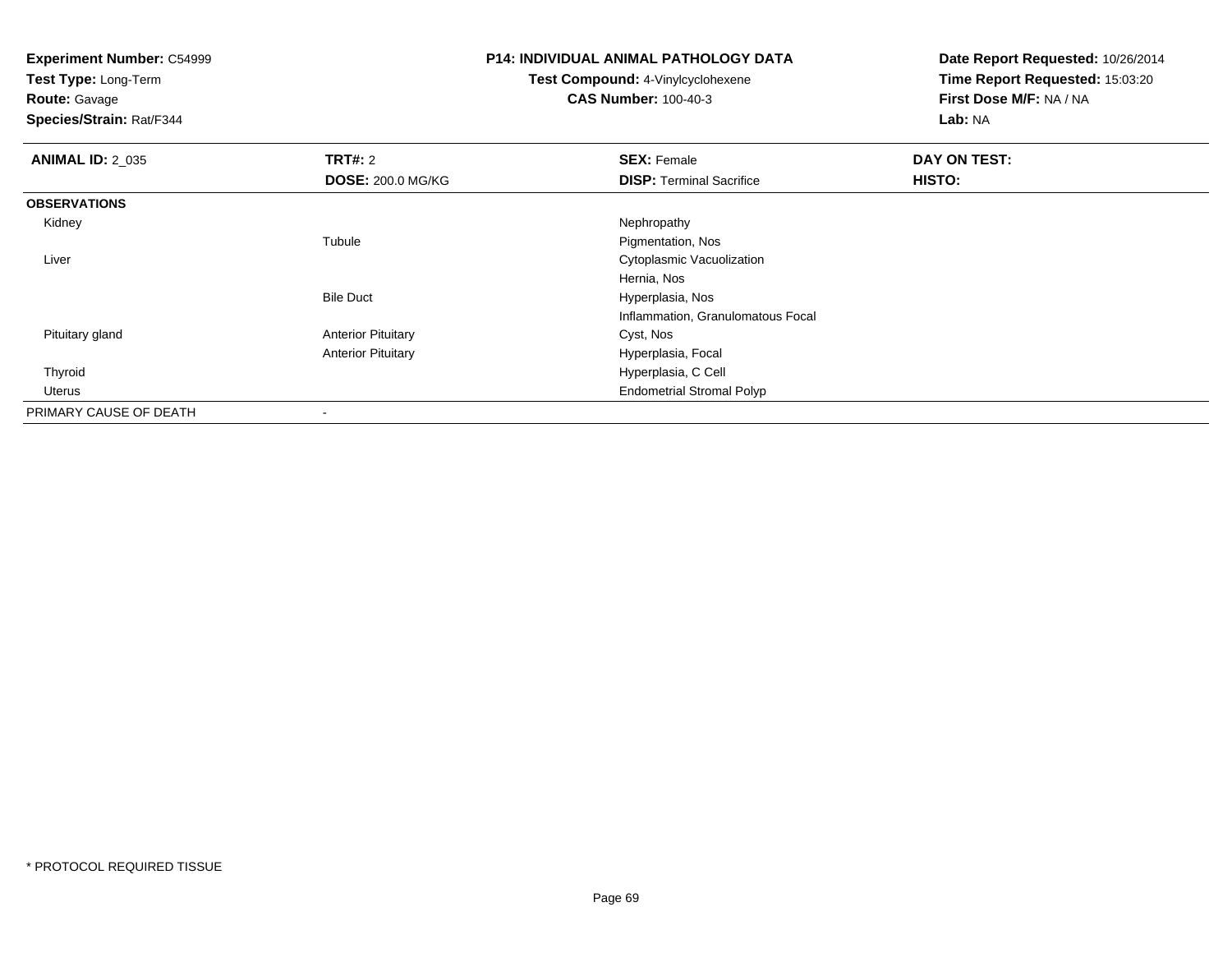**Experiment Number:** C54999
**Test Type:** Long-Term
**Route:** Gavage
**Species/Strain:** Rat/F344

## P14: INDIVIDUAL ANIMAL PATHOLOGY DATA

**Test Compound:** 4-Vinylcyclohexene
**CAS Number:** 100-40-3

**Date Report Requested:** 10/26/2014
**Time Report Requested:** 15:03:20
**First Dose M/F:** NA / NA
**Lab:** NA

| **ANIMAL ID:** 2_035 | **TRT#:** 2 | **SEX:** Female | **DAY ON TEST:** |
|---|---|---|---|
| | **DOSE:** 200.0 MG/KG | **DISP:** Terminal Sacrifice | **HISTO:** |
| **OBSERVATIONS** | | | |
| Kidney | | Nephropathy | |
| | Tubule | Pigmentation, Nos | |
| Liver | | Cytoplasmic Vacuolization | |
| | | Hernia, Nos | |
| | Bile Duct | Hyperplasia, Nos | |
| | | Inflammation, Granulomatous Focal | |
| Pituitary gland | Anterior Pituitary | Cyst, Nos | |
| | Anterior Pituitary | Hyperplasia, Focal | |
| Thyroid | | Hyperplasia, C Cell | |
| Uterus | | Endometrial Stromal Polyp | |
| PRIMARY CAUSE OF DEATH | - | | |

\* PROTOCOL REQUIRED TISSUE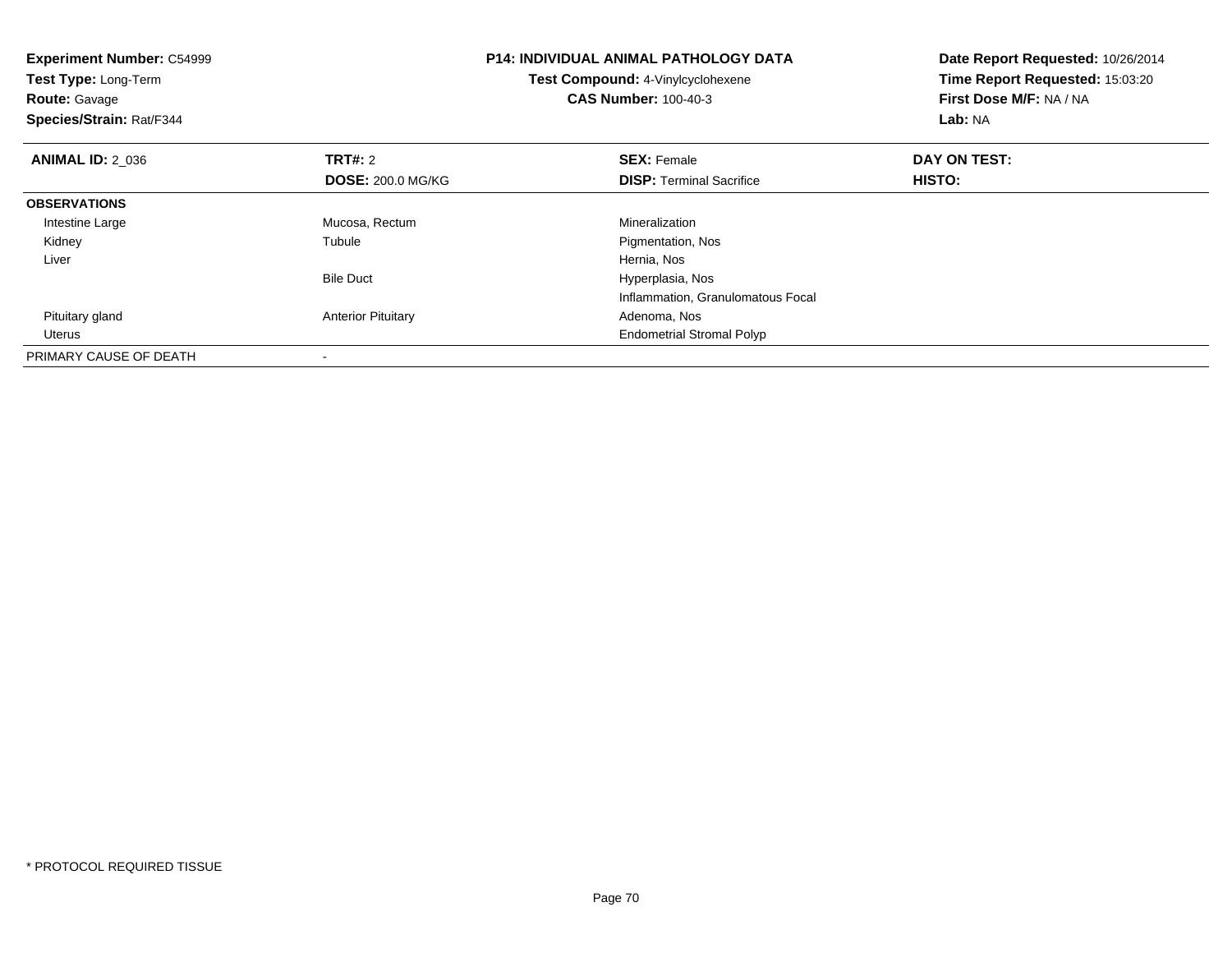**Experiment Number:** C54999
**Test Type:** Long-Term
**Route:** Gavage
**Species/Strain:** Rat/F344

**P14: INDIVIDUAL ANIMAL PATHOLOGY DATA**
**Test Compound:** 4-Vinylcyclohexene
**CAS Number:** 100-40-3

**Date Report Requested:** 10/26/2014
**Time Report Requested:** 15:03:20
**First Dose M/F:** NA / NA
**Lab:** NA

| **ANIMAL ID:** 2_036 | **TRT#:** 2 | **SEX:** Female | **DAY ON TEST:** |
|---|---|---|---|
| | **DOSE:** 200.0 MG/KG | **DISP:** Terminal Sacrifice | **HISTO:** |
| **OBSERVATIONS** | | | |
| Intestine Large | Mucosa, Rectum | Mineralization | |
| Kidney | Tubule | Pigmentation, Nos | |
| Liver | | Hernia, Nos | |
| | Bile Duct | Hyperplasia, Nos | |
| | | Inflammation, Granulomatous Focal | |
| Pituitary gland | Anterior Pituitary | Adenoma, Nos | |
| Uterus | | Endometrial Stromal Polyp | |
| PRIMARY CAUSE OF DEATH | - | | |

* PROTOCOL REQUIRED TISSUE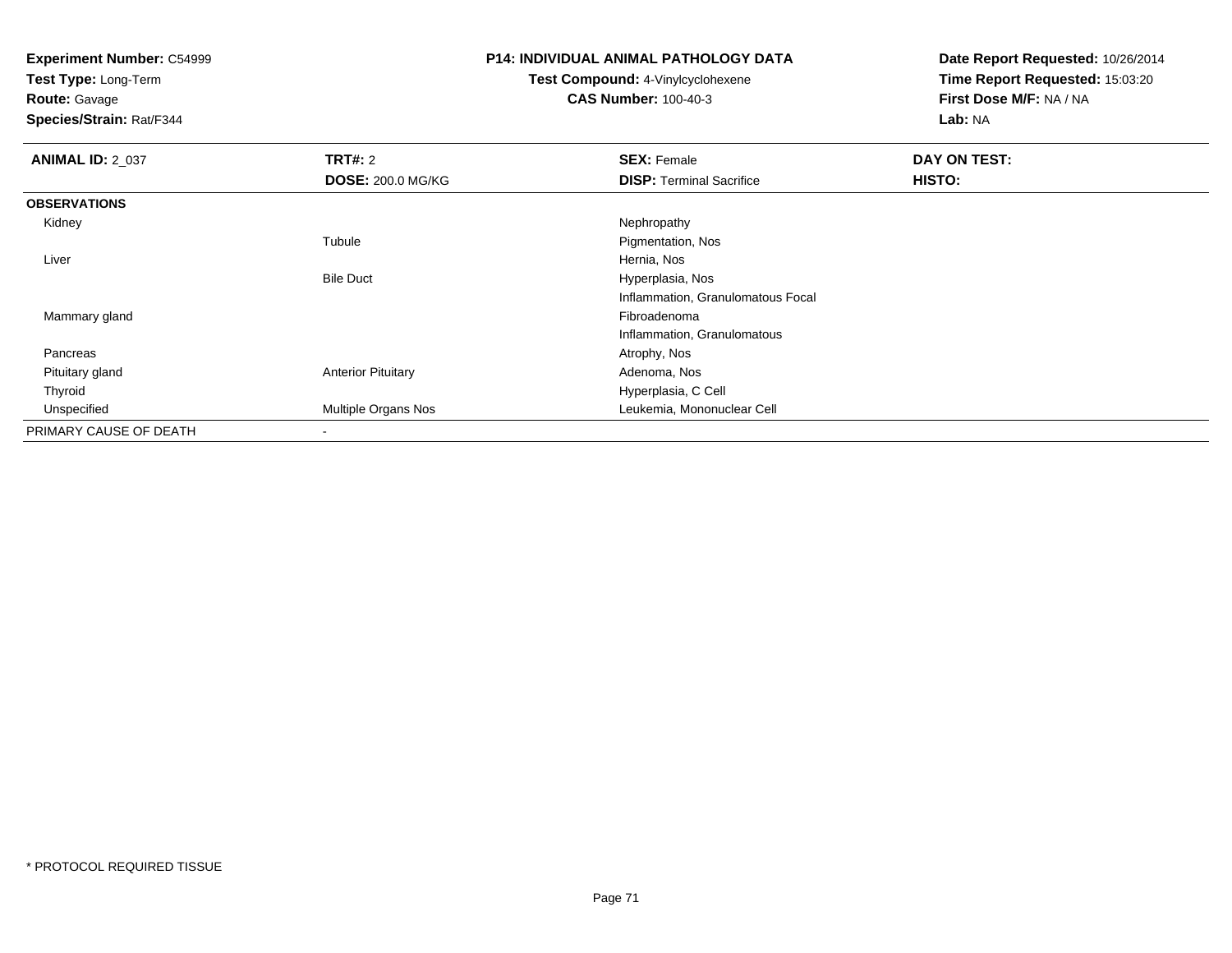**Experiment Number:** C54999
**Test Type:** Long-Term
**Route:** Gavage
**Species/Strain:** Rat/F344

**P14: INDIVIDUAL ANIMAL PATHOLOGY DATA**
**Test Compound:** 4-Vinylcyclohexene
**CAS Number:** 100-40-3

**Date Report Requested:** 10/26/2014
**Time Report Requested:** 15:03:20
**First Dose M/F:** NA / NA
**Lab:** NA

| **ANIMAL ID:** 2_037 | **TRT#:** 2 | **SEX:** Female | **DAY ON TEST:** |
|---|---|---|---|
| | **DOSE:** 200.0 MG/KG | **DISP:** Terminal Sacrifice | **HISTO:** |
| **OBSERVATIONS** | | | |
| Kidney | | Nephropathy | |
| | Tubule | Pigmentation, Nos | |
| Liver | | Hernia, Nos | |
| | Bile Duct | Hyperplasia, Nos | |
| | | Inflammation, Granulomatous Focal | |
| Mammary gland | | Fibroadenoma | |
| | | Inflammation, Granulomatous | |
| Pancreas | | Atrophy, Nos | |
| Pituitary gland | Anterior Pituitary | Adenoma, Nos | |
| Thyroid | | Hyperplasia, C Cell | |
| Unspecified | Multiple Organs Nos | Leukemia, Mononuclear Cell | |
| PRIMARY CAUSE OF DEATH | - | | |

* PROTOCOL REQUIRED TISSUE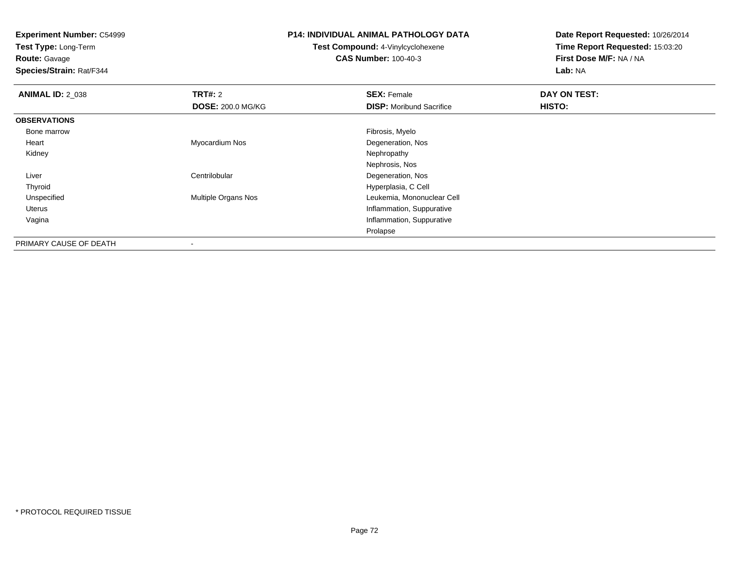**Experiment Number:** C54999
**Test Type:** Long-Term
**Route:** Gavage
**Species/Strain:** Rat/F344

**P14: INDIVIDUAL ANIMAL PATHOLOGY DATA**
**Test Compound:** 4-Vinylcyclohexene
**CAS Number:** 100-40-3

**Date Report Requested:** 10/26/2014
**Time Report Requested:** 15:03:20
**First Dose M/F:** NA / NA
**Lab:** NA

| **ANIMAL ID:** 2_038 | **TRT#:** 2 | **SEX:** Female | **DAY ON TEST:** |
|---|---|---|---|
| | **DOSE:** 200.0 MG/KG | **DISP:** Moribund Sacrifice | **HISTO:** |
| **OBSERVATIONS** | | | |
| Bone marrow | | Fibrosis, Myelo | |
| Heart | Myocardium Nos | Degeneration, Nos | |
| Kidney | | Nephropathy | |
| | | Nephrosis, Nos | |
| Liver | Centrilobular | Degeneration, Nos | |
| Thyroid | | Hyperplasia, C Cell | |
| Unspecified | Multiple Organs Nos | Leukemia, Mononuclear Cell | |
| Uterus | | Inflammation, Suppurative | |
| Vagina | | Inflammation, Suppurative | |
| | | Prolapse | |
| PRIMARY CAUSE OF DEATH | - | | |

* PROTOCOL REQUIRED TISSUE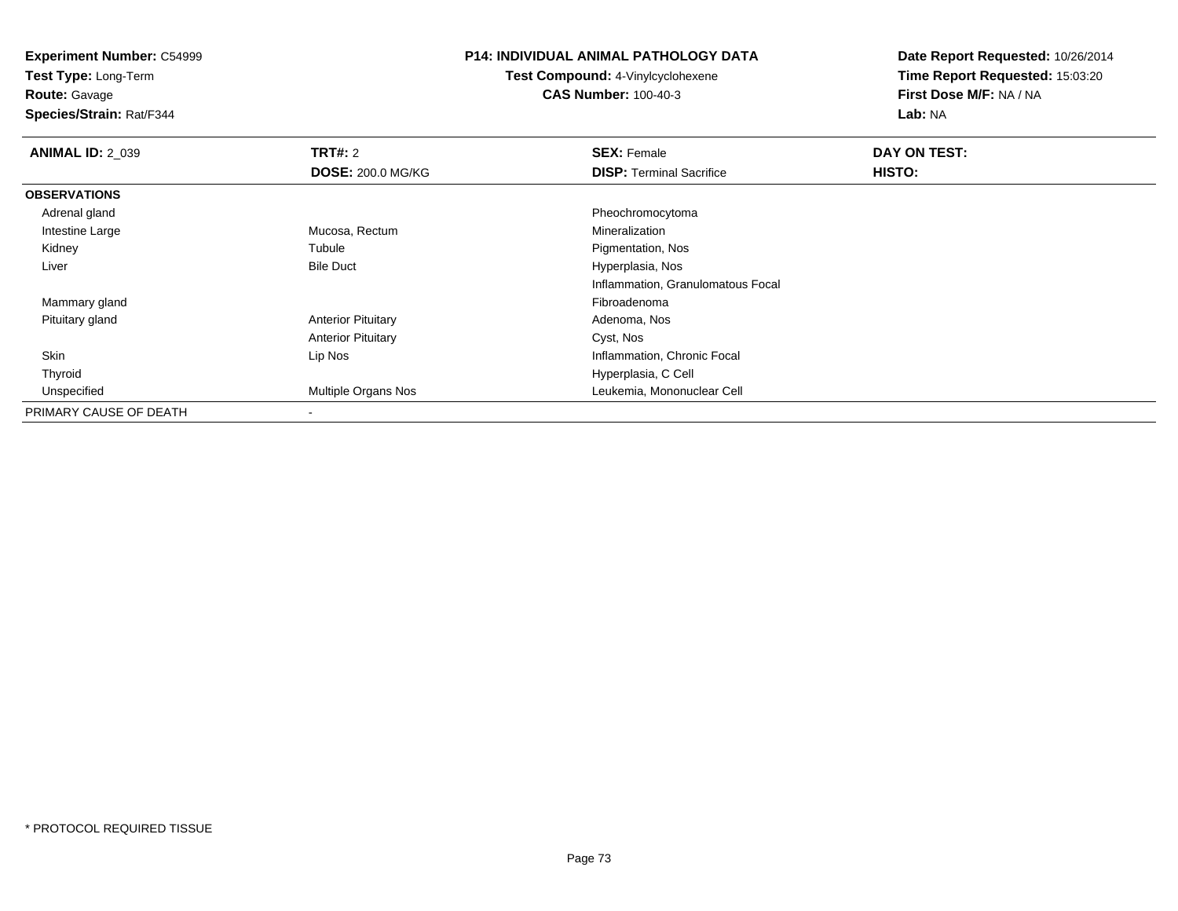**Experiment Number:** C54999
**Test Type:** Long-Term
**Route:** Gavage
**Species/Strain:** Rat/F344

**P14: INDIVIDUAL ANIMAL PATHOLOGY DATA**
**Test Compound:** 4-Vinylcyclohexene
**CAS Number:** 100-40-3

**Date Report Requested:** 10/26/2014
**Time Report Requested:** 15:03:20
**First Dose M/F:** NA / NA
**Lab:** NA

| **ANIMAL ID:** 2_039 | **TRT#:** 2 | **SEX:** Female | **DAY ON TEST:** |
|---|---|---|---|
| | **DOSE:** 200.0 MG/KG | **DISP:** Terminal Sacrifice | **HISTO:** |
| **OBSERVATIONS** | | | |
| Adrenal gland | | Pheochromocytoma | |
| Intestine Large | Mucosa, Rectum | Mineralization | |
| Kidney | Tubule | Pigmentation, Nos | |
| Liver | Bile Duct | Hyperplasia, Nos | |
| | | Inflammation, Granulomatous Focal | |
| Mammary gland | | Fibroadenoma | |
| Pituitary gland | Anterior Pituitary | Adenoma, Nos | |
| | Anterior Pituitary | Cyst, Nos | |
| Skin | Lip Nos | Inflammation, Chronic Focal | |
| Thyroid | | Hyperplasia, C Cell | |
| Unspecified | Multiple Organs Nos | Leukemia, Mononuclear Cell | |
| PRIMARY CAUSE OF DEATH | - | | |

* PROTOCOL REQUIRED TISSUE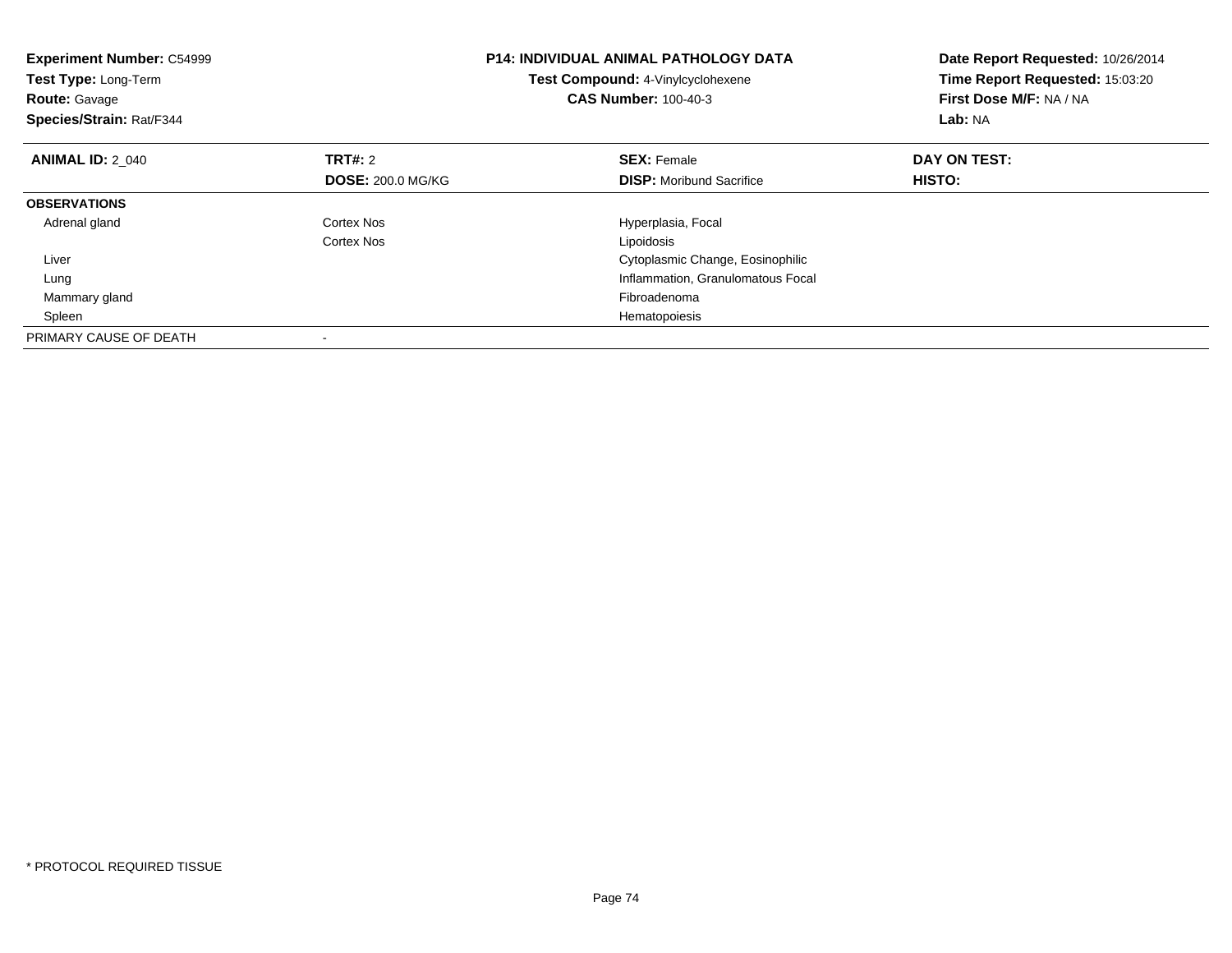**Experiment Number:** C54999
**Test Type:** Long-Term
**Route:** Gavage
**Species/Strain:** Rat/F344

**P14: INDIVIDUAL ANIMAL PATHOLOGY DATA**
**Test Compound:** 4-Vinylcyclohexene
**CAS Number:** 100-40-3

**Date Report Requested:** 10/26/2014
**Time Report Requested:** 15:03:20
**First Dose M/F:** NA / NA
**Lab:** NA

| **ANIMAL ID:** 2_040 | **TRT#:** 2 | **SEX:** Female | **DAY ON TEST:** |
|---|---|---|---|
| | **DOSE:** 200.0 MG/KG | **DISP:** Moribund Sacrifice | **HISTO:** |
| **OBSERVATIONS** | | | |
| Adrenal gland | Cortex Nos | Hyperplasia, Focal | |
| | Cortex Nos | Lipoidosis | |
| Liver | | Cytoplasmic Change, Eosinophilic | |
| Lung | | Inflammation, Granulomatous Focal | |
| Mammary gland | | Fibroadenoma | |
| Spleen | | Hematopoiesis | |
| PRIMARY CAUSE OF DEATH | - | | |

* PROTOCOL REQUIRED TISSUE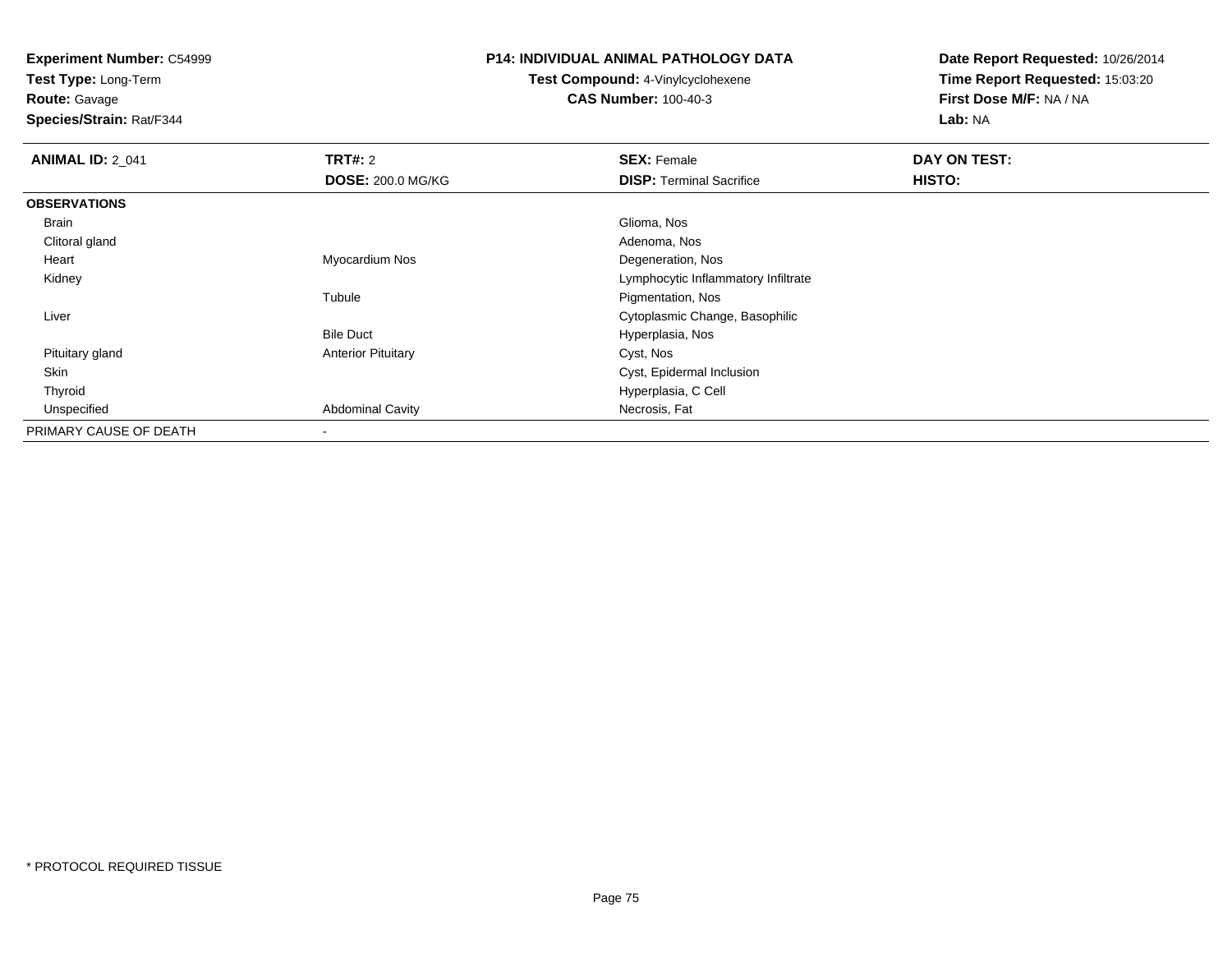**Experiment Number:** C54999
**Test Type:** Long-Term
**Route:** Gavage
**Species/Strain:** Rat/F344

**P14: INDIVIDUAL ANIMAL PATHOLOGY DATA**
**Test Compound:** 4-Vinylcyclohexene
**CAS Number:** 100-40-3

**Date Report Requested:** 10/26/2014
**Time Report Requested:** 15:03:20
**First Dose M/F:** NA / NA
**Lab:** NA

| **ANIMAL ID:** 2_041 | **TRT#:** 2 | **SEX:** Female | **DAY ON TEST:** |
|---|---|---|---|
| | **DOSE:** 200.0 MG/KG | **DISP:** Terminal Sacrifice | **HISTO:** |
| **OBSERVATIONS** | | | |
| Brain | | Glioma, Nos | |
| Clitoral gland | | Adenoma, Nos | |
| Heart | Myocardium Nos | Degeneration, Nos | |
| Kidney | | Lymphocytic Inflammatory Infiltrate | |
| | Tubule | Pigmentation, Nos | |
| Liver | | Cytoplasmic Change, Basophilic | |
| | Bile Duct | Hyperplasia, Nos | |
| Pituitary gland | Anterior Pituitary | Cyst, Nos | |
| Skin | | Cyst, Epidermal Inclusion | |
| Thyroid | | Hyperplasia, C Cell | |
| Unspecified | Abdominal Cavity | Necrosis, Fat | |
| PRIMARY CAUSE OF DEATH | - | | |

* PROTOCOL REQUIRED TISSUE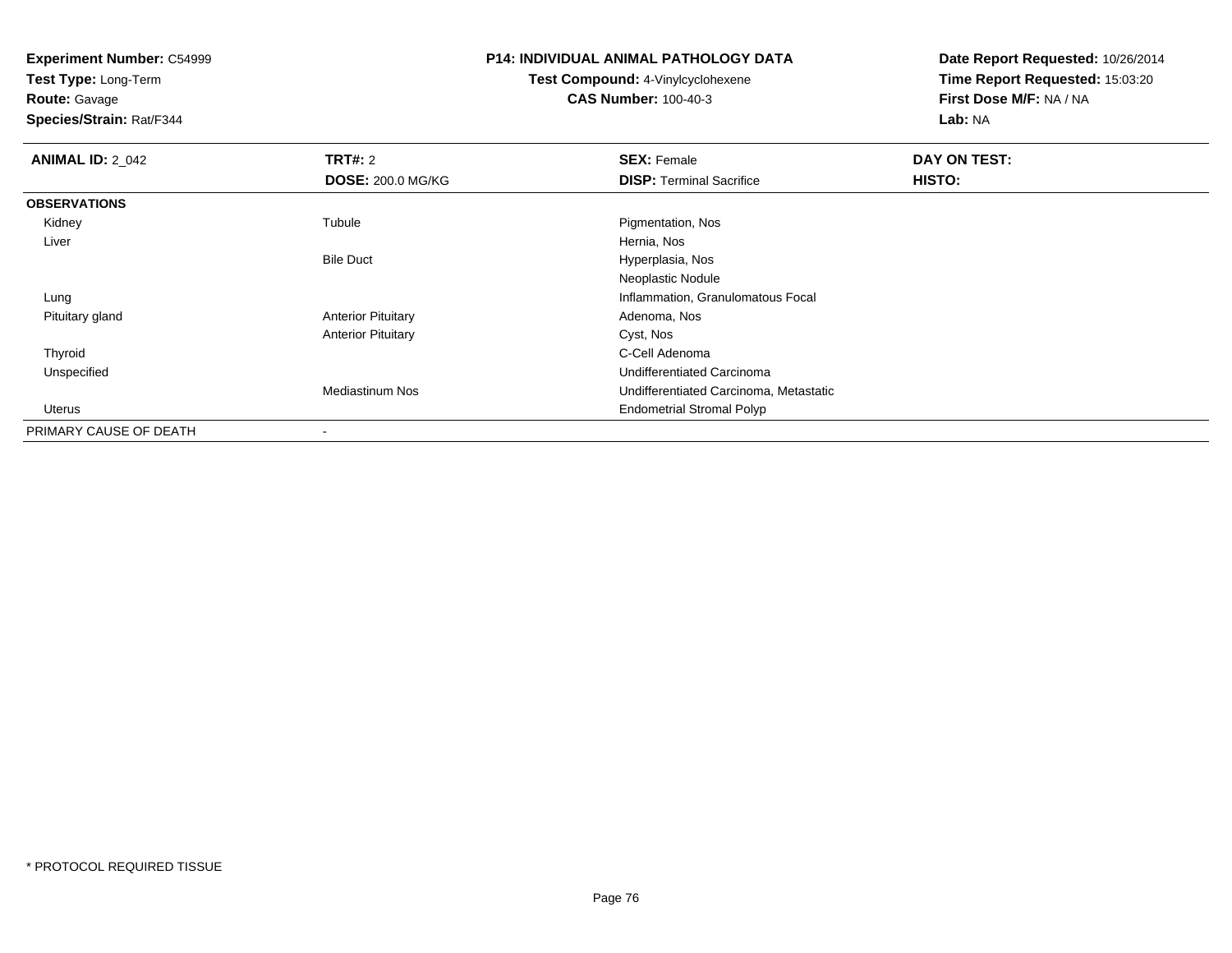**Experiment Number:** C54999
**Test Type:** Long-Term
**Route:** Gavage
**Species/Strain:** Rat/F344

**P14: INDIVIDUAL ANIMAL PATHOLOGY DATA**
**Test Compound:** 4-Vinylcyclohexene
**CAS Number:** 100-40-3

**Date Report Requested:** 10/26/2014
**Time Report Requested:** 15:03:20
**First Dose M/F:** NA / NA
**Lab:** NA

| **ANIMAL ID:** 2_042 | **TRT#:** 2 | **SEX:** Female | **DAY ON TEST:** |
|---|---|---|---|
| | **DOSE:** 200.0 MG/KG | **DISP:** Terminal Sacrifice | **HISTO:** |
| **OBSERVATIONS** | | | |
| Kidney | Tubule | Pigmentation, Nos | |
| Liver | | Hernia, Nos | |
| | Bile Duct | Hyperplasia, Nos | |
| | | Neoplastic Nodule | |
| Lung | | Inflammation, Granulomatous Focal | |
| Pituitary gland | Anterior Pituitary | Adenoma, Nos | |
| | Anterior Pituitary | Cyst, Nos | |
| Thyroid | | C-Cell Adenoma | |
| Unspecified | | Undifferentiated Carcinoma | |
| | Mediastinum Nos | Undifferentiated Carcinoma, Metastatic | |
| Uterus | | Endometrial Stromal Polyp | |
| PRIMARY CAUSE OF DEATH | - | | |

* PROTOCOL REQUIRED TISSUE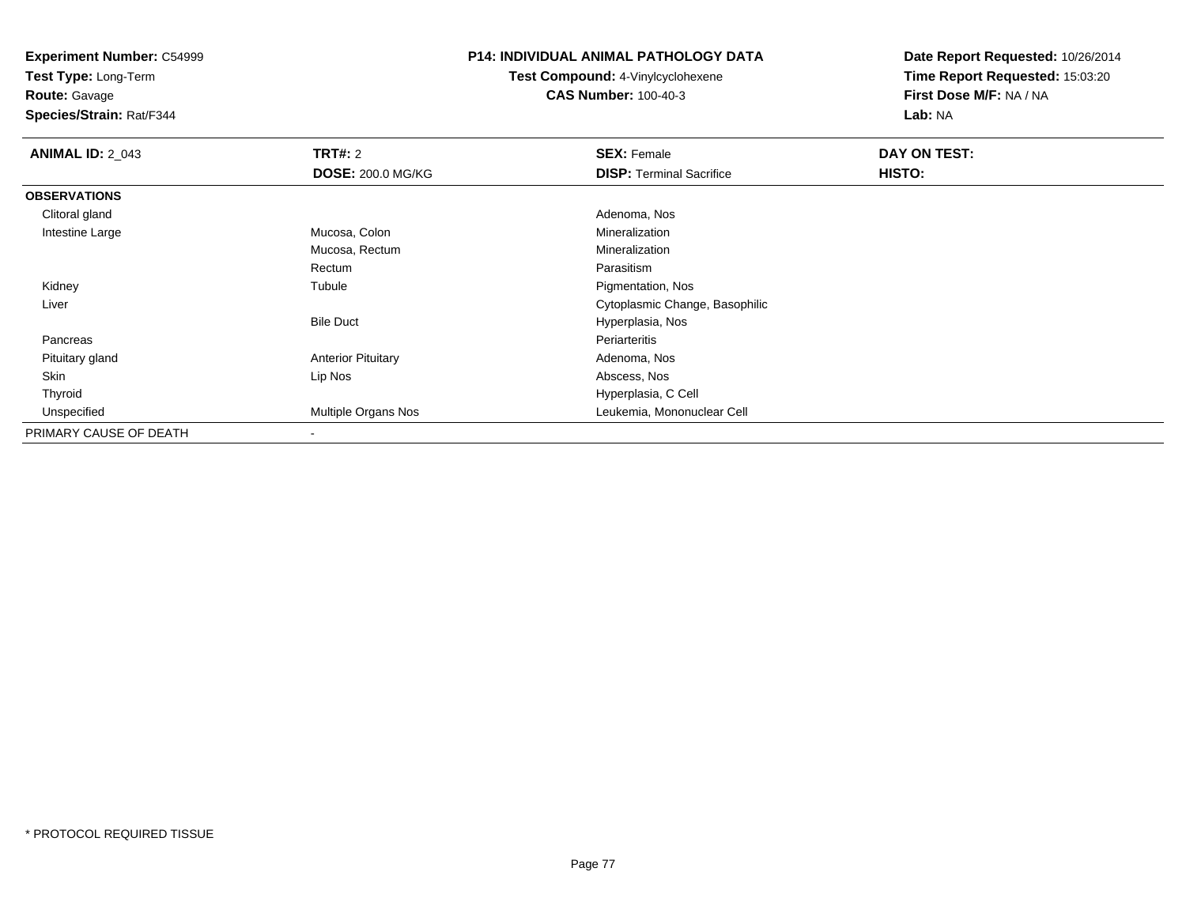**Experiment Number:** C54999
**Test Type:** Long-Term
**Route:** Gavage
**Species/Strain:** Rat/F344

**P14: INDIVIDUAL ANIMAL PATHOLOGY DATA**
**Test Compound:** 4-Vinylcyclohexene
**CAS Number:** 100-40-3

**Date Report Requested:** 10/26/2014
**Time Report Requested:** 15:03:20
**First Dose M/F:** NA / NA
**Lab:** NA

| **ANIMAL ID:** 2_043 | **TRT#:** 2 | **SEX:** Female | **DAY ON TEST:** |
|---|---|---|---|
| | **DOSE:** 200.0 MG/KG | **DISP:** Terminal Sacrifice | **HISTO:** |
| **OBSERVATIONS** | | | |
| Clitoral gland | | Adenoma, Nos | |
| Intestine Large | Mucosa, Colon | Mineralization | |
| | Mucosa, Rectum | Mineralization | |
| | Rectum | Parasitism | |
| Kidney | Tubule | Pigmentation, Nos | |
| Liver | | Cytoplasmic Change, Basophilic | |
| | Bile Duct | Hyperplasia, Nos | |
| Pancreas | | Periarteritis | |
| Pituitary gland | Anterior Pituitary | Adenoma, Nos | |
| Skin | Lip Nos | Abscess, Nos | |
| Thyroid | | Hyperplasia, C Cell | |
| Unspecified | Multiple Organs Nos | Leukemia, Mononuclear Cell | |
| PRIMARY CAUSE OF DEATH | - | | |

* PROTOCOL REQUIRED TISSUE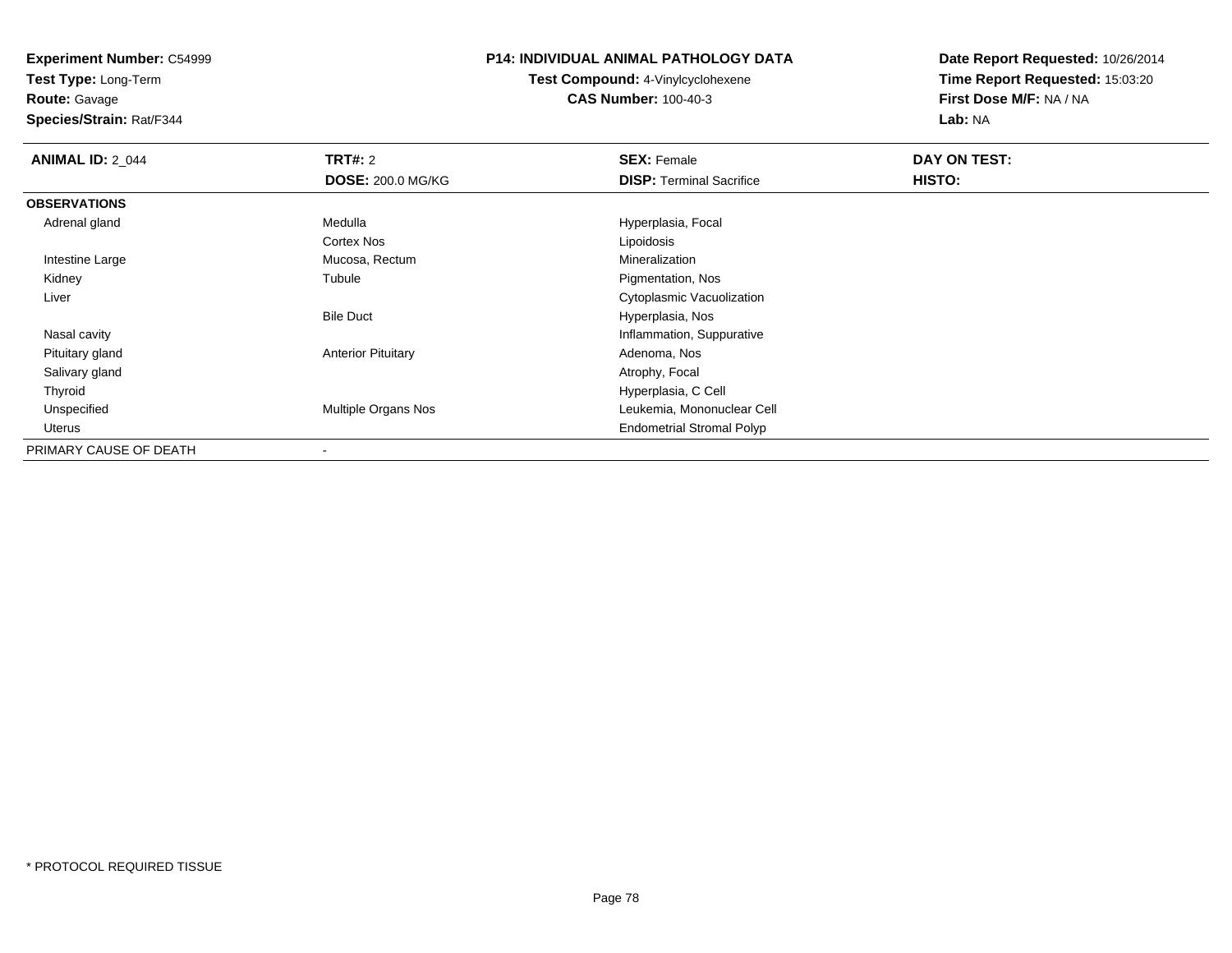**Experiment Number:** C54999
**Test Type:** Long-Term
**Route:** Gavage
**Species/Strain:** Rat/F344

**P14: INDIVIDUAL ANIMAL PATHOLOGY DATA**
**Test Compound:** 4-Vinylcyclohexene
**CAS Number:** 100-40-3

**Date Report Requested:** 10/26/2014
**Time Report Requested:** 15:03:20
**First Dose M/F:** NA / NA
**Lab:** NA

| **ANIMAL ID:** 2_044 | **TRT#:** 2 | **SEX:** Female | **DAY ON TEST:** |
|---|---|---|---|
| | **DOSE:** 200.0 MG/KG | **DISP:** Terminal Sacrifice | **HISTO:** |
| **OBSERVATIONS** | | | |
| Adrenal gland | Medulla | Hyperplasia, Focal | |
| | Cortex Nos | Lipoidosis | |
| Intestine Large | Mucosa, Rectum | Mineralization | |
| Kidney | Tubule | Pigmentation, Nos | |
| Liver | | Cytoplasmic Vacuolization | |
| | Bile Duct | Hyperplasia, Nos | |
| Nasal cavity | | Inflammation, Suppurative | |
| Pituitary gland | Anterior Pituitary | Adenoma, Nos | |
| Salivary gland | | Atrophy, Focal | |
| Thyroid | | Hyperplasia, C Cell | |
| Unspecified | Multiple Organs Nos | Leukemia, Mononuclear Cell | |
| Uterus | | Endometrial Stromal Polyp | |
| PRIMARY CAUSE OF DEATH | - | | |

* PROTOCOL REQUIRED TISSUE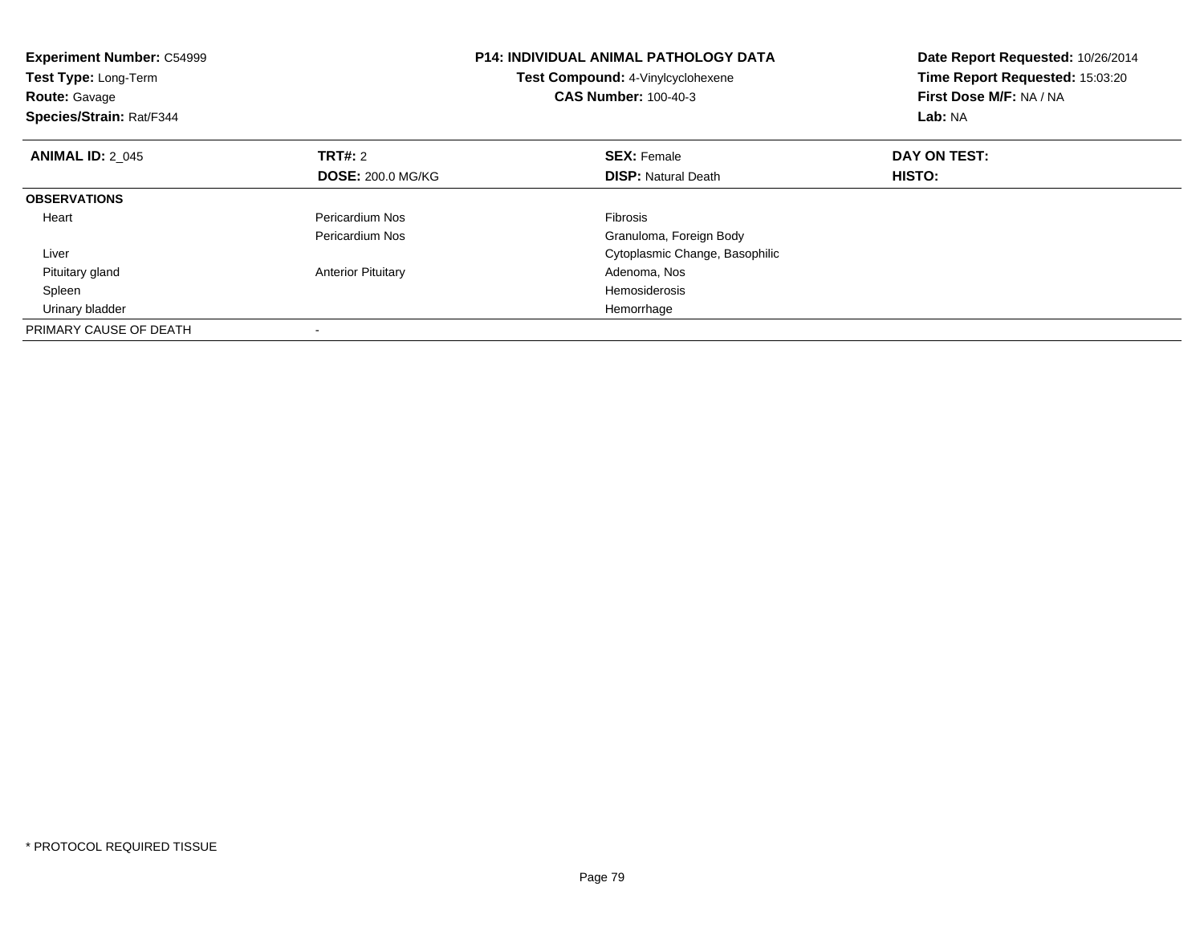**Experiment Number:** C54999
**Test Type:** Long-Term
**Route:** Gavage
**Species/Strain:** Rat/F344

**P14: INDIVIDUAL ANIMAL PATHOLOGY DATA**
**Test Compound:** 4-Vinylcyclohexene
**CAS Number:** 100-40-3

**Date Report Requested:** 10/26/2014
**Time Report Requested:** 15:03:20
**First Dose M/F:** NA / NA
**Lab:** NA

| **ANIMAL ID:** 2_045 | **TRT#:** 2 | **SEX:** Female | **DAY ON TEST:** |
|---|---|---|---|
| | **DOSE:** 200.0 MG/KG | **DISP:** Natural Death | **HISTO:** |
| **OBSERVATIONS** | | | |
| Heart | Pericardium Nos | Fibrosis | |
| | Pericardium Nos | Granuloma, Foreign Body | |
| Liver | | Cytoplasmic Change, Basophilic | |
| Pituitary gland | Anterior Pituitary | Adenoma, Nos | |
| Spleen | | Hemosiderosis | |
| Urinary bladder | | Hemorrhage | |
| PRIMARY CAUSE OF DEATH | - | | |

* PROTOCOL REQUIRED TISSUE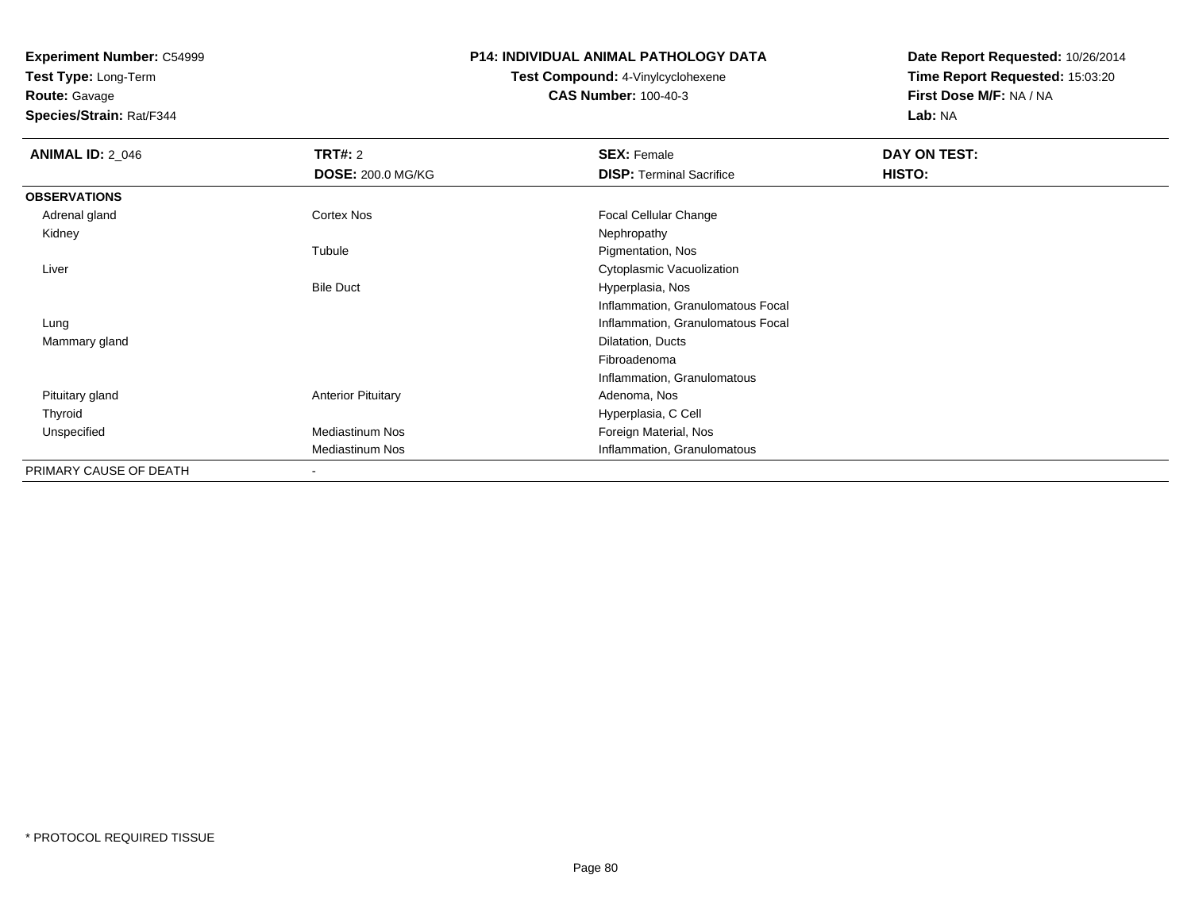**Experiment Number:** C54999
**Test Type:** Long-Term
**Route:** Gavage
**Species/Strain:** Rat/F344

**P14: INDIVIDUAL ANIMAL PATHOLOGY DATA**
**Test Compound:** 4-Vinylcyclohexene
**CAS Number:** 100-40-3

**Date Report Requested:** 10/26/2014
**Time Report Requested:** 15:03:20
**First Dose M/F:** NA / NA
**Lab:** NA

| **ANIMAL ID:** 2_046 | **TRT#:** 2 | **SEX:** Female | **DAY ON TEST:** |
|---|---|---|---|
| | **DOSE:** 200.0 MG/KG | **DISP:** Terminal Sacrifice | **HISTO:** |
| **OBSERVATIONS** | | | |
| Adrenal gland | Cortex Nos | Focal Cellular Change | |
| Kidney | | Nephropathy | |
| | Tubule | Pigmentation, Nos | |
| Liver | | Cytoplasmic Vacuolization | |
| | Bile Duct | Hyperplasia, Nos | |
| | | Inflammation, Granulomatous Focal | |
| Lung | | Inflammation, Granulomatous Focal | |
| Mammary gland | | Dilatation, Ducts | |
| | | Fibroadenoma | |
| | | Inflammation, Granulomatous | |
| Pituitary gland | Anterior Pituitary | Adenoma, Nos | |
| Thyroid | | Hyperplasia, C Cell | |
| Unspecified | Mediastinum Nos | Foreign Material, Nos | |
| | Mediastinum Nos | Inflammation, Granulomatous | |
| PRIMARY CAUSE OF DEATH | - | | |

* PROTOCOL REQUIRED TISSUE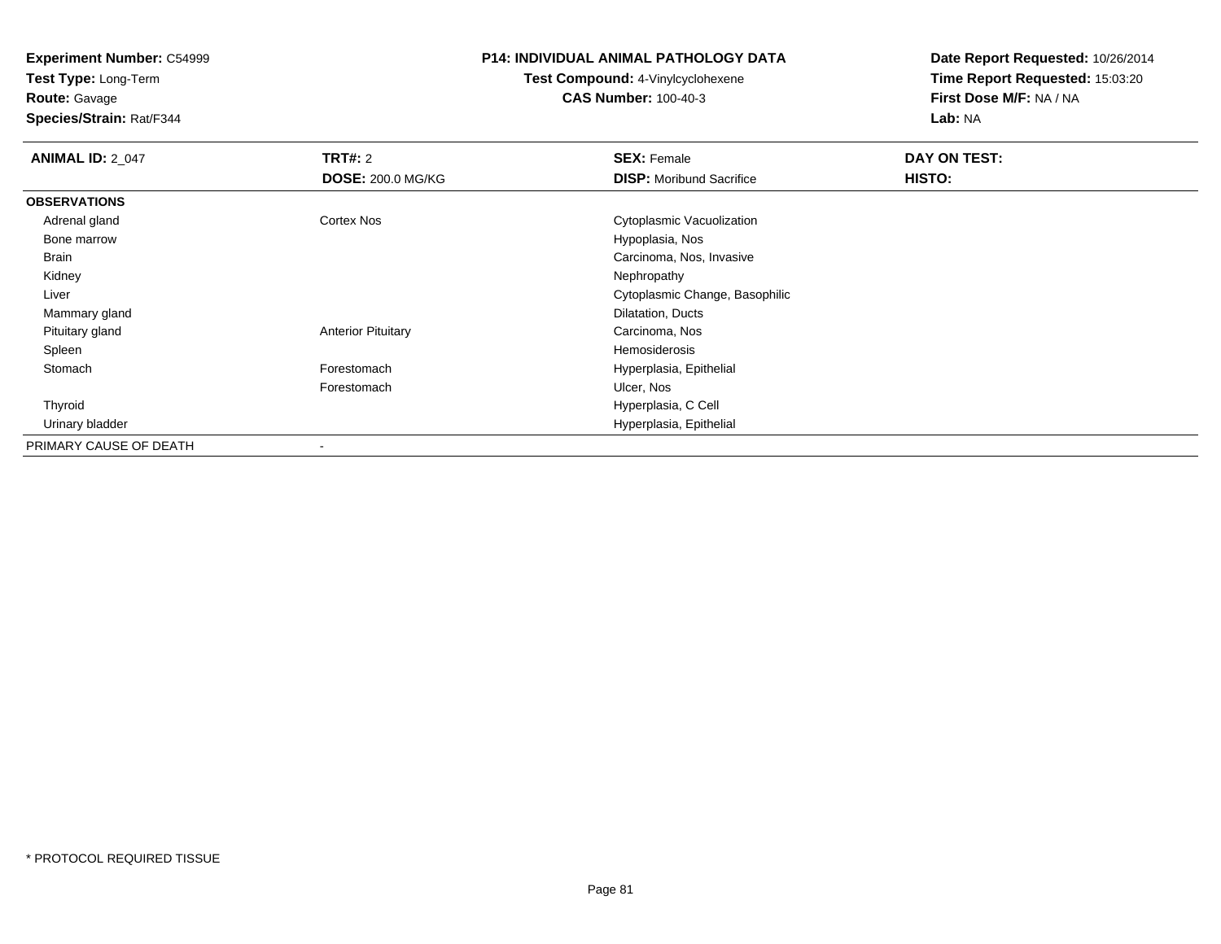**Experiment Number:** C54999
**Test Type:** Long-Term
**Route:** Gavage
**Species/Strain:** Rat/F344

**P14: INDIVIDUAL ANIMAL PATHOLOGY DATA**
**Test Compound:** 4-Vinylcyclohexene
**CAS Number:** 100-40-3

**Date Report Requested:** 10/26/2014
**Time Report Requested:** 15:03:20
**First Dose M/F:** NA / NA
**Lab:** NA

| **ANIMAL ID:** 2_047 | **TRT#:** 2 | **SEX:** Female | **DAY ON TEST:** |
|---|---|---|---|
| | **DOSE:** 200.0 MG/KG | **DISP:** Moribund Sacrifice | **HISTO:** |
| **OBSERVATIONS** | | | |
| Adrenal gland | Cortex Nos | Cytoplasmic Vacuolization | |
| Bone marrow | | Hypoplasia, Nos | |
| Brain | | Carcinoma, Nos, Invasive | |
| Kidney | | Nephropathy | |
| Liver | | Cytoplasmic Change, Basophilic | |
| Mammary gland | | Dilatation, Ducts | |
| Pituitary gland | Anterior Pituitary | Carcinoma, Nos | |
| Spleen | | Hemosiderosis | |
| Stomach | Forestomach | Hyperplasia, Epithelial | |
| | Forestomach | Ulcer, Nos | |
| Thyroid | | Hyperplasia, C Cell | |
| Urinary bladder | | Hyperplasia, Epithelial | |
| PRIMARY CAUSE OF DEATH | - | | |

* PROTOCOL REQUIRED TISSUE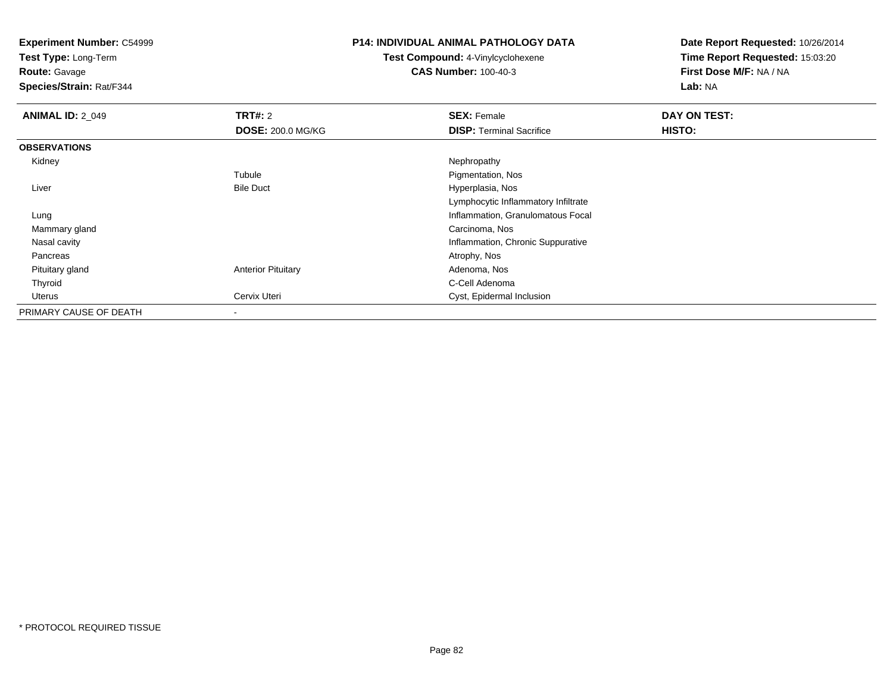**Experiment Number:** C54999
**Test Type:** Long-Term
**Route:** Gavage
**Species/Strain:** Rat/F344

# P14: INDIVIDUAL ANIMAL PATHOLOGY DATA

**Test Compound:** 4-Vinylcyclohexene
**CAS Number:** 100-40-3

**Date Report Requested:** 10/26/2014
**Time Report Requested:** 15:03:20
**First Dose M/F:** NA / NA
**Lab:** NA

| **ANIMAL ID:** 2_049 | **TRT#:** 2 | **SEX:** Female | **DAY ON TEST:** |
|---|---|---|---|
| | **DOSE:** 200.0 MG/KG | **DISP:** Terminal Sacrifice | **HISTO:** |
| **OBSERVATIONS** | | | |
| Kidney | | Nephropathy | |
| | Tubule | Pigmentation, Nos | |
| Liver | Bile Duct | Hyperplasia, Nos | |
| | | Lymphocytic Inflammatory Infiltrate | |
| Lung | | Inflammation, Granulomatous Focal | |
| Mammary gland | | Carcinoma, Nos | |
| Nasal cavity | | Inflammation, Chronic Suppurative | |
| Pancreas | | Atrophy, Nos | |
| Pituitary gland | Anterior Pituitary | Adenoma, Nos | |
| Thyroid | | C-Cell Adenoma | |
| Uterus | Cervix Uteri | Cyst, Epidermal Inclusion | |
| PRIMARY CAUSE OF DEATH | - | | |

* PROTOCOL REQUIRED TISSUE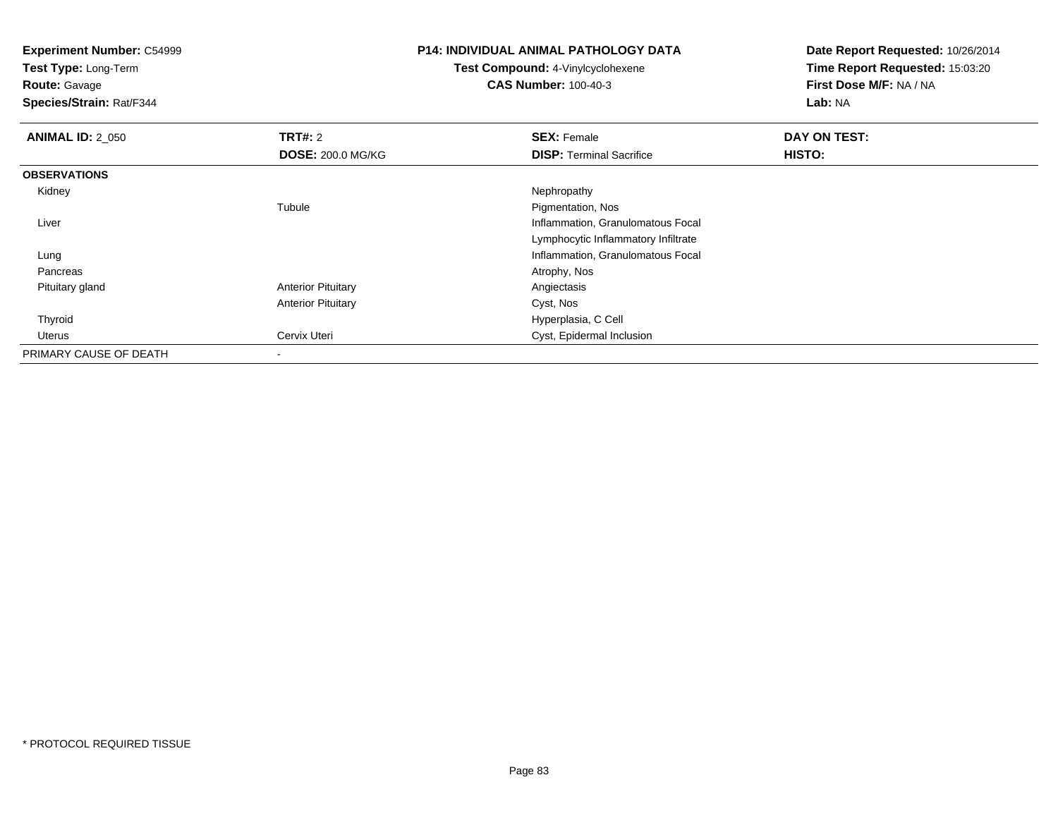**Experiment Number:** C54999
**Test Type:** Long-Term
**Route:** Gavage
**Species/Strain:** Rat/F344

**P14: INDIVIDUAL ANIMAL PATHOLOGY DATA**
**Test Compound:** 4-Vinylcyclohexene
**CAS Number:** 100-40-3

**Date Report Requested:** 10/26/2014
**Time Report Requested:** 15:03:20
**First Dose M/F:** NA / NA
**Lab:** NA

| **ANIMAL ID:** 2_050 | **TRT#:** 2 | **SEX:** Female | **DAY ON TEST:** |
|---|---|---|---|
| | **DOSE:** 200.0 MG/KG | **DISP:** Terminal Sacrifice | **HISTO:** |
| **OBSERVATIONS** | | | |
| Kidney | | Nephropathy | |
| | Tubule | Pigmentation, Nos | |
| Liver | | Inflammation, Granulomatous Focal | |
| | | Lymphocytic Inflammatory Infiltrate | |
| Lung | | Inflammation, Granulomatous Focal | |
| Pancreas | | Atrophy, Nos | |
| Pituitary gland | Anterior Pituitary | Angiectasis | |
| | Anterior Pituitary | Cyst, Nos | |
| Thyroid | | Hyperplasia, C Cell | |
| Uterus | Cervix Uteri | Cyst, Epidermal Inclusion | |
| PRIMARY CAUSE OF DEATH | - | | |

* PROTOCOL REQUIRED TISSUE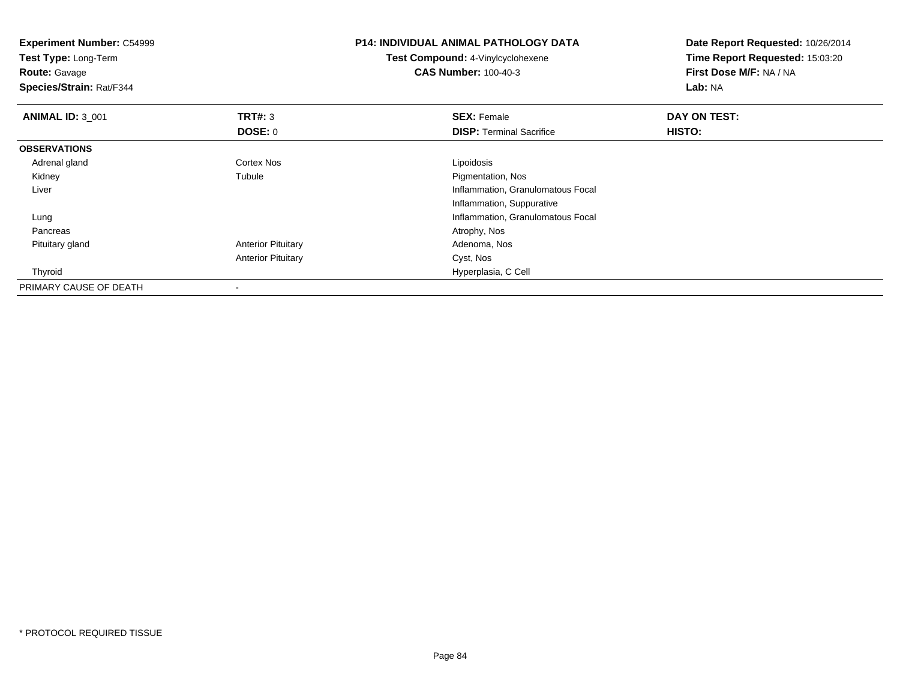**Experiment Number:** C54999
**Test Type:** Long-Term
**Route:** Gavage
**Species/Strain:** Rat/F344

**P14: INDIVIDUAL ANIMAL PATHOLOGY DATA**
**Test Compound:** 4-Vinylcyclohexene
**CAS Number:** 100-40-3

**Date Report Requested:** 10/26/2014
**Time Report Requested:** 15:03:20
**First Dose M/F:** NA / NA
**Lab:** NA

| **ANIMAL ID:** 3_001 | **TRT#:** 3 | **SEX:** Female | **DAY ON TEST:** |
|---|---|---|---|
| | **DOSE:** 0 | **DISP:** Terminal Sacrifice | **HISTO:** |
| **OBSERVATIONS** | | | |
| Adrenal gland | Cortex Nos | Lipoidosis | |
| Kidney | Tubule | Pigmentation, Nos | |
| Liver | | Inflammation, Granulomatous Focal | |
| | | Inflammation, Suppurative | |
| Lung | | Inflammation, Granulomatous Focal | |
| Pancreas | | Atrophy, Nos | |
| Pituitary gland | Anterior Pituitary | Adenoma, Nos | |
| | Anterior Pituitary | Cyst, Nos | |
| Thyroid | | Hyperplasia, C Cell | |
| PRIMARY CAUSE OF DEATH | - | | |

* PROTOCOL REQUIRED TISSUE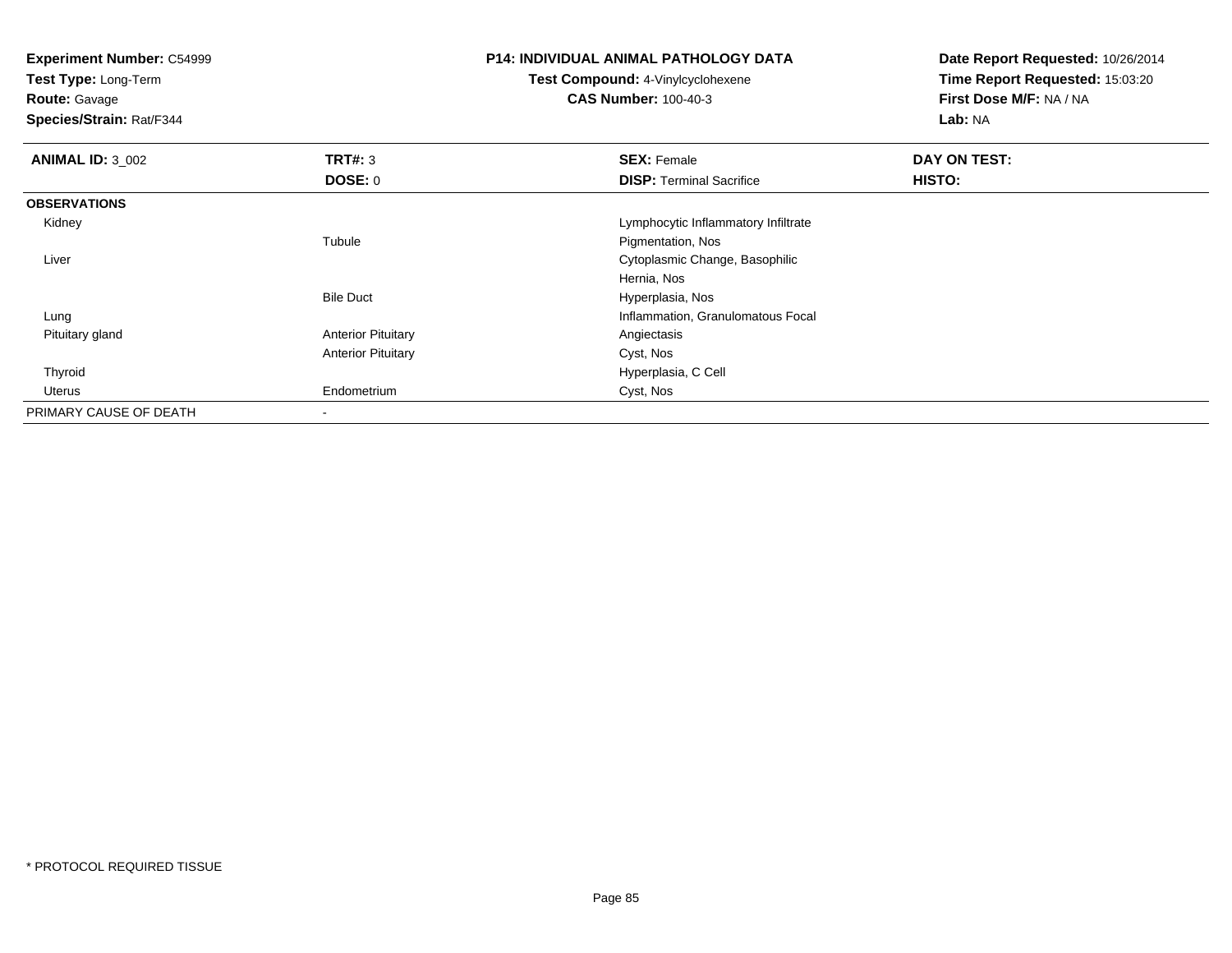**Experiment Number:** C54999
**Test Type:** Long-Term
**Route:** Gavage
**Species/Strain:** Rat/F344

**P14: INDIVIDUAL ANIMAL PATHOLOGY DATA**
**Test Compound:** 4-Vinylcyclohexene
**CAS Number:** 100-40-3

**Date Report Requested:** 10/26/2014
**Time Report Requested:** 15:03:20
**First Dose M/F:** NA / NA
**Lab:** NA

| **ANIMAL ID:** 3_002 | **TRT#:** 3 | **SEX:** Female | **DAY ON TEST:** |
|---|---|---|---|
| | **DOSE:** 0 | **DISP:** Terminal Sacrifice | **HISTO:** |
| **OBSERVATIONS** | | | |
| Kidney | | Lymphocytic Inflammatory Infiltrate | |
| | Tubule | Pigmentation, Nos | |
| Liver | | Cytoplasmic Change, Basophilic | |
| | | Hernia, Nos | |
| | Bile Duct | Hyperplasia, Nos | |
| Lung | | Inflammation, Granulomatous Focal | |
| Pituitary gland | Anterior Pituitary | Angiectasis | |
| | Anterior Pituitary | Cyst, Nos | |
| Thyroid | | Hyperplasia, C Cell | |
| Uterus | Endometrium | Cyst, Nos | |
| PRIMARY CAUSE OF DEATH | - | | |

* PROTOCOL REQUIRED TISSUE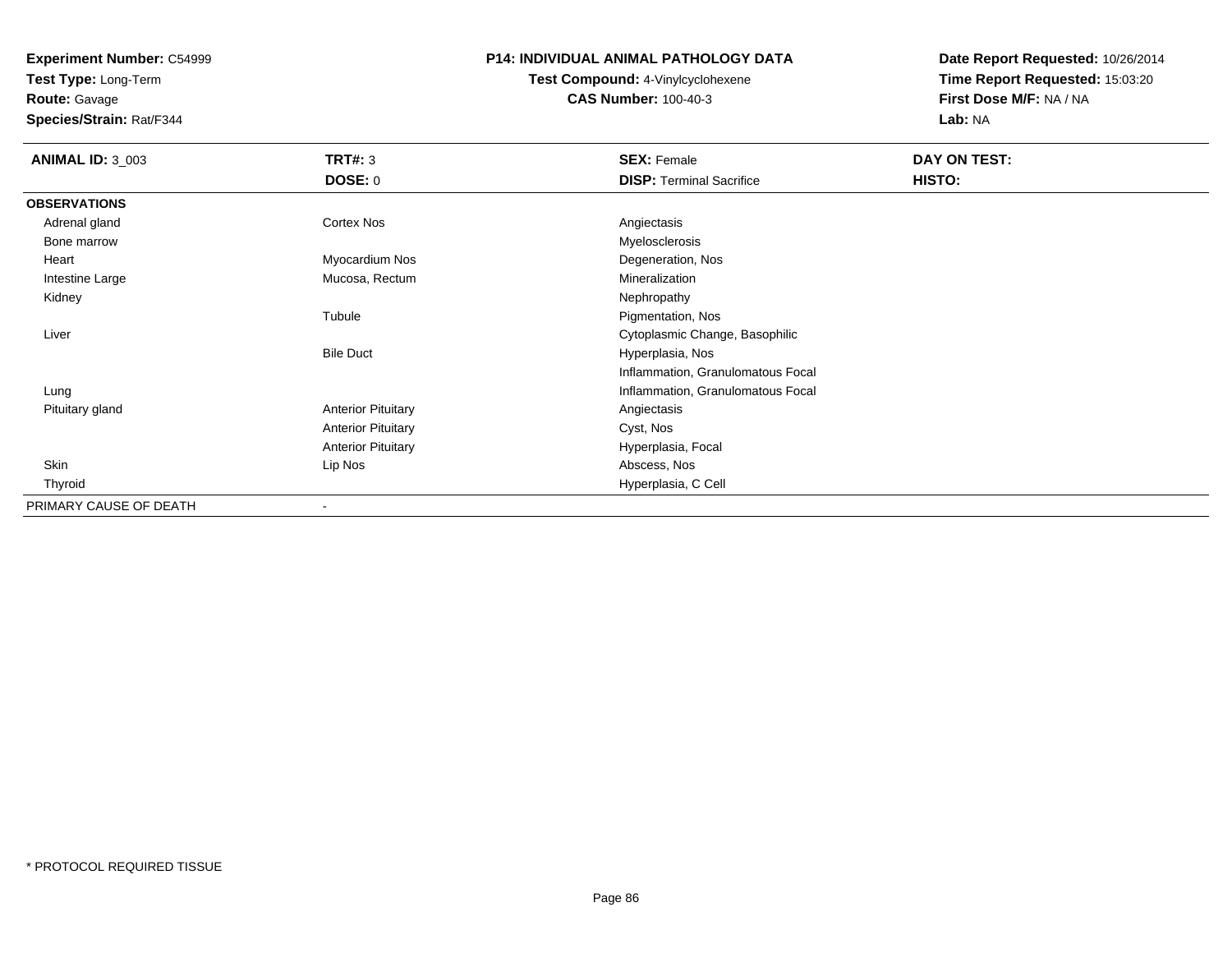**Experiment Number:** C54999
**Test Type:** Long-Term
**Route:** Gavage
**Species/Strain:** Rat/F344

**P14: INDIVIDUAL ANIMAL PATHOLOGY DATA**
**Test Compound:** 4-Vinylcyclohexene
**CAS Number:** 100-40-3

**Date Report Requested:** 10/26/2014
**Time Report Requested:** 15:03:20
**First Dose M/F:** NA / NA
**Lab:** NA

| **ANIMAL ID:** 3_003 | **TRT#:** 3 | **SEX:** Female | **DAY ON TEST:** |
|---|---|---|---|
| | **DOSE:** 0 | **DISP:** Terminal Sacrifice | **HISTO:** |
| **OBSERVATIONS** | | | |
| Adrenal gland | Cortex Nos | Angiectasis | |
| Bone marrow | | Myelosclerosis | |
| Heart | Myocardium Nos | Degeneration, Nos | |
| Intestine Large | Mucosa, Rectum | Mineralization | |
| Kidney | | Nephropathy | |
| | Tubule | Pigmentation, Nos | |
| Liver | | Cytoplasmic Change, Basophilic | |
| | Bile Duct | Hyperplasia, Nos | |
| | | Inflammation, Granulomatous Focal | |
| Lung | | Inflammation, Granulomatous Focal | |
| Pituitary gland | Anterior Pituitary | Angiectasis | |
| | Anterior Pituitary | Cyst, Nos | |
| | Anterior Pituitary | Hyperplasia, Focal | |
| Skin | Lip Nos | Abscess, Nos | |
| Thyroid | | Hyperplasia, C Cell | |
| PRIMARY CAUSE OF DEATH | - | | |

* PROTOCOL REQUIRED TISSUE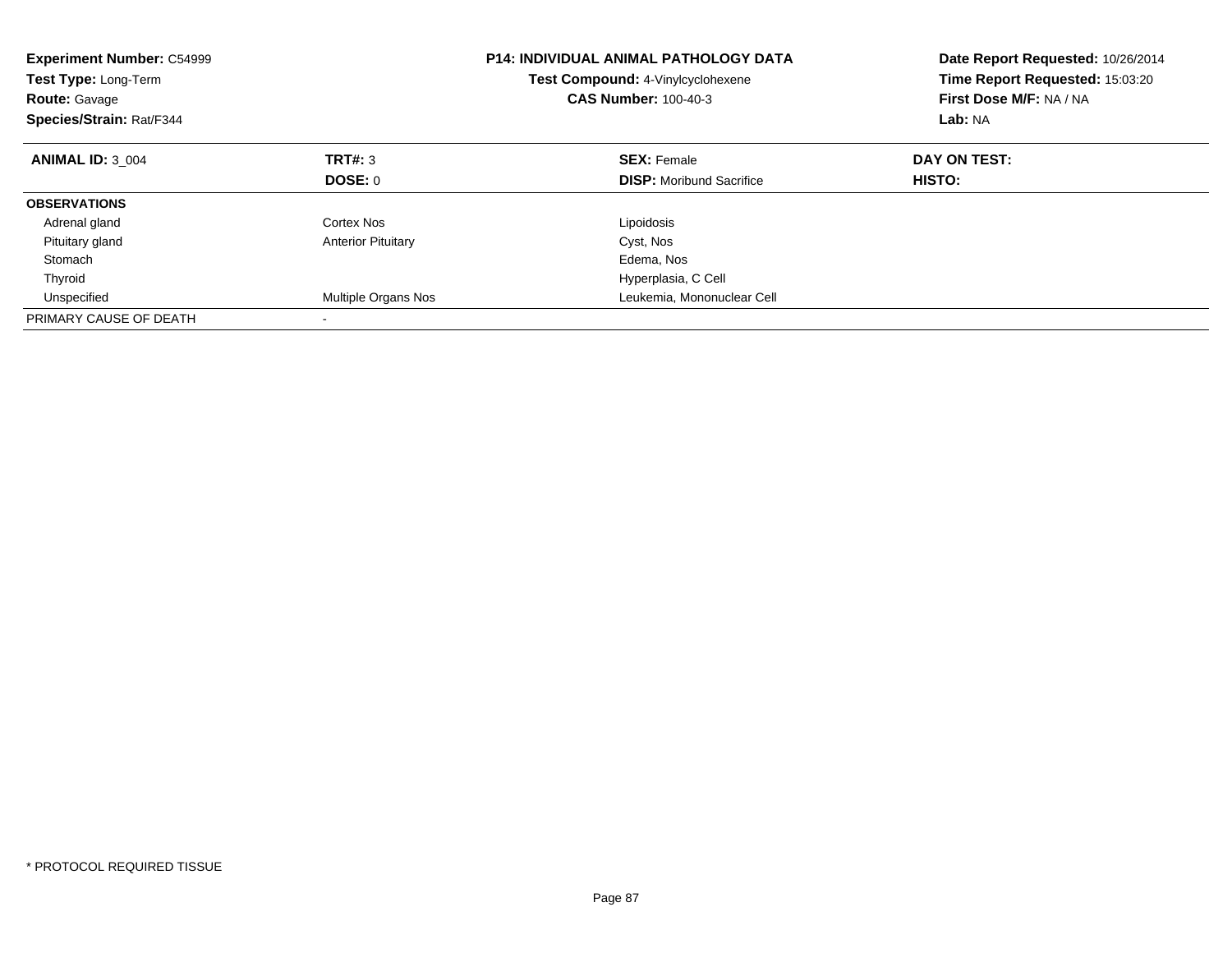**Experiment Number:** C54999
**Test Type:** Long-Term
**Route:** Gavage
**Species/Strain:** Rat/F344

**P14: INDIVIDUAL ANIMAL PATHOLOGY DATA**
**Test Compound:** 4-Vinylcyclohexene
**CAS Number:** 100-40-3

**Date Report Requested:** 10/26/2014
**Time Report Requested:** 15:03:20
**First Dose M/F:** NA / NA
**Lab:** NA

| **ANIMAL ID:** 3_004 | **TRT#:** 3 | **SEX:** Female | **DAY ON TEST:** |
|---|---|---|---|
| | **DOSE:** 0 | **DISP:** Moribund Sacrifice | **HISTO:** |
| **OBSERVATIONS** | | | |
| Adrenal gland | Cortex Nos | Lipoidosis | |
| Pituitary gland | Anterior Pituitary | Cyst, Nos | |
| Stomach | | Edema, Nos | |
| Thyroid | | Hyperplasia, C Cell | |
| Unspecified | Multiple Organs Nos | Leukemia, Mononuclear Cell | |
| PRIMARY CAUSE OF DEATH | - | | |

* PROTOCOL REQUIRED TISSUE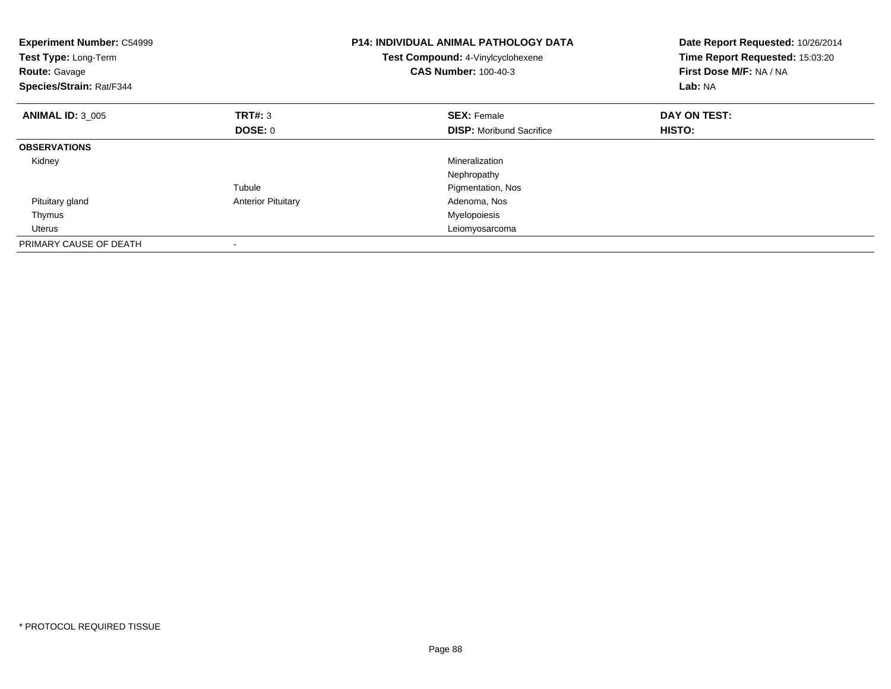**Experiment Number:** C54999
**Test Type:** Long-Term
**Route:** Gavage
**Species/Strain:** Rat/F344

**P14: INDIVIDUAL ANIMAL PATHOLOGY DATA**
**Test Compound:** 4-Vinylcyclohexene
**CAS Number:** 100-40-3

**Date Report Requested:** 10/26/2014
**Time Report Requested:** 15:03:20
**First Dose M/F:** NA / NA
**Lab:** NA

| **ANIMAL ID:** 3_005 | **TRT#:** 3 | **SEX:** Female | **DAY ON TEST:** |
|---|---|---|---|
| | **DOSE:** 0 | **DISP:** Moribund Sacrifice | **HISTO:** |
| **OBSERVATIONS** | | | |
| Kidney | | Mineralization | |
| | | Nephropathy | |
| | Tubule | Pigmentation, Nos | |
| Pituitary gland | Anterior Pituitary | Adenoma, Nos | |
| Thymus | | Myelopoiesis | |
| Uterus | | Leiomyosarcoma | |
| PRIMARY CAUSE OF DEATH | - | | |

* PROTOCOL REQUIRED TISSUE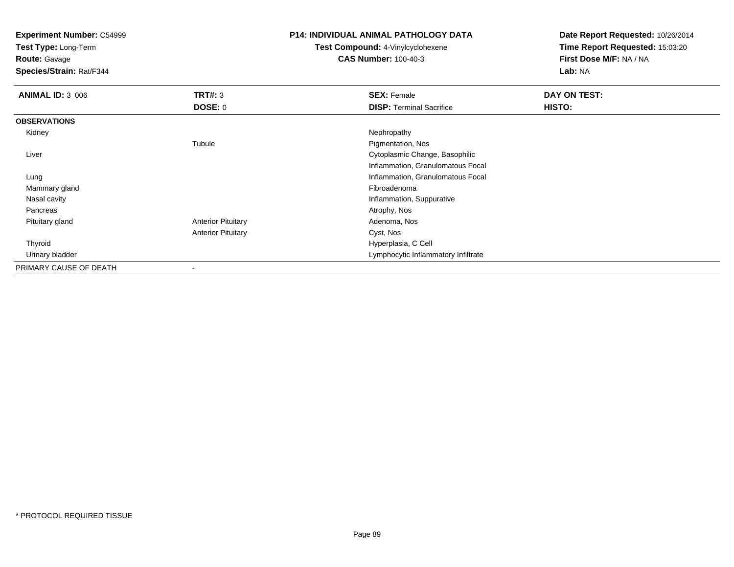**Experiment Number:** C54999
**Test Type:** Long-Term
**Route:** Gavage
**Species/Strain:** Rat/F344

**P14: INDIVIDUAL ANIMAL PATHOLOGY DATA**
**Test Compound:** 4-Vinylcyclohexene
**CAS Number:** 100-40-3

**Date Report Requested:** 10/26/2014
**Time Report Requested:** 15:03:20
**First Dose M/F:** NA / NA
**Lab:** NA

| **ANIMAL ID:** 3_006 | **TRT#:** 3 | **SEX:** Female | **DAY ON TEST:** |
|---|---|---|---|
| | **DOSE:** 0 | **DISP:** Terminal Sacrifice | **HISTO:** |
| **OBSERVATIONS** | | | |
| Kidney | | Nephropathy | |
| | Tubule | Pigmentation, Nos | |
| Liver | | Cytoplasmic Change, Basophilic | |
| | | Inflammation, Granulomatous Focal | |
| Lung | | Inflammation, Granulomatous Focal | |
| Mammary gland | | Fibroadenoma | |
| Nasal cavity | | Inflammation, Suppurative | |
| Pancreas | | Atrophy, Nos | |
| Pituitary gland | Anterior Pituitary | Adenoma, Nos | |
| | Anterior Pituitary | Cyst, Nos | |
| Thyroid | | Hyperplasia, C Cell | |
| Urinary bladder | | Lymphocytic Inflammatory Infiltrate | |
| PRIMARY CAUSE OF DEATH | - | | |

* PROTOCOL REQUIRED TISSUE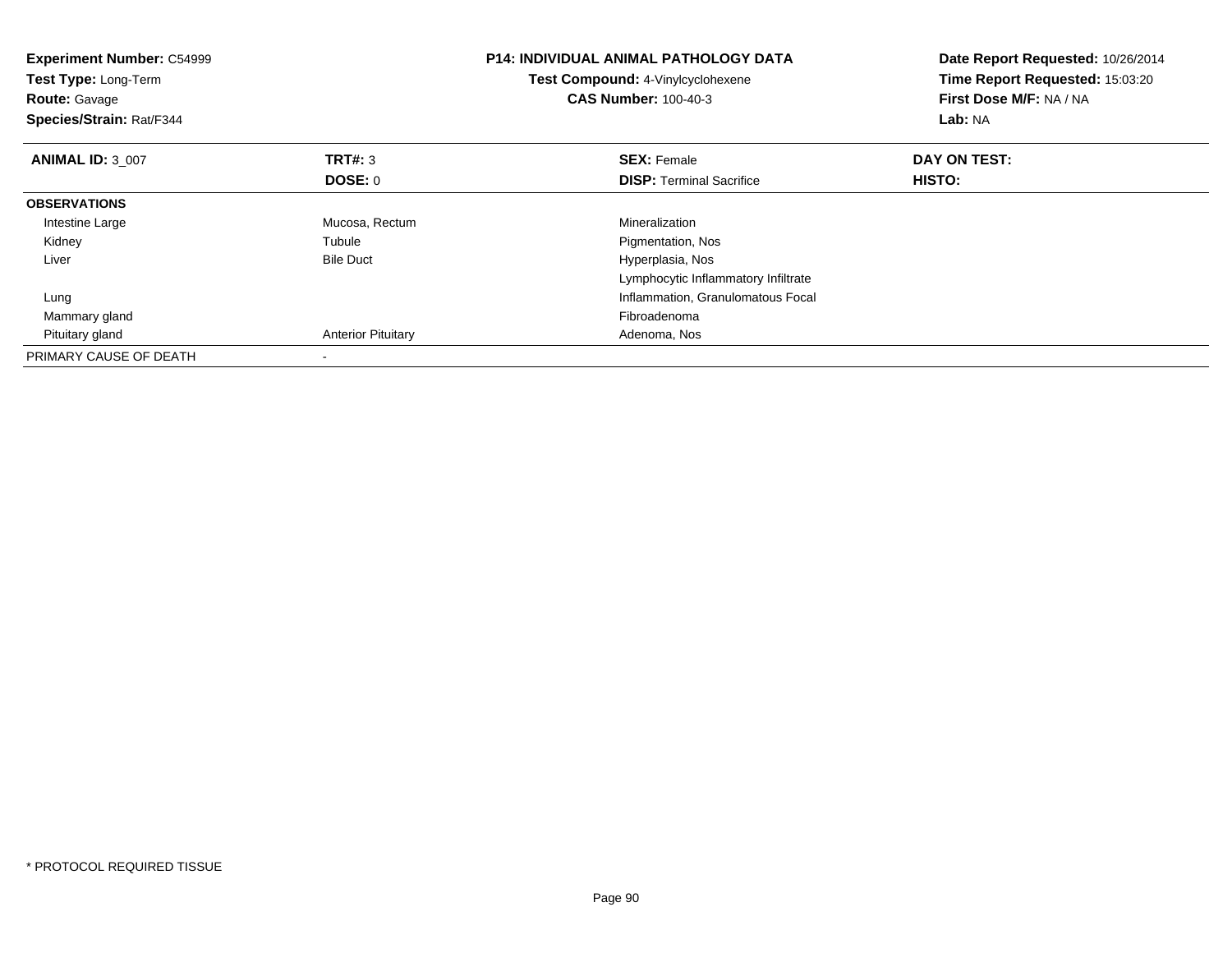**Experiment Number:** C54999
**Test Type:** Long-Term
**Route:** Gavage
**Species/Strain:** Rat/F344

**P14: INDIVIDUAL ANIMAL PATHOLOGY DATA**
**Test Compound:** 4-Vinylcyclohexene
**CAS Number:** 100-40-3

**Date Report Requested:** 10/26/2014
**Time Report Requested:** 15:03:20
**First Dose M/F:** NA / NA
**Lab:** NA

| **ANIMAL ID:** 3_007 | **TRT#:** 3 | **SEX:** Female | **DAY ON TEST:** |
|---|---|---|---|
| | **DOSE:** 0 | **DISP:** Terminal Sacrifice | **HISTO:** |
| **OBSERVATIONS** | | | |
| Intestine Large | Mucosa, Rectum | Mineralization | |
| Kidney | Tubule | Pigmentation, Nos | |
| Liver | Bile Duct | Hyperplasia, Nos | |
| | | Lymphocytic Inflammatory Infiltrate | |
| Lung | | Inflammation, Granulomatous Focal | |
| Mammary gland | | Fibroadenoma | |
| Pituitary gland | Anterior Pituitary | Adenoma, Nos | |
| PRIMARY CAUSE OF DEATH | - | | |

\* PROTOCOL REQUIRED TISSUE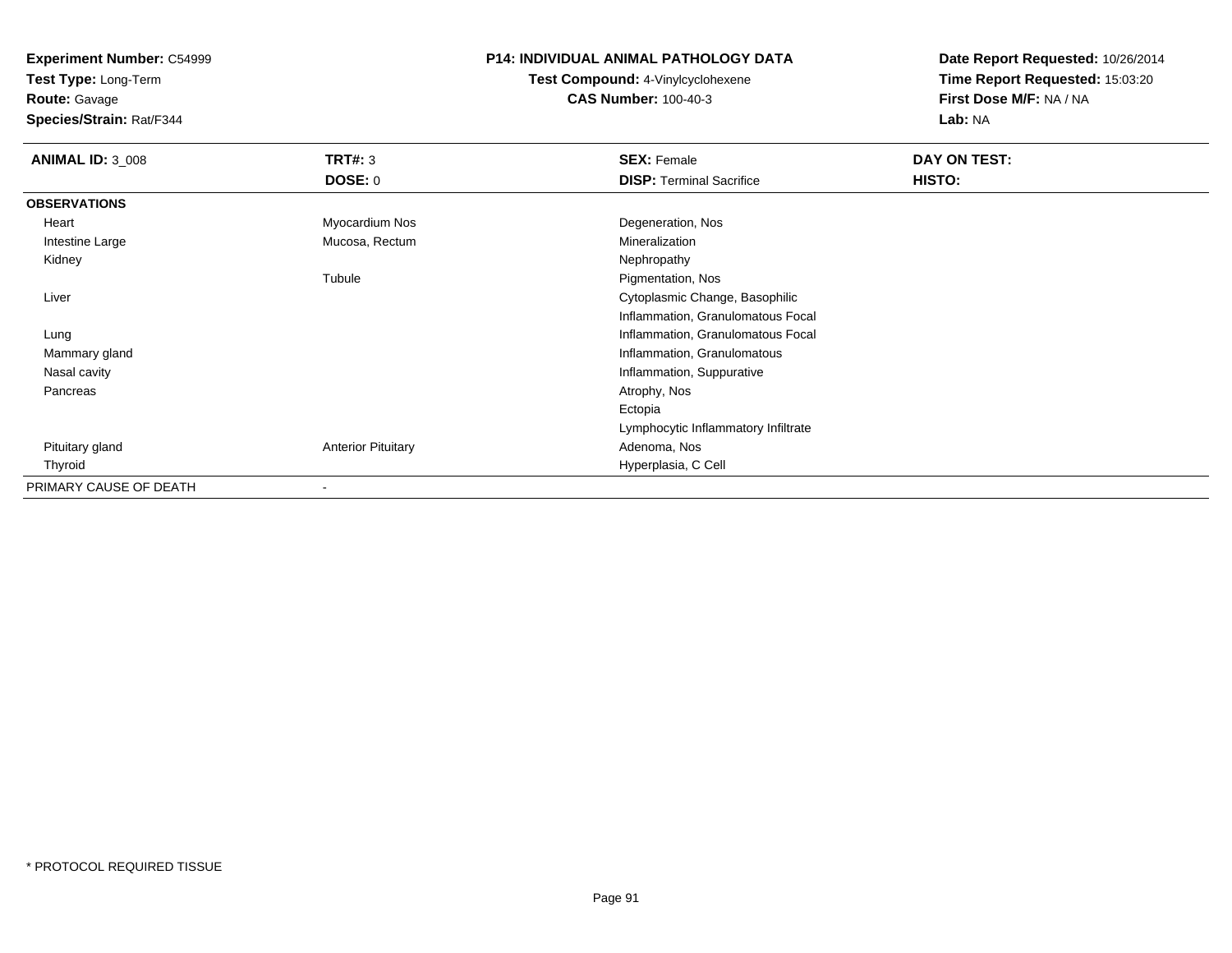**Experiment Number:** C54999
**Test Type:** Long-Term
**Route:** Gavage
**Species/Strain:** Rat/F344

**P14: INDIVIDUAL ANIMAL PATHOLOGY DATA**
**Test Compound:** 4-Vinylcyclohexene
**CAS Number:** 100-40-3

**Date Report Requested:** 10/26/2014
**Time Report Requested:** 15:03:20
**First Dose M/F:** NA / NA
**Lab:** NA

| **ANIMAL ID:** 3_008 | **TRT#:** 3 | **SEX:** Female | **DAY ON TEST:** |
|---|---|---|---|
| | **DOSE:** 0 | **DISP:** Terminal Sacrifice | **HISTO:** |
| **OBSERVATIONS** | | | |
| Heart | Myocardium Nos | Degeneration, Nos | |
| Intestine Large | Mucosa, Rectum | Mineralization | |
| Kidney | | Nephropathy | |
| | Tubule | Pigmentation, Nos | |
| Liver | | Cytoplasmic Change, Basophilic | |
| | | Inflammation, Granulomatous Focal | |
| Lung | | Inflammation, Granulomatous Focal | |
| Mammary gland | | Inflammation, Granulomatous | |
| Nasal cavity | | Inflammation, Suppurative | |
| Pancreas | | Atrophy, Nos | |
| | | Ectopia | |
| | | Lymphocytic Inflammatory Infiltrate | |
| Pituitary gland | Anterior Pituitary | Adenoma, Nos | |
| Thyroid | | Hyperplasia, C Cell | |
| PRIMARY CAUSE OF DEATH | - | | |

* PROTOCOL REQUIRED TISSUE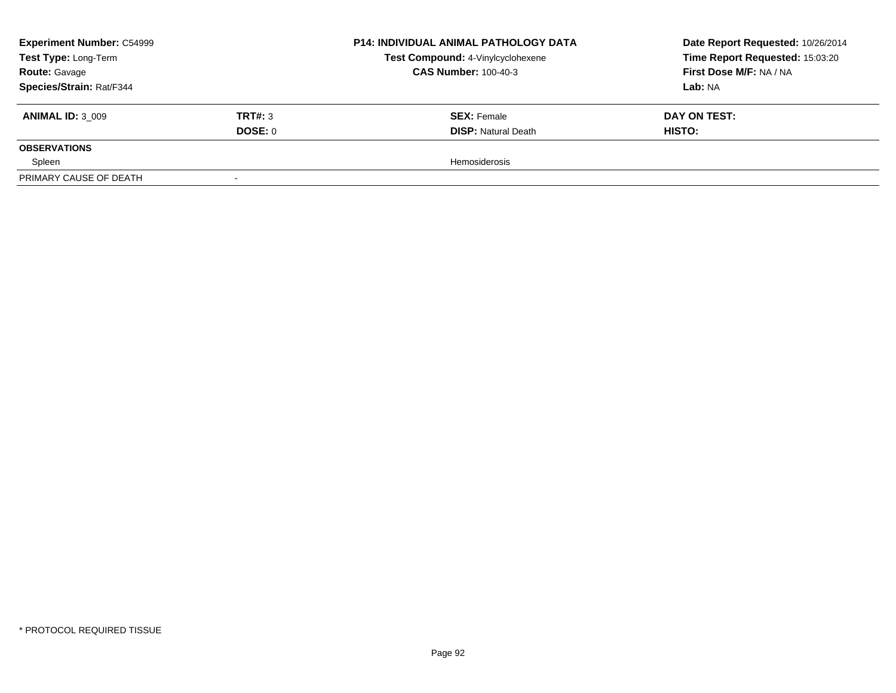**Experiment Number:** C54999
**Test Type:** Long-Term
**Route:** Gavage
**Species/Strain:** Rat/F344

**P14: INDIVIDUAL ANIMAL PATHOLOGY DATA**
**Test Compound:** 4-Vinylcyclohexene
**CAS Number:** 100-40-3

**Date Report Requested:** 10/26/2014
**Time Report Requested:** 15:03:20
**First Dose M/F:** NA / NA
**Lab:** NA

| **ANIMAL ID:** 3_009 | **TRT#:** 3 | **SEX:** Female | **DAY ON TEST:** |
|---|---|---|---|
| | **DOSE:** 0 | **DISP:** Natural Death | **HISTO:** |
| **OBSERVATIONS** | | | |
| Spleen | | Hemosiderosis | |
| PRIMARY CAUSE OF DEATH | - | | |

* PROTOCOL REQUIRED TISSUE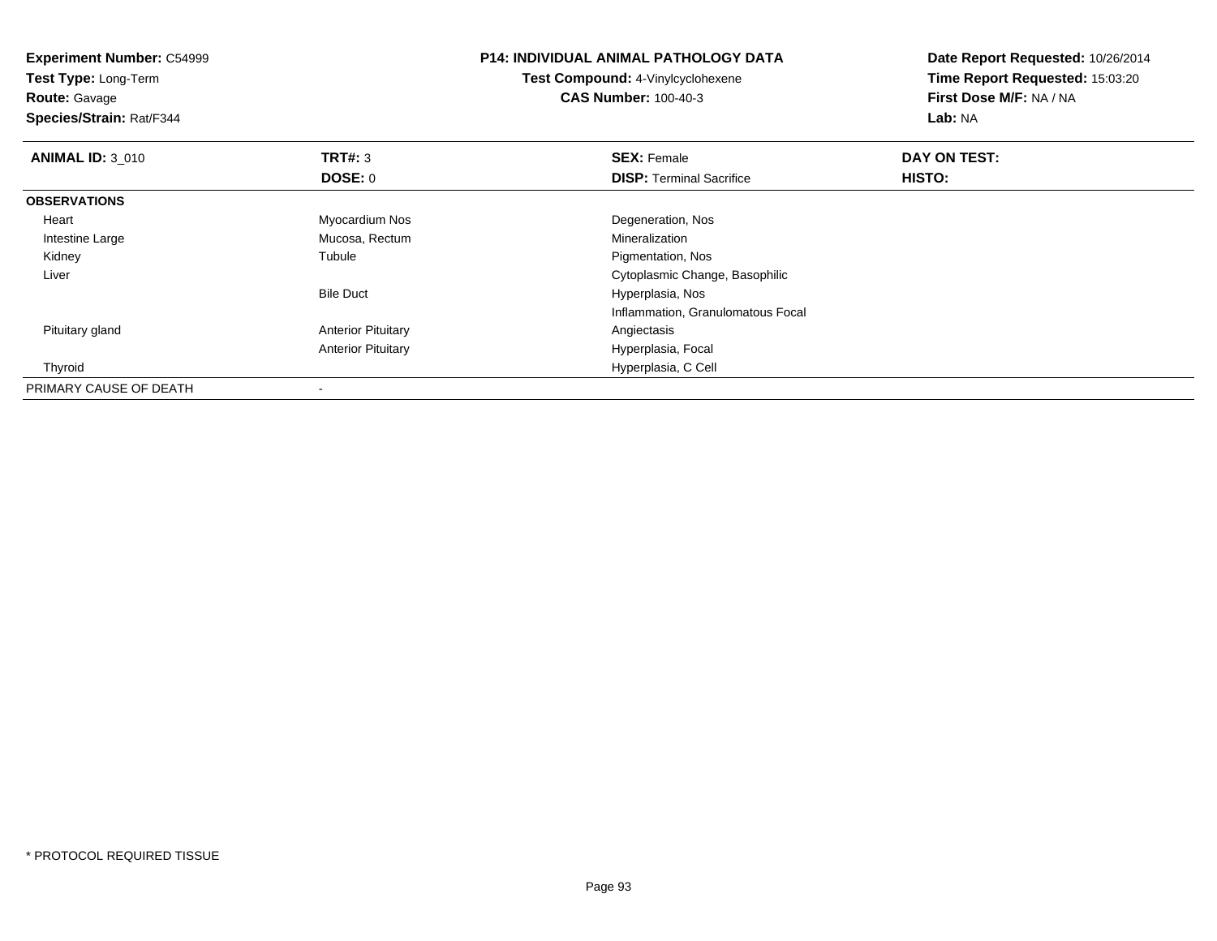**Experiment Number:** C54999
**Test Type:** Long-Term
**Route:** Gavage
**Species/Strain:** Rat/F344

**P14: INDIVIDUAL ANIMAL PATHOLOGY DATA**
**Test Compound:** 4-Vinylcyclohexene
**CAS Number:** 100-40-3

**Date Report Requested:** 10/26/2014
**Time Report Requested:** 15:03:20
**First Dose M/F:** NA / NA
**Lab:** NA

| **ANIMAL ID:** 3_010 | **TRT#:** 3 | **SEX:** Female | **DAY ON TEST:** |
|---|---|---|---|
| | **DOSE:** 0 | **DISP:** Terminal Sacrifice | **HISTO:** |
| **OBSERVATIONS** | | | |
| Heart | Myocardium Nos | Degeneration, Nos | |
| Intestine Large | Mucosa, Rectum | Mineralization | |
| Kidney | Tubule | Pigmentation, Nos | |
| Liver | | Cytoplasmic Change, Basophilic | |
| | Bile Duct | Hyperplasia, Nos | |
| | | Inflammation, Granulomatous Focal | |
| Pituitary gland | Anterior Pituitary | Angiectasis | |
| | Anterior Pituitary | Hyperplasia, Focal | |
| Thyroid | | Hyperplasia, C Cell | |
| PRIMARY CAUSE OF DEATH | - | | |

* PROTOCOL REQUIRED TISSUE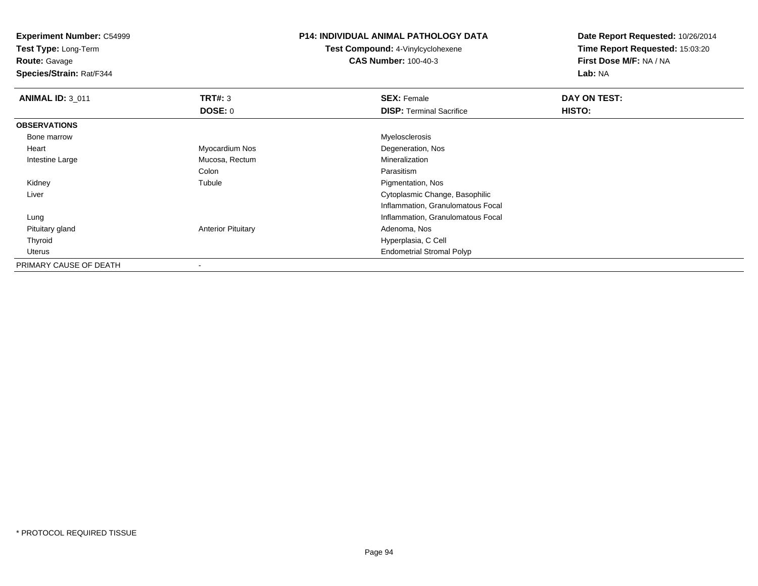**Experiment Number:** C54999
**Test Type:** Long-Term
**Route:** Gavage
**Species/Strain:** Rat/F344

**P14: INDIVIDUAL ANIMAL PATHOLOGY DATA**
**Test Compound:** 4-Vinylcyclohexene
**CAS Number:** 100-40-3

**Date Report Requested:** 10/26/2014
**Time Report Requested:** 15:03:20
**First Dose M/F:** NA / NA
**Lab:** NA

| **ANIMAL ID:** 3_011 | **TRT#:** 3 | **SEX:** Female | **DAY ON TEST:** |
|---|---|---|---|
| | **DOSE:** 0 | **DISP:** Terminal Sacrifice | **HISTO:** |
| **OBSERVATIONS** | | | |
| Bone marrow | | Myelosclerosis | |
| Heart | Myocardium Nos | Degeneration, Nos | |
| Intestine Large | Mucosa, Rectum | Mineralization | |
| | Colon | Parasitism | |
| Kidney | Tubule | Pigmentation, Nos | |
| Liver | | Cytoplasmic Change, Basophilic | |
| | | Inflammation, Granulomatous Focal | |
| Lung | | Inflammation, Granulomatous Focal | |
| Pituitary gland | Anterior Pituitary | Adenoma, Nos | |
| Thyroid | | Hyperplasia, C Cell | |
| Uterus | | Endometrial Stromal Polyp | |
| PRIMARY CAUSE OF DEATH | - | | |

* PROTOCOL REQUIRED TISSUE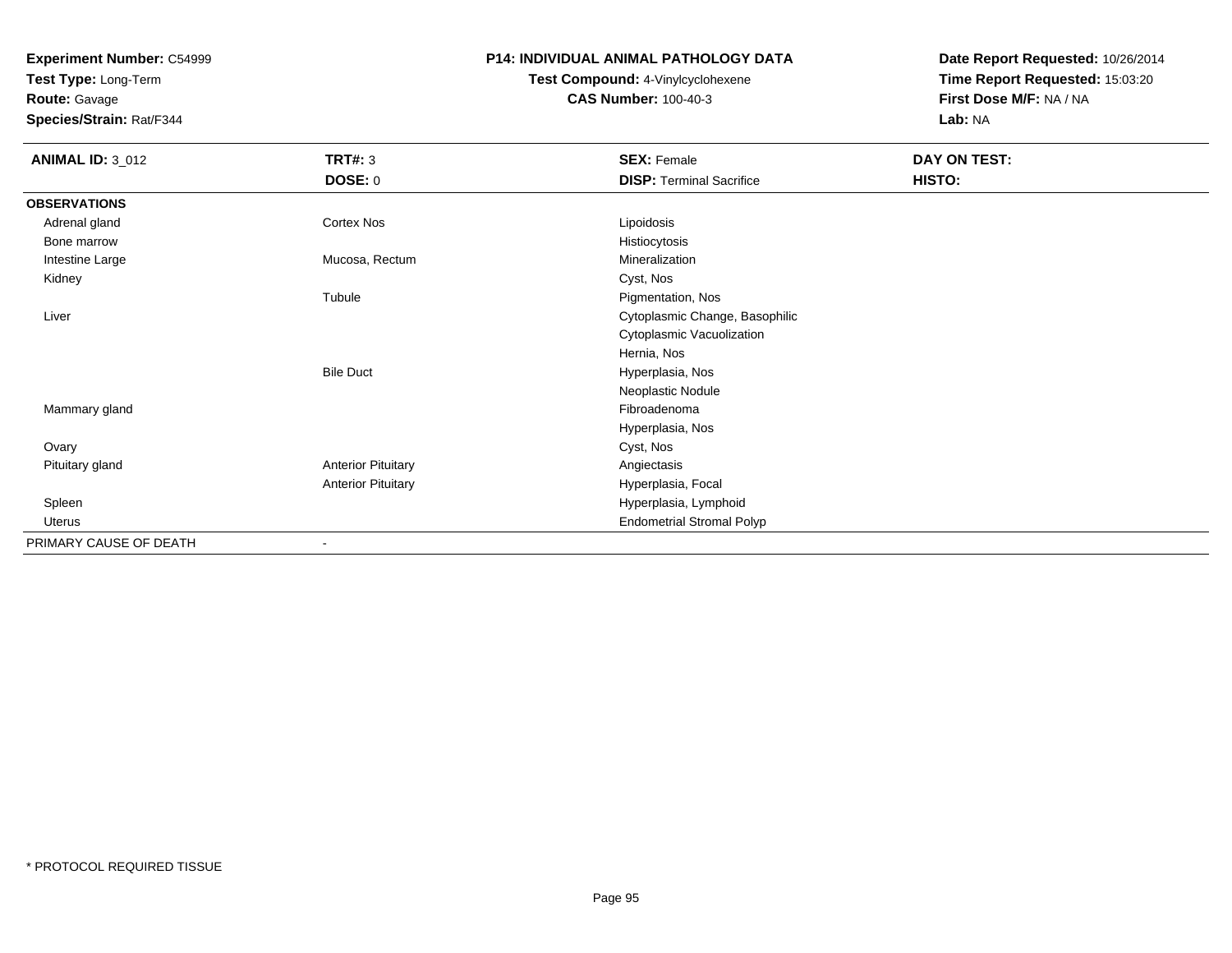**Experiment Number:** C54999
**Test Type:** Long-Term
**Route:** Gavage
**Species/Strain:** Rat/F344

**P14: INDIVIDUAL ANIMAL PATHOLOGY DATA**
**Test Compound:** 4-Vinylcyclohexene
**CAS Number:** 100-40-3

**Date Report Requested:** 10/26/2014
**Time Report Requested:** 15:03:20
**First Dose M/F:** NA / NA
**Lab:** NA

| **ANIMAL ID:** 3_012 | **TRT#:** 3 | **SEX:** Female | **DAY ON TEST:** |
|---|---|---|---|
| | **DOSE:** 0 | **DISP:** Terminal Sacrifice | **HISTO:** |
| **OBSERVATIONS** | | | |
| Adrenal gland | Cortex Nos | Lipoidosis | |
| Bone marrow | | Histiocytosis | |
| Intestine Large | Mucosa, Rectum | Mineralization | |
| Kidney | | Cyst, Nos | |
| | Tubule | Pigmentation, Nos | |
| Liver | | Cytoplasmic Change, Basophilic | |
| | | Cytoplasmic Vacuolization | |
| | | Hernia, Nos | |
| | Bile Duct | Hyperplasia, Nos | |
| | | Neoplastic Nodule | |
| Mammary gland | | Fibroadenoma | |
| | | Hyperplasia, Nos | |
| Ovary | | Cyst, Nos | |
| Pituitary gland | Anterior Pituitary | Angiectasis | |
| | Anterior Pituitary | Hyperplasia, Focal | |
| Spleen | | Hyperplasia, Lymphoid | |
| Uterus | | Endometrial Stromal Polyp | |
| PRIMARY CAUSE OF DEATH | - | | |

* PROTOCOL REQUIRED TISSUE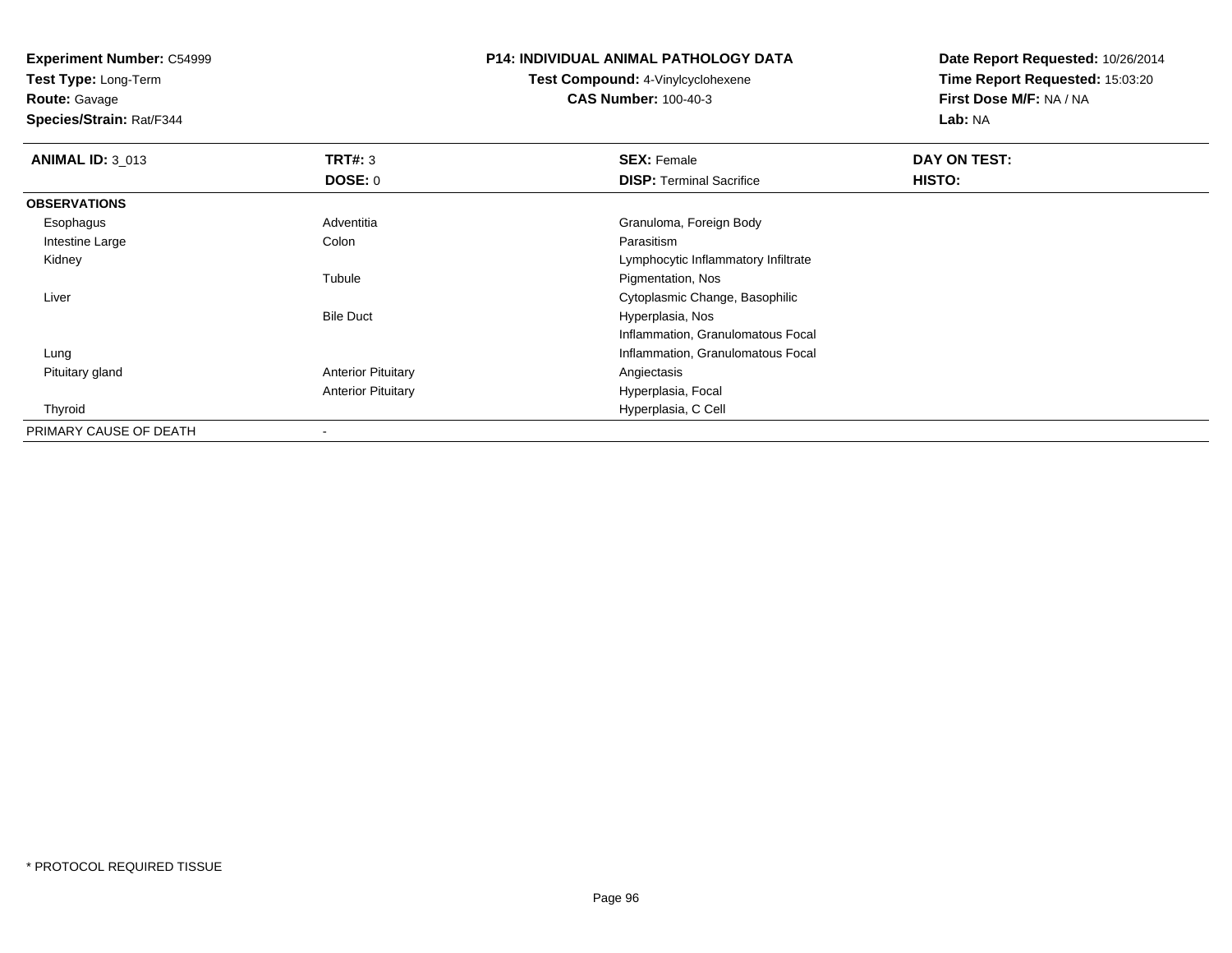**Experiment Number:** C54999
**Test Type:** Long-Term
**Route:** Gavage
**Species/Strain:** Rat/F344

**P14: INDIVIDUAL ANIMAL PATHOLOGY DATA**
**Test Compound:** 4-Vinylcyclohexene
**CAS Number:** 100-40-3

**Date Report Requested:** 10/26/2014
**Time Report Requested:** 15:03:20
**First Dose M/F:** NA / NA
**Lab:** NA

| **ANIMAL ID:** 3_013 | **TRT#:** 3 | **SEX:** Female | **DAY ON TEST:** |
|---|---|---|---|
| | **DOSE:** 0 | **DISP:** Terminal Sacrifice | **HISTO:** |
| **OBSERVATIONS** | | | |
| Esophagus | Adventitia | Granuloma, Foreign Body | |
| Intestine Large | Colon | Parasitism | |
| Kidney | | Lymphocytic Inflammatory Infiltrate | |
| | Tubule | Pigmentation, Nos | |
| Liver | | Cytoplasmic Change, Basophilic | |
| | Bile Duct | Hyperplasia, Nos | |
| | | Inflammation, Granulomatous Focal | |
| Lung | | Inflammation, Granulomatous Focal | |
| Pituitary gland | Anterior Pituitary | Angiectasis | |
| | Anterior Pituitary | Hyperplasia, Focal | |
| Thyroid | | Hyperplasia, C Cell | |
| PRIMARY CAUSE OF DEATH | - | | |

* PROTOCOL REQUIRED TISSUE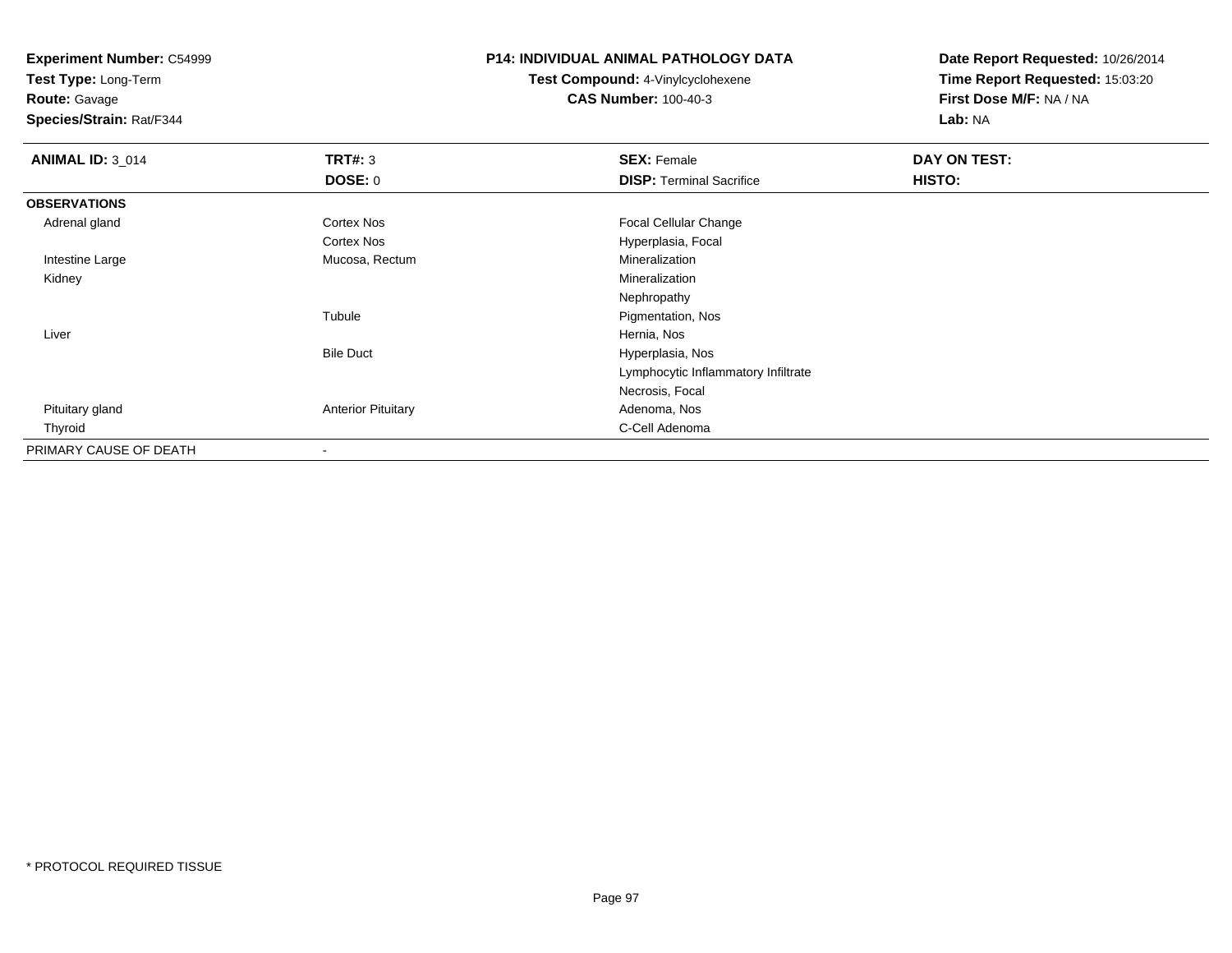**Experiment Number:** C54999
**Test Type:** Long-Term
**Route:** Gavage
**Species/Strain:** Rat/F344

**P14: INDIVIDUAL ANIMAL PATHOLOGY DATA**
**Test Compound:** 4-Vinylcyclohexene
**CAS Number:** 100-40-3

**Date Report Requested:** 10/26/2014
**Time Report Requested:** 15:03:20
**First Dose M/F:** NA / NA
**Lab:** NA

| **ANIMAL ID:** 3_014 | **TRT#:** 3 | **SEX:** Female | **DAY ON TEST:** |
|---|---|---|---|
| | **DOSE:** 0 | **DISP:** Terminal Sacrifice | **HISTO:** |
| **OBSERVATIONS** | | | |
| Adrenal gland | Cortex Nos | Focal Cellular Change | |
| | Cortex Nos | Hyperplasia, Focal | |
| Intestine Large | Mucosa, Rectum | Mineralization | |
| Kidney | | Mineralization | |
| | | Nephropathy | |
| | Tubule | Pigmentation, Nos | |
| Liver | | Hernia, Nos | |
| | Bile Duct | Hyperplasia, Nos | |
| | | Lymphocytic Inflammatory Infiltrate | |
| | | Necrosis, Focal | |
| Pituitary gland | Anterior Pituitary | Adenoma, Nos | |
| Thyroid | | C-Cell Adenoma | |
| PRIMARY CAUSE OF DEATH | - | | |

* PROTOCOL REQUIRED TISSUE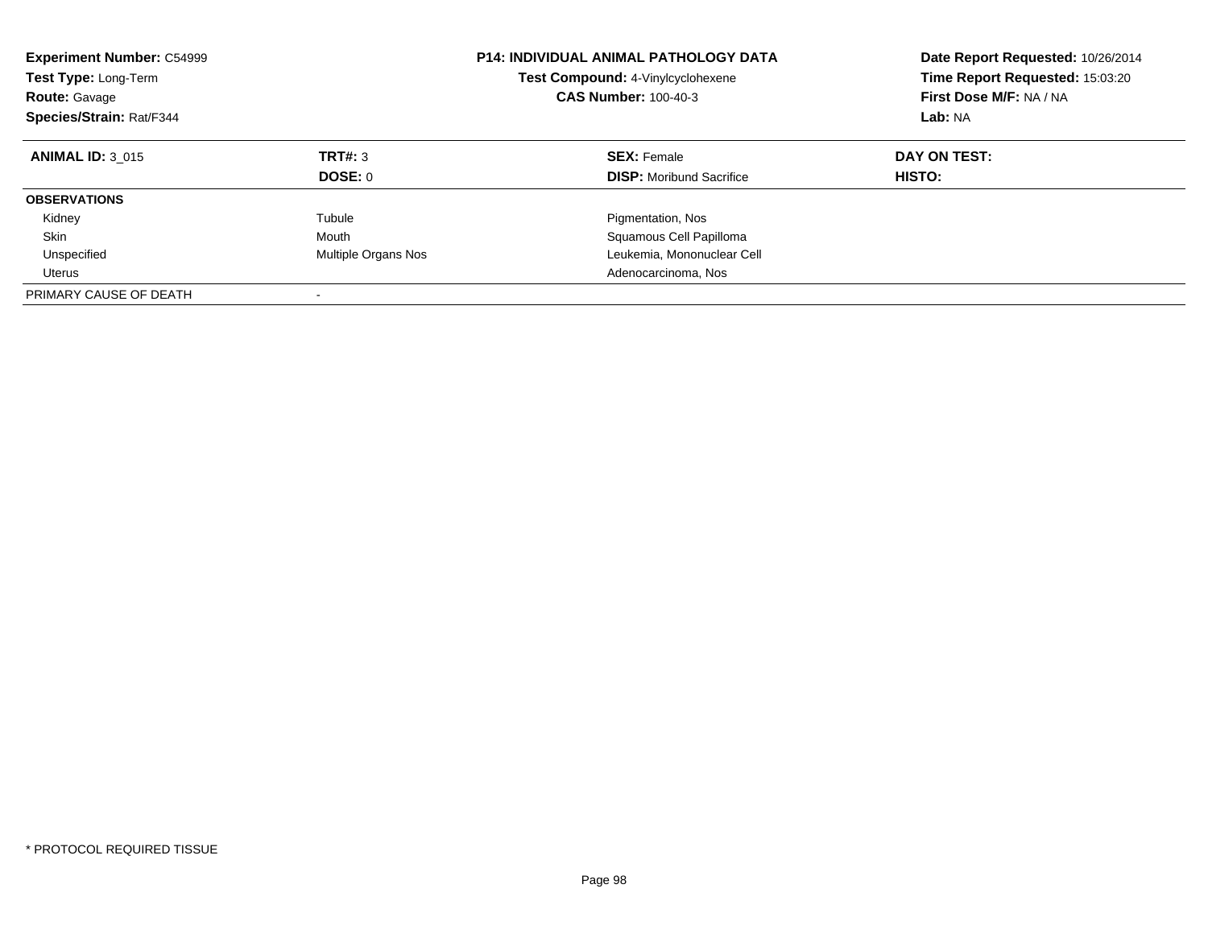**Experiment Number:** C54999
**Test Type:** Long-Term
**Route:** Gavage
**Species/Strain:** Rat/F344

**P14: INDIVIDUAL ANIMAL PATHOLOGY DATA**
**Test Compound:** 4-Vinylcyclohexene
**CAS Number:** 100-40-3

**Date Report Requested:** 10/26/2014
**Time Report Requested:** 15:03:20
**First Dose M/F:** NA / NA
**Lab:** NA

| **ANIMAL ID:** 3_015 | **TRT#:** 3 | **SEX:** Female | **DAY ON TEST:** |
|---|---|---|---|
| | **DOSE:** 0 | **DISP:** Moribund Sacrifice | **HISTO:** |
| **OBSERVATIONS** | | | |
| Kidney | Tubule | Pigmentation, Nos | |
| Skin | Mouth | Squamous Cell Papilloma | |
| Unspecified | Multiple Organs Nos | Leukemia, Mononuclear Cell | |
| Uterus | | Adenocarcinoma, Nos | |
| PRIMARY CAUSE OF DEATH | - | | |

* PROTOCOL REQUIRED TISSUE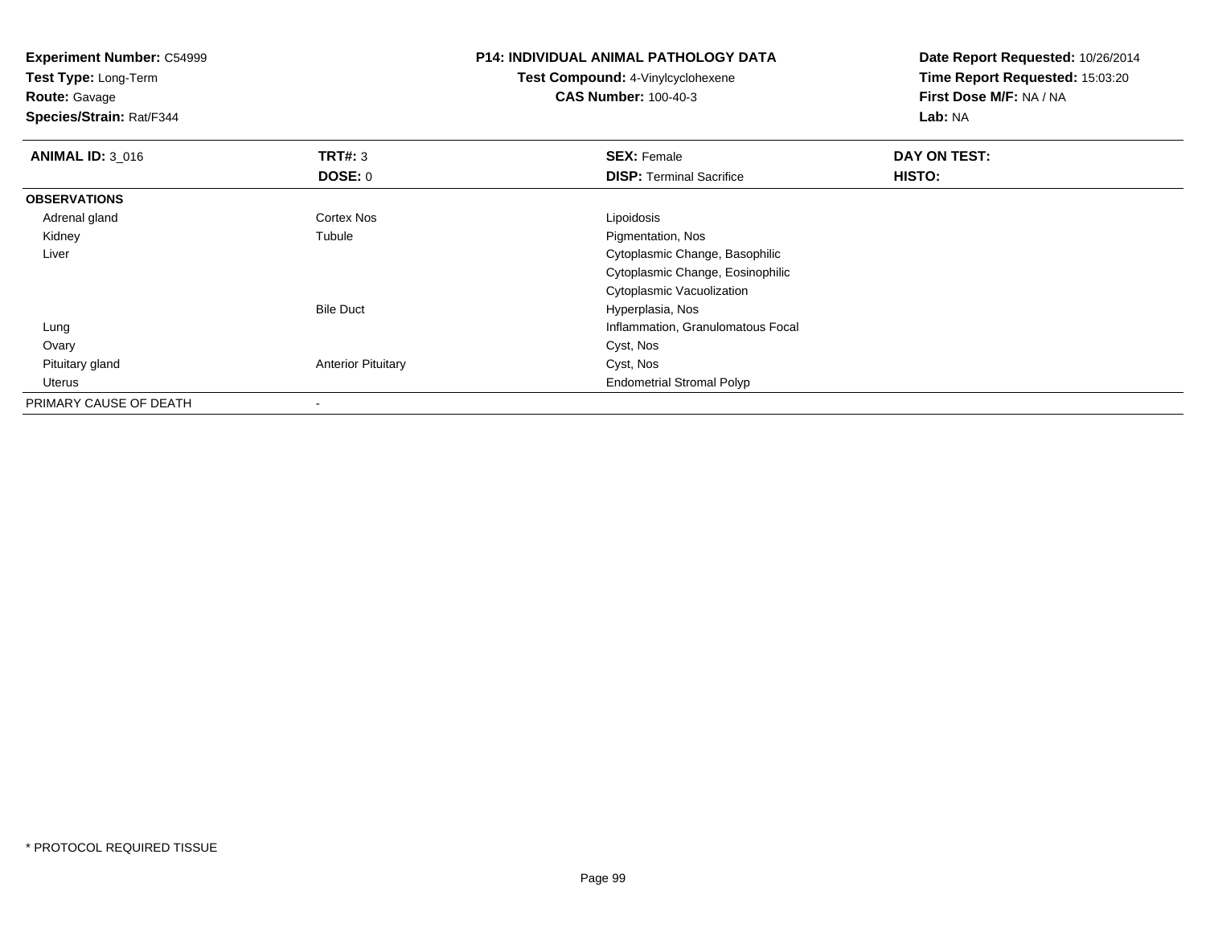**Experiment Number:** C54999
**Test Type:** Long-Term
**Route:** Gavage
**Species/Strain:** Rat/F344

**P14: INDIVIDUAL ANIMAL PATHOLOGY DATA**
**Test Compound:** 4-Vinylcyclohexene
**CAS Number:** 100-40-3

**Date Report Requested:** 10/26/2014
**Time Report Requested:** 15:03:20
**First Dose M/F:** NA / NA
**Lab:** NA

| **ANIMAL ID:** 3_016 | **TRT#:** 3 | **SEX:** Female | **DAY ON TEST:** |
|---|---|---|---|
| | **DOSE:** 0 | **DISP:** Terminal Sacrifice | **HISTO:** |
| **OBSERVATIONS** | | | |
| Adrenal gland | Cortex Nos | Lipoidosis | |
| Kidney | Tubule | Pigmentation, Nos | |
| Liver | | Cytoplasmic Change, Basophilic | |
| | | Cytoplasmic Change, Eosinophilic | |
| | | Cytoplasmic Vacuolization | |
| | Bile Duct | Hyperplasia, Nos | |
| Lung | | Inflammation, Granulomatous Focal | |
| Ovary | | Cyst, Nos | |
| Pituitary gland | Anterior Pituitary | Cyst, Nos | |
| Uterus | | Endometrial Stromal Polyp | |
| PRIMARY CAUSE OF DEATH | - | | |

* PROTOCOL REQUIRED TISSUE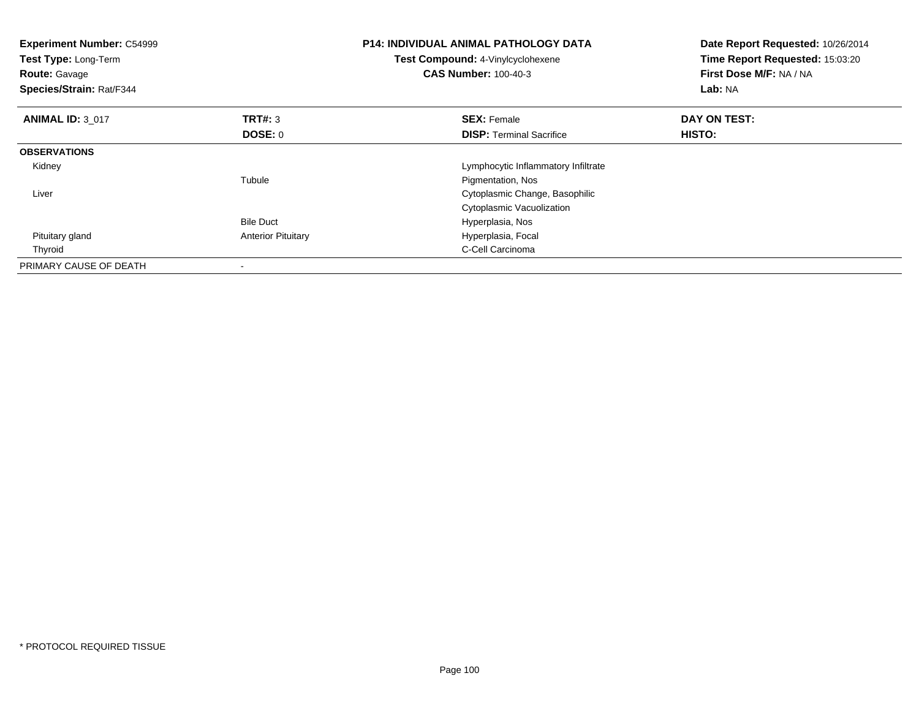**Experiment Number:** C54999
**Test Type:** Long-Term
**Route:** Gavage
**Species/Strain:** Rat/F344

**P14: INDIVIDUAL ANIMAL PATHOLOGY DATA**
**Test Compound:** 4-Vinylcyclohexene
**CAS Number:** 100-40-3

**Date Report Requested:** 10/26/2014
**Time Report Requested:** 15:03:20
**First Dose M/F:** NA / NA
**Lab:** NA

| **ANIMAL ID:** 3_017 | **TRT#:** 3 | **SEX:** Female | **DAY ON TEST:** |
|---|---|---|---|
| | **DOSE:** 0 | **DISP:** Terminal Sacrifice | **HISTO:** |
| **OBSERVATIONS** | | | |
| Kidney | | Lymphocytic Inflammatory Infiltrate | |
| | Tubule | Pigmentation, Nos | |
| Liver | | Cytoplasmic Change, Basophilic | |
| | | Cytoplasmic Vacuolization | |
| | Bile Duct | Hyperplasia, Nos | |
| Pituitary gland | Anterior Pituitary | Hyperplasia, Focal | |
| Thyroid | | C-Cell Carcinoma | |
| PRIMARY CAUSE OF DEATH | - | | |

* PROTOCOL REQUIRED TISSUE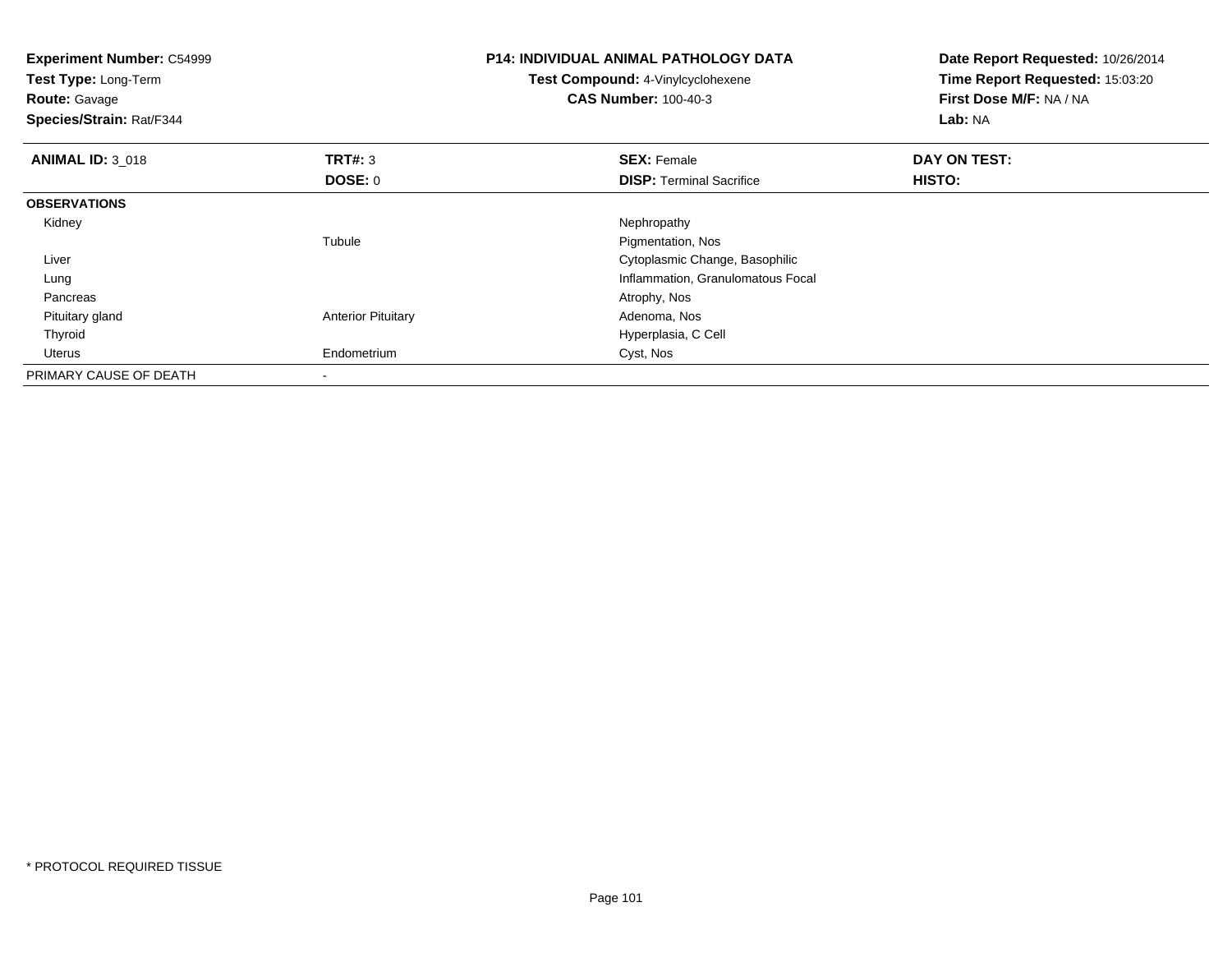**Experiment Number:** C54999
**Test Type:** Long-Term
**Route:** Gavage
**Species/Strain:** Rat/F344

**P14: INDIVIDUAL ANIMAL PATHOLOGY DATA**
**Test Compound:** 4-Vinylcyclohexene
**CAS Number:** 100-40-3

**Date Report Requested:** 10/26/2014
**Time Report Requested:** 15:03:20
**First Dose M/F:** NA / NA
**Lab:** NA

| **ANIMAL ID:** 3_018 | **TRT#:** 3 | **SEX:** Female | **DAY ON TEST:** |
|---|---|---|---|
| | **DOSE:** 0 | **DISP:** Terminal Sacrifice | **HISTO:** |
| **OBSERVATIONS** | | | |
| Kidney | | Nephropathy | |
| | Tubule | Pigmentation, Nos | |
| Liver | | Cytoplasmic Change, Basophilic | |
| Lung | | Inflammation, Granulomatous Focal | |
| Pancreas | | Atrophy, Nos | |
| Pituitary gland | Anterior Pituitary | Adenoma, Nos | |
| Thyroid | | Hyperplasia, C Cell | |
| Uterus | Endometrium | Cyst, Nos | |
| PRIMARY CAUSE OF DEATH | - | | |

* PROTOCOL REQUIRED TISSUE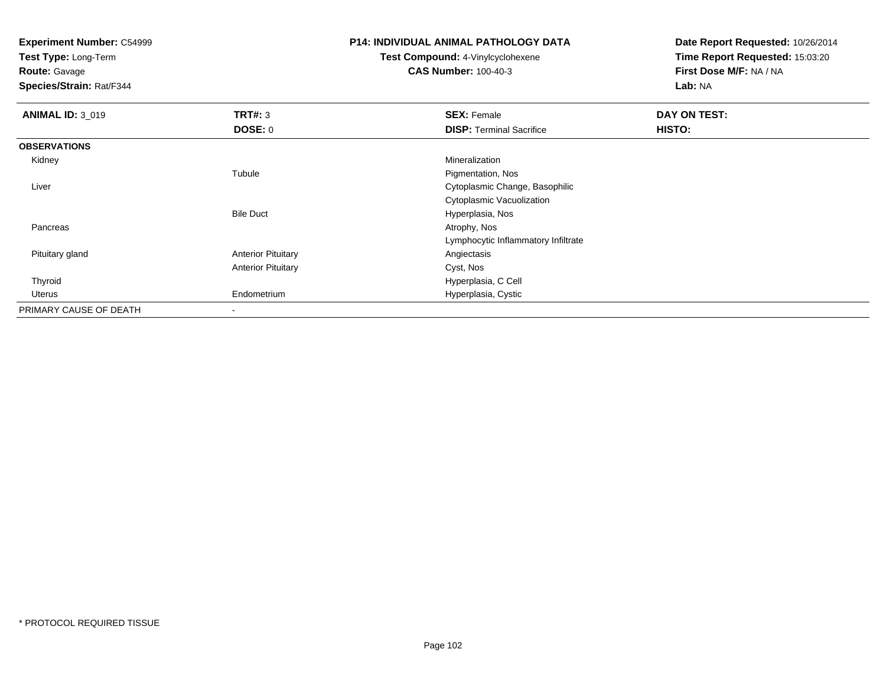**Experiment Number:** C54999
**Test Type:** Long-Term
**Route:** Gavage
**Species/Strain:** Rat/F344

**P14: INDIVIDUAL ANIMAL PATHOLOGY DATA**
**Test Compound:** 4-Vinylcyclohexene
**CAS Number:** 100-40-3

**Date Report Requested:** 10/26/2014
**Time Report Requested:** 15:03:20
**First Dose M/F:** NA / NA
**Lab:** NA

| **ANIMAL ID:** 3_019 | **TRT#:** 3 | **SEX:** Female | **DAY ON TEST:** |
|---|---|---|---|
| | **DOSE:** 0 | **DISP:** Terminal Sacrifice | **HISTO:** |
| **OBSERVATIONS** | | | |
| Kidney | | Mineralization | |
| | Tubule | Pigmentation, Nos | |
| Liver | | Cytoplasmic Change, Basophilic | |
| | | Cytoplasmic Vacuolization | |
| | Bile Duct | Hyperplasia, Nos | |
| Pancreas | | Atrophy, Nos | |
| | | Lymphocytic Inflammatory Infiltrate | |
| Pituitary gland | Anterior Pituitary | Angiectasis | |
| | Anterior Pituitary | Cyst, Nos | |
| Thyroid | | Hyperplasia, C Cell | |
| Uterus | Endometrium | Hyperplasia, Cystic | |
| PRIMARY CAUSE OF DEATH | - | | |

* PROTOCOL REQUIRED TISSUE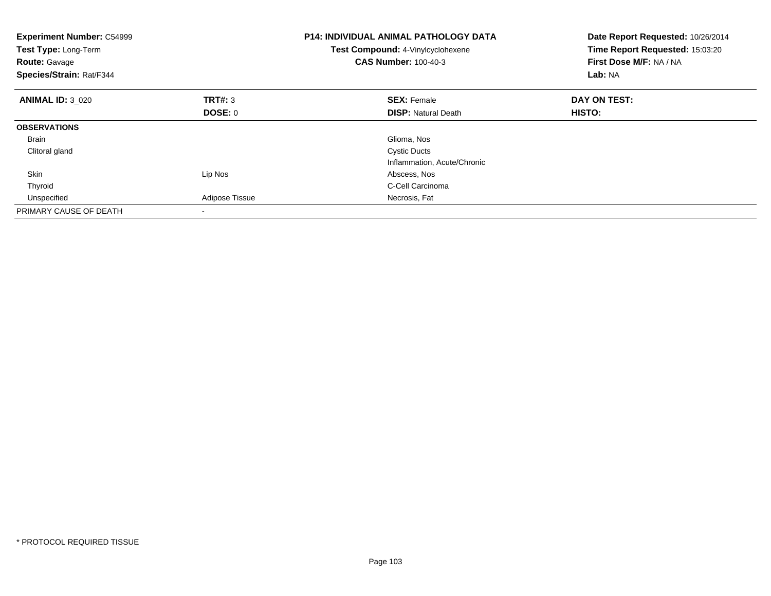**Experiment Number:** C54999
**Test Type:** Long-Term
**Route:** Gavage
**Species/Strain:** Rat/F344

**P14: INDIVIDUAL ANIMAL PATHOLOGY DATA**
**Test Compound:** 4-Vinylcyclohexene
**CAS Number:** 100-40-3

**Date Report Requested:** 10/26/2014
**Time Report Requested:** 15:03:20
**First Dose M/F:** NA / NA
**Lab:** NA

| **ANIMAL ID:** 3_020 | **TRT#:** 3 | **SEX:** Female | **DAY ON TEST:** |
|---|---|---|---|
| | **DOSE:** 0 | **DISP:** Natural Death | **HISTO:** |
| **OBSERVATIONS** | | | |
| Brain | | Glioma, Nos | |
| Clitoral gland | | Cystic Ducts | |
| | | Inflammation, Acute/Chronic | |
| Skin | Lip Nos | Abscess, Nos | |
| Thyroid | | C-Cell Carcinoma | |
| Unspecified | Adipose Tissue | Necrosis, Fat | |
| PRIMARY CAUSE OF DEATH | - | | |

* PROTOCOL REQUIRED TISSUE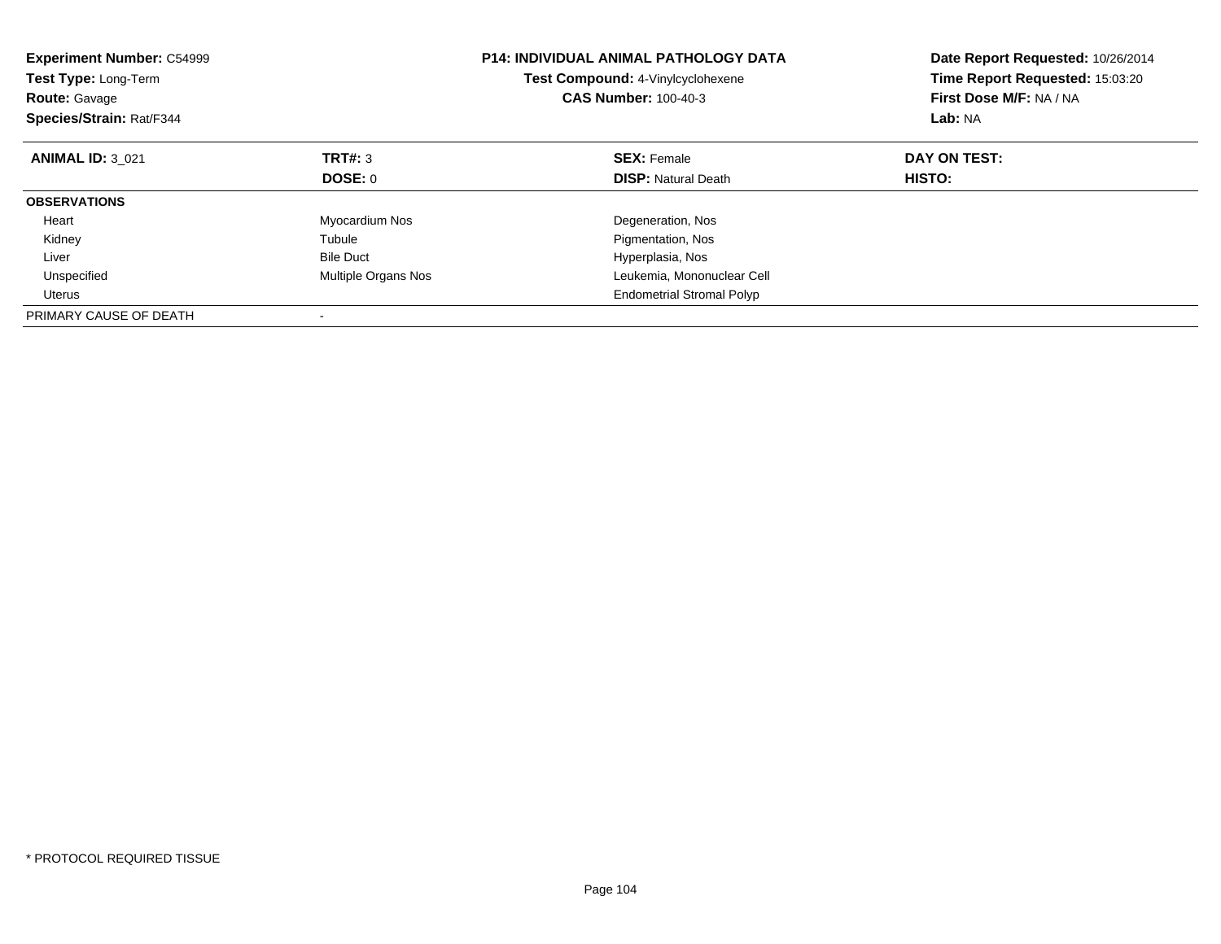**Experiment Number:** C54999
**Test Type:** Long-Term
**Route:** Gavage
**Species/Strain:** Rat/F344

**P14: INDIVIDUAL ANIMAL PATHOLOGY DATA**
**Test Compound:** 4-Vinylcyclohexene
**CAS Number:** 100-40-3

**Date Report Requested:** 10/26/2014
**Time Report Requested:** 15:03:20
**First Dose M/F:** NA / NA
**Lab:** NA

| **ANIMAL ID:** 3_021 | **TRT#:** 3 | **SEX:** Female | **DAY ON TEST:** |
|---|---|---|---|
| | **DOSE:** 0 | **DISP:** Natural Death | **HISTO:** |
| **OBSERVATIONS** | | | |
| Heart | Myocardium Nos | Degeneration, Nos | |
| Kidney | Tubule | Pigmentation, Nos | |
| Liver | Bile Duct | Hyperplasia, Nos | |
| Unspecified | Multiple Organs Nos | Leukemia, Mononuclear Cell | |
| Uterus | | Endometrial Stromal Polyp | |
| PRIMARY CAUSE OF DEATH | - | | |

* PROTOCOL REQUIRED TISSUE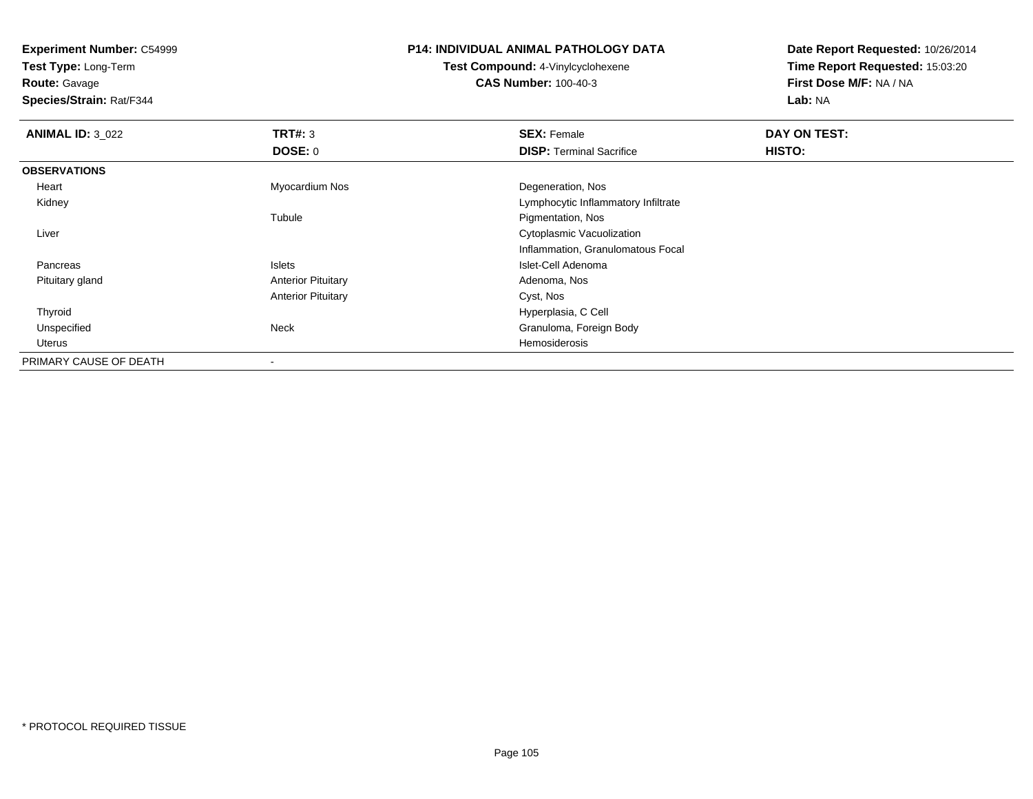**Experiment Number:** C54999
**Test Type:** Long-Term
**Route:** Gavage
**Species/Strain:** Rat/F344

**P14: INDIVIDUAL ANIMAL PATHOLOGY DATA**
**Test Compound:** 4-Vinylcyclohexene
**CAS Number:** 100-40-3

**Date Report Requested:** 10/26/2014
**Time Report Requested:** 15:03:20
**First Dose M/F:** NA / NA
**Lab:** NA

| **ANIMAL ID:** 3_022 | **TRT#:** 3 | **SEX:** Female | **DAY ON TEST:** |
|---|---|---|---|
| | **DOSE:** 0 | **DISP:** Terminal Sacrifice | **HISTO:** |
| **OBSERVATIONS** | | | |
| Heart | Myocardium Nos | Degeneration, Nos | |
| Kidney | | Lymphocytic Inflammatory Infiltrate | |
| | Tubule | Pigmentation, Nos | |
| Liver | | Cytoplasmic Vacuolization | |
| | | Inflammation, Granulomatous Focal | |
| Pancreas | Islets | Islet-Cell Adenoma | |
| Pituitary gland | Anterior Pituitary | Adenoma, Nos | |
| | Anterior Pituitary | Cyst, Nos | |
| Thyroid | | Hyperplasia, C Cell | |
| Unspecified | Neck | Granuloma, Foreign Body | |
| Uterus | | Hemosiderosis | |
| PRIMARY CAUSE OF DEATH | - | | |

* PROTOCOL REQUIRED TISSUE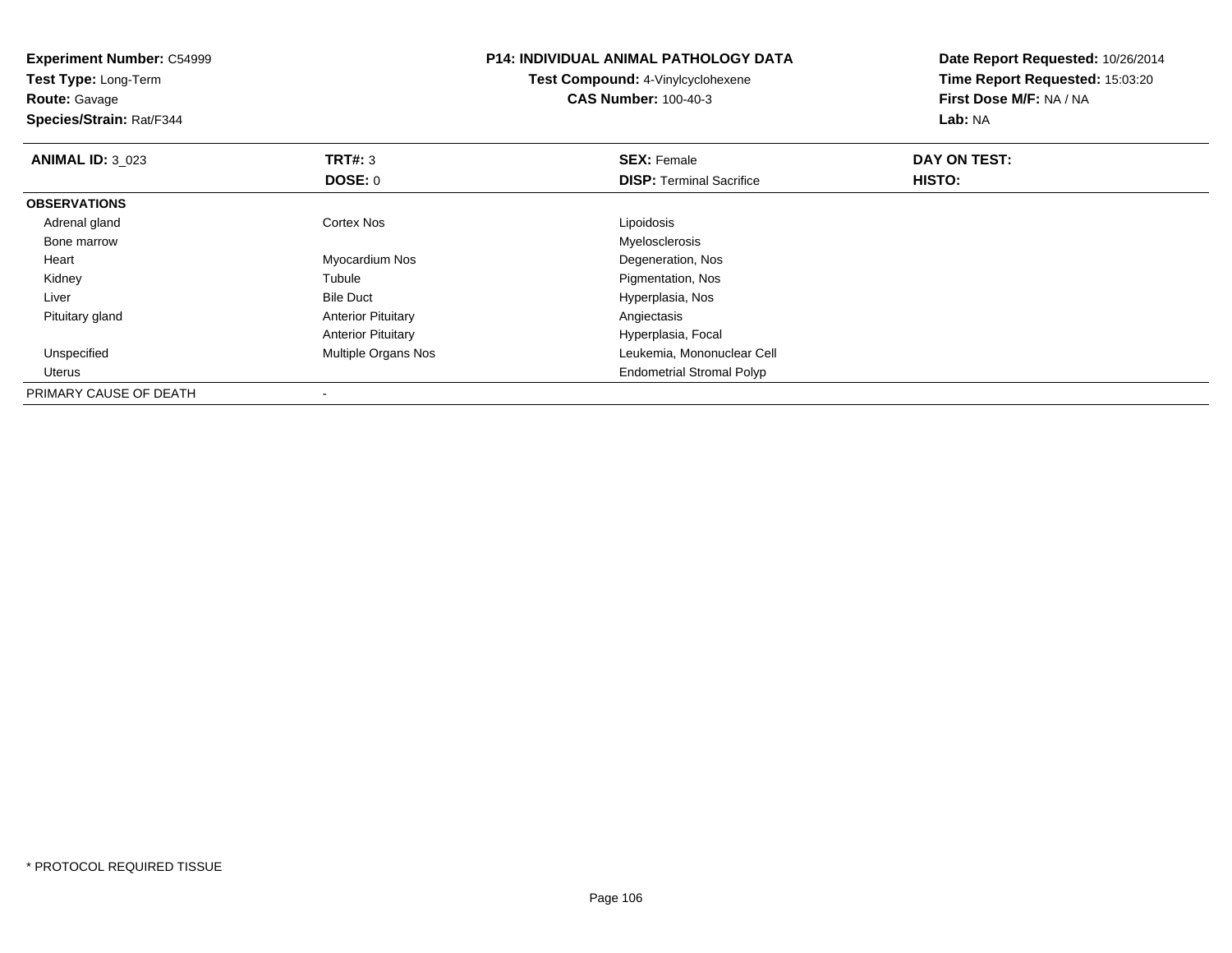**Experiment Number:** C54999
**Test Type:** Long-Term
**Route:** Gavage
**Species/Strain:** Rat/F344

**P14: INDIVIDUAL ANIMAL PATHOLOGY DATA**
**Test Compound:** 4-Vinylcyclohexene
**CAS Number:** 100-40-3

**Date Report Requested:** 10/26/2014
**Time Report Requested:** 15:03:20
**First Dose M/F:** NA / NA
**Lab:** NA

| **ANIMAL ID:** 3_023 | **TRT#:** 3 | **SEX:** Female | **DAY ON TEST:** |
|---|---|---|---|
| | **DOSE:** 0 | **DISP:** Terminal Sacrifice | **HISTO:** |
| **OBSERVATIONS** | | | |
| Adrenal gland | Cortex Nos | Lipoidosis | |
| Bone marrow | | Myelosclerosis | |
| Heart | Myocardium Nos | Degeneration, Nos | |
| Kidney | Tubule | Pigmentation, Nos | |
| Liver | Bile Duct | Hyperplasia, Nos | |
| Pituitary gland | Anterior Pituitary | Angiectasis | |
| | Anterior Pituitary | Hyperplasia, Focal | |
| Unspecified | Multiple Organs Nos | Leukemia, Mononuclear Cell | |
| Uterus | | Endometrial Stromal Polyp | |
| PRIMARY CAUSE OF DEATH | - | | |

* PROTOCOL REQUIRED TISSUE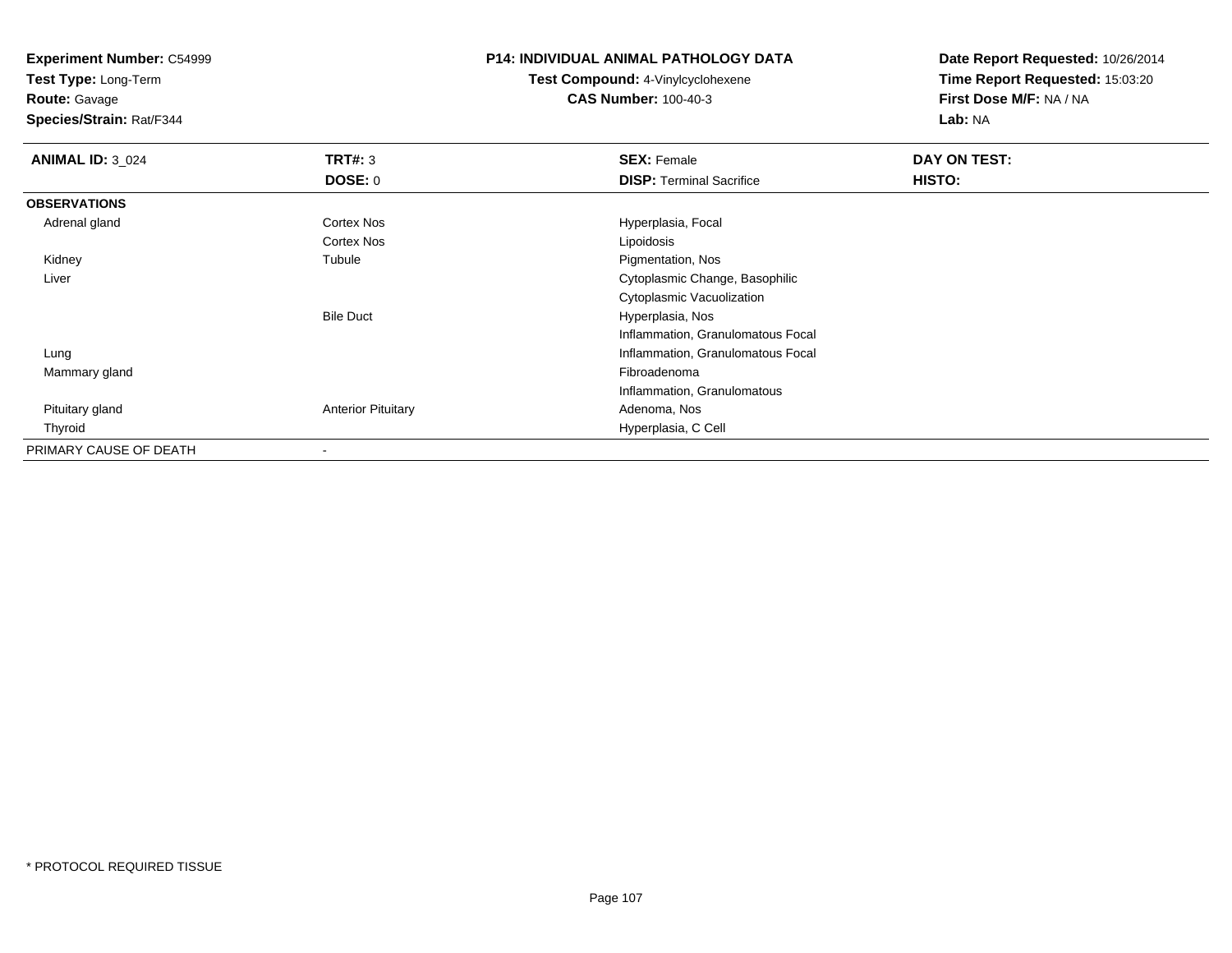**Experiment Number:** C54999
**Test Type:** Long-Term
**Route:** Gavage
**Species/Strain:** Rat/F344

**P14: INDIVIDUAL ANIMAL PATHOLOGY DATA**
**Test Compound:** 4-Vinylcyclohexene
**CAS Number:** 100-40-3

**Date Report Requested:** 10/26/2014
**Time Report Requested:** 15:03:20
**First Dose M/F:** NA / NA
**Lab:** NA

| **ANIMAL ID:** 3_024 | **TRT#:** 3 | **SEX:** Female | **DAY ON TEST:** |
|---|---|---|---|
| | **DOSE:** 0 | **DISP:** Terminal Sacrifice | **HISTO:** |
| **OBSERVATIONS** | | | |
| Adrenal gland | Cortex Nos | Hyperplasia, Focal | |
| | Cortex Nos | Lipoidosis | |
| Kidney | Tubule | Pigmentation, Nos | |
| Liver | | Cytoplasmic Change, Basophilic | |
| | | Cytoplasmic Vacuolization | |
| | Bile Duct | Hyperplasia, Nos | |
| | | Inflammation, Granulomatous Focal | |
| Lung | | Inflammation, Granulomatous Focal | |
| Mammary gland | | Fibroadenoma | |
| | | Inflammation, Granulomatous | |
| Pituitary gland | Anterior Pituitary | Adenoma, Nos | |
| Thyroid | | Hyperplasia, C Cell | |
| PRIMARY CAUSE OF DEATH | - | | |

* PROTOCOL REQUIRED TISSUE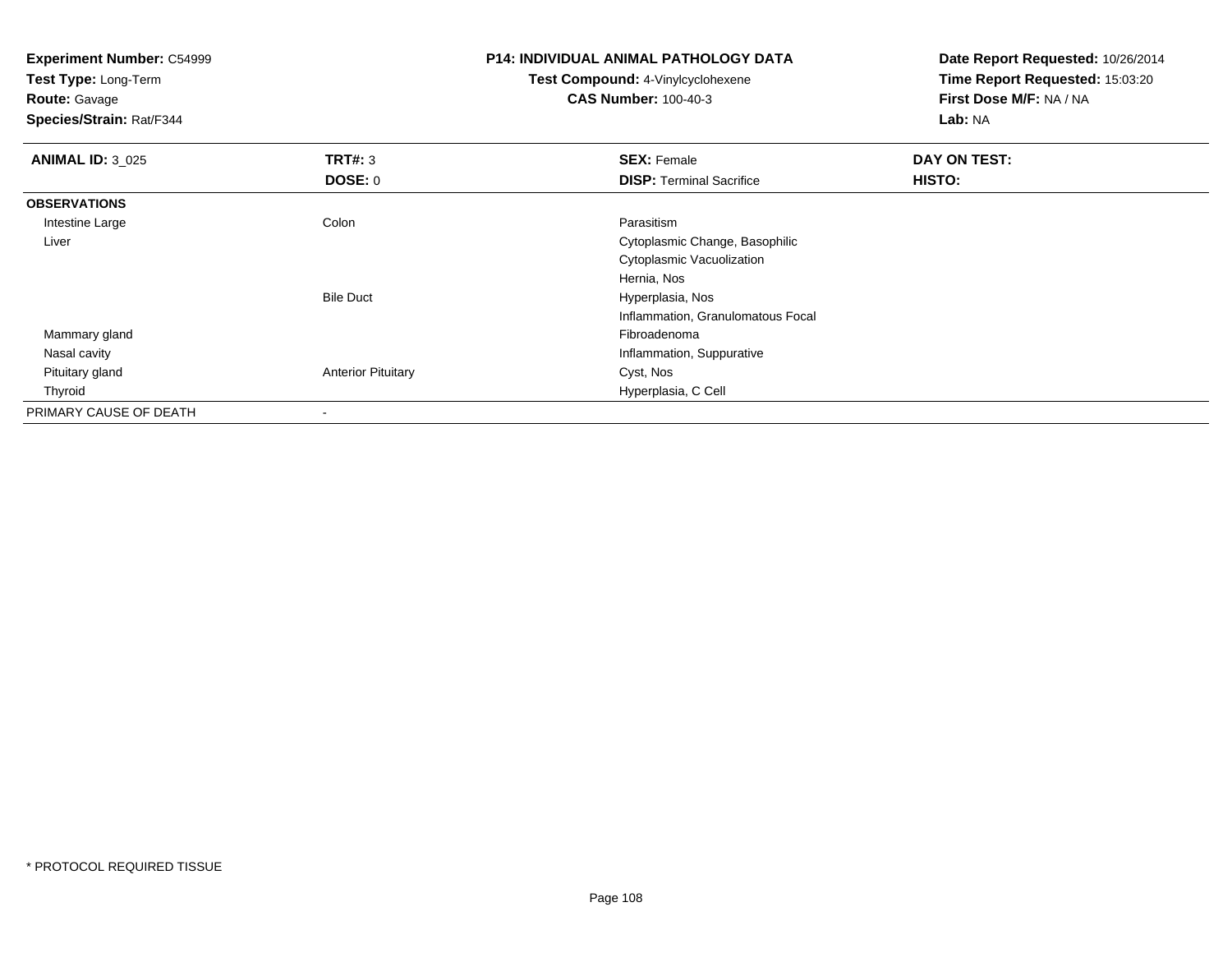**Experiment Number:** C54999
**Test Type:** Long-Term
**Route:** Gavage
**Species/Strain:** Rat/F344

**P14: INDIVIDUAL ANIMAL PATHOLOGY DATA**
**Test Compound:** 4-Vinylcyclohexene
**CAS Number:** 100-40-3

**Date Report Requested:** 10/26/2014
**Time Report Requested:** 15:03:20
**First Dose M/F:** NA / NA
**Lab:** NA

| **ANIMAL ID:** 3_025 | **TRT#:** 3 | **SEX:** Female | **DAY ON TEST:** |
|---|---|---|---|
| | **DOSE:** 0 | **DISP:** Terminal Sacrifice | **HISTO:** |
| **OBSERVATIONS** | | | |
| Intestine Large | Colon | Parasitism | |
| Liver | | Cytoplasmic Change, Basophilic | |
| | | Cytoplasmic Vacuolization | |
| | | Hernia, Nos | |
| | Bile Duct | Hyperplasia, Nos | |
| | | Inflammation, Granulomatous Focal | |
| Mammary gland | | Fibroadenoma | |
| Nasal cavity | | Inflammation, Suppurative | |
| Pituitary gland | Anterior Pituitary | Cyst, Nos | |
| Thyroid | | Hyperplasia, C Cell | |
| PRIMARY CAUSE OF DEATH | - | | |

* PROTOCOL REQUIRED TISSUE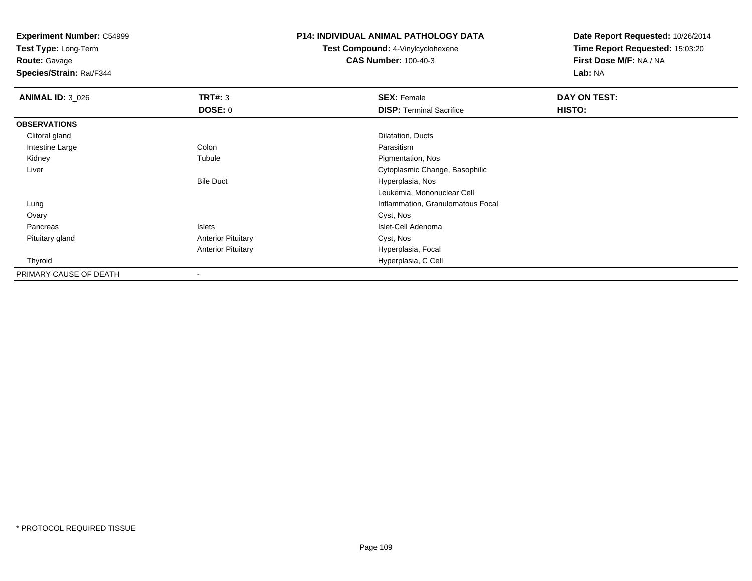**Experiment Number:** C54999
**Test Type:** Long-Term
**Route:** Gavage
**Species/Strain:** Rat/F344

**P14: INDIVIDUAL ANIMAL PATHOLOGY DATA**
**Test Compound:** 4-Vinylcyclohexene
**CAS Number:** 100-40-3

**Date Report Requested:** 10/26/2014
**Time Report Requested:** 15:03:20
**First Dose M/F:** NA / NA
**Lab:** NA

| **ANIMAL ID:** 3_026 | **TRT#:** 3 | **SEX:** Female | **DAY ON TEST:** |
|---|---|---|---|
| | **DOSE:** 0 | **DISP:** Terminal Sacrifice | **HISTO:** |
| **OBSERVATIONS** | | | |
| Clitoral gland | | Dilatation, Ducts | |
| Intestine Large | Colon | Parasitism | |
| Kidney | Tubule | Pigmentation, Nos | |
| Liver | | Cytoplasmic Change, Basophilic | |
| | Bile Duct | Hyperplasia, Nos | |
| | | Leukemia, Mononuclear Cell | |
| Lung | | Inflammation, Granulomatous Focal | |
| Ovary | | Cyst, Nos | |
| Pancreas | Islets | Islet-Cell Adenoma | |
| Pituitary gland | Anterior Pituitary | Cyst, Nos | |
| | Anterior Pituitary | Hyperplasia, Focal | |
| Thyroid | | Hyperplasia, C Cell | |
| PRIMARY CAUSE OF DEATH | - | | |

* PROTOCOL REQUIRED TISSUE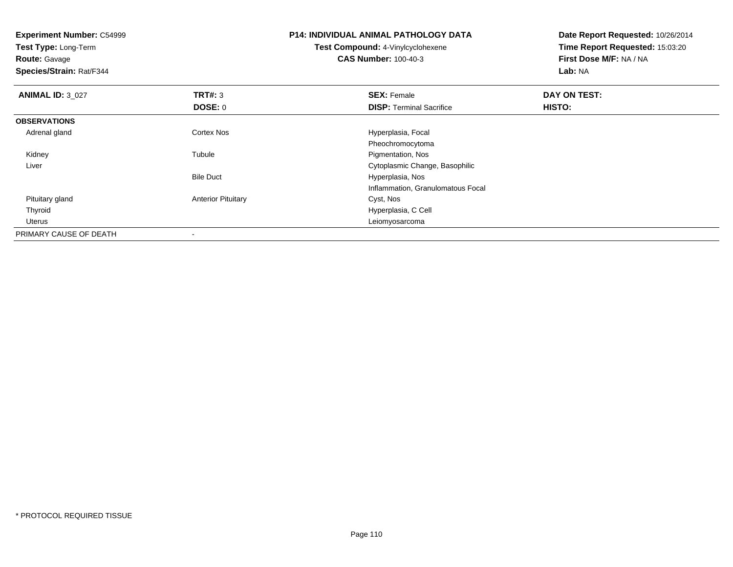**Experiment Number:** C54999
**Test Type:** Long-Term
**Route:** Gavage
**Species/Strain:** Rat/F344

**P14: INDIVIDUAL ANIMAL PATHOLOGY DATA**
**Test Compound:** 4-Vinylcyclohexene
**CAS Number:** 100-40-3

**Date Report Requested:** 10/26/2014
**Time Report Requested:** 15:03:20
**First Dose M/F:** NA / NA
**Lab:** NA

| **ANIMAL ID:** 3_027 | **TRT#:** 3 | **SEX:** Female | **DAY ON TEST:** |
|---|---|---|---|
| | **DOSE:** 0 | **DISP:** Terminal Sacrifice | **HISTO:** |
| **OBSERVATIONS** | | | |
| Adrenal gland | Cortex Nos | Hyperplasia, Focal | |
| | | Pheochromocytoma | |
| Kidney | Tubule | Pigmentation, Nos | |
| Liver | | Cytoplasmic Change, Basophilic | |
| | Bile Duct | Hyperplasia, Nos | |
| | | Inflammation, Granulomatous Focal | |
| Pituitary gland | Anterior Pituitary | Cyst, Nos | |
| Thyroid | | Hyperplasia, C Cell | |
| Uterus | | Leiomyosarcoma | |
| PRIMARY CAUSE OF DEATH | - | | |

* PROTOCOL REQUIRED TISSUE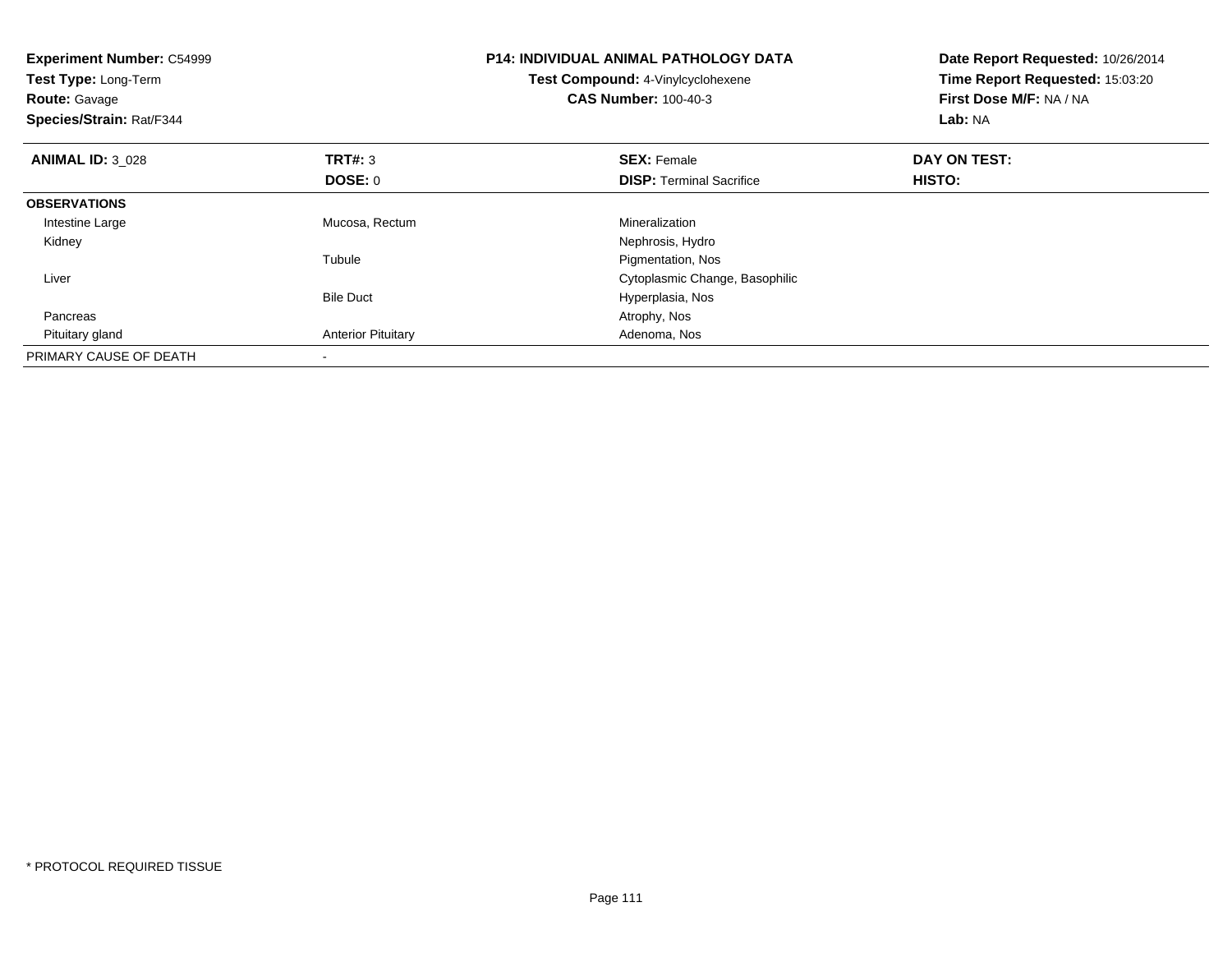**Experiment Number:** C54999
**Test Type:** Long-Term
**Route:** Gavage
**Species/Strain:** Rat/F344

**P14: INDIVIDUAL ANIMAL PATHOLOGY DATA**
**Test Compound:** 4-Vinylcyclohexene
**CAS Number:** 100-40-3

**Date Report Requested:** 10/26/2014
**Time Report Requested:** 15:03:20
**First Dose M/F:** NA / NA
**Lab:** NA

| **ANIMAL ID:** 3_028 | **TRT#:** 3 | **SEX:** Female | **DAY ON TEST:** |
|---|---|---|---|
| | **DOSE:** 0 | **DISP:** Terminal Sacrifice | **HISTO:** |
| **OBSERVATIONS** | | | |
| Intestine Large | Mucosa, Rectum | Mineralization | |
| Kidney | | Nephrosis, Hydro | |
| | Tubule | Pigmentation, Nos | |
| Liver | | Cytoplasmic Change, Basophilic | |
| | Bile Duct | Hyperplasia, Nos | |
| Pancreas | | Atrophy, Nos | |
| Pituitary gland | Anterior Pituitary | Adenoma, Nos | |
| PRIMARY CAUSE OF DEATH | - | | |

* PROTOCOL REQUIRED TISSUE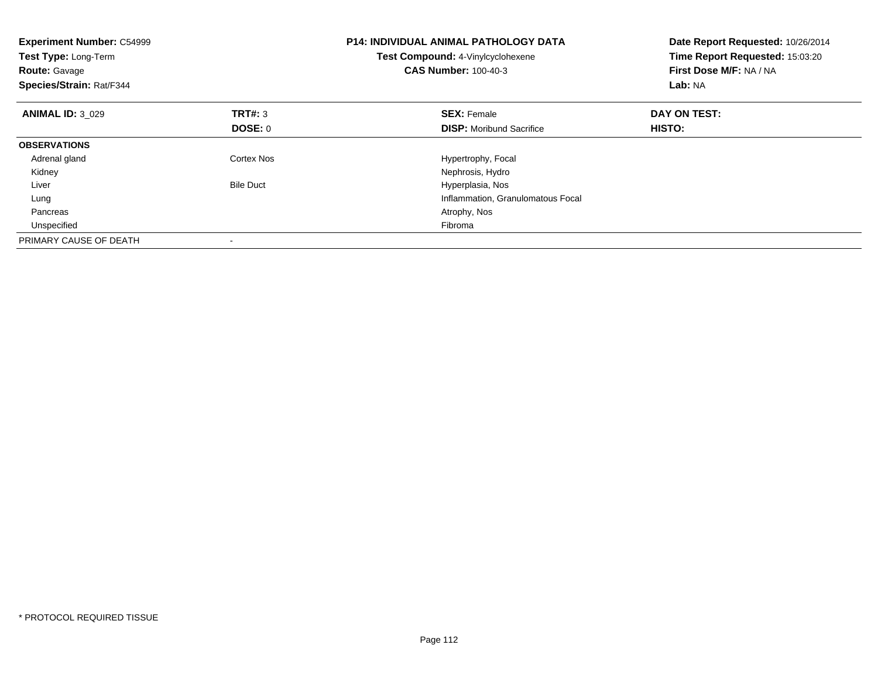**Experiment Number:** C54999
**Test Type:** Long-Term
**Route:** Gavage
**Species/Strain:** Rat/F344

**P14: INDIVIDUAL ANIMAL PATHOLOGY DATA**
**Test Compound:** 4-Vinylcyclohexene
**CAS Number:** 100-40-3

**Date Report Requested:** 10/26/2014
**Time Report Requested:** 15:03:20
**First Dose M/F:** NA / NA
**Lab:** NA

| **ANIMAL ID:** 3_029 | **TRT#:** 3 | **SEX:** Female | **DAY ON TEST:** |
|---|---|---|---|
| | **DOSE:** 0 | **DISP:** Moribund Sacrifice | **HISTO:** |
| **OBSERVATIONS** | | | |
| Adrenal gland | Cortex Nos | Hypertrophy, Focal | |
| Kidney | | Nephrosis, Hydro | |
| Liver | Bile Duct | Hyperplasia, Nos | |
| Lung | | Inflammation, Granulomatous Focal | |
| Pancreas | | Atrophy, Nos | |
| Unspecified | | Fibroma | |
| PRIMARY CAUSE OF DEATH | - | | |

* PROTOCOL REQUIRED TISSUE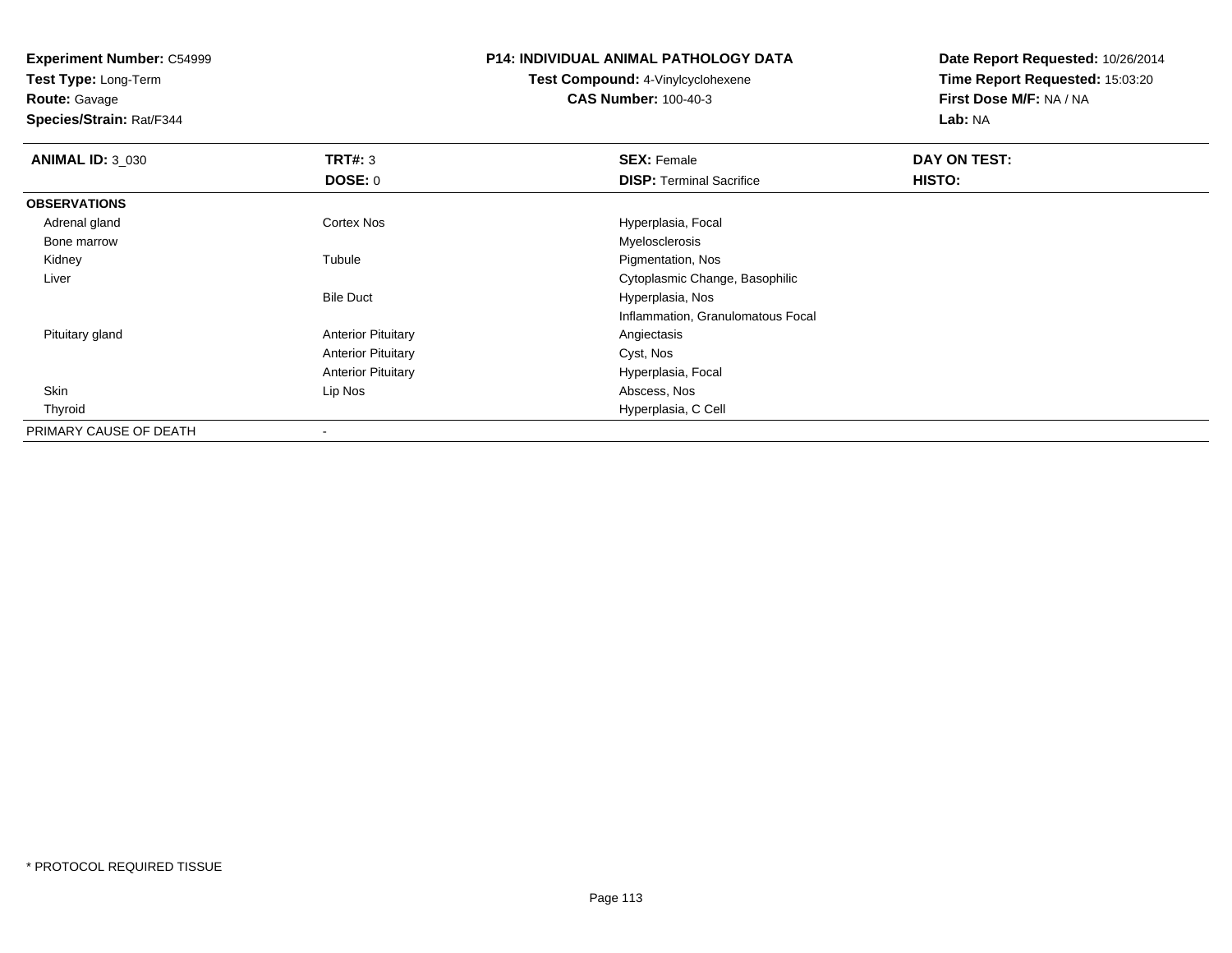**Experiment Number:** C54999
**Test Type:** Long-Term
**Route:** Gavage
**Species/Strain:** Rat/F344

**P14: INDIVIDUAL ANIMAL PATHOLOGY DATA**
**Test Compound:** 4-Vinylcyclohexene
**CAS Number:** 100-40-3

**Date Report Requested:** 10/26/2014
**Time Report Requested:** 15:03:20
**First Dose M/F:** NA / NA
**Lab:** NA

| **ANIMAL ID:** 3_030 | **TRT#:** 3 | **SEX:** Female | **DAY ON TEST:** |
|---|---|---|---|
| | **DOSE:** 0 | **DISP:** Terminal Sacrifice | **HISTO:** |
| **OBSERVATIONS** | | | |
| Adrenal gland | Cortex Nos | Hyperplasia, Focal | |
| Bone marrow | | Myelosclerosis | |
| Kidney | Tubule | Pigmentation, Nos | |
| Liver | | Cytoplasmic Change, Basophilic | |
| | Bile Duct | Hyperplasia, Nos | |
| | | Inflammation, Granulomatous Focal | |
| Pituitary gland | Anterior Pituitary | Angiectasis | |
| | Anterior Pituitary | Cyst, Nos | |
| | Anterior Pituitary | Hyperplasia, Focal | |
| Skin | Lip Nos | Abscess, Nos | |
| Thyroid | | Hyperplasia, C Cell | |
| PRIMARY CAUSE OF DEATH | - | | |

* PROTOCOL REQUIRED TISSUE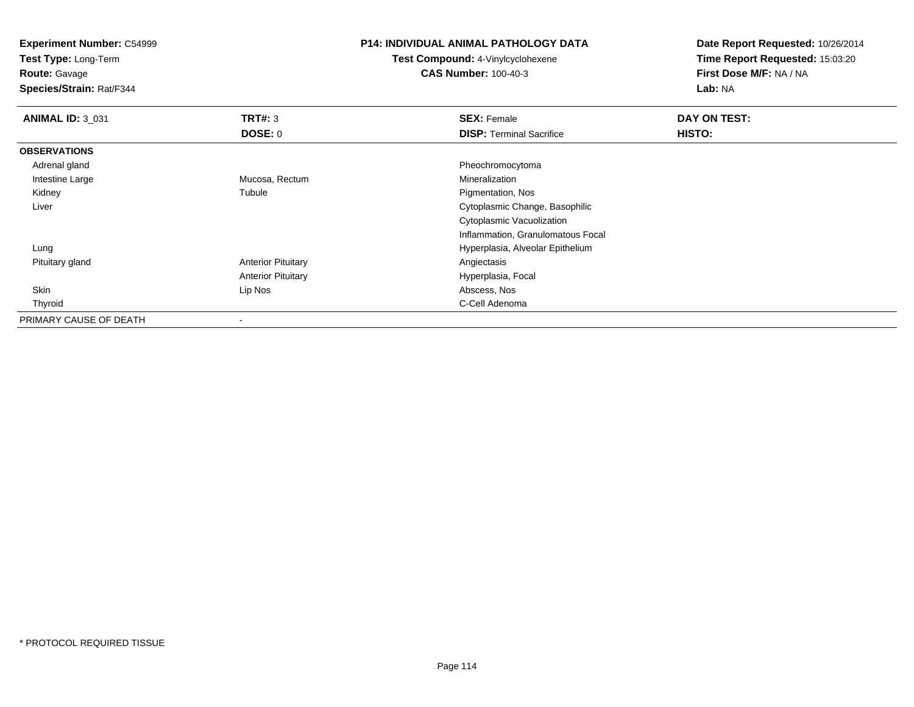**Experiment Number:** C54999
**Test Type:** Long-Term
**Route:** Gavage
**Species/Strain:** Rat/F344

**P14: INDIVIDUAL ANIMAL PATHOLOGY DATA**
**Test Compound:** 4-Vinylcyclohexene
**CAS Number:** 100-40-3

**Date Report Requested:** 10/26/2014
**Time Report Requested:** 15:03:20
**First Dose M/F:** NA / NA
**Lab:** NA

| **ANIMAL ID:** 3_031 | **TRT#:** 3 | **SEX:** Female | **DAY ON TEST:** |
|---|---|---|---|
| | **DOSE:** 0 | **DISP:** Terminal Sacrifice | **HISTO:** |
| **OBSERVATIONS** | | | |
| Adrenal gland | | Pheochromocytoma | |
| Intestine Large | Mucosa, Rectum | Mineralization | |
| Kidney | Tubule | Pigmentation, Nos | |
| Liver | | Cytoplasmic Change, Basophilic | |
| | | Cytoplasmic Vacuolization | |
| | | Inflammation, Granulomatous Focal | |
| Lung | | Hyperplasia, Alveolar Epithelium | |
| Pituitary gland | Anterior Pituitary | Angiectasis | |
| | Anterior Pituitary | Hyperplasia, Focal | |
| Skin | Lip Nos | Abscess, Nos | |
| Thyroid | | C-Cell Adenoma | |
| PRIMARY CAUSE OF DEATH | - | | |

* PROTOCOL REQUIRED TISSUE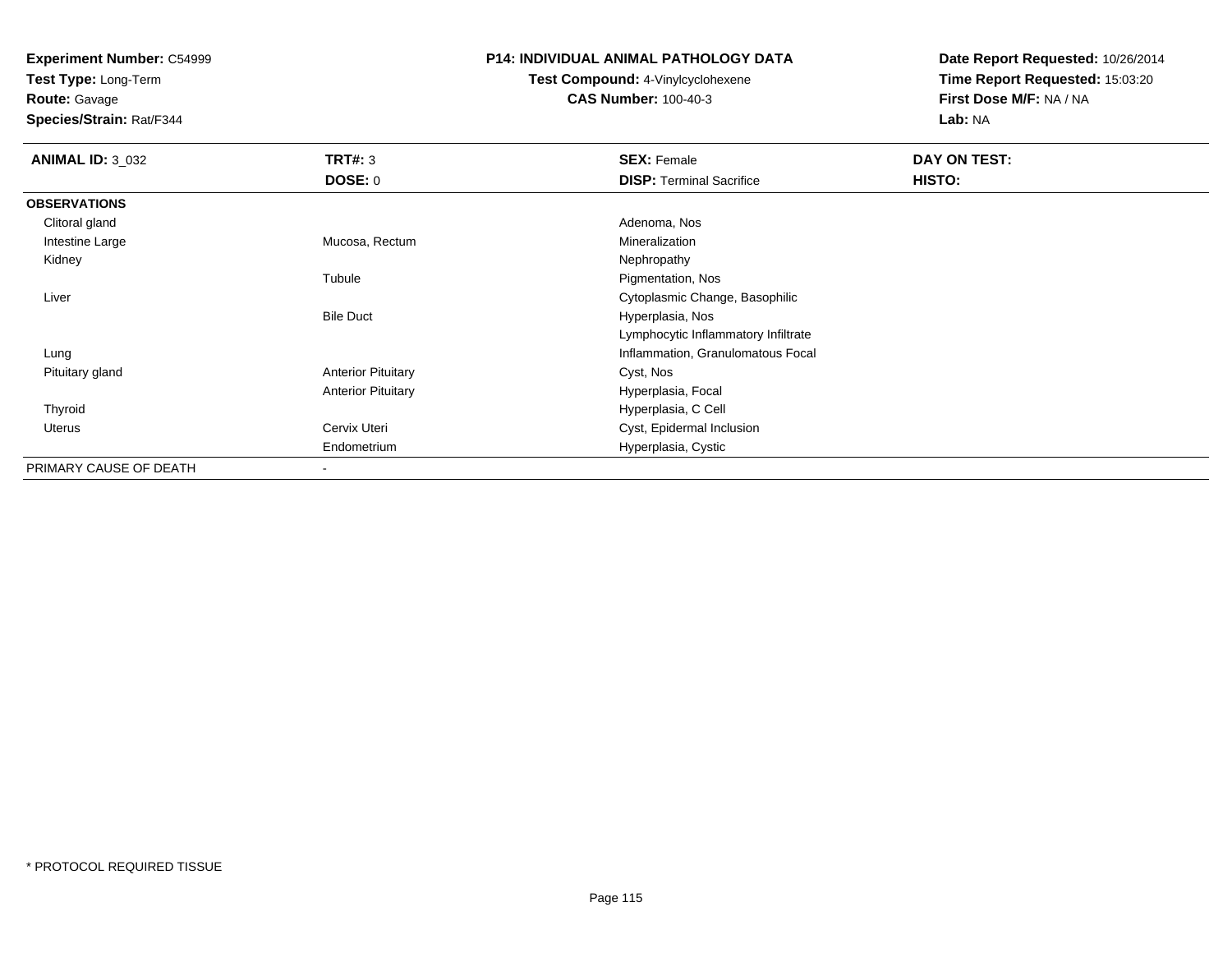**Experiment Number:** C54999
**Test Type:** Long-Term
**Route:** Gavage
**Species/Strain:** Rat/F344

**P14: INDIVIDUAL ANIMAL PATHOLOGY DATA**
**Test Compound:** 4-Vinylcyclohexene
**CAS Number:** 100-40-3

**Date Report Requested:** 10/26/2014
**Time Report Requested:** 15:03:20
**First Dose M/F:** NA / NA
**Lab:** NA

| **ANIMAL ID:** 3_032 | **TRT#:** 3 | **SEX:** Female | **DAY ON TEST:** |
|---|---|---|---|
| | **DOSE:** 0 | **DISP:** Terminal Sacrifice | **HISTO:** |
| **OBSERVATIONS** | | | |
| Clitoral gland | | Adenoma, Nos | |
| Intestine Large | Mucosa, Rectum | Mineralization | |
| Kidney | | Nephropathy | |
| | Tubule | Pigmentation, Nos | |
| Liver | | Cytoplasmic Change, Basophilic | |
| | Bile Duct | Hyperplasia, Nos | |
| | | Lymphocytic Inflammatory Infiltrate | |
| Lung | | Inflammation, Granulomatous Focal | |
| Pituitary gland | Anterior Pituitary | Cyst, Nos | |
| | Anterior Pituitary | Hyperplasia, Focal | |
| Thyroid | | Hyperplasia, C Cell | |
| Uterus | Cervix Uteri | Cyst, Epidermal Inclusion | |
| | Endometrium | Hyperplasia, Cystic | |
| PRIMARY CAUSE OF DEATH | - | | |

* PROTOCOL REQUIRED TISSUE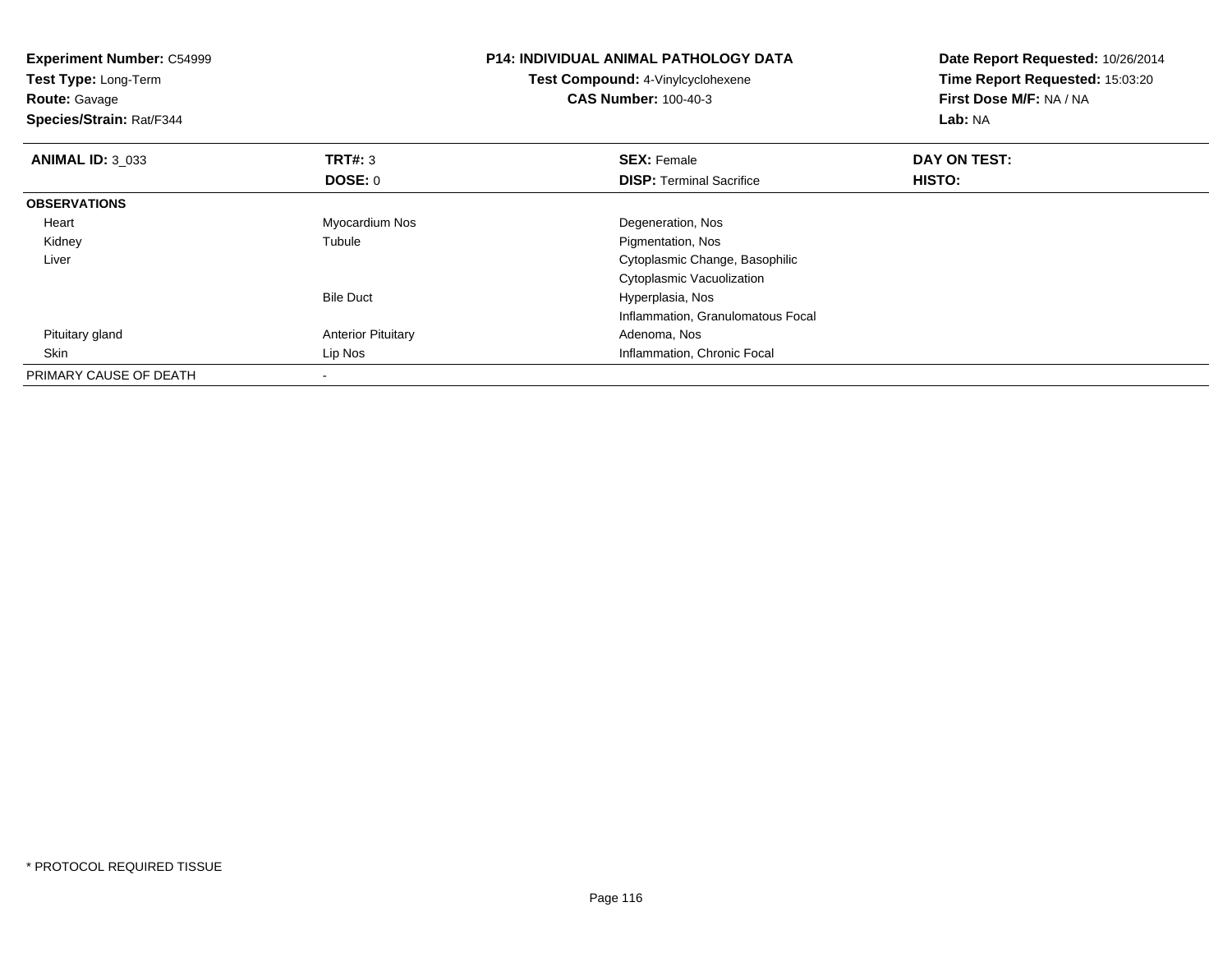**Experiment Number:** C54999
**Test Type:** Long-Term
**Route:** Gavage
**Species/Strain:** Rat/F344

**P14: INDIVIDUAL ANIMAL PATHOLOGY DATA**
**Test Compound:** 4-Vinylcyclohexene
**CAS Number:** 100-40-3

**Date Report Requested:** 10/26/2014
**Time Report Requested:** 15:03:20
**First Dose M/F:** NA / NA
**Lab:** NA

| **ANIMAL ID:** 3_033 | **TRT#:** 3 | **SEX:** Female | **DAY ON TEST:** |
|---|---|---|---|
| | **DOSE:** 0 | **DISP:** Terminal Sacrifice | **HISTO:** |
| **OBSERVATIONS** | | | |
| Heart | Myocardium Nos | Degeneration, Nos | |
| Kidney | Tubule | Pigmentation, Nos | |
| Liver | | Cytoplasmic Change, Basophilic | |
| | | Cytoplasmic Vacuolization | |
| | Bile Duct | Hyperplasia, Nos | |
| | | Inflammation, Granulomatous Focal | |
| Pituitary gland | Anterior Pituitary | Adenoma, Nos | |
| Skin | Lip Nos | Inflammation, Chronic Focal | |
| PRIMARY CAUSE OF DEATH | - | | |

* PROTOCOL REQUIRED TISSUE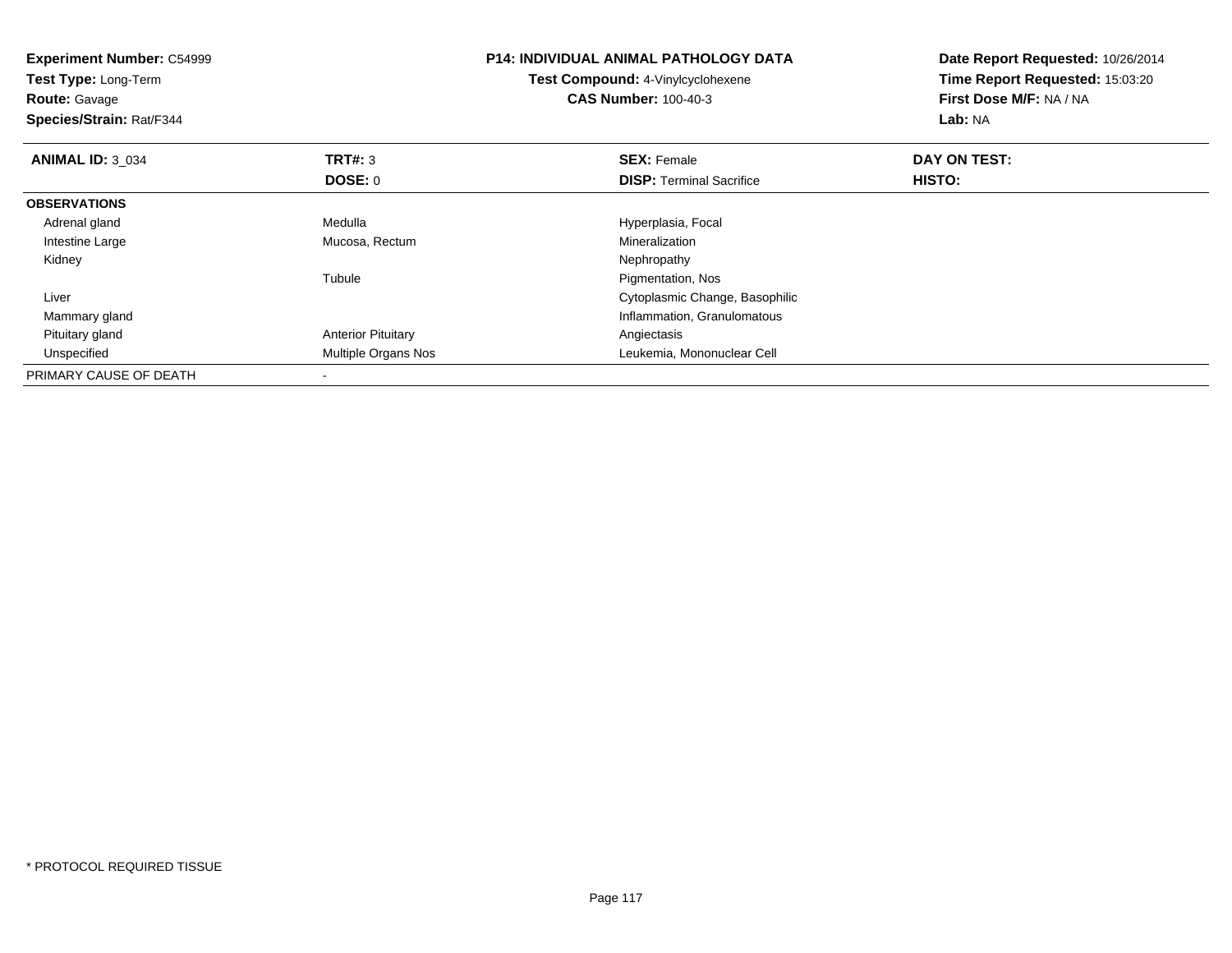**Experiment Number:** C54999
**Test Type:** Long-Term
**Route:** Gavage
**Species/Strain:** Rat/F344

**P14: INDIVIDUAL ANIMAL PATHOLOGY DATA**
**Test Compound:** 4-Vinylcyclohexene
**CAS Number:** 100-40-3

**Date Report Requested:** 10/26/2014
**Time Report Requested:** 15:03:20
**First Dose M/F:** NA / NA
**Lab:** NA

| **ANIMAL ID:** 3_034 | **TRT#:** 3 | **SEX:** Female | **DAY ON TEST:** |
|---|---|---|---|
| | **DOSE:** 0 | **DISP:** Terminal Sacrifice | **HISTO:** |
| **OBSERVATIONS** | | | |
| Adrenal gland | Medulla | Hyperplasia, Focal | |
| Intestine Large | Mucosa, Rectum | Mineralization | |
| Kidney | | Nephropathy | |
| | Tubule | Pigmentation, Nos | |
| Liver | | Cytoplasmic Change, Basophilic | |
| Mammary gland | | Inflammation, Granulomatous | |
| Pituitary gland | Anterior Pituitary | Angiectasis | |
| Unspecified | Multiple Organs Nos | Leukemia, Mononuclear Cell | |
| PRIMARY CAUSE OF DEATH | - | | |

* PROTOCOL REQUIRED TISSUE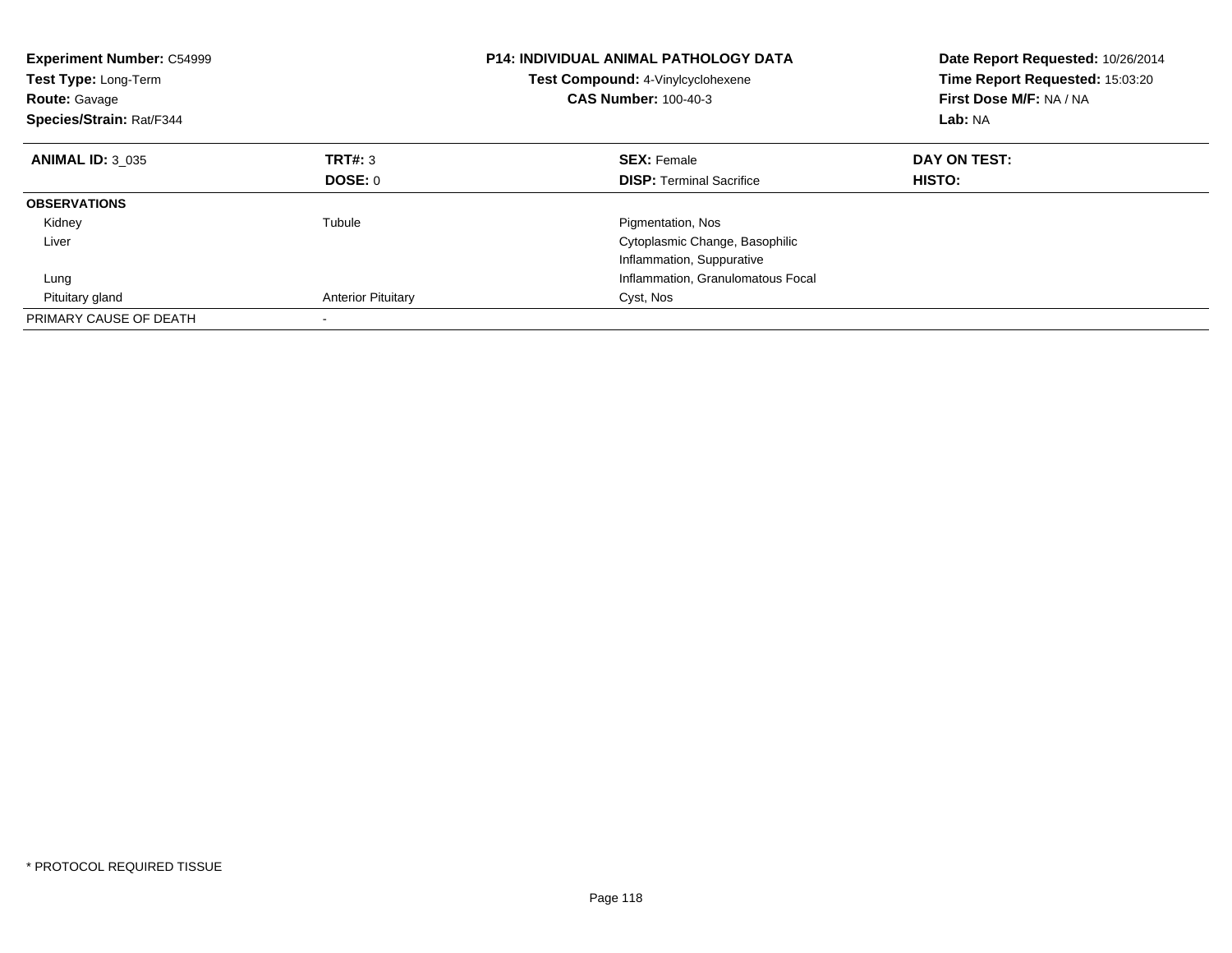**Experiment Number:** C54999
**Test Type:** Long-Term
**Route:** Gavage
**Species/Strain:** Rat/F344

**P14: INDIVIDUAL ANIMAL PATHOLOGY DATA**
**Test Compound:** 4-Vinylcyclohexene
**CAS Number:** 100-40-3

**Date Report Requested:** 10/26/2014
**Time Report Requested:** 15:03:20
**First Dose M/F:** NA / NA
**Lab:** NA

| **ANIMAL ID:** 3_035 | **TRT#:** 3 | **SEX:** Female | **DAY ON TEST:** |
|---|---|---|---|
| | **DOSE:** 0 | **DISP:** Terminal Sacrifice | **HISTO:** |
| **OBSERVATIONS** | | | |
| Kidney | Tubule | Pigmentation, Nos | |
| Liver | | Cytoplasmic Change, Basophilic | |
| | | Inflammation, Suppurative | |
| Lung | | Inflammation, Granulomatous Focal | |
| Pituitary gland | Anterior Pituitary | Cyst, Nos | |
| PRIMARY CAUSE OF DEATH | - | | |

\* PROTOCOL REQUIRED TISSUE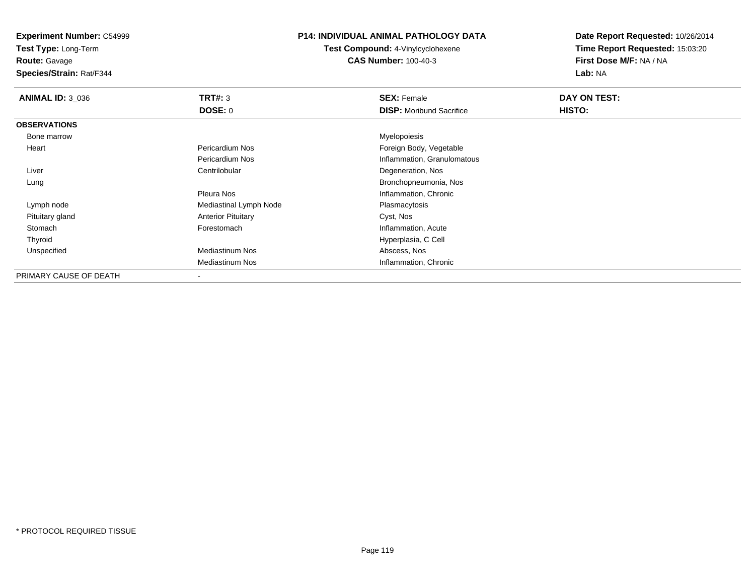**Experiment Number:** C54999
**Test Type:** Long-Term
**Route:** Gavage
**Species/Strain:** Rat/F344

**P14: INDIVIDUAL ANIMAL PATHOLOGY DATA**
**Test Compound:** 4-Vinylcyclohexene
**CAS Number:** 100-40-3

**Date Report Requested:** 10/26/2014
**Time Report Requested:** 15:03:20
**First Dose M/F:** NA / NA
**Lab:** NA

| **ANIMAL ID:** 3_036 | **TRT#:** 3 | **SEX:** Female | **DAY ON TEST:** |
|---|---|---|---|
| | **DOSE:** 0 | **DISP:** Moribund Sacrifice | **HISTO:** |
| **OBSERVATIONS** | | | |
| Bone marrow | | Myelopoiesis | |
| Heart | Pericardium Nos | Foreign Body, Vegetable | |
| | Pericardium Nos | Inflammation, Granulomatous | |
| Liver | Centrilobular | Degeneration, Nos | |
| Lung | | Bronchopneumonia, Nos | |
| | Pleura Nos | Inflammation, Chronic | |
| Lymph node | Mediastinal Lymph Node | Plasmacytosis | |
| Pituitary gland | Anterior Pituitary | Cyst, Nos | |
| Stomach | Forestomach | Inflammation, Acute | |
| Thyroid | | Hyperplasia, C Cell | |
| Unspecified | Mediastinum Nos | Abscess, Nos | |
| | Mediastinum Nos | Inflammation, Chronic | |
| PRIMARY CAUSE OF DEATH | - | | |

* PROTOCOL REQUIRED TISSUE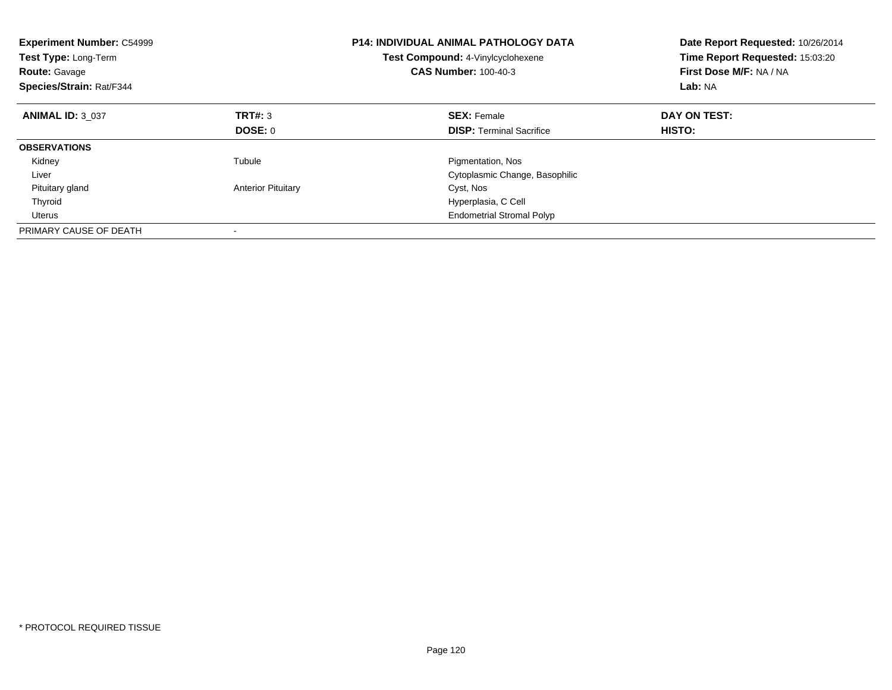**Experiment Number:** C54999
**Test Type:** Long-Term
**Route:** Gavage
**Species/Strain:** Rat/F344

**P14: INDIVIDUAL ANIMAL PATHOLOGY DATA**
**Test Compound:** 4-Vinylcyclohexene
**CAS Number:** 100-40-3

**Date Report Requested:** 10/26/2014
**Time Report Requested:** 15:03:20
**First Dose M/F:** NA / NA
**Lab:** NA

| **ANIMAL ID:** 3_037 | **TRT#:** 3 | **SEX:** Female | **DAY ON TEST:** |
|---|---|---|---|
| | **DOSE:** 0 | **DISP:** Terminal Sacrifice | **HISTO:** |
| **OBSERVATIONS** | | | |
| Kidney | Tubule | Pigmentation, Nos | |
| Liver | | Cytoplasmic Change, Basophilic | |
| Pituitary gland | Anterior Pituitary | Cyst, Nos | |
| Thyroid | | Hyperplasia, C Cell | |
| Uterus | | Endometrial Stromal Polyp | |
| PRIMARY CAUSE OF DEATH | - | | |

* PROTOCOL REQUIRED TISSUE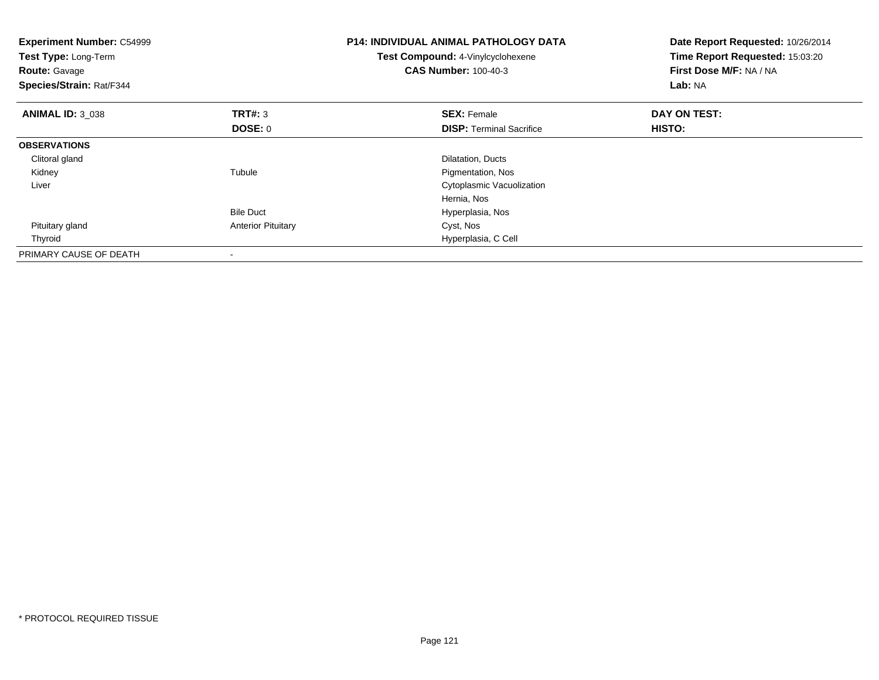**Experiment Number:** C54999
**Test Type:** Long-Term
**Route:** Gavage
**Species/Strain:** Rat/F344

**P14: INDIVIDUAL ANIMAL PATHOLOGY DATA**
**Test Compound:** 4-Vinylcyclohexene
**CAS Number:** 100-40-3

**Date Report Requested:** 10/26/2014
**Time Report Requested:** 15:03:20
**First Dose M/F:** NA / NA
**Lab:** NA

| **ANIMAL ID:** 3_038 | **TRT#:** 3 | **SEX:** Female | **DAY ON TEST:** |
|---|---|---|---|
| | **DOSE:** 0 | **DISP:** Terminal Sacrifice | **HISTO:** |
| **OBSERVATIONS** | | | |
| Clitoral gland | | Dilatation, Ducts | |
| Kidney | Tubule | Pigmentation, Nos | |
| Liver | | Cytoplasmic Vacuolization | |
| | | Hernia, Nos | |
| | Bile Duct | Hyperplasia, Nos | |
| Pituitary gland | Anterior Pituitary | Cyst, Nos | |
| Thyroid | | Hyperplasia, C Cell | |
| PRIMARY CAUSE OF DEATH | - | | |

* PROTOCOL REQUIRED TISSUE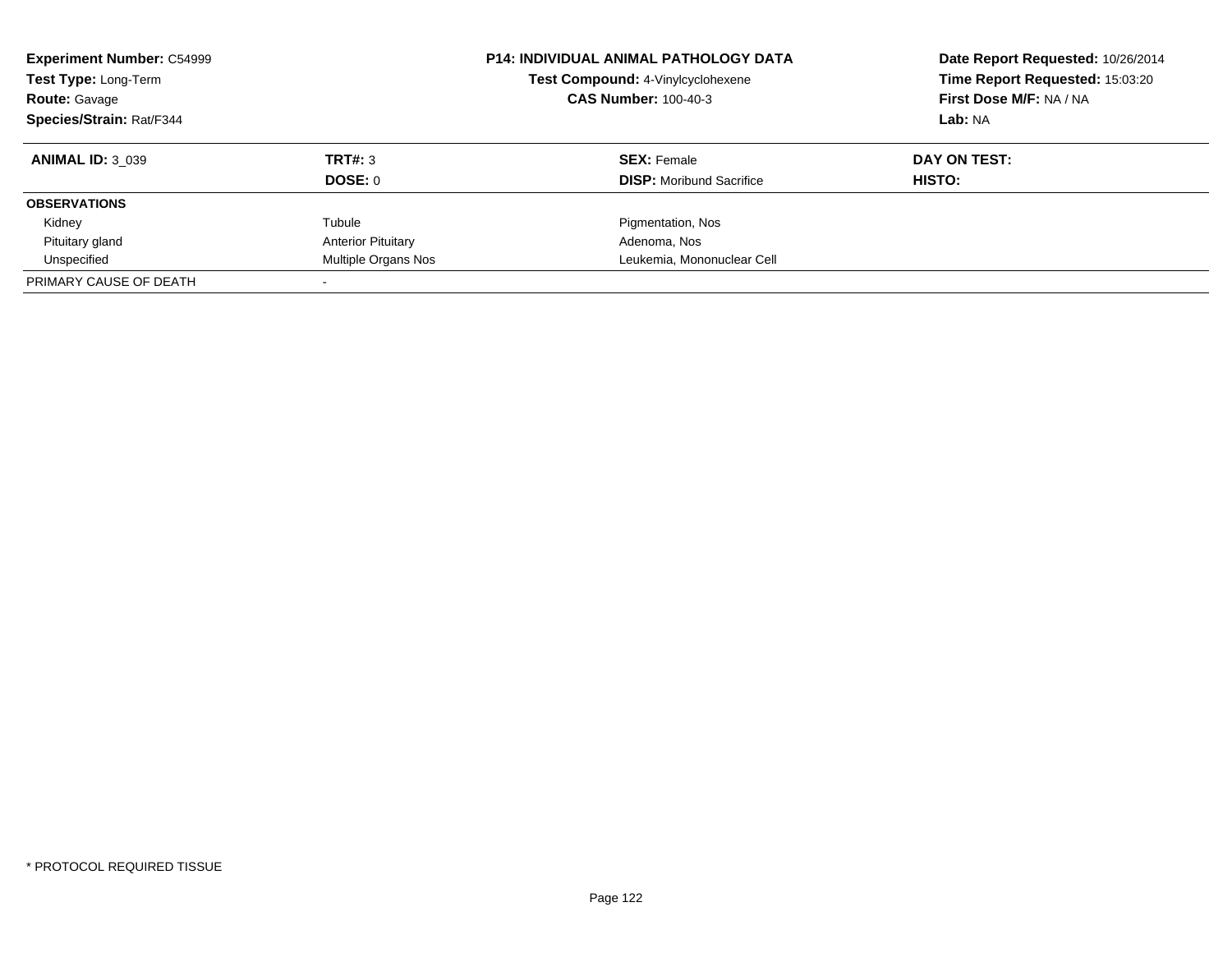**Experiment Number:** C54999
**Test Type:** Long-Term
**Route:** Gavage
**Species/Strain:** Rat/F344

**P14: INDIVIDUAL ANIMAL PATHOLOGY DATA**
**Test Compound:** 4-Vinylcyclohexene
**CAS Number:** 100-40-3

**Date Report Requested:** 10/26/2014
**Time Report Requested:** 15:03:20
**First Dose M/F:** NA / NA
**Lab:** NA

| **ANIMAL ID:** 3_039 | **TRT#:** 3 | **SEX:** Female | **DAY ON TEST:** |
|---|---|---|---|
| | **DOSE:** 0 | **DISP:** Moribund Sacrifice | **HISTO:** |
| **OBSERVATIONS** | | | |
| Kidney | Tubule | Pigmentation, Nos | |
| Pituitary gland | Anterior Pituitary | Adenoma, Nos | |
| Unspecified | Multiple Organs Nos | Leukemia, Mononuclear Cell | |
| PRIMARY CAUSE OF DEATH | - | | |

* PROTOCOL REQUIRED TISSUE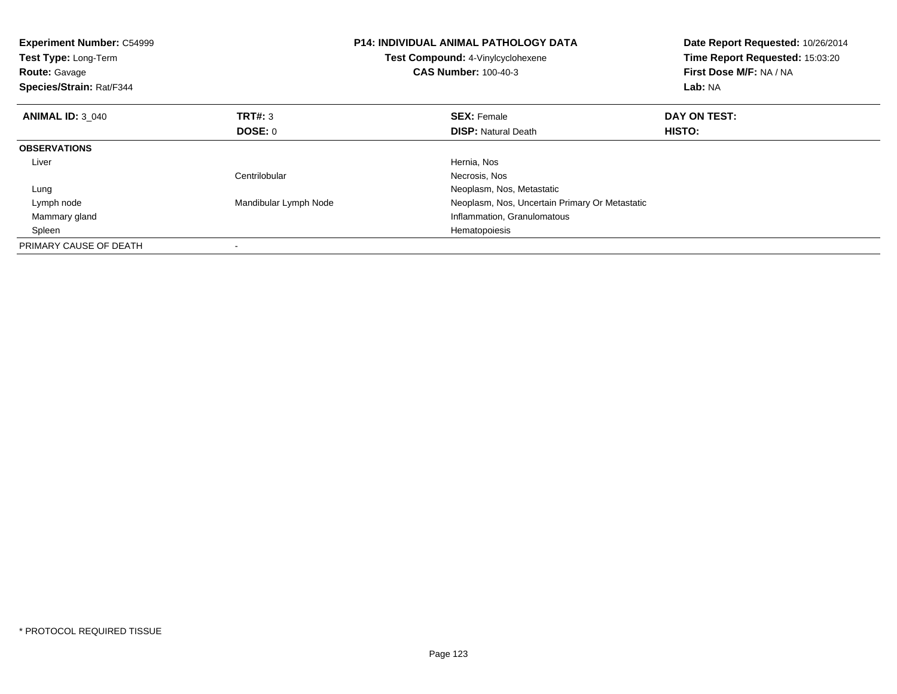**Experiment Number:** C54999
**Test Type:** Long-Term
**Route:** Gavage
**Species/Strain:** Rat/F344

**P14: INDIVIDUAL ANIMAL PATHOLOGY DATA**
**Test Compound:** 4-Vinylcyclohexene
**CAS Number:** 100-40-3

**Date Report Requested:** 10/26/2014
**Time Report Requested:** 15:03:20
**First Dose M/F:** NA / NA
**Lab:** NA

| **ANIMAL ID:** 3_040 | **TRT#:** 3 | **SEX:** Female | **DAY ON TEST:** |
|---|---|---|---|
| | **DOSE:** 0 | **DISP:** Natural Death | **HISTO:** |
| **OBSERVATIONS** | | | |
| Liver | | Hernia, Nos | |
| | Centrilobular | Necrosis, Nos | |
| Lung | | Neoplasm, Nos, Metastatic | |
| Lymph node | Mandibular Lymph Node | Neoplasm, Nos, Uncertain Primary Or Metastatic | |
| Mammary gland | | Inflammation, Granulomatous | |
| Spleen | | Hematopoiesis | |
| PRIMARY CAUSE OF DEATH | - | | |

* PROTOCOL REQUIRED TISSUE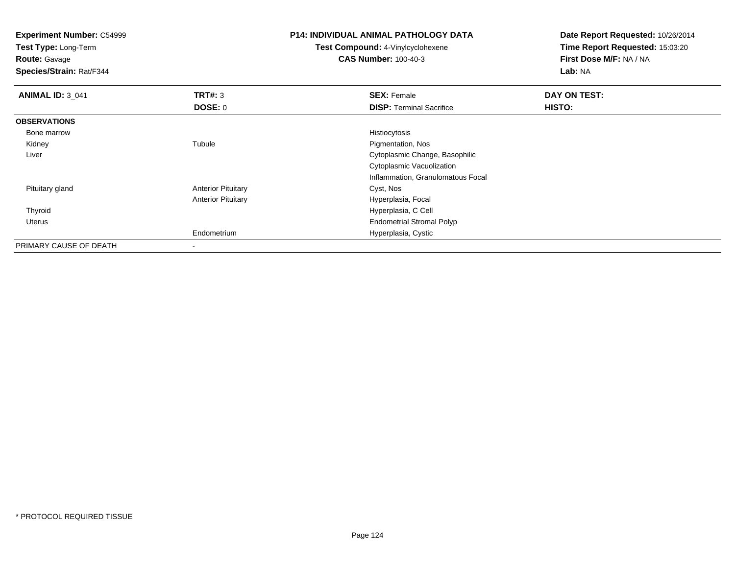**Experiment Number:** C54999
**Test Type:** Long-Term
**Route:** Gavage
**Species/Strain:** Rat/F344

**P14: INDIVIDUAL ANIMAL PATHOLOGY DATA**
**Test Compound:** 4-Vinylcyclohexene
**CAS Number:** 100-40-3

**Date Report Requested:** 10/26/2014
**Time Report Requested:** 15:03:20
**First Dose M/F:** NA / NA
**Lab:** NA

| **ANIMAL ID:** 3_041 | **TRT#:** 3 | **SEX:** Female | **DAY ON TEST:** |
|---|---|---|---|
| | **DOSE:** 0 | **DISP:** Terminal Sacrifice | **HISTO:** |
| **OBSERVATIONS** | | | |
| Bone marrow | | Histiocytosis | |
| Kidney | Tubule | Pigmentation, Nos | |
| Liver | | Cytoplasmic Change, Basophilic | |
| | | Cytoplasmic Vacuolization | |
| | | Inflammation, Granulomatous Focal | |
| Pituitary gland | Anterior Pituitary | Cyst, Nos | |
| | Anterior Pituitary | Hyperplasia, Focal | |
| Thyroid | | Hyperplasia, C Cell | |
| Uterus | | Endometrial Stromal Polyp | |
| | Endometrium | Hyperplasia, Cystic | |
| PRIMARY CAUSE OF DEATH | - | | |

* PROTOCOL REQUIRED TISSUE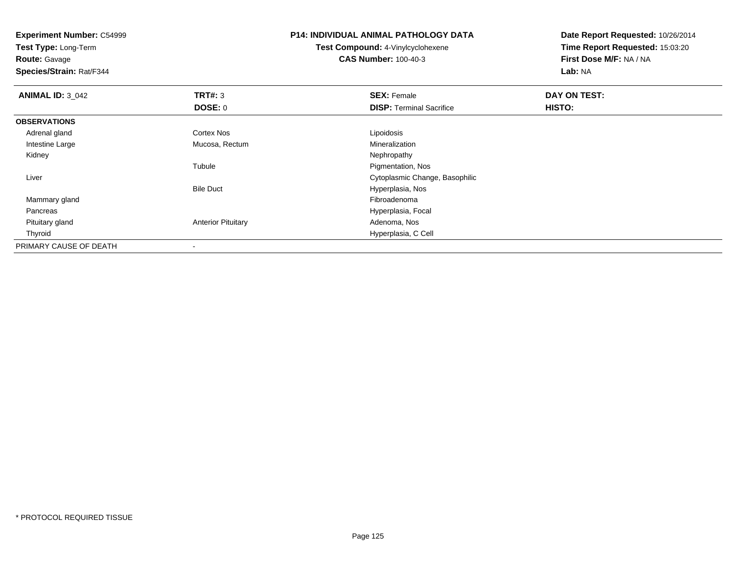**Experiment Number:** C54999
**Test Type:** Long-Term
**Route:** Gavage
**Species/Strain:** Rat/F344

**P14: INDIVIDUAL ANIMAL PATHOLOGY DATA**
**Test Compound:** 4-Vinylcyclohexene
**CAS Number:** 100-40-3

**Date Report Requested:** 10/26/2014
**Time Report Requested:** 15:03:20
**First Dose M/F:** NA / NA
**Lab:** NA

| **ANIMAL ID:** 3_042 | **TRT#:** 3 | **SEX:** Female | **DAY ON TEST:** |
|---|---|---|---|
| | **DOSE:** 0 | **DISP:** Terminal Sacrifice | **HISTO:** |
| **OBSERVATIONS** | | | |
| Adrenal gland | Cortex Nos | Lipoidosis | |
| Intestine Large | Mucosa, Rectum | Mineralization | |
| Kidney | | Nephropathy | |
| | Tubule | Pigmentation, Nos | |
| Liver | | Cytoplasmic Change, Basophilic | |
| | Bile Duct | Hyperplasia, Nos | |
| Mammary gland | | Fibroadenoma | |
| Pancreas | | Hyperplasia, Focal | |
| Pituitary gland | Anterior Pituitary | Adenoma, Nos | |
| Thyroid | | Hyperplasia, C Cell | |
| PRIMARY CAUSE OF DEATH | - | | |

* PROTOCOL REQUIRED TISSUE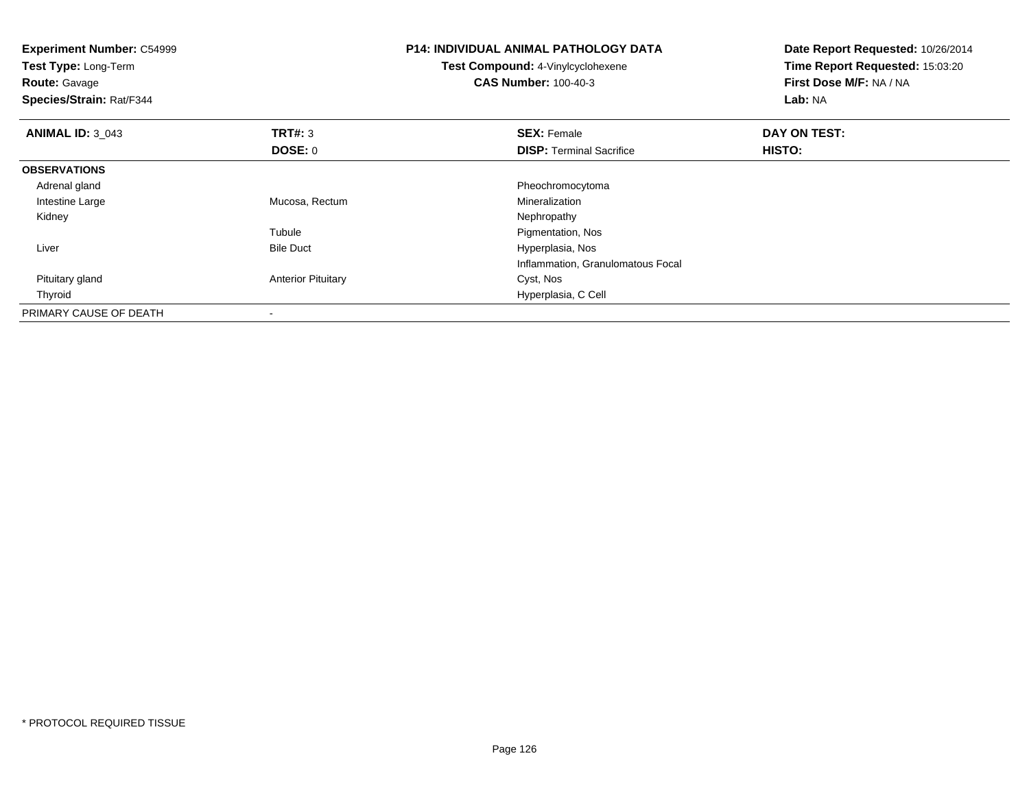**Experiment Number:** C54999
**Test Type:** Long-Term
**Route:** Gavage
**Species/Strain:** Rat/F344

**P14: INDIVIDUAL ANIMAL PATHOLOGY DATA**
**Test Compound:** 4-Vinylcyclohexene
**CAS Number:** 100-40-3

**Date Report Requested:** 10/26/2014
**Time Report Requested:** 15:03:20
**First Dose M/F:** NA / NA
**Lab:** NA

| **ANIMAL ID:** 3_043 | **TRT#:** 3 | **SEX:** Female | **DAY ON TEST:** |
|---|---|---|---|
| | **DOSE:** 0 | **DISP:** Terminal Sacrifice | **HISTO:** |
| **OBSERVATIONS** | | | |
| Adrenal gland | | Pheochromocytoma | |
| Intestine Large | Mucosa, Rectum | Mineralization | |
| Kidney | | Nephropathy | |
| | Tubule | Pigmentation, Nos | |
| Liver | Bile Duct | Hyperplasia, Nos | |
| | | Inflammation, Granulomatous Focal | |
| Pituitary gland | Anterior Pituitary | Cyst, Nos | |
| Thyroid | | Hyperplasia, C Cell | |
| PRIMARY CAUSE OF DEATH | - | | |

* PROTOCOL REQUIRED TISSUE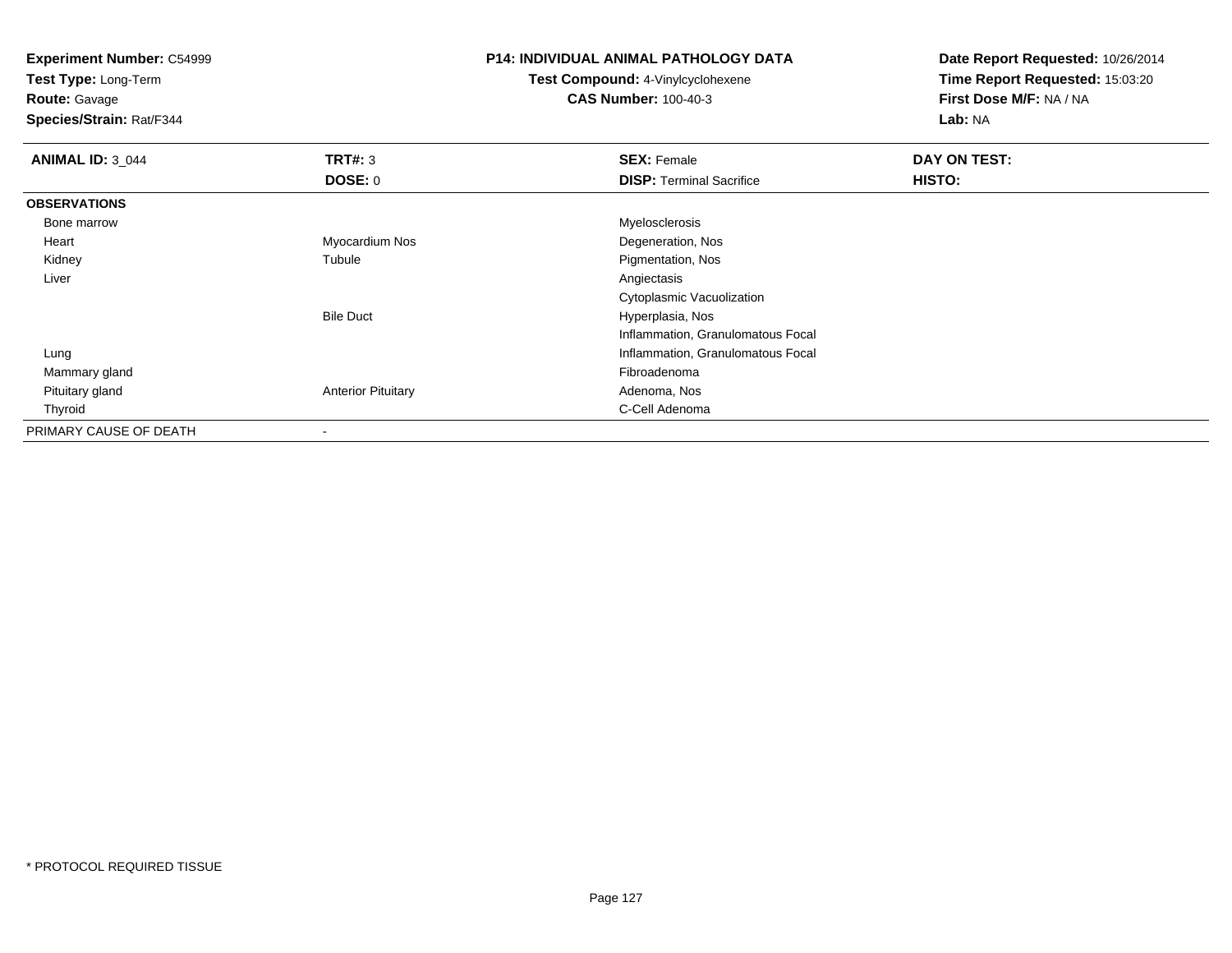**Experiment Number:** C54999
**Test Type:** Long-Term
**Route:** Gavage
**Species/Strain:** Rat/F344

**P14: INDIVIDUAL ANIMAL PATHOLOGY DATA**
**Test Compound:** 4-Vinylcyclohexene
**CAS Number:** 100-40-3

**Date Report Requested:** 10/26/2014
**Time Report Requested:** 15:03:20
**First Dose M/F:** NA / NA
**Lab:** NA

| **ANIMAL ID:** 3_044 | **TRT#:** 3 | **SEX:** Female | **DAY ON TEST:** |
|---|---|---|---|
| | **DOSE:** 0 | **DISP:** Terminal Sacrifice | **HISTO:** |
| **OBSERVATIONS** | | | |
| Bone marrow | | Myelosclerosis | |
| Heart | Myocardium Nos | Degeneration, Nos | |
| Kidney | Tubule | Pigmentation, Nos | |
| Liver | | Angiectasis | |
| | | Cytoplasmic Vacuolization | |
| | Bile Duct | Hyperplasia, Nos | |
| | | Inflammation, Granulomatous Focal | |
| Lung | | Inflammation, Granulomatous Focal | |
| Mammary gland | | Fibroadenoma | |
| Pituitary gland | Anterior Pituitary | Adenoma, Nos | |
| Thyroid | | C-Cell Adenoma | |
| PRIMARY CAUSE OF DEATH | - | | |

* PROTOCOL REQUIRED TISSUE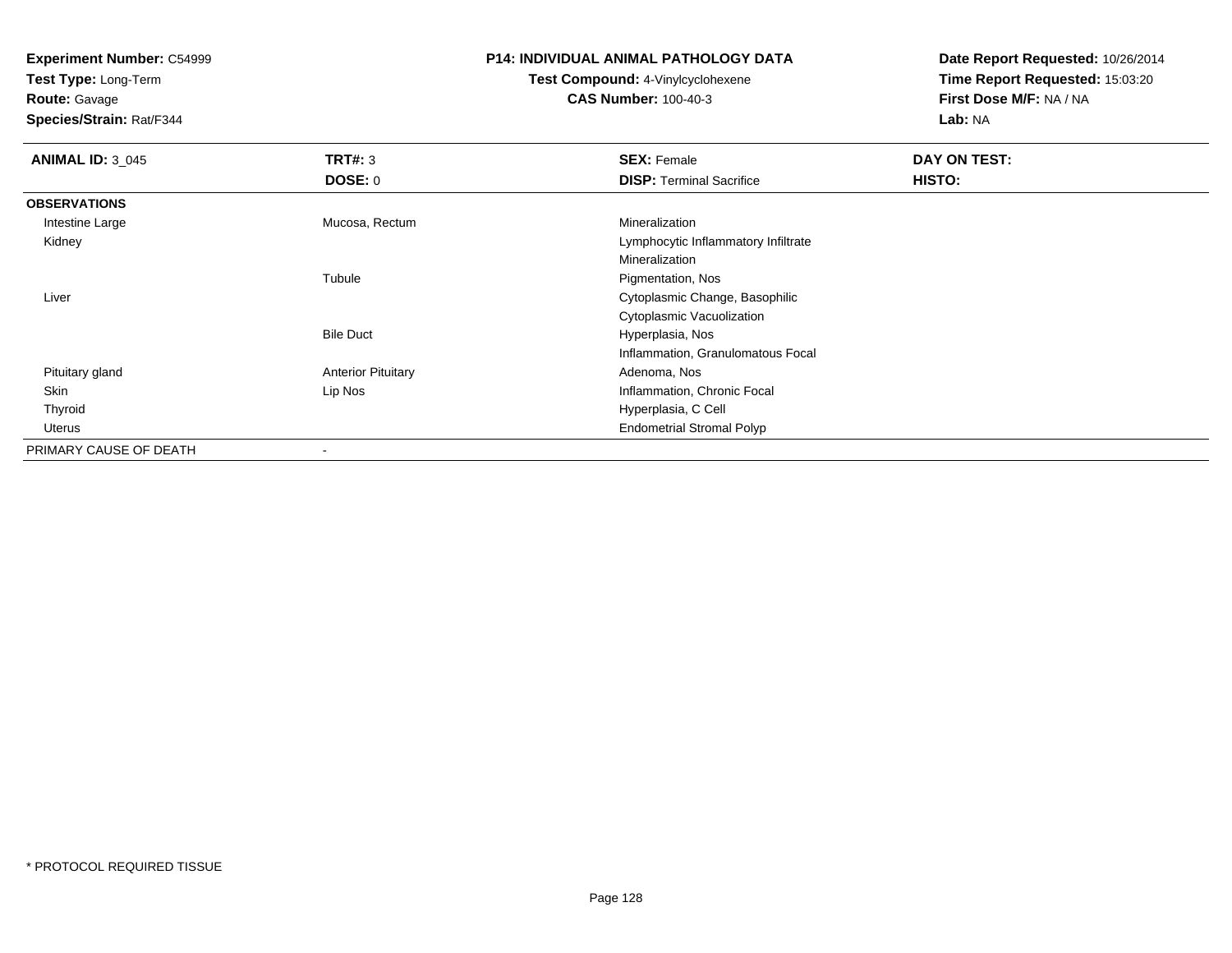**Experiment Number:** C54999
**Test Type:** Long-Term
**Route:** Gavage
**Species/Strain:** Rat/F344

**P14: INDIVIDUAL ANIMAL PATHOLOGY DATA**
**Test Compound:** 4-Vinylcyclohexene
**CAS Number:** 100-40-3

**Date Report Requested:** 10/26/2014
**Time Report Requested:** 15:03:20
**First Dose M/F:** NA / NA
**Lab:** NA

| **ANIMAL ID:** 3_045 | **TRT#:** 3 | **SEX:** Female | **DAY ON TEST:** |
|---|---|---|---|
| | **DOSE:** 0 | **DISP:** Terminal Sacrifice | **HISTO:** |
| **OBSERVATIONS** | | | |
| Intestine Large | Mucosa, Rectum | Mineralization | |
| Kidney | | Lymphocytic Inflammatory Infiltrate | |
| | | Mineralization | |
| | Tubule | Pigmentation, Nos | |
| Liver | | Cytoplasmic Change, Basophilic | |
| | | Cytoplasmic Vacuolization | |
| | Bile Duct | Hyperplasia, Nos | |
| | | Inflammation, Granulomatous Focal | |
| Pituitary gland | Anterior Pituitary | Adenoma, Nos | |
| Skin | Lip Nos | Inflammation, Chronic Focal | |
| Thyroid | | Hyperplasia, C Cell | |
| Uterus | | Endometrial Stromal Polyp | |
| PRIMARY CAUSE OF DEATH | - | | |

* PROTOCOL REQUIRED TISSUE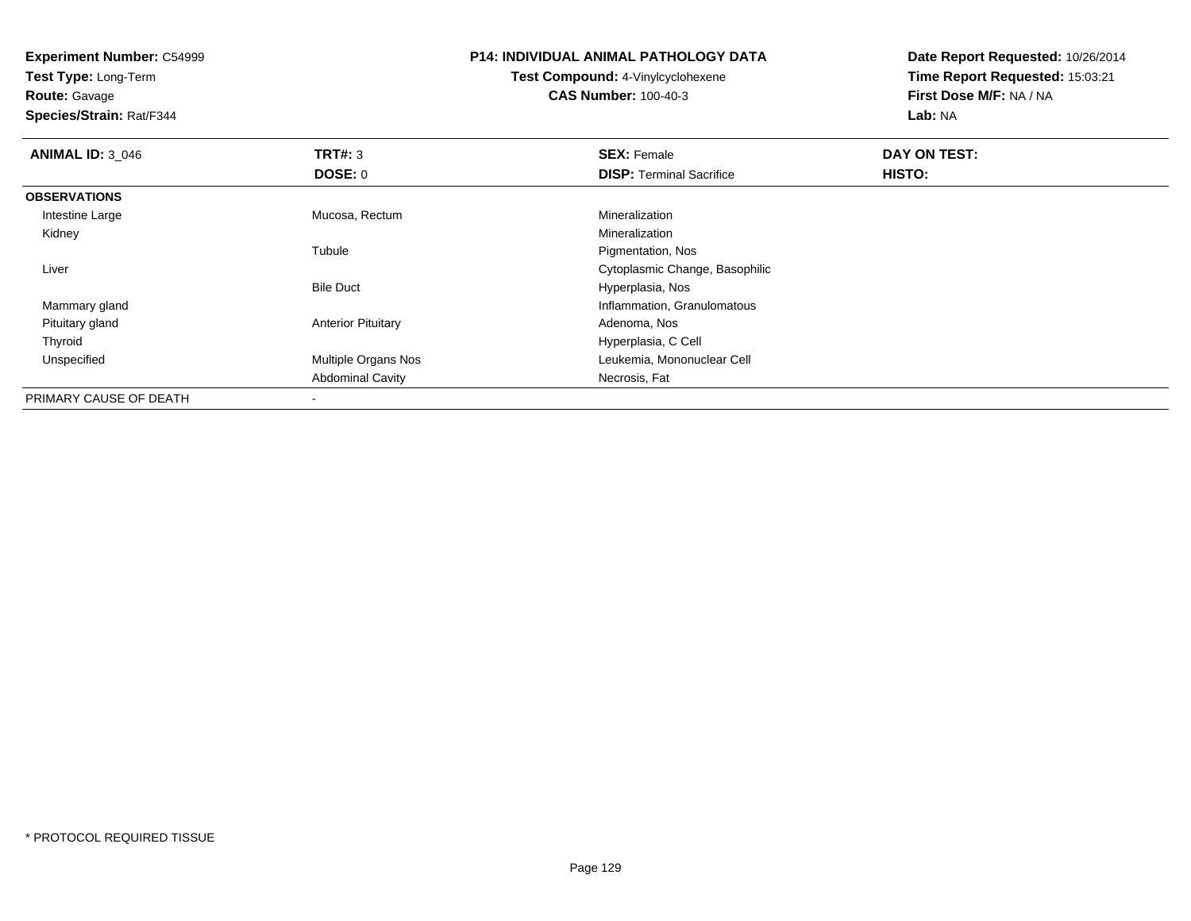**Experiment Number:** C54999
**Test Type:** Long-Term
**Route:** Gavage
**Species/Strain:** Rat/F344

**P14: INDIVIDUAL ANIMAL PATHOLOGY DATA**
**Test Compound:** 4-Vinylcyclohexene
**CAS Number:** 100-40-3

**Date Report Requested:** 10/26/2014
**Time Report Requested:** 15:03:21
**First Dose M/F:** NA / NA
**Lab:** NA

| **ANIMAL ID:** 3_046 | **TRT#:** 3 | **SEX:** Female | **DAY ON TEST:** |
|---|---|---|---|
| | **DOSE:** 0 | **DISP:** Terminal Sacrifice | **HISTO:** |
| **OBSERVATIONS** | | | |
| Intestine Large | Mucosa, Rectum | Mineralization | |
| Kidney | | Mineralization | |
| | Tubule | Pigmentation, Nos | |
| Liver | | Cytoplasmic Change, Basophilic | |
| | Bile Duct | Hyperplasia, Nos | |
| Mammary gland | | Inflammation, Granulomatous | |
| Pituitary gland | Anterior Pituitary | Adenoma, Nos | |
| Thyroid | | Hyperplasia, C Cell | |
| Unspecified | Multiple Organs Nos | Leukemia, Mononuclear Cell | |
| | Abdominal Cavity | Necrosis, Fat | |
| PRIMARY CAUSE OF DEATH | - | | |

* PROTOCOL REQUIRED TISSUE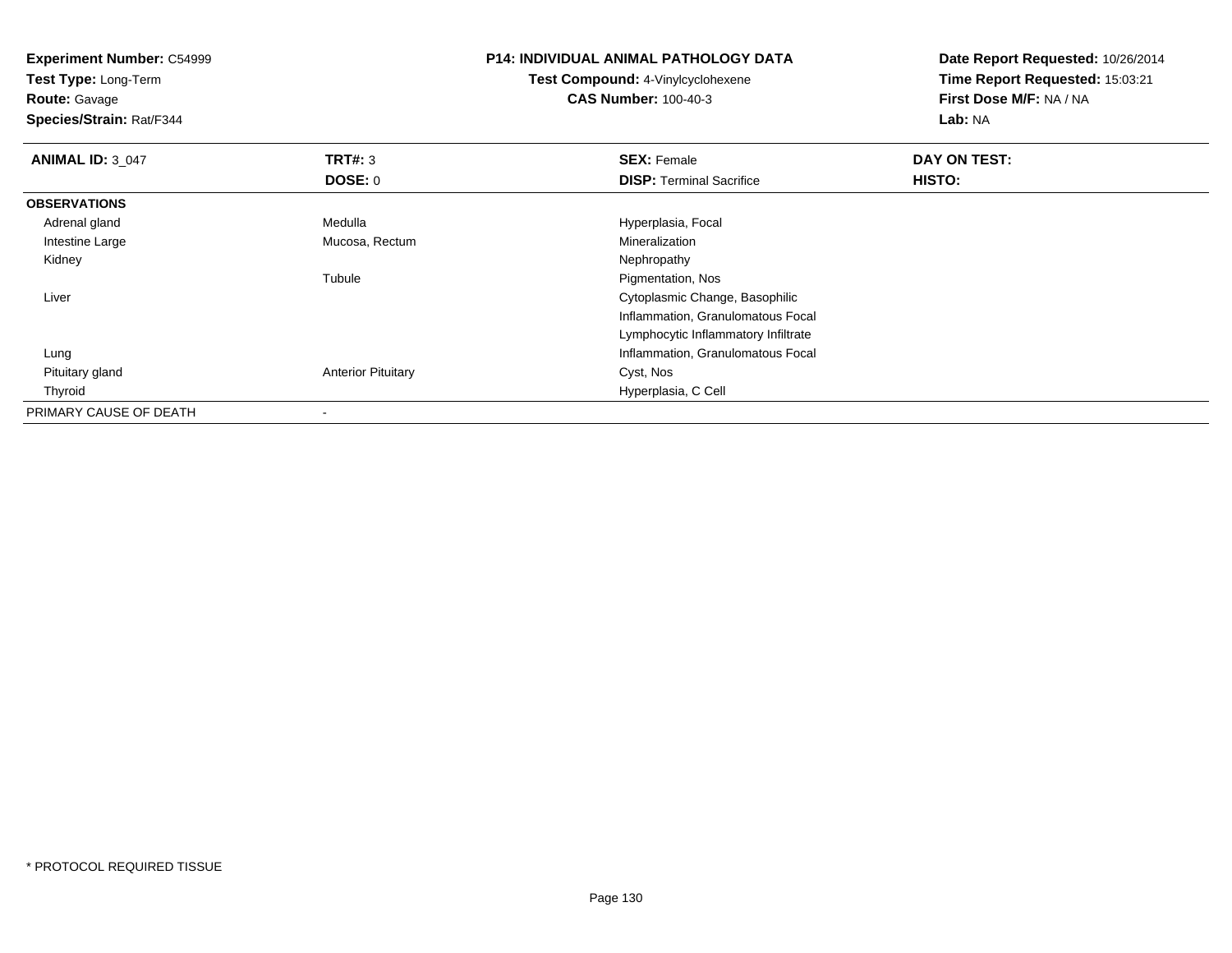**Experiment Number:** C54999
**Test Type:** Long-Term
**Route:** Gavage
**Species/Strain:** Rat/F344

**P14: INDIVIDUAL ANIMAL PATHOLOGY DATA**
**Test Compound:** 4-Vinylcyclohexene
**CAS Number:** 100-40-3

**Date Report Requested:** 10/26/2014
**Time Report Requested:** 15:03:21
**First Dose M/F:** NA / NA
**Lab:** NA

| **ANIMAL ID:** 3_047 | **TRT#:** 3 | **SEX:** Female | **DAY ON TEST:** |
|---|---|---|---|
| | **DOSE:** 0 | **DISP:** Terminal Sacrifice | **HISTO:** |
| **OBSERVATIONS** | | | |
| Adrenal gland | Medulla | Hyperplasia, Focal | |
| Intestine Large | Mucosa, Rectum | Mineralization | |
| Kidney | | Nephropathy | |
| | Tubule | Pigmentation, Nos | |
| Liver | | Cytoplasmic Change, Basophilic | |
| | | Inflammation, Granulomatous Focal | |
| | | Lymphocytic Inflammatory Infiltrate | |
| Lung | | Inflammation, Granulomatous Focal | |
| Pituitary gland | Anterior Pituitary | Cyst, Nos | |
| Thyroid | | Hyperplasia, C Cell | |
| PRIMARY CAUSE OF DEATH | - | | |

\* PROTOCOL REQUIRED TISSUE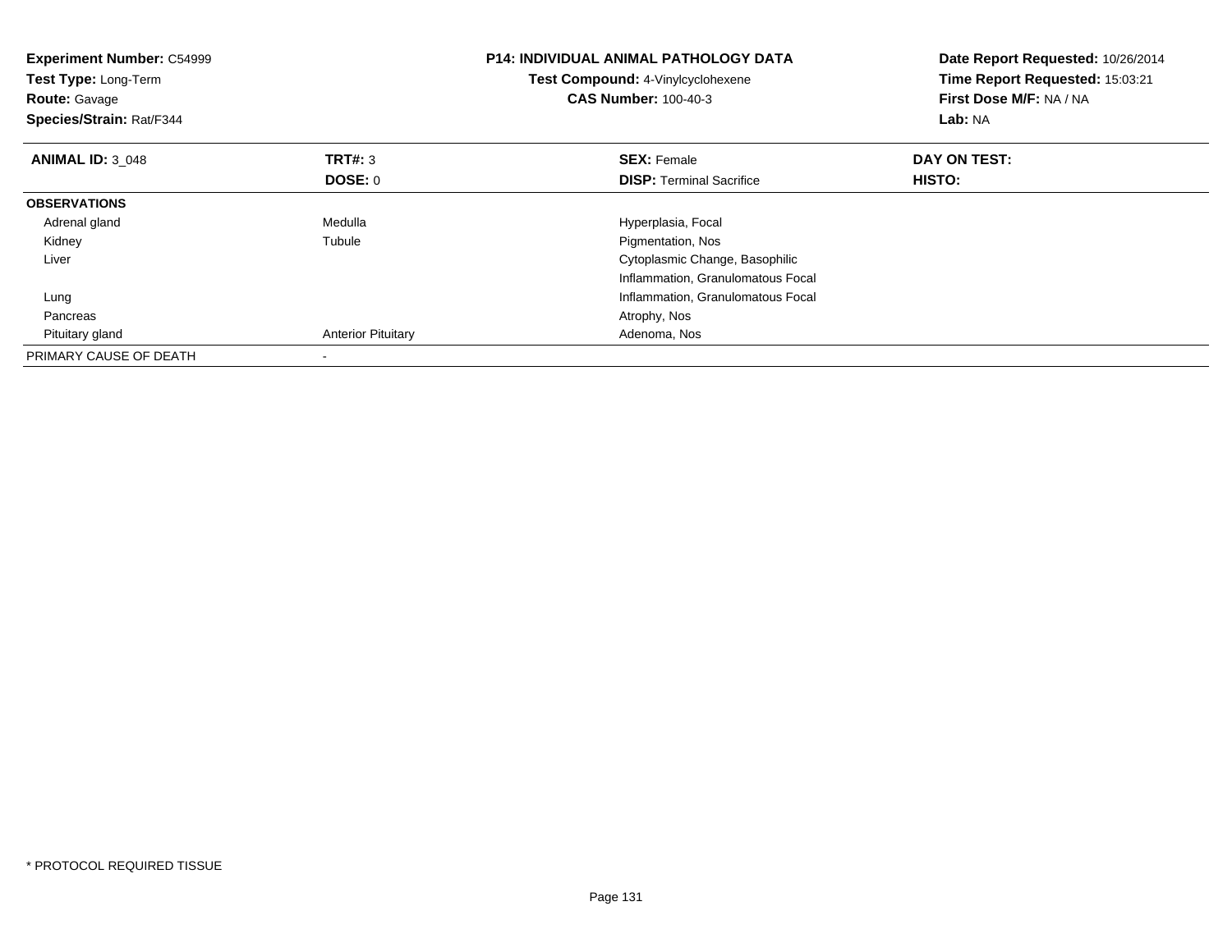**Experiment Number:** C54999
**Test Type:** Long-Term
**Route:** Gavage
**Species/Strain:** Rat/F344

**P14: INDIVIDUAL ANIMAL PATHOLOGY DATA**
**Test Compound:** 4-Vinylcyclohexene
**CAS Number:** 100-40-3

**Date Report Requested:** 10/26/2014
**Time Report Requested:** 15:03:21
**First Dose M/F:** NA / NA
**Lab:** NA

| **ANIMAL ID:** 3_048 | **TRT#:** 3 | **SEX:** Female | **DAY ON TEST:** |
|---|---|---|---|
| | **DOSE:** 0 | **DISP:** Terminal Sacrifice | **HISTO:** |
| **OBSERVATIONS** | | | |
| Adrenal gland | Medulla | Hyperplasia, Focal | |
| Kidney | Tubule | Pigmentation, Nos | |
| Liver | | Cytoplasmic Change, Basophilic | |
| | | Inflammation, Granulomatous Focal | |
| Lung | | Inflammation, Granulomatous Focal | |
| Pancreas | | Atrophy, Nos | |
| Pituitary gland | Anterior Pituitary | Adenoma, Nos | |
| PRIMARY CAUSE OF DEATH | - | | |

* PROTOCOL REQUIRED TISSUE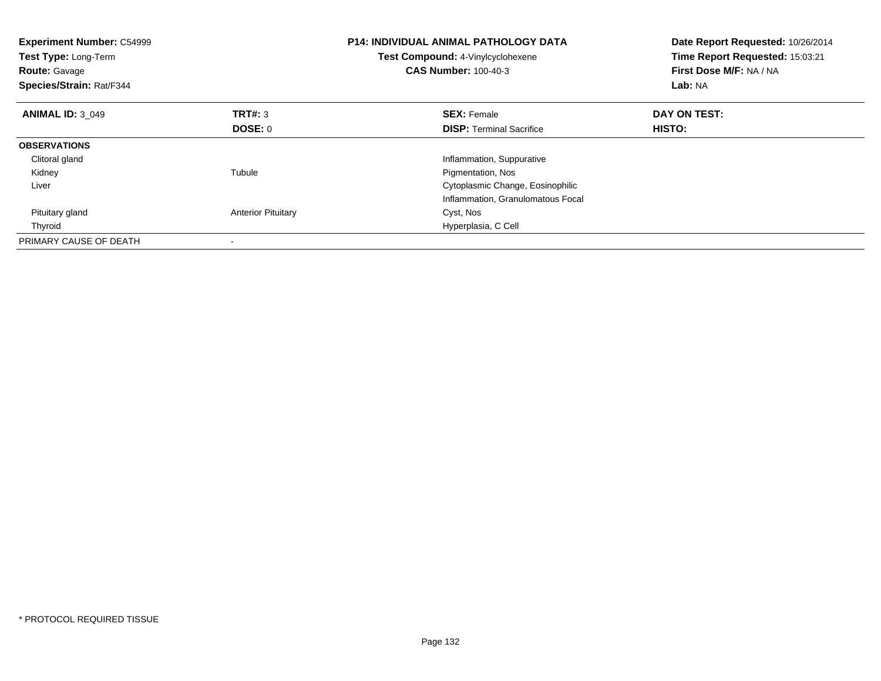**Experiment Number:** C54999
**Test Type:** Long-Term
**Route:** Gavage
**Species/Strain:** Rat/F344

**P14: INDIVIDUAL ANIMAL PATHOLOGY DATA**
**Test Compound:** 4-Vinylcyclohexene
**CAS Number:** 100-40-3

**Date Report Requested:** 10/26/2014
**Time Report Requested:** 15:03:21
**First Dose M/F:** NA / NA
**Lab:** NA

| **ANIMAL ID:** 3_049 | **TRT#:** 3 | **SEX:** Female | **DAY ON TEST:** |
|---|---|---|---|
| | **DOSE:** 0 | **DISP:** Terminal Sacrifice | **HISTO:** |
| **OBSERVATIONS** | | | |
| Clitoral gland | | Inflammation, Suppurative | |
| Kidney | Tubule | Pigmentation, Nos | |
| Liver | | Cytoplasmic Change, Eosinophilic | |
| | | Inflammation, Granulomatous Focal | |
| Pituitary gland | Anterior Pituitary | Cyst, Nos | |
| Thyroid | | Hyperplasia, C Cell | |
| PRIMARY CAUSE OF DEATH | - | | |

* PROTOCOL REQUIRED TISSUE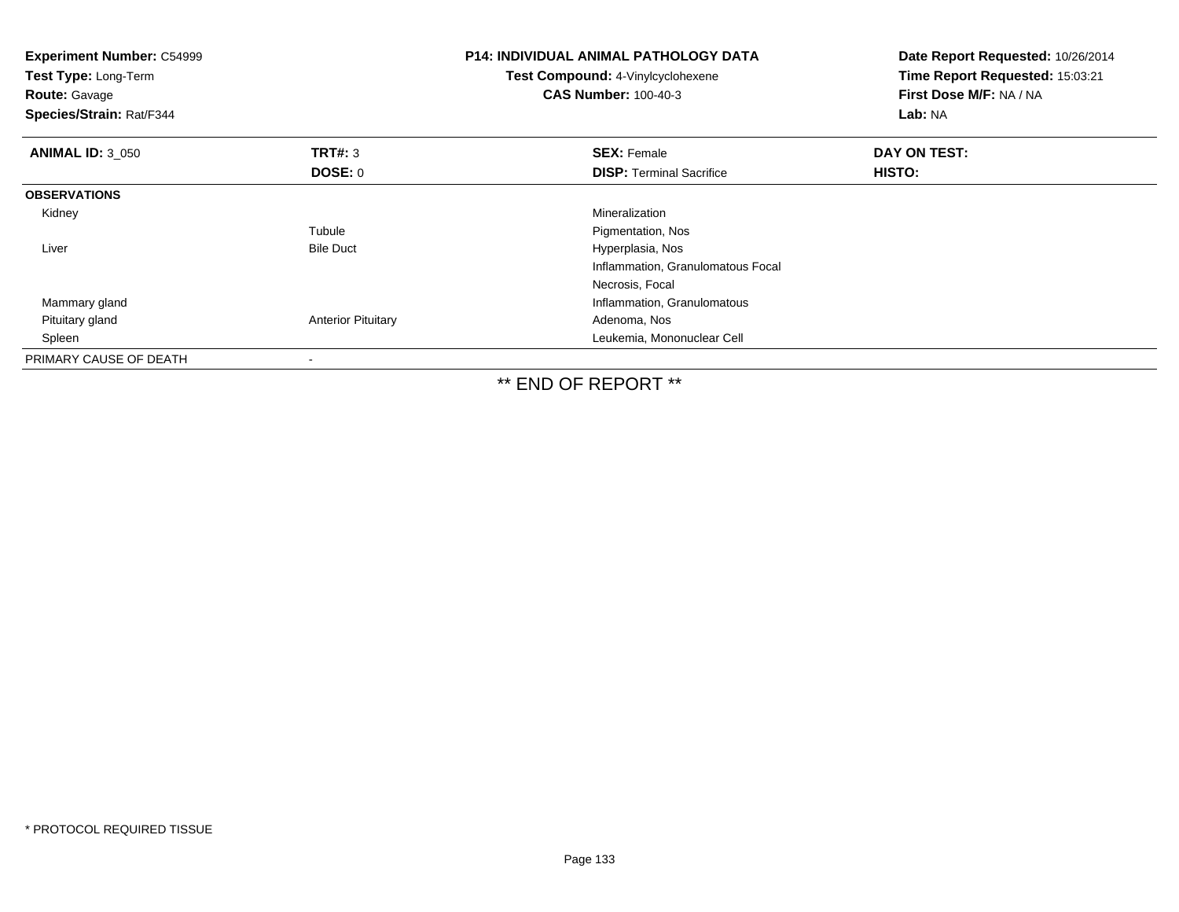**Experiment Number:** C54999
**Test Type:** Long-Term
**Route:** Gavage
**Species/Strain:** Rat/F344

**P14: INDIVIDUAL ANIMAL PATHOLOGY DATA**
**Test Compound:** 4-Vinylcyclohexene
**CAS Number:** 100-40-3

**Date Report Requested:** 10/26/2014
**Time Report Requested:** 15:03:21
**First Dose M/F:** NA / NA
**Lab:** NA

| **ANIMAL ID:** 3_050 | **TRT#:** 3 | **SEX:** Female | **DAY ON TEST:** |
|---|---|---|---|
| | **DOSE:** 0 | **DISP:** Terminal Sacrifice | **HISTO:** |
| **OBSERVATIONS** | | | |
| Kidney | | Mineralization | |
| | Tubule | Pigmentation, Nos | |
| Liver | Bile Duct | Hyperplasia, Nos | |
| | | Inflammation, Granulomatous Focal | |
| | | Necrosis, Focal | |
| Mammary gland | | Inflammation, Granulomatous | |
| Pituitary gland | Anterior Pituitary | Adenoma, Nos | |
| Spleen | | Leukemia, Mononuclear Cell | |
| PRIMARY CAUSE OF DEATH | - | | |

** END OF REPORT **

* PROTOCOL REQUIRED TISSUE